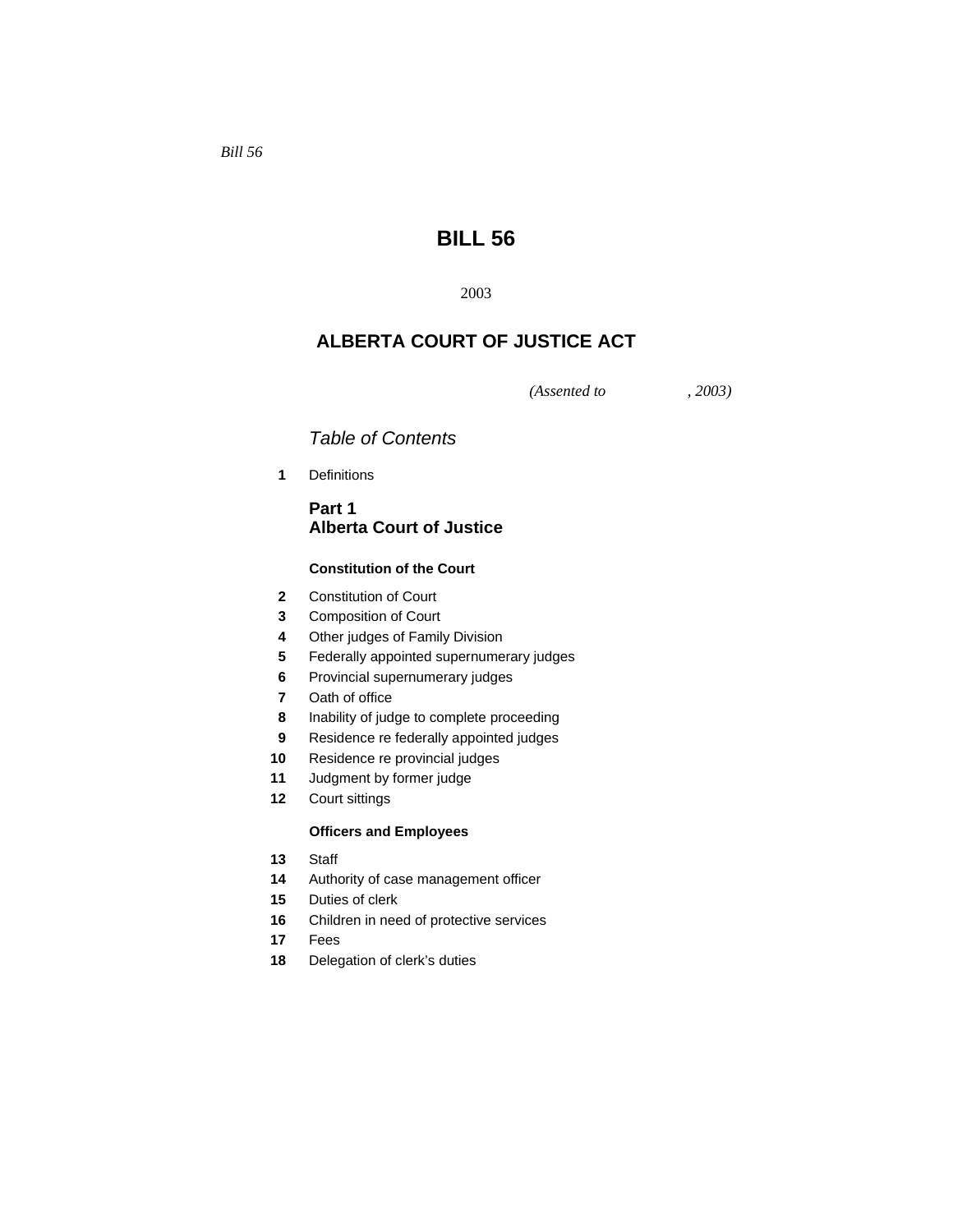*Bill 56*

# BILL 56

2003

## ALBERTA COURT OF JUSTICE ACT

*(Assented to , 2003)*

*Table of Contents*

**1** Definitions

### Part 1
### Alberta Court of Justice

**Constitution of the Court**

**2** Constitution of Court
**3** Composition of Court
**4** Other judges of Family Division
**5** Federally appointed supernumerary judges
**6** Provincial supernumerary judges
**7** Oath of office
**8** Inability of judge to complete proceeding
**9** Residence re federally appointed judges
**10** Residence re provincial judges
**11** Judgment by former judge
**12** Court sittings

**Officers and Employees**

**13** Staff
**14** Authority of case management officer
**15** Duties of clerk
**16** Children in need of protective services
**17** Fees
**18** Delegation of clerk's duties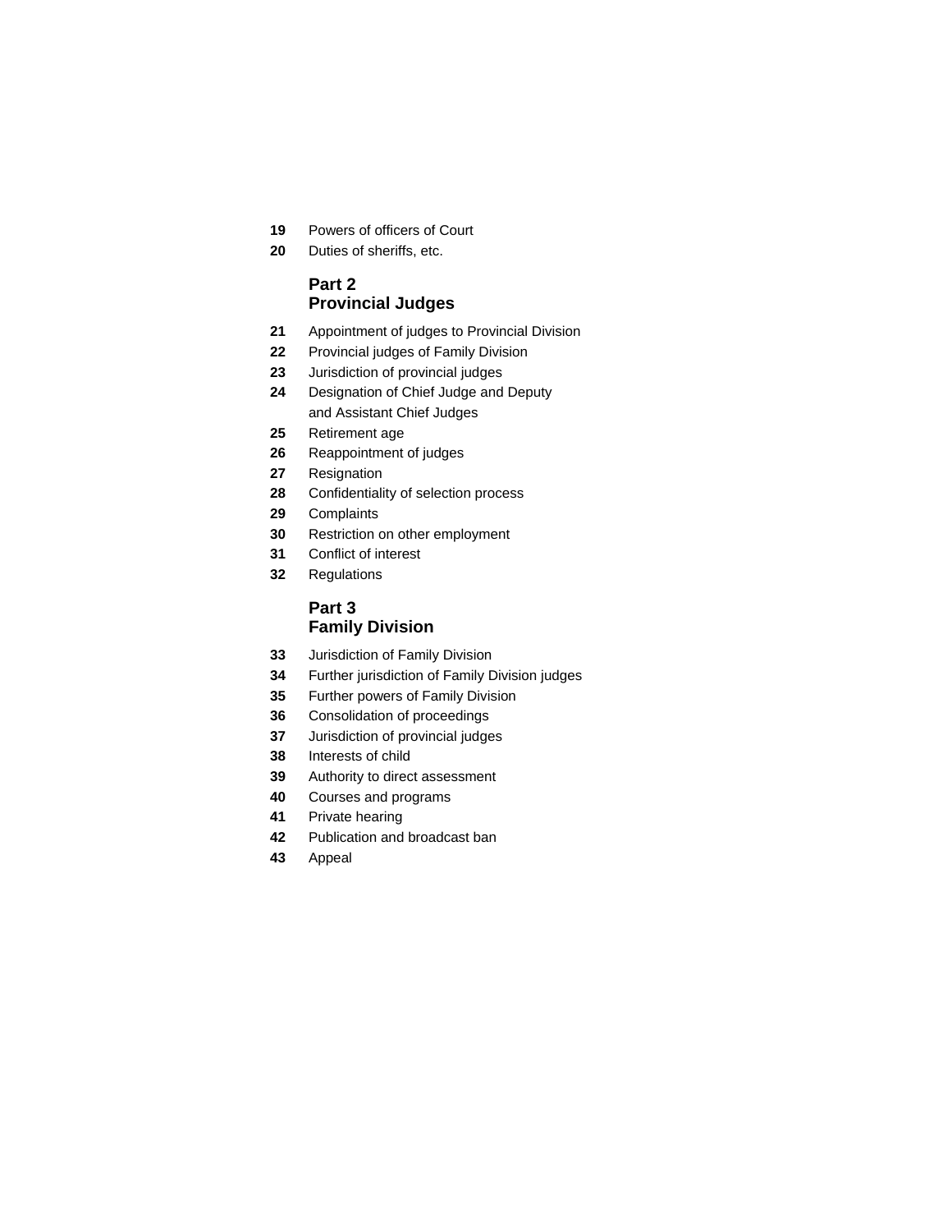**19** Powers of officers of Court

**20** Duties of sheriffs, etc.

## Part 2
## Provincial Judges

**21** Appointment of judges to Provincial Division

**22** Provincial judges of Family Division

**23** Jurisdiction of provincial judges

**24** Designation of Chief Judge and Deputy and Assistant Chief Judges

**25** Retirement age

**26** Reappointment of judges

**27** Resignation

**28** Confidentiality of selection process

**29** Complaints

**30** Restriction on other employment

**31** Conflict of interest

**32** Regulations

## Part 3
## Family Division

**33** Jurisdiction of Family Division

**34** Further jurisdiction of Family Division judges

**35** Further powers of Family Division

**36** Consolidation of proceedings

**37** Jurisdiction of provincial judges

**38** Interests of child

**39** Authority to direct assessment

**40** Courses and programs

**41** Private hearing

**42** Publication and broadcast ban

**43** Appeal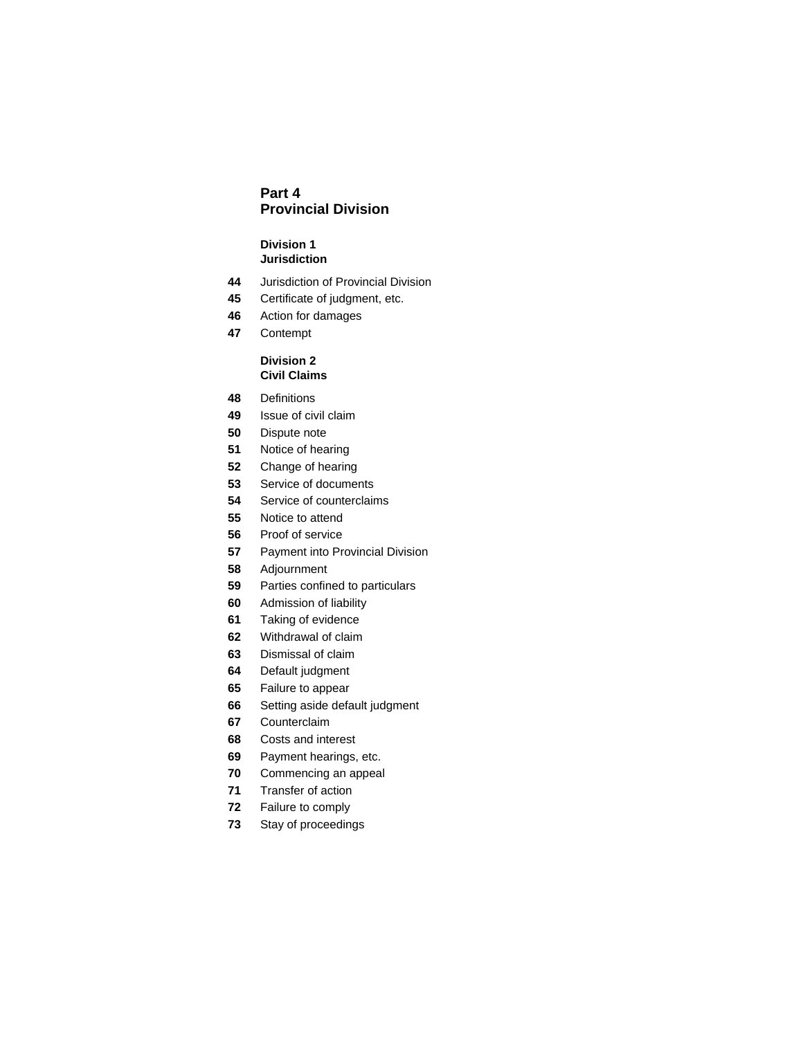## Part 4
## Provincial Division

### Division 1
### Jurisdiction

**44** Jurisdiction of Provincial Division

**45** Certificate of judgment, etc.

**46** Action for damages

**47** Contempt

### Division 2
### Civil Claims

**48** Definitions

**49** Issue of civil claim

**50** Dispute note

**51** Notice of hearing

**52** Change of hearing

**53** Service of documents

**54** Service of counterclaims

**55** Notice to attend

**56** Proof of service

**57** Payment into Provincial Division

**58** Adjournment

**59** Parties confined to particulars

**60** Admission of liability

**61** Taking of evidence

**62** Withdrawal of claim

**63** Dismissal of claim

**64** Default judgment

**65** Failure to appear

**66** Setting aside default judgment

**67** Counterclaim

**68** Costs and interest

**69** Payment hearings, etc.

**70** Commencing an appeal

**71** Transfer of action

**72** Failure to comply

**73** Stay of proceedings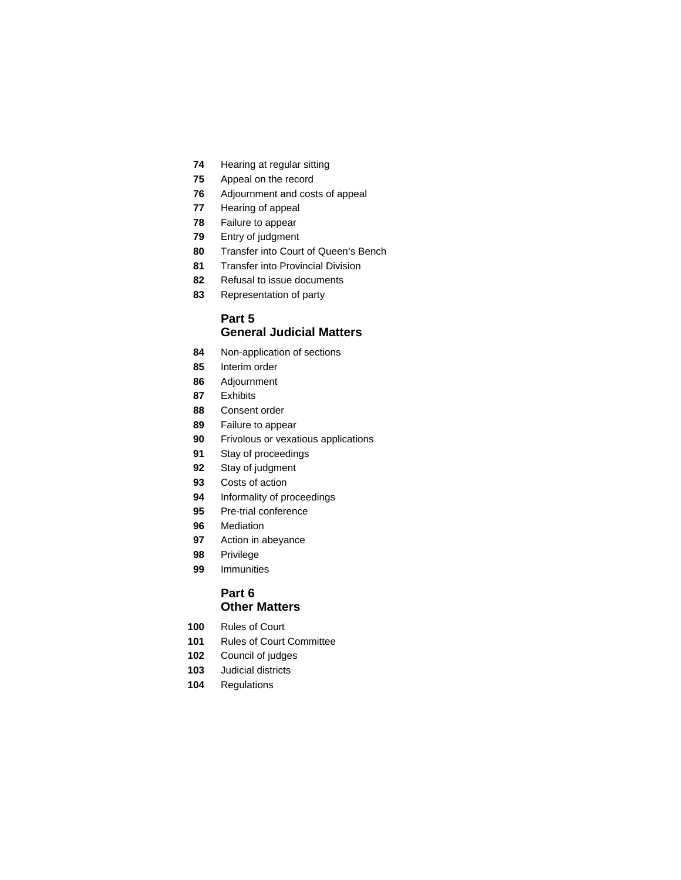**74** Hearing at regular sitting
**75** Appeal on the record
**76** Adjournment and costs of appeal
**77** Hearing of appeal
**78** Failure to appear
**79** Entry of judgment
**80** Transfer into Court of Queen's Bench
**81** Transfer into Provincial Division
**82** Refusal to issue documents
**83** Representation of party

## Part 5
## General Judicial Matters

**84** Non-application of sections
**85** Interim order
**86** Adjournment
**87** Exhibits
**88** Consent order
**89** Failure to appear
**90** Frivolous or vexatious applications
**91** Stay of proceedings
**92** Stay of judgment
**93** Costs of action
**94** Informality of proceedings
**95** Pre-trial conference
**96** Mediation
**97** Action in abeyance
**98** Privilege
**99** Immunities

## Part 6
## Other Matters

**100** Rules of Court
**101** Rules of Court Committee
**102** Council of judges
**103** Judicial districts
**104** Regulations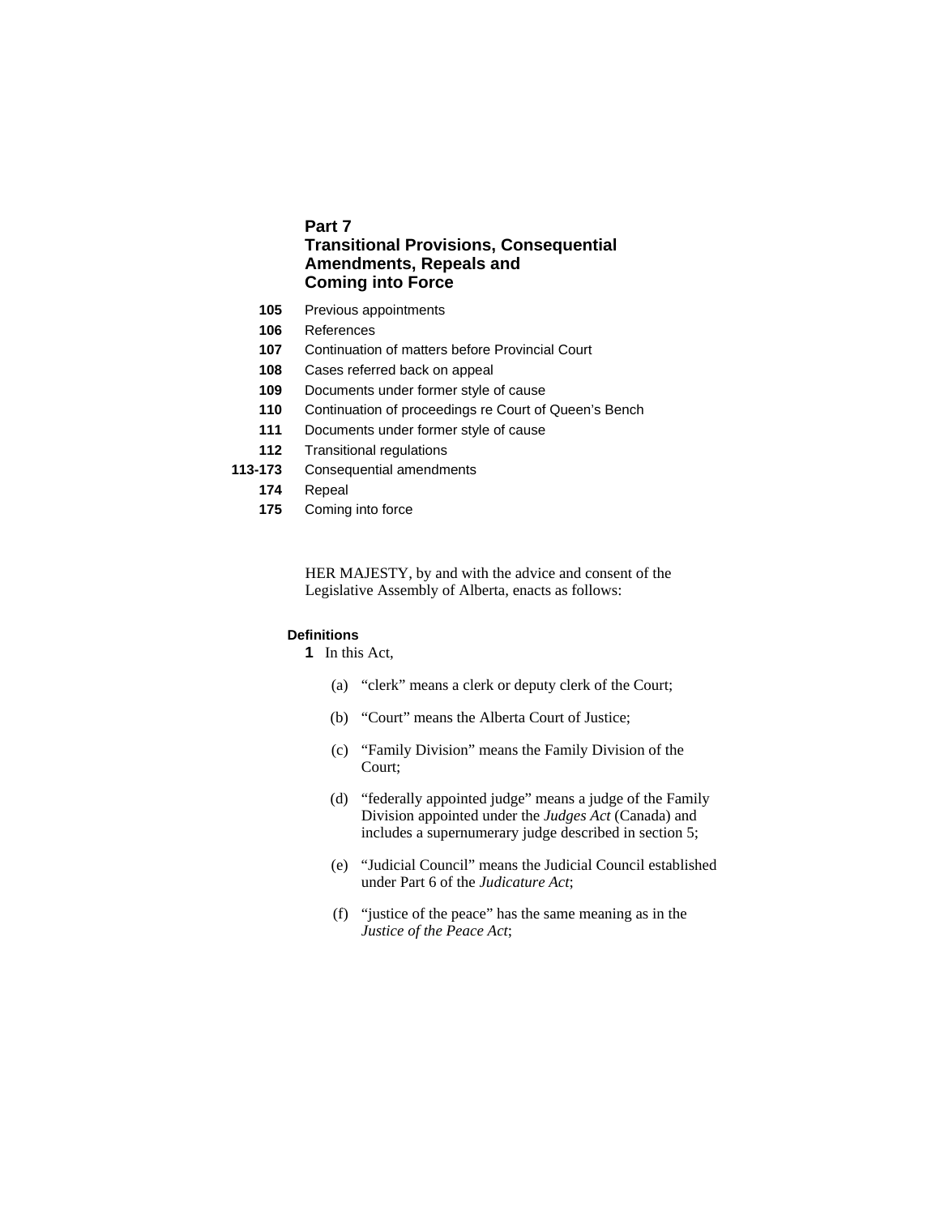## Part 7
## Transitional Provisions, Consequential Amendments, Repeals and Coming into Force

**105** Previous appointments
**106** References
**107** Continuation of matters before Provincial Court
**108** Cases referred back on appeal
**109** Documents under former style of cause
**110** Continuation of proceedings re Court of Queen's Bench
**111** Documents under former style of cause
**112** Transitional regulations
**113-173** Consequential amendments
**174** Repeal
**175** Coming into force

HER MAJESTY, by and with the advice and consent of the Legislative Assembly of Alberta, enacts as follows:

**Definitions**

**1** In this Act,

(a) "clerk" means a clerk or deputy clerk of the Court;

(b) "Court" means the Alberta Court of Justice;

(c) "Family Division" means the Family Division of the Court;

(d) "federally appointed judge" means a judge of the Family Division appointed under the *Judges Act* (Canada) and includes a supernumerary judge described in section 5;

(e) "Judicial Council" means the Judicial Council established under Part 6 of the *Judicature Act*;

(f) "justice of the peace" has the same meaning as in the *Justice of the Peace Act*;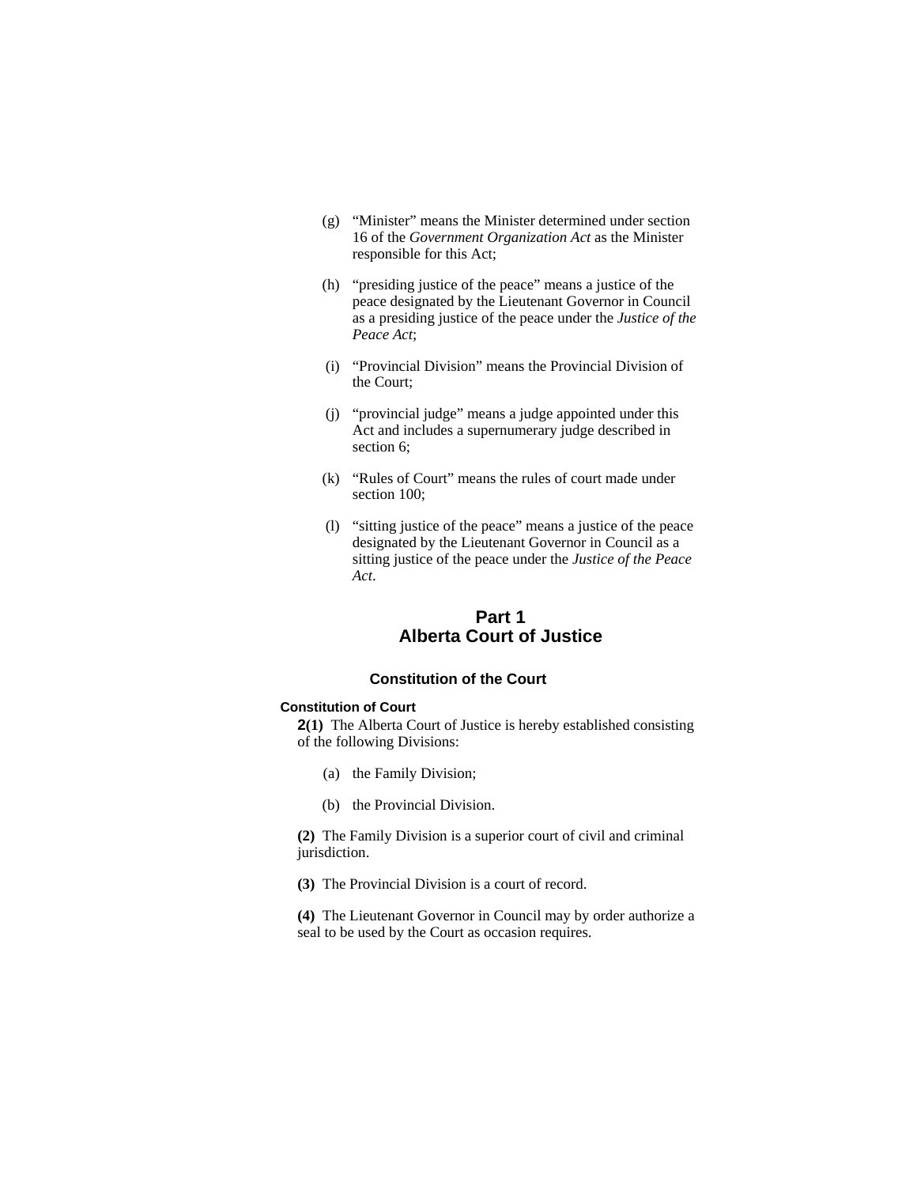(g) “Minister” means the Minister determined under section 16 of the *Government Organization Act* as the Minister responsible for this Act;

(h) “presiding justice of the peace” means a justice of the peace designated by the Lieutenant Governor in Council as a presiding justice of the peace under the *Justice of the Peace Act*;

(i) “Provincial Division” means the Provincial Division of the Court;

(j) “provincial judge” means a judge appointed under this Act and includes a supernumerary judge described in section 6;

(k) “Rules of Court” means the rules of court made under section 100;

(l) “sitting justice of the peace” means a justice of the peace designated by the Lieutenant Governor in Council as a sitting justice of the peace under the *Justice of the Peace Act*.

## Part 1
## Alberta Court of Justice

### Constitution of the Court

#### Constitution of Court

**2(1)** The Alberta Court of Justice is hereby established consisting of the following Divisions:

(a) the Family Division;

(b) the Provincial Division.

**(2)** The Family Division is a superior court of civil and criminal jurisdiction.

**(3)** The Provincial Division is a court of record.

**(4)** The Lieutenant Governor in Council may by order authorize a seal to be used by the Court as occasion requires.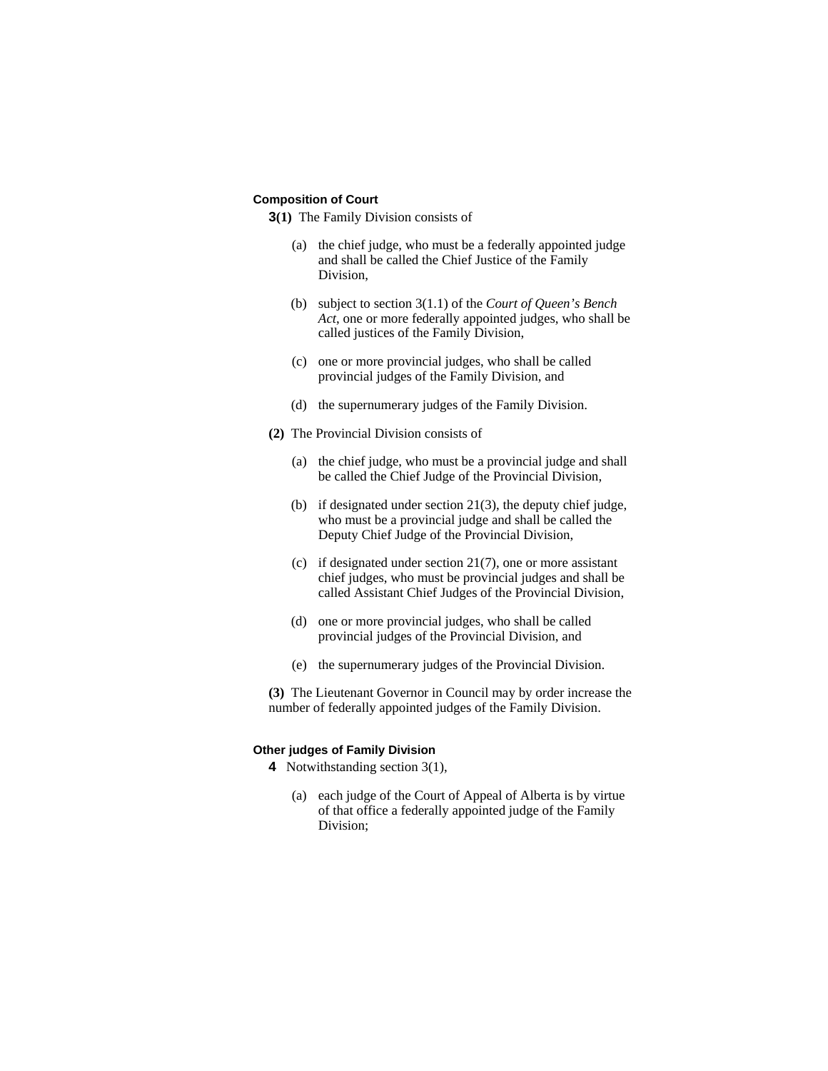### Composition of Court

**3(1)** The Family Division consists of

(a) the chief judge, who must be a federally appointed judge and shall be called the Chief Justice of the Family Division,

(b) subject to section 3(1.1) of the *Court of Queen's Bench Act*, one or more federally appointed judges, who shall be called justices of the Family Division,

(c) one or more provincial judges, who shall be called provincial judges of the Family Division, and

(d) the supernumerary judges of the Family Division.

**(2)** The Provincial Division consists of

(a) the chief judge, who must be a provincial judge and shall be called the Chief Judge of the Provincial Division,

(b) if designated under section 21(3), the deputy chief judge, who must be a provincial judge and shall be called the Deputy Chief Judge of the Provincial Division,

(c) if designated under section 21(7), one or more assistant chief judges, who must be provincial judges and shall be called Assistant Chief Judges of the Provincial Division,

(d) one or more provincial judges, who shall be called provincial judges of the Provincial Division, and

(e) the supernumerary judges of the Provincial Division.

**(3)** The Lieutenant Governor in Council may by order increase the number of federally appointed judges of the Family Division.

### Other judges of Family Division

**4** Notwithstanding section 3(1),

(a) each judge of the Court of Appeal of Alberta is by virtue of that office a federally appointed judge of the Family Division;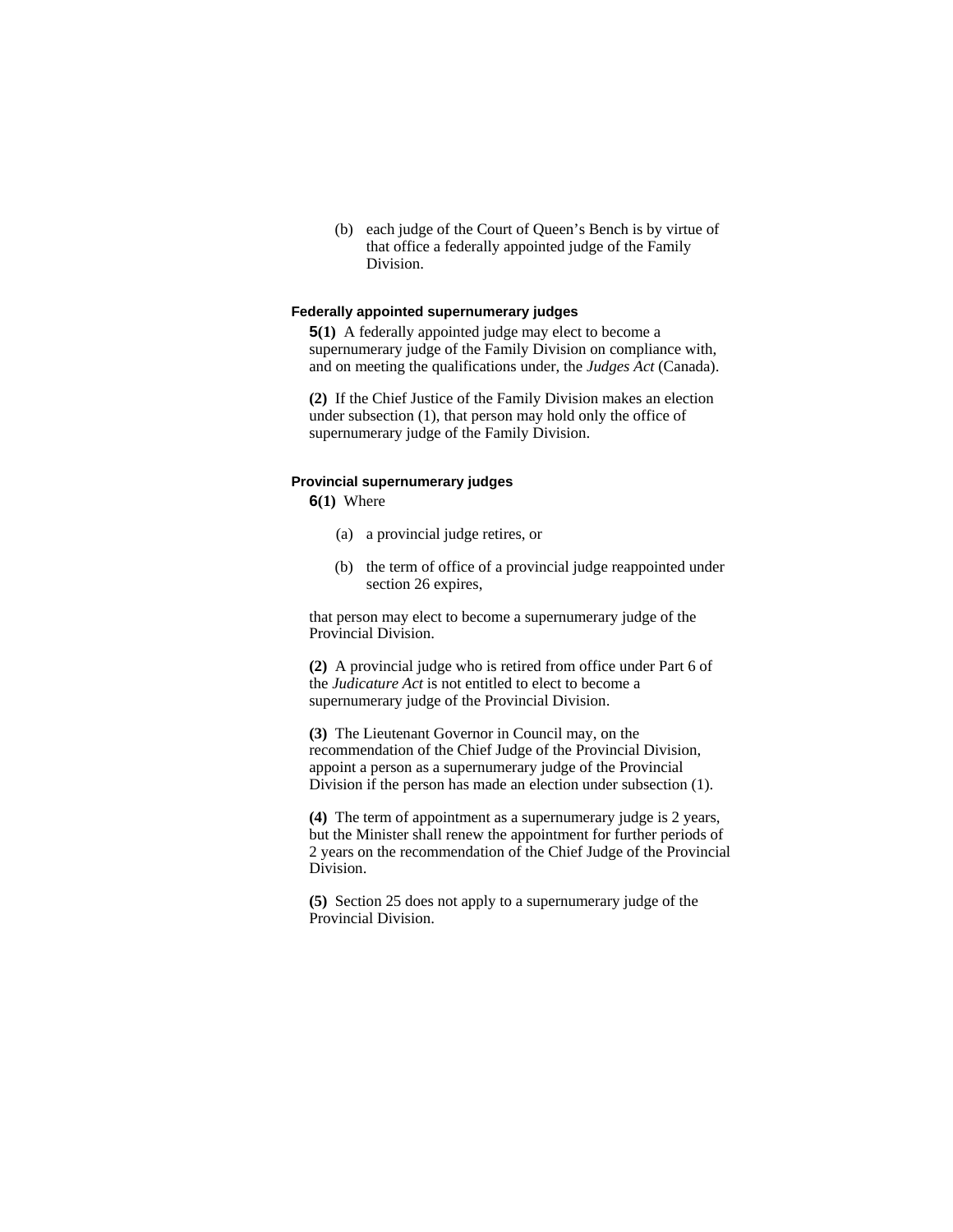(b) each judge of the Court of Queen's Bench is by virtue of that office a federally appointed judge of the Family Division.

**Federally appointed supernumerary judges**

**5(1)** A federally appointed judge may elect to become a supernumerary judge of the Family Division on compliance with, and on meeting the qualifications under, the *Judges Act* (Canada).

**(2)** If the Chief Justice of the Family Division makes an election under subsection (1), that person may hold only the office of supernumerary judge of the Family Division.

**Provincial supernumerary judges**

**6(1)** Where

(a) a provincial judge retires, or

(b) the term of office of a provincial judge reappointed under section 26 expires,

that person may elect to become a supernumerary judge of the Provincial Division.

**(2)** A provincial judge who is retired from office under Part 6 of the *Judicature Act* is not entitled to elect to become a supernumerary judge of the Provincial Division.

**(3)** The Lieutenant Governor in Council may, on the recommendation of the Chief Judge of the Provincial Division, appoint a person as a supernumerary judge of the Provincial Division if the person has made an election under subsection (1).

**(4)** The term of appointment as a supernumerary judge is 2 years, but the Minister shall renew the appointment for further periods of 2 years on the recommendation of the Chief Judge of the Provincial Division.

**(5)** Section 25 does not apply to a supernumerary judge of the Provincial Division.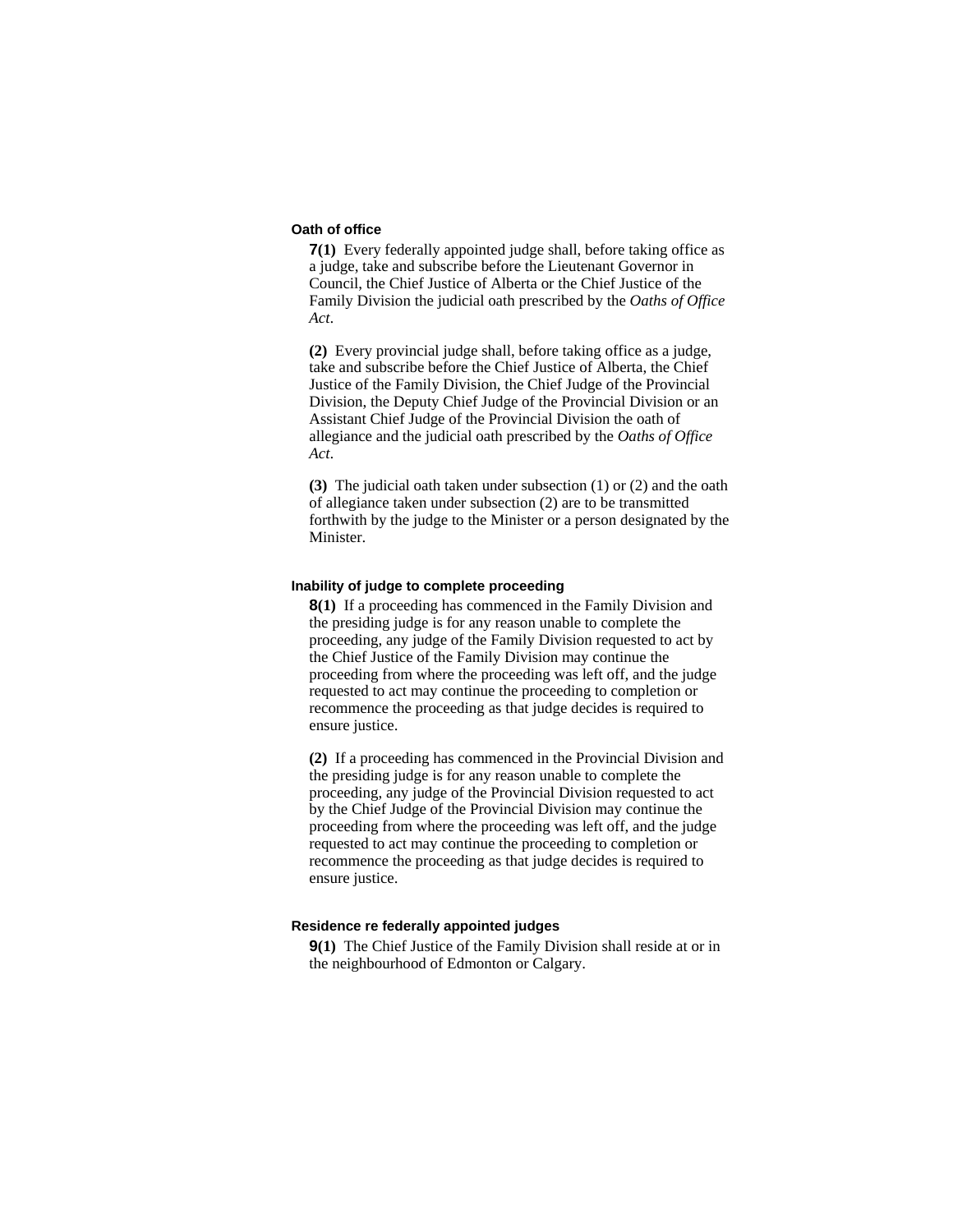### Oath of office

**7(1)** Every federally appointed judge shall, before taking office as a judge, take and subscribe before the Lieutenant Governor in Council, the Chief Justice of Alberta or the Chief Justice of the Family Division the judicial oath prescribed by the *Oaths of Office Act*.

**(2)** Every provincial judge shall, before taking office as a judge, take and subscribe before the Chief Justice of Alberta, the Chief Justice of the Family Division, the Chief Judge of the Provincial Division, the Deputy Chief Judge of the Provincial Division or an Assistant Chief Judge of the Provincial Division the oath of allegiance and the judicial oath prescribed by the *Oaths of Office Act*.

**(3)** The judicial oath taken under subsection (1) or (2) and the oath of allegiance taken under subsection (2) are to be transmitted forthwith by the judge to the Minister or a person designated by the Minister.

### Inability of judge to complete proceeding

**8(1)** If a proceeding has commenced in the Family Division and the presiding judge is for any reason unable to complete the proceeding, any judge of the Family Division requested to act by the Chief Justice of the Family Division may continue the proceeding from where the proceeding was left off, and the judge requested to act may continue the proceeding to completion or recommence the proceeding as that judge decides is required to ensure justice.

**(2)** If a proceeding has commenced in the Provincial Division and the presiding judge is for any reason unable to complete the proceeding, any judge of the Provincial Division requested to act by the Chief Judge of the Provincial Division may continue the proceeding from where the proceeding was left off, and the judge requested to act may continue the proceeding to completion or recommence the proceeding as that judge decides is required to ensure justice.

### Residence re federally appointed judges

**9(1)** The Chief Justice of the Family Division shall reside at or in the neighbourhood of Edmonton or Calgary.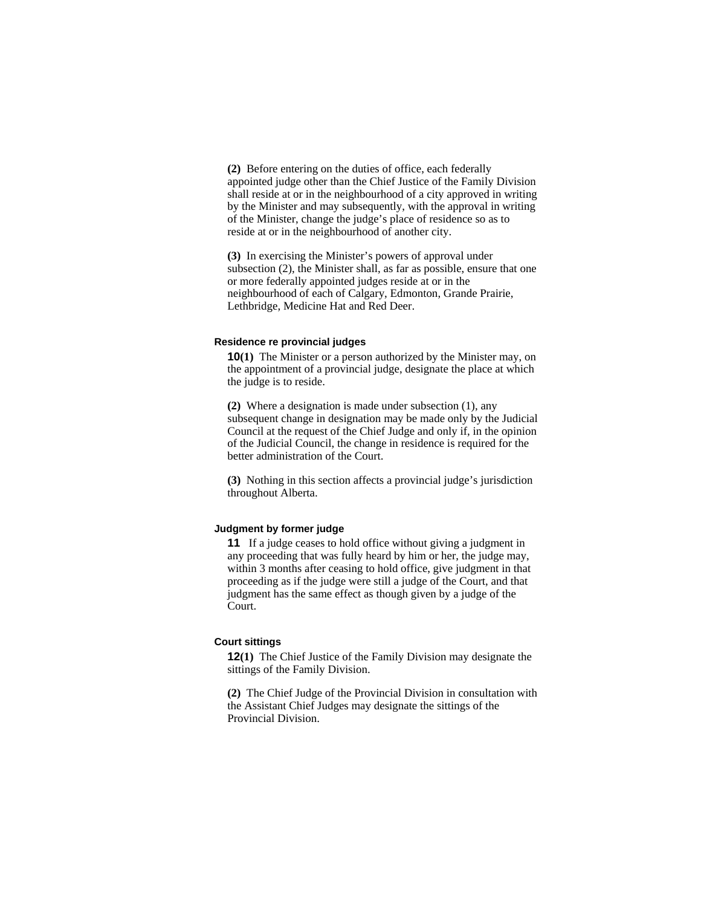**(2)** Before entering on the duties of office, each federally appointed judge other than the Chief Justice of the Family Division shall reside at or in the neighbourhood of a city approved in writing by the Minister and may subsequently, with the approval in writing of the Minister, change the judge's place of residence so as to reside at or in the neighbourhood of another city.

**(3)** In exercising the Minister's powers of approval under subsection (2), the Minister shall, as far as possible, ensure that one or more federally appointed judges reside at or in the neighbourhood of each of Calgary, Edmonton, Grande Prairie, Lethbridge, Medicine Hat and Red Deer.

#### Residence re provincial judges

**10(1)** The Minister or a person authorized by the Minister may, on the appointment of a provincial judge, designate the place at which the judge is to reside.

**(2)** Where a designation is made under subsection (1), any subsequent change in designation may be made only by the Judicial Council at the request of the Chief Judge and only if, in the opinion of the Judicial Council, the change in residence is required for the better administration of the Court.

**(3)** Nothing in this section affects a provincial judge's jurisdiction throughout Alberta.

#### Judgment by former judge

**11** If a judge ceases to hold office without giving a judgment in any proceeding that was fully heard by him or her, the judge may, within 3 months after ceasing to hold office, give judgment in that proceeding as if the judge were still a judge of the Court, and that judgment has the same effect as though given by a judge of the Court.

#### Court sittings

**12(1)** The Chief Justice of the Family Division may designate the sittings of the Family Division.

**(2)** The Chief Judge of the Provincial Division in consultation with the Assistant Chief Judges may designate the sittings of the Provincial Division.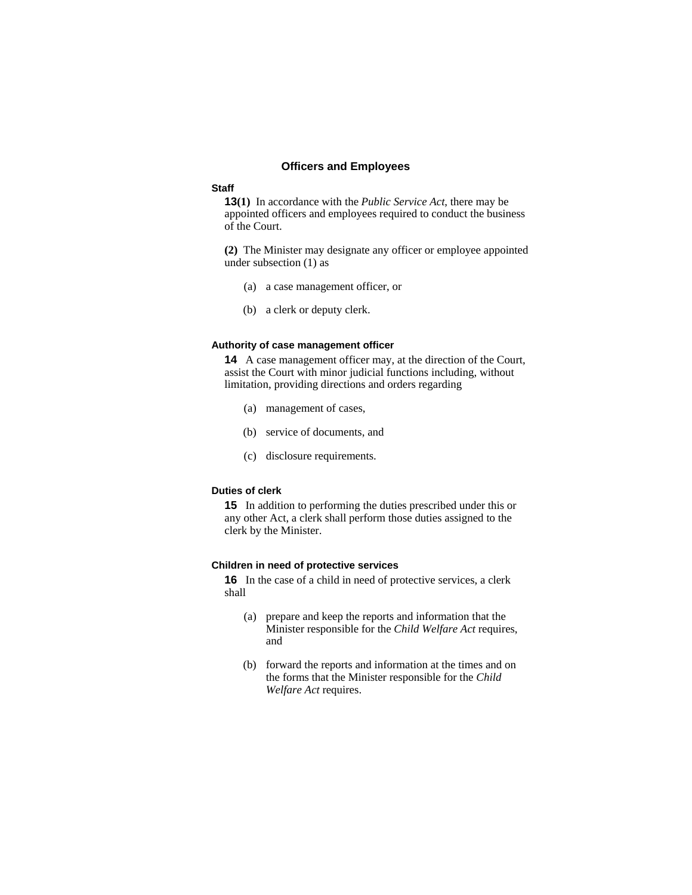## Officers and Employees

### Staff

**13(1)** In accordance with the *Public Service Act*, there may be appointed officers and employees required to conduct the business of the Court.

**(2)** The Minister may designate any officer or employee appointed under subsection (1) as

(a) a case management officer, or

(b) a clerk or deputy clerk.

### Authority of case management officer

**14** A case management officer may, at the direction of the Court, assist the Court with minor judicial functions including, without limitation, providing directions and orders regarding

(a) management of cases,

(b) service of documents, and

(c) disclosure requirements.

### Duties of clerk

**15** In addition to performing the duties prescribed under this or any other Act, a clerk shall perform those duties assigned to the clerk by the Minister.

### Children in need of protective services

**16** In the case of a child in need of protective services, a clerk shall

(a) prepare and keep the reports and information that the Minister responsible for the *Child Welfare Act* requires, and

(b) forward the reports and information at the times and on the forms that the Minister responsible for the *Child Welfare Act* requires.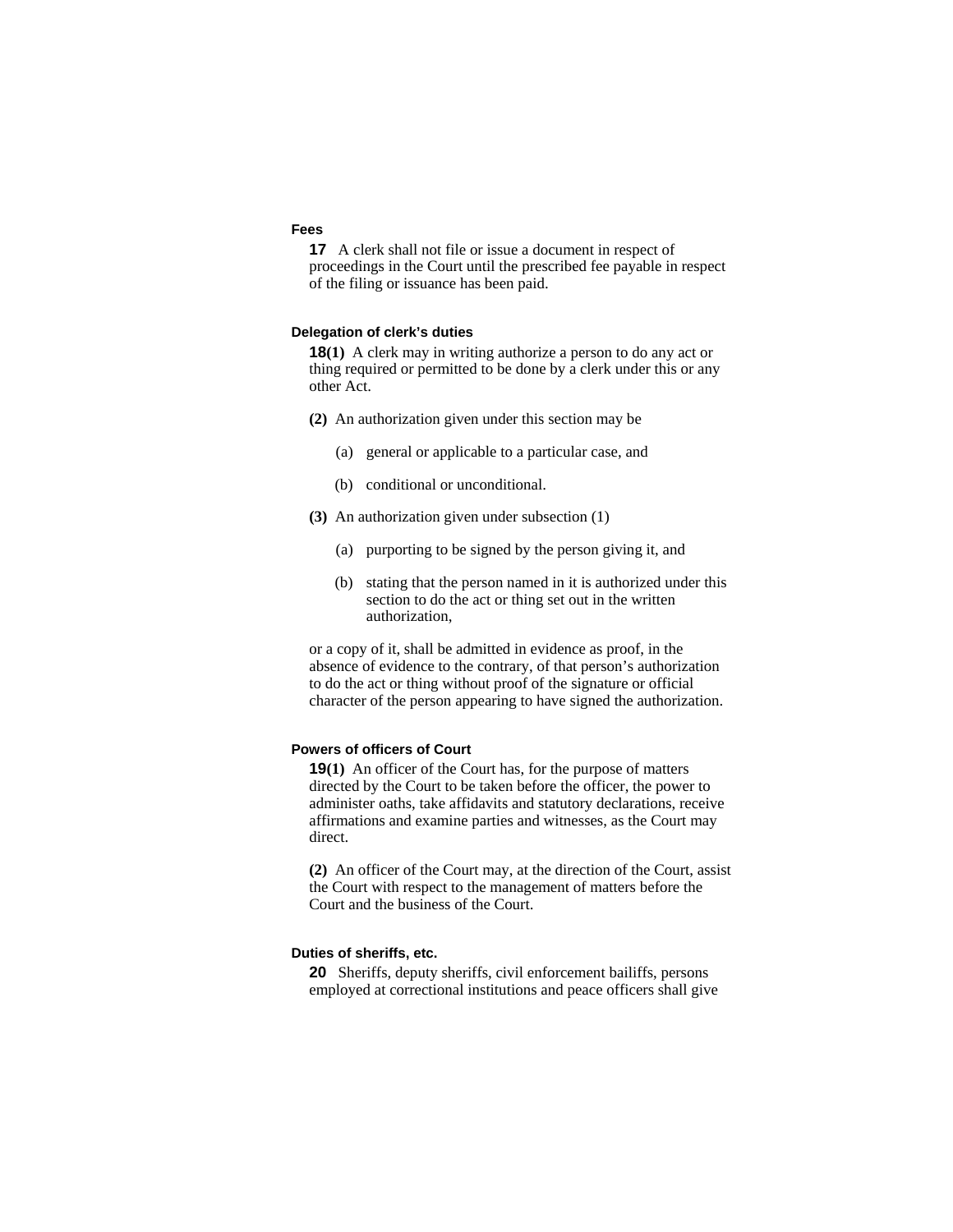### Fees

**17** A clerk shall not file or issue a document in respect of proceedings in the Court until the prescribed fee payable in respect of the filing or issuance has been paid.

### Delegation of clerk's duties

**18(1)** A clerk may in writing authorize a person to do any act or thing required or permitted to be done by a clerk under this or any other Act.

**(2)** An authorization given under this section may be

(a) general or applicable to a particular case, and

(b) conditional or unconditional.

**(3)** An authorization given under subsection (1)

(a) purporting to be signed by the person giving it, and

(b) stating that the person named in it is authorized under this section to do the act or thing set out in the written authorization,

or a copy of it, shall be admitted in evidence as proof, in the absence of evidence to the contrary, of that person's authorization to do the act or thing without proof of the signature or official character of the person appearing to have signed the authorization.

### Powers of officers of Court

**19(1)** An officer of the Court has, for the purpose of matters directed by the Court to be taken before the officer, the power to administer oaths, take affidavits and statutory declarations, receive affirmations and examine parties and witnesses, as the Court may direct.

**(2)** An officer of the Court may, at the direction of the Court, assist the Court with respect to the management of matters before the Court and the business of the Court.

### Duties of sheriffs, etc.

**20** Sheriffs, deputy sheriffs, civil enforcement bailiffs, persons employed at correctional institutions and peace officers shall give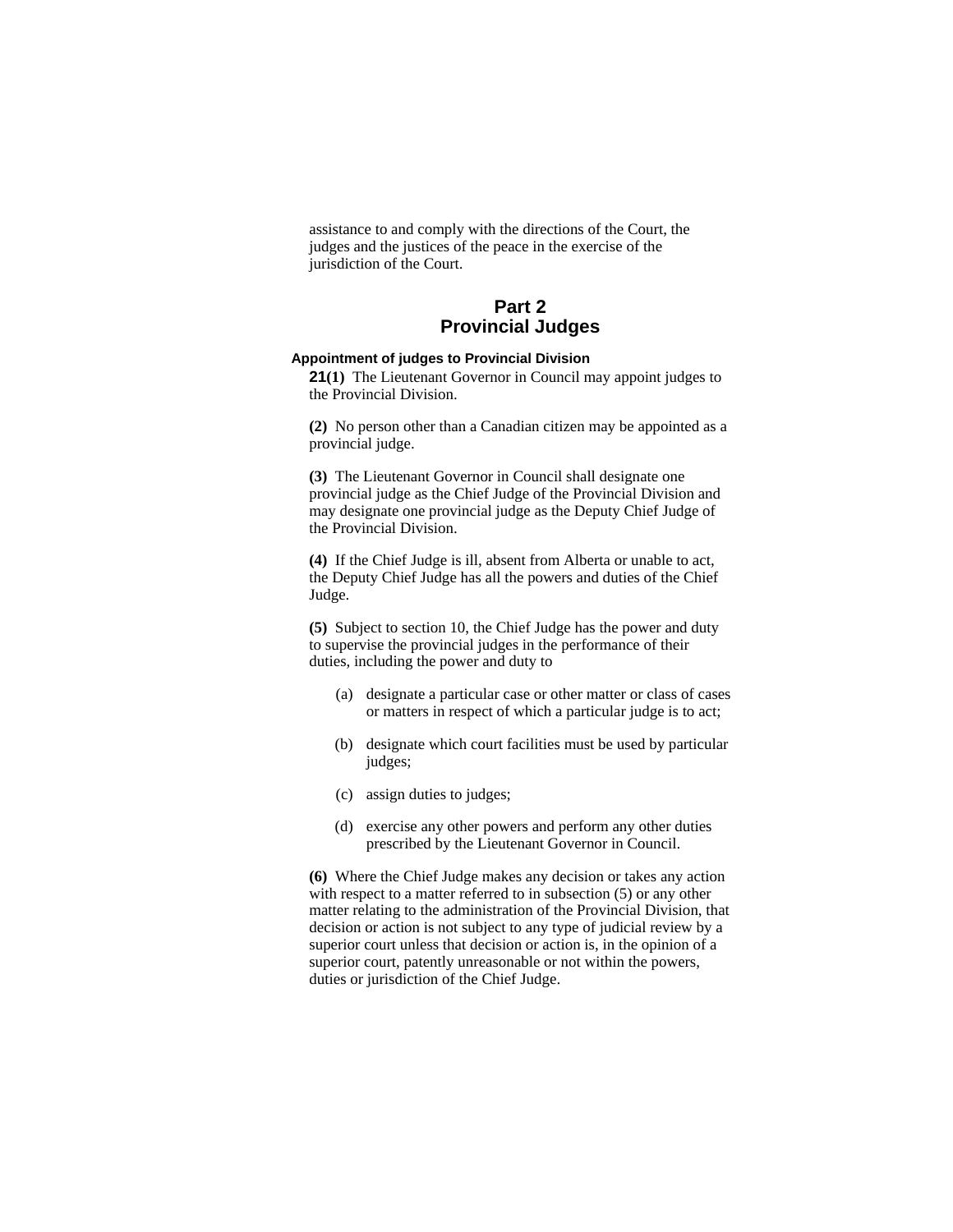assistance to and comply with the directions of the Court, the judges and the justices of the peace in the exercise of the jurisdiction of the Court.

# Part 2
# Provincial Judges

### Appointment of judges to Provincial Division

**21(1)** The Lieutenant Governor in Council may appoint judges to the Provincial Division.

**(2)** No person other than a Canadian citizen may be appointed as a provincial judge.

**(3)** The Lieutenant Governor in Council shall designate one provincial judge as the Chief Judge of the Provincial Division and may designate one provincial judge as the Deputy Chief Judge of the Provincial Division.

**(4)** If the Chief Judge is ill, absent from Alberta or unable to act, the Deputy Chief Judge has all the powers and duties of the Chief Judge.

**(5)** Subject to section 10, the Chief Judge has the power and duty to supervise the provincial judges in the performance of their duties, including the power and duty to

- (a) designate a particular case or other matter or class of cases or matters in respect of which a particular judge is to act;
- (b) designate which court facilities must be used by particular judges;
- (c) assign duties to judges;
- (d) exercise any other powers and perform any other duties prescribed by the Lieutenant Governor in Council.

**(6)** Where the Chief Judge makes any decision or takes any action with respect to a matter referred to in subsection (5) or any other matter relating to the administration of the Provincial Division, that decision or action is not subject to any type of judicial review by a superior court unless that decision or action is, in the opinion of a superior court, patently unreasonable or not within the powers, duties or jurisdiction of the Chief Judge.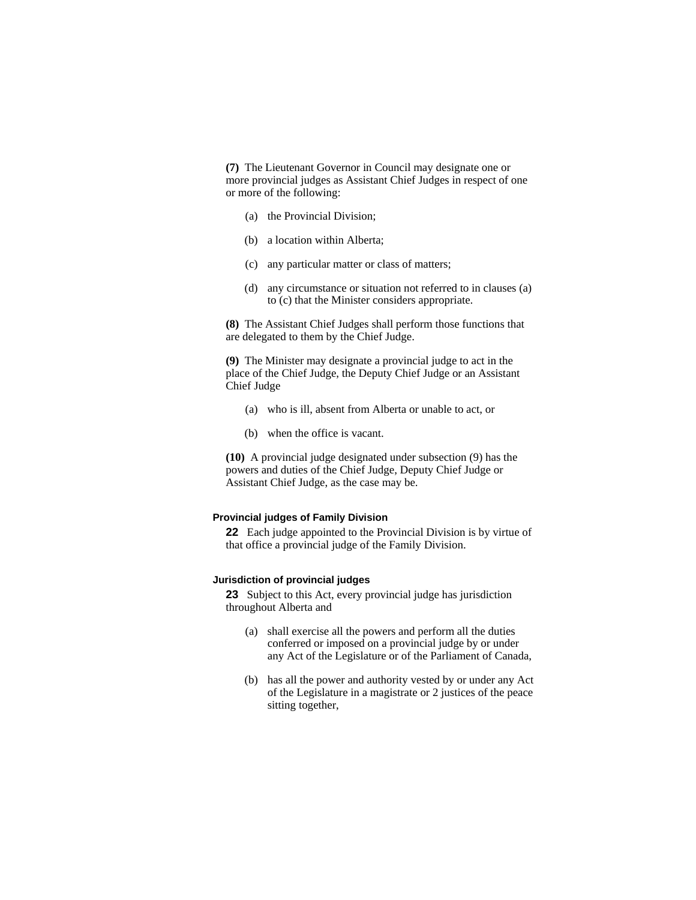**(7)** The Lieutenant Governor in Council may designate one or more provincial judges as Assistant Chief Judges in respect of one or more of the following:

(a) the Provincial Division;

(b) a location within Alberta;

(c) any particular matter or class of matters;

(d) any circumstance or situation not referred to in clauses (a) to (c) that the Minister considers appropriate.

**(8)** The Assistant Chief Judges shall perform those functions that are delegated to them by the Chief Judge.

**(9)** The Minister may designate a provincial judge to act in the place of the Chief Judge, the Deputy Chief Judge or an Assistant Chief Judge

(a) who is ill, absent from Alberta or unable to act, or

(b) when the office is vacant.

**(10)** A provincial judge designated under subsection (9) has the powers and duties of the Chief Judge, Deputy Chief Judge or Assistant Chief Judge, as the case may be.

#### Provincial judges of Family Division

**22** Each judge appointed to the Provincial Division is by virtue of that office a provincial judge of the Family Division.

#### Jurisdiction of provincial judges

**23** Subject to this Act, every provincial judge has jurisdiction throughout Alberta and

(a) shall exercise all the powers and perform all the duties conferred or imposed on a provincial judge by or under any Act of the Legislature or of the Parliament of Canada,

(b) has all the power and authority vested by or under any Act of the Legislature in a magistrate or 2 justices of the peace sitting together,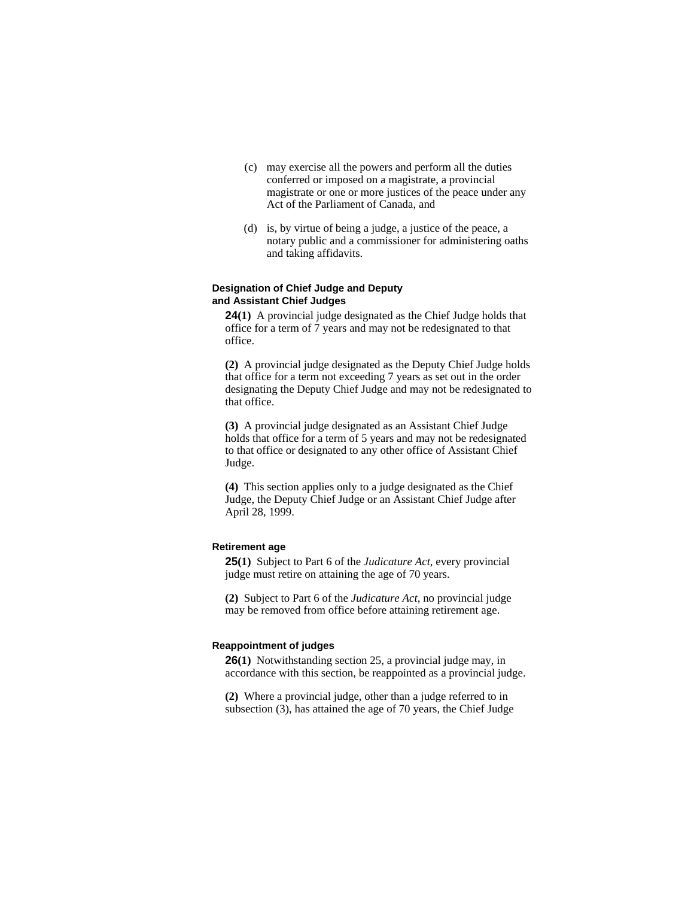(c) may exercise all the powers and perform all the duties conferred or imposed on a magistrate, a provincial magistrate or one or more justices of the peace under any Act of the Parliament of Canada, and

(d) is, by virtue of being a judge, a justice of the peace, a notary public and a commissioner for administering oaths and taking affidavits.

#### Designation of Chief Judge and Deputy and Assistant Chief Judges

**24(1)** A provincial judge designated as the Chief Judge holds that office for a term of 7 years and may not be redesignated to that office.

**(2)** A provincial judge designated as the Deputy Chief Judge holds that office for a term not exceeding 7 years as set out in the order designating the Deputy Chief Judge and may not be redesignated to that office.

**(3)** A provincial judge designated as an Assistant Chief Judge holds that office for a term of 5 years and may not be redesignated to that office or designated to any other office of Assistant Chief Judge.

**(4)** This section applies only to a judge designated as the Chief Judge, the Deputy Chief Judge or an Assistant Chief Judge after April 28, 1999.

#### Retirement age

**25(1)** Subject to Part 6 of the *Judicature Act*, every provincial judge must retire on attaining the age of 70 years.

**(2)** Subject to Part 6 of the *Judicature Act*, no provincial judge may be removed from office before attaining retirement age.

#### Reappointment of judges

**26(1)** Notwithstanding section 25, a provincial judge may, in accordance with this section, be reappointed as a provincial judge.

**(2)** Where a provincial judge, other than a judge referred to in subsection (3), has attained the age of 70 years, the Chief Judge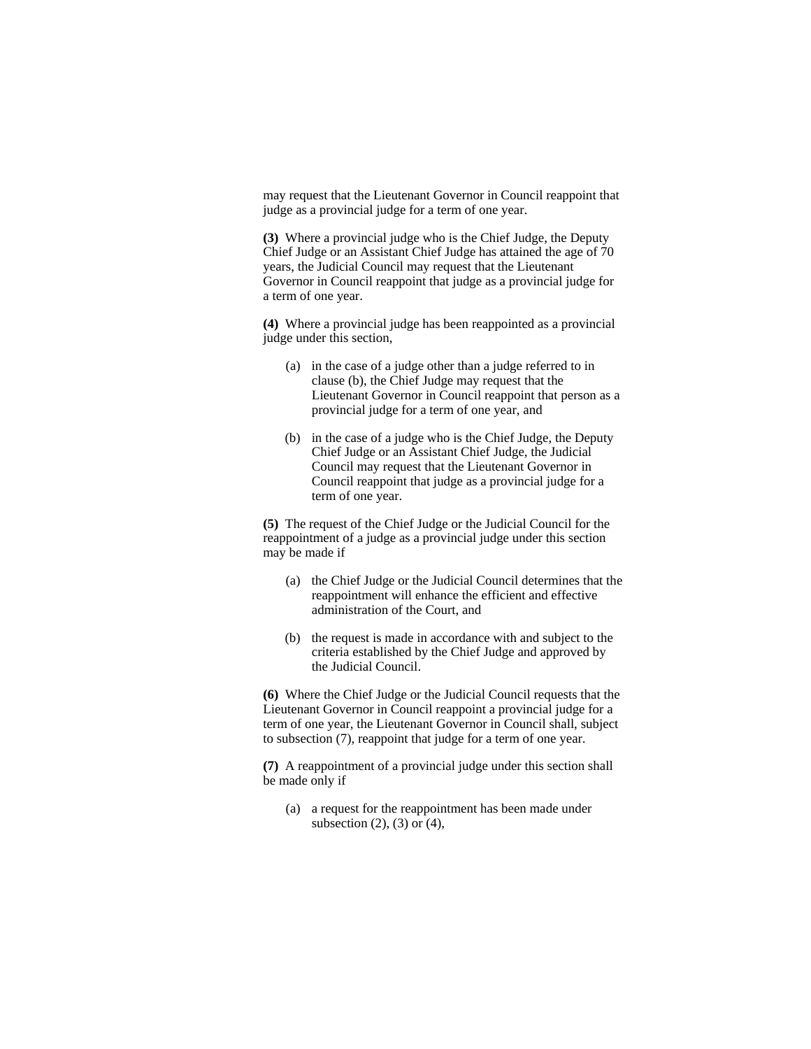may request that the Lieutenant Governor in Council reappoint that judge as a provincial judge for a term of one year.

**(3)** Where a provincial judge who is the Chief Judge, the Deputy Chief Judge or an Assistant Chief Judge has attained the age of 70 years, the Judicial Council may request that the Lieutenant Governor in Council reappoint that judge as a provincial judge for a term of one year.

**(4)** Where a provincial judge has been reappointed as a provincial judge under this section,

(a) in the case of a judge other than a judge referred to in clause (b), the Chief Judge may request that the Lieutenant Governor in Council reappoint that person as a provincial judge for a term of one year, and

(b) in the case of a judge who is the Chief Judge, the Deputy Chief Judge or an Assistant Chief Judge, the Judicial Council may request that the Lieutenant Governor in Council reappoint that judge as a provincial judge for a term of one year.

**(5)** The request of the Chief Judge or the Judicial Council for the reappointment of a judge as a provincial judge under this section may be made if

(a) the Chief Judge or the Judicial Council determines that the reappointment will enhance the efficient and effective administration of the Court, and

(b) the request is made in accordance with and subject to the criteria established by the Chief Judge and approved by the Judicial Council.

**(6)** Where the Chief Judge or the Judicial Council requests that the Lieutenant Governor in Council reappoint a provincial judge for a term of one year, the Lieutenant Governor in Council shall, subject to subsection (7), reappoint that judge for a term of one year.

**(7)** A reappointment of a provincial judge under this section shall be made only if

(a) a request for the reappointment has been made under subsection (2), (3) or (4),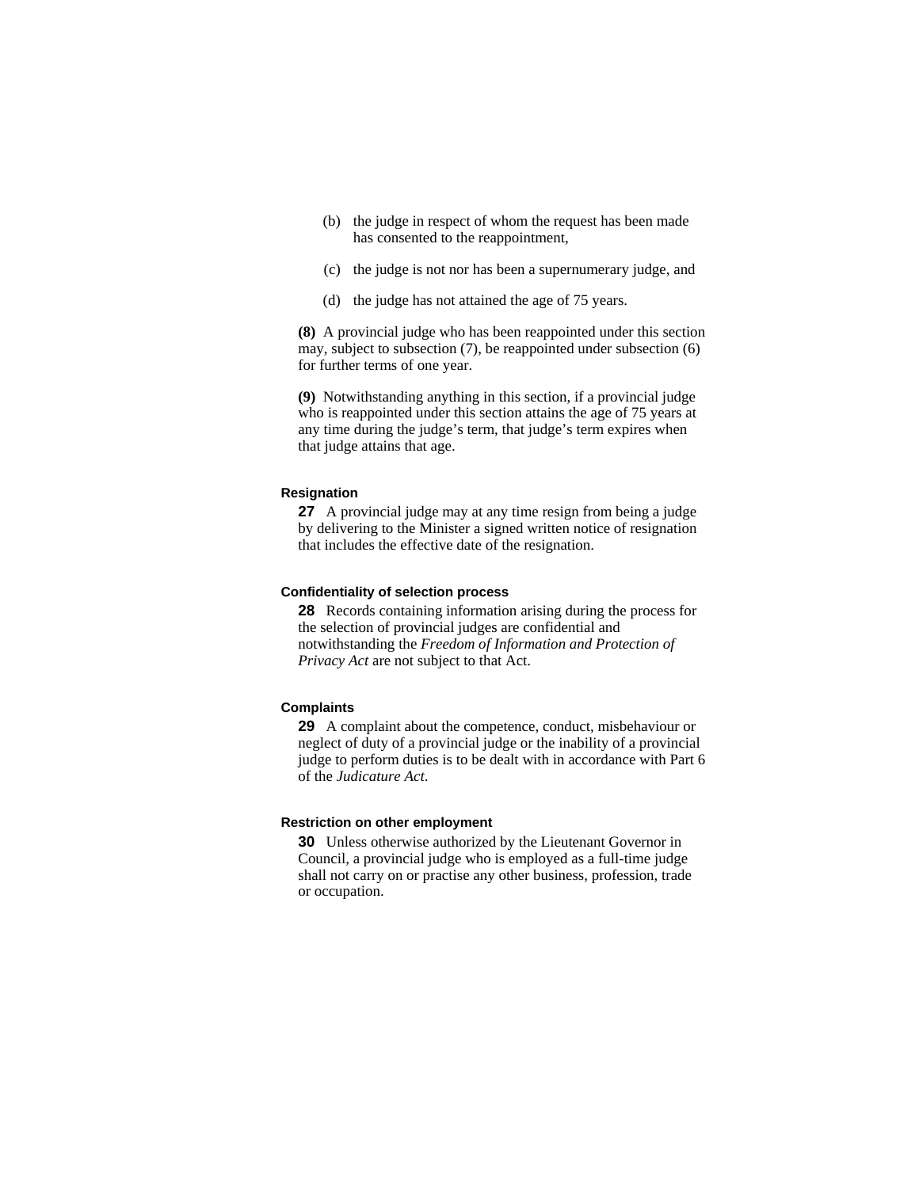(b) the judge in respect of whom the request has been made has consented to the reappointment,

(c) the judge is not nor has been a supernumerary judge, and

(d) the judge has not attained the age of 75 years.

**(8)** A provincial judge who has been reappointed under this section may, subject to subsection (7), be reappointed under subsection (6) for further terms of one year.

**(9)** Notwithstanding anything in this section, if a provincial judge who is reappointed under this section attains the age of 75 years at any time during the judge's term, that judge's term expires when that judge attains that age.

#### Resignation

**27** A provincial judge may at any time resign from being a judge by delivering to the Minister a signed written notice of resignation that includes the effective date of the resignation.

#### Confidentiality of selection process

**28** Records containing information arising during the process for the selection of provincial judges are confidential and notwithstanding the *Freedom of Information and Protection of Privacy Act* are not subject to that Act.

#### Complaints

**29** A complaint about the competence, conduct, misbehaviour or neglect of duty of a provincial judge or the inability of a provincial judge to perform duties is to be dealt with in accordance with Part 6 of the *Judicature Act*.

#### Restriction on other employment

**30** Unless otherwise authorized by the Lieutenant Governor in Council, a provincial judge who is employed as a full-time judge shall not carry on or practise any other business, profession, trade or occupation.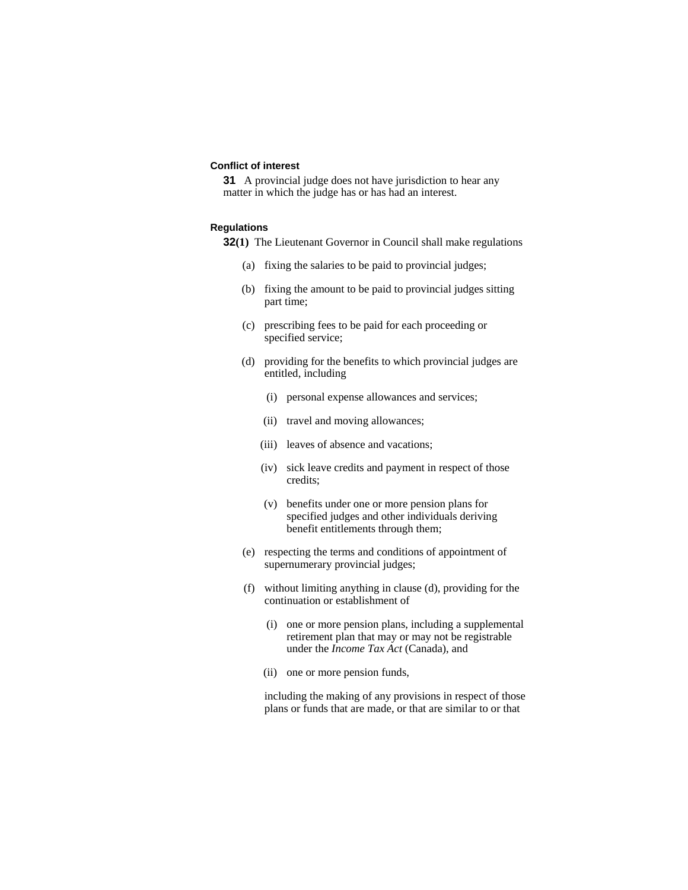**Conflict of interest**

**31** A provincial judge does not have jurisdiction to hear any matter in which the judge has or has had an interest.

**Regulations**

**32(1)** The Lieutenant Governor in Council shall make regulations

(a) fixing the salaries to be paid to provincial judges;

(b) fixing the amount to be paid to provincial judges sitting part time;

(c) prescribing fees to be paid for each proceeding or specified service;

(d) providing for the benefits to which provincial judges are entitled, including

(i) personal expense allowances and services;

(ii) travel and moving allowances;

(iii) leaves of absence and vacations;

(iv) sick leave credits and payment in respect of those credits;

(v) benefits under one or more pension plans for specified judges and other individuals deriving benefit entitlements through them;

(e) respecting the terms and conditions of appointment of supernumerary provincial judges;

(f) without limiting anything in clause (d), providing for the continuation or establishment of

(i) one or more pension plans, including a supplemental retirement plan that may or may not be registrable under the *Income Tax Act* (Canada), and

(ii) one or more pension funds,

including the making of any provisions in respect of those plans or funds that are made, or that are similar to or that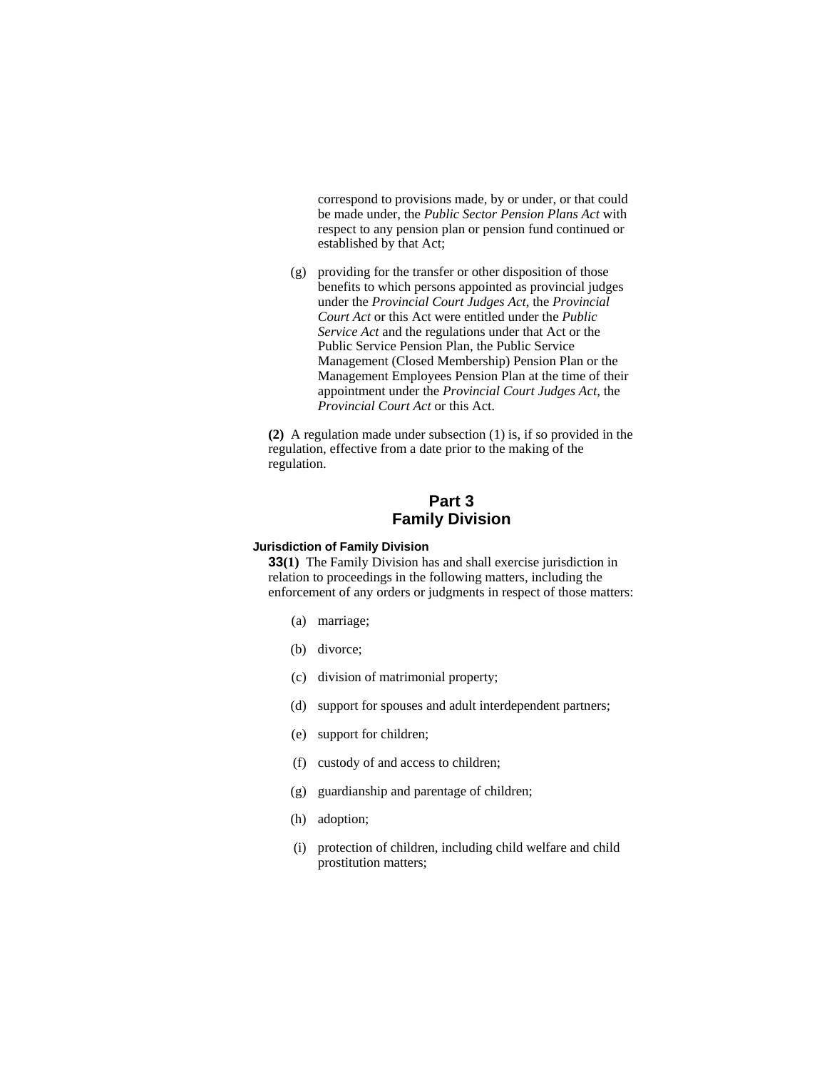correspond to provisions made, by or under, or that could be made under, the *Public Sector Pension Plans Act* with respect to any pension plan or pension fund continued or established by that Act;

(g) providing for the transfer or other disposition of those benefits to which persons appointed as provincial judges under the *Provincial Court Judges Act*, the *Provincial Court Act* or this Act were entitled under the *Public Service Act* and the regulations under that Act or the Public Service Pension Plan, the Public Service Management (Closed Membership) Pension Plan or the Management Employees Pension Plan at the time of their appointment under the *Provincial Court Judges Act*, the *Provincial Court Act* or this Act.

**(2)** A regulation made under subsection (1) is, if so provided in the regulation, effective from a date prior to the making of the regulation.

## Part 3
## Family Division

#### Jurisdiction of Family Division

**33(1)** The Family Division has and shall exercise jurisdiction in relation to proceedings in the following matters, including the enforcement of any orders or judgments in respect of those matters:

(a) marriage;

(b) divorce;

(c) division of matrimonial property;

(d) support for spouses and adult interdependent partners;

(e) support for children;

(f) custody of and access to children;

(g) guardianship and parentage of children;

(h) adoption;

(i) protection of children, including child welfare and child prostitution matters;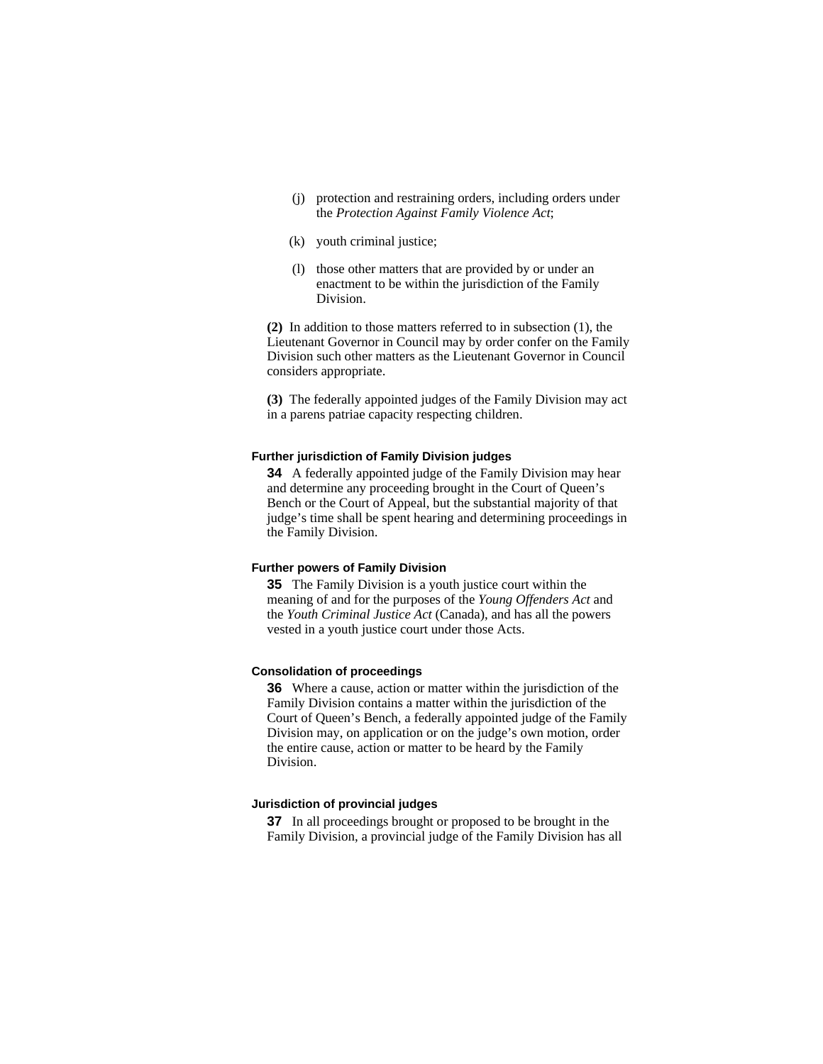(j) protection and restraining orders, including orders under the *Protection Against Family Violence Act*;

(k) youth criminal justice;

(l) those other matters that are provided by or under an enactment to be within the jurisdiction of the Family Division.

**(2)** In addition to those matters referred to in subsection (1), the Lieutenant Governor in Council may by order confer on the Family Division such other matters as the Lieutenant Governor in Council considers appropriate.

**(3)** The federally appointed judges of the Family Division may act in a parens patriae capacity respecting children.

#### Further jurisdiction of Family Division judges

**34** A federally appointed judge of the Family Division may hear and determine any proceeding brought in the Court of Queen's Bench or the Court of Appeal, but the substantial majority of that judge's time shall be spent hearing and determining proceedings in the Family Division.

#### Further powers of Family Division

**35** The Family Division is a youth justice court within the meaning of and for the purposes of the *Young Offenders Act* and the *Youth Criminal Justice Act* (Canada), and has all the powers vested in a youth justice court under those Acts.

#### Consolidation of proceedings

**36** Where a cause, action or matter within the jurisdiction of the Family Division contains a matter within the jurisdiction of the Court of Queen's Bench, a federally appointed judge of the Family Division may, on application or on the judge's own motion, order the entire cause, action or matter to be heard by the Family Division.

#### Jurisdiction of provincial judges

**37** In all proceedings brought or proposed to be brought in the Family Division, a provincial judge of the Family Division has all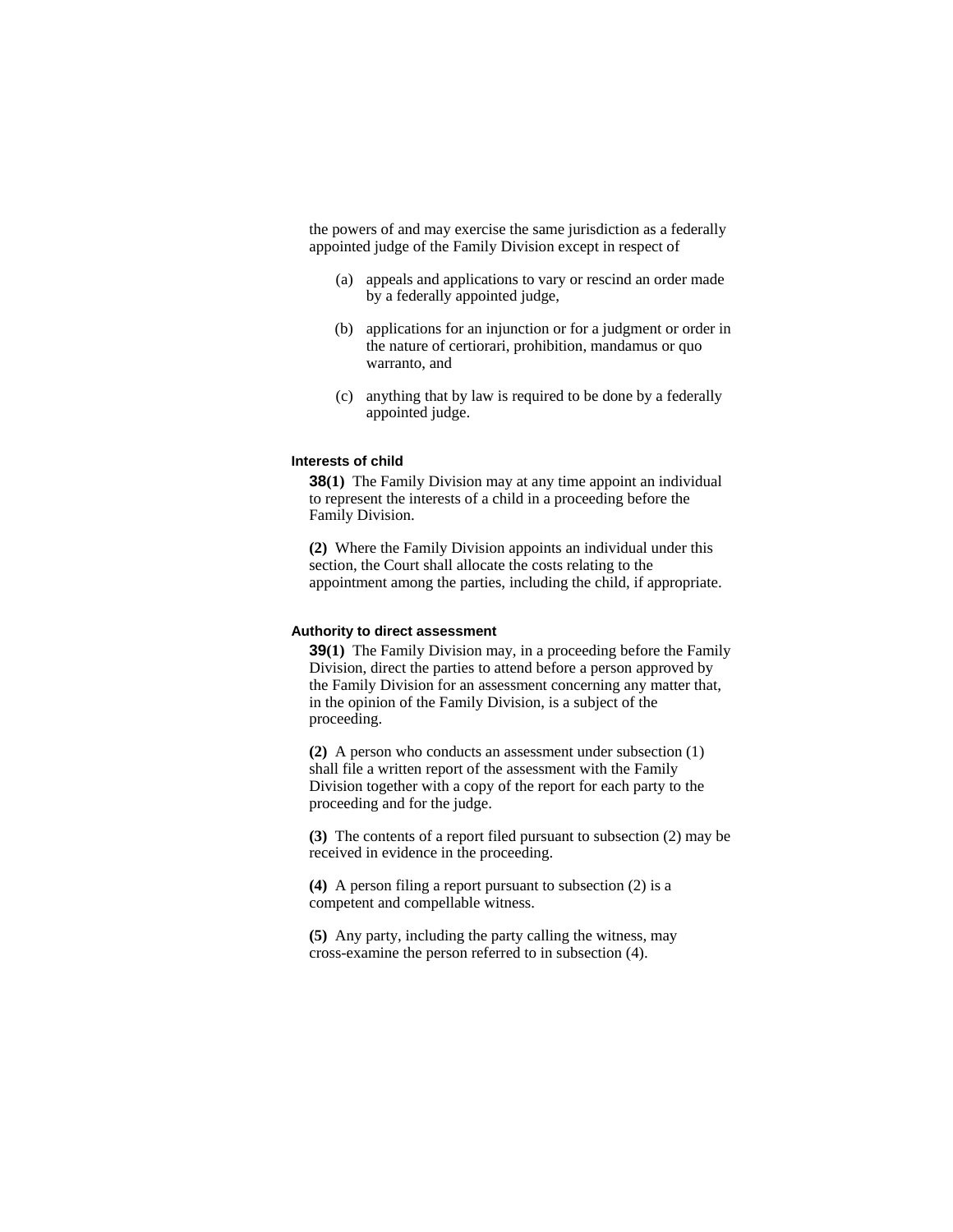the powers of and may exercise the same jurisdiction as a federally appointed judge of the Family Division except in respect of

(a) appeals and applications to vary or rescind an order made by a federally appointed judge,

(b) applications for an injunction or for a judgment or order in the nature of certiorari, prohibition, mandamus or quo warranto, and

(c) anything that by law is required to be done by a federally appointed judge.

#### Interests of child

**38(1)** The Family Division may at any time appoint an individual to represent the interests of a child in a proceeding before the Family Division.

**(2)** Where the Family Division appoints an individual under this section, the Court shall allocate the costs relating to the appointment among the parties, including the child, if appropriate.

#### Authority to direct assessment

**39(1)** The Family Division may, in a proceeding before the Family Division, direct the parties to attend before a person approved by the Family Division for an assessment concerning any matter that, in the opinion of the Family Division, is a subject of the proceeding.

**(2)** A person who conducts an assessment under subsection (1) shall file a written report of the assessment with the Family Division together with a copy of the report for each party to the proceeding and for the judge.

**(3)** The contents of a report filed pursuant to subsection (2) may be received in evidence in the proceeding.

**(4)** A person filing a report pursuant to subsection (2) is a competent and compellable witness.

**(5)** Any party, including the party calling the witness, may cross-examine the person referred to in subsection (4).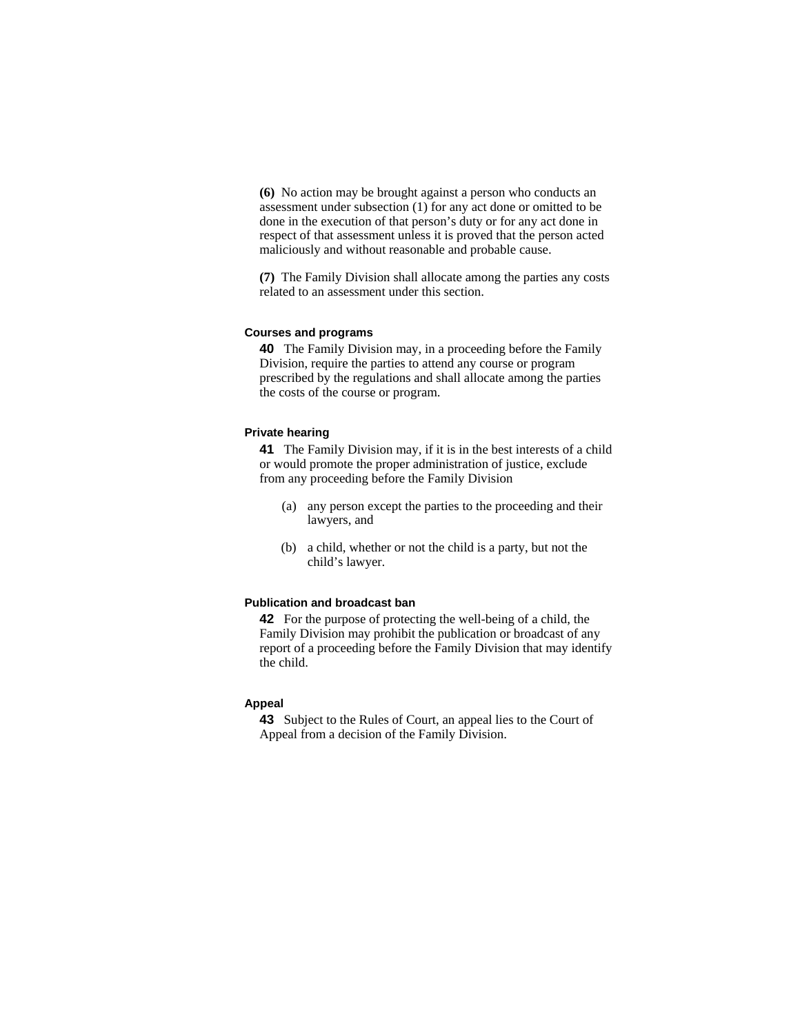**(6)** No action may be brought against a person who conducts an assessment under subsection (1) for any act done or omitted to be done in the execution of that person's duty or for any act done in respect of that assessment unless it is proved that the person acted maliciously and without reasonable and probable cause.

**(7)** The Family Division shall allocate among the parties any costs related to an assessment under this section.

#### Courses and programs

**40** The Family Division may, in a proceeding before the Family Division, require the parties to attend any course or program prescribed by the regulations and shall allocate among the parties the costs of the course or program.

#### Private hearing

**41** The Family Division may, if it is in the best interests of a child or would promote the proper administration of justice, exclude from any proceeding before the Family Division

(a) any person except the parties to the proceeding and their lawyers, and

(b) a child, whether or not the child is a party, but not the child's lawyer.

#### Publication and broadcast ban

**42** For the purpose of protecting the well-being of a child, the Family Division may prohibit the publication or broadcast of any report of a proceeding before the Family Division that may identify the child.

#### Appeal

**43** Subject to the Rules of Court, an appeal lies to the Court of Appeal from a decision of the Family Division.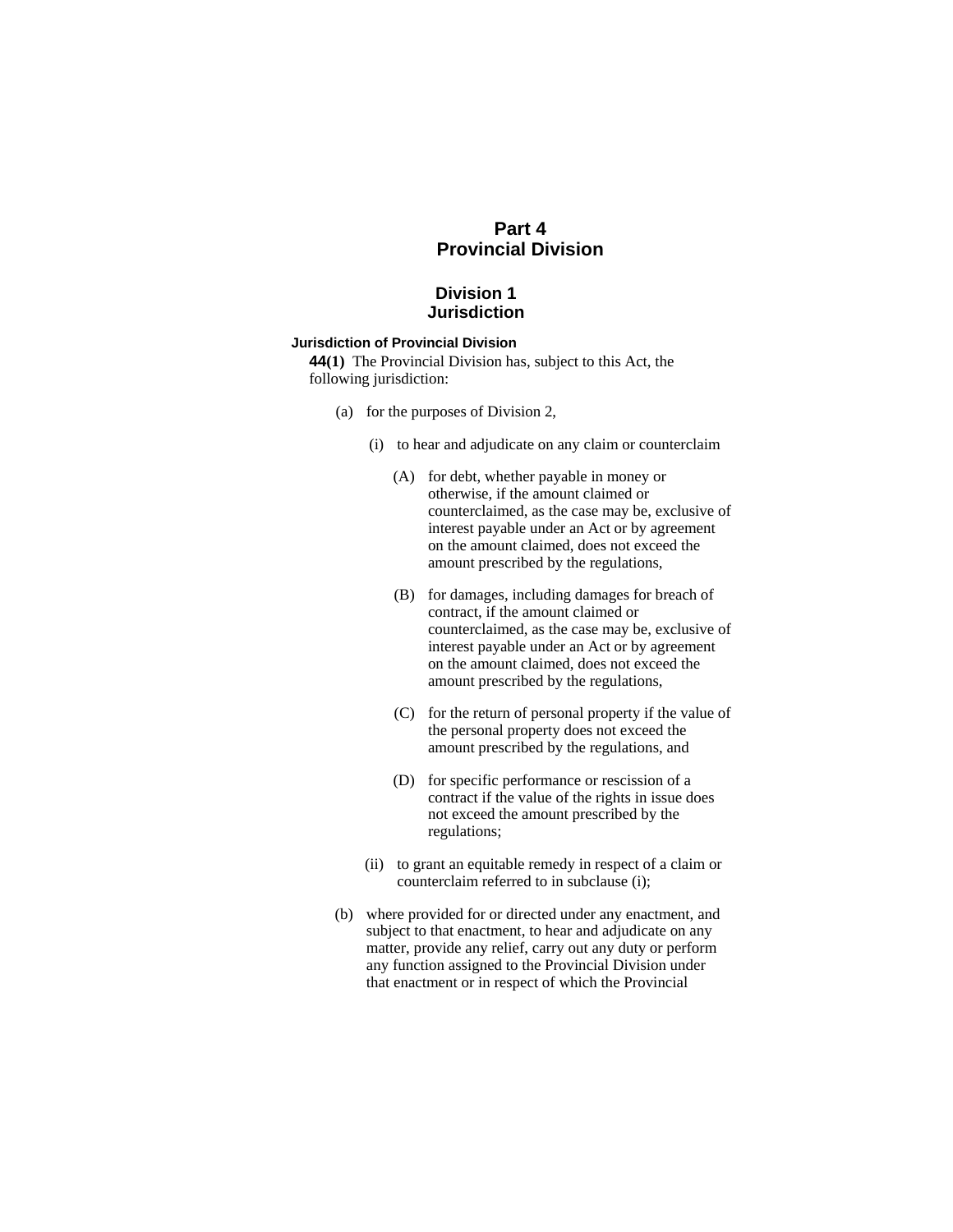# Part 4
# Provincial Division

## Division 1
## Jurisdiction

### Jurisdiction of Provincial Division

**44(1)** The Provincial Division has, subject to this Act, the following jurisdiction:

(a) for the purposes of Division 2,

(i) to hear and adjudicate on any claim or counterclaim

(A) for debt, whether payable in money or otherwise, if the amount claimed or counterclaimed, as the case may be, exclusive of interest payable under an Act or by agreement on the amount claimed, does not exceed the amount prescribed by the regulations,

(B) for damages, including damages for breach of contract, if the amount claimed or counterclaimed, as the case may be, exclusive of interest payable under an Act or by agreement on the amount claimed, does not exceed the amount prescribed by the regulations,

(C) for the return of personal property if the value of the personal property does not exceed the amount prescribed by the regulations, and

(D) for specific performance or rescission of a contract if the value of the rights in issue does not exceed the amount prescribed by the regulations;

(ii) to grant an equitable remedy in respect of a claim or counterclaim referred to in subclause (i);

(b) where provided for or directed under any enactment, and subject to that enactment, to hear and adjudicate on any matter, provide any relief, carry out any duty or perform any function assigned to the Provincial Division under that enactment or in respect of which the Provincial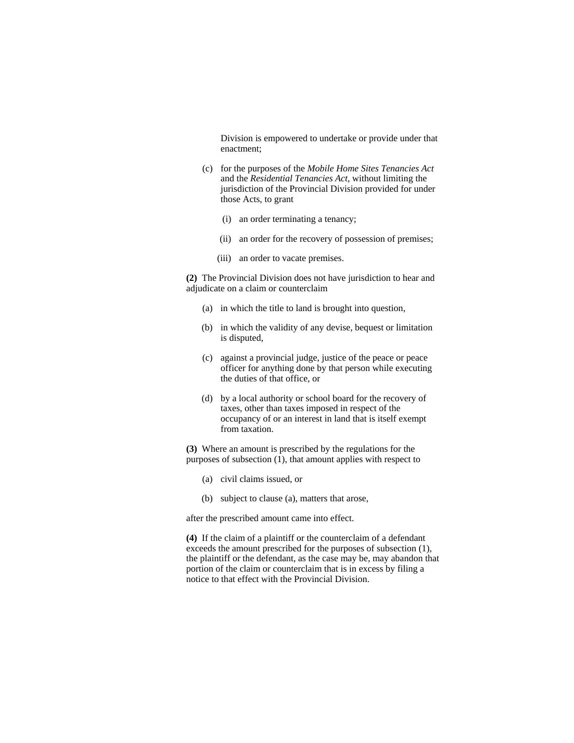Division is empowered to undertake or provide under that enactment;

(c) for the purposes of the *Mobile Home Sites Tenancies Act* and the *Residential Tenancies Act*, without limiting the jurisdiction of the Provincial Division provided for under those Acts, to grant

(i) an order terminating a tenancy;

(ii) an order for the recovery of possession of premises;

(iii) an order to vacate premises.

**(2)** The Provincial Division does not have jurisdiction to hear and adjudicate on a claim or counterclaim

(a) in which the title to land is brought into question,

(b) in which the validity of any devise, bequest or limitation is disputed,

(c) against a provincial judge, justice of the peace or peace officer for anything done by that person while executing the duties of that office, or

(d) by a local authority or school board for the recovery of taxes, other than taxes imposed in respect of the occupancy of or an interest in land that is itself exempt from taxation.

**(3)** Where an amount is prescribed by the regulations for the purposes of subsection (1), that amount applies with respect to

(a) civil claims issued, or

(b) subject to clause (a), matters that arose,

after the prescribed amount came into effect.

**(4)** If the claim of a plaintiff or the counterclaim of a defendant exceeds the amount prescribed for the purposes of subsection (1), the plaintiff or the defendant, as the case may be, may abandon that portion of the claim or counterclaim that is in excess by filing a notice to that effect with the Provincial Division.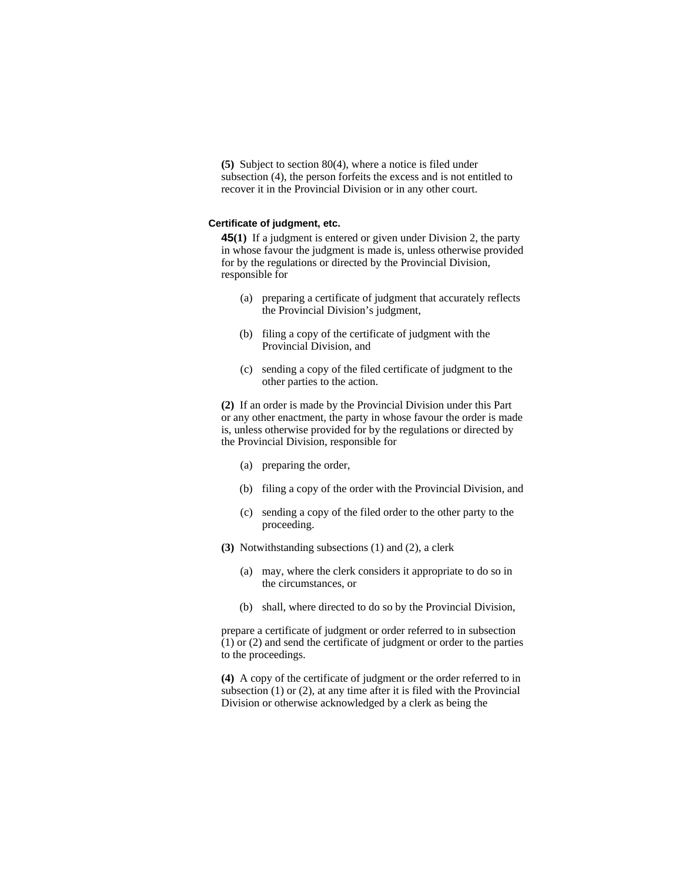**(5)** Subject to section 80(4), where a notice is filed under subsection (4), the person forfeits the excess and is not entitled to recover it in the Provincial Division or in any other court.

#### Certificate of judgment, etc.

**45(1)** If a judgment is entered or given under Division 2, the party in whose favour the judgment is made is, unless otherwise provided for by the regulations or directed by the Provincial Division, responsible for

- (a) preparing a certificate of judgment that accurately reflects the Provincial Division's judgment,
- (b) filing a copy of the certificate of judgment with the Provincial Division, and
- (c) sending a copy of the filed certificate of judgment to the other parties to the action.

**(2)** If an order is made by the Provincial Division under this Part or any other enactment, the party in whose favour the order is made is, unless otherwise provided for by the regulations or directed by the Provincial Division, responsible for

- (a) preparing the order,
- (b) filing a copy of the order with the Provincial Division, and
- (c) sending a copy of the filed order to the other party to the proceeding.

**(3)** Notwithstanding subsections (1) and (2), a clerk

- (a) may, where the clerk considers it appropriate to do so in the circumstances, or
- (b) shall, where directed to do so by the Provincial Division,

prepare a certificate of judgment or order referred to in subsection (1) or (2) and send the certificate of judgment or order to the parties to the proceedings.

**(4)** A copy of the certificate of judgment or the order referred to in subsection (1) or (2), at any time after it is filed with the Provincial Division or otherwise acknowledged by a clerk as being the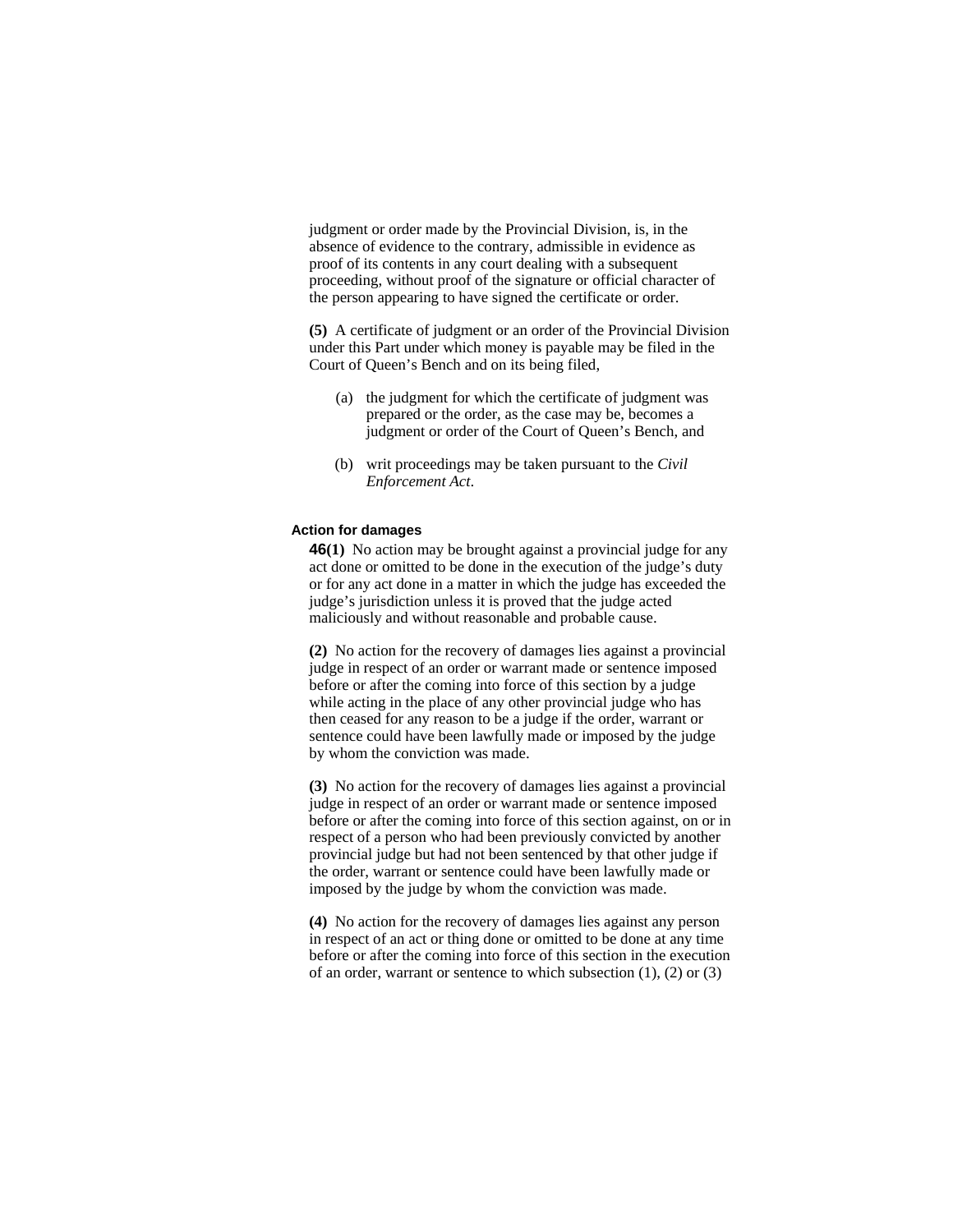judgment or order made by the Provincial Division, is, in the absence of evidence to the contrary, admissible in evidence as proof of its contents in any court dealing with a subsequent proceeding, without proof of the signature or official character of the person appearing to have signed the certificate or order.

**(5)** A certificate of judgment or an order of the Provincial Division under this Part under which money is payable may be filed in the Court of Queen's Bench and on its being filed,

(a) the judgment for which the certificate of judgment was prepared or the order, as the case may be, becomes a judgment or order of the Court of Queen's Bench, and

(b) writ proceedings may be taken pursuant to the *Civil Enforcement Act*.

#### Action for damages

**46(1)** No action may be brought against a provincial judge for any act done or omitted to be done in the execution of the judge's duty or for any act done in a matter in which the judge has exceeded the judge's jurisdiction unless it is proved that the judge acted maliciously and without reasonable and probable cause.

**(2)** No action for the recovery of damages lies against a provincial judge in respect of an order or warrant made or sentence imposed before or after the coming into force of this section by a judge while acting in the place of any other provincial judge who has then ceased for any reason to be a judge if the order, warrant or sentence could have been lawfully made or imposed by the judge by whom the conviction was made.

**(3)** No action for the recovery of damages lies against a provincial judge in respect of an order or warrant made or sentence imposed before or after the coming into force of this section against, on or in respect of a person who had been previously convicted by another provincial judge but had not been sentenced by that other judge if the order, warrant or sentence could have been lawfully made or imposed by the judge by whom the conviction was made.

**(4)** No action for the recovery of damages lies against any person in respect of an act or thing done or omitted to be done at any time before or after the coming into force of this section in the execution of an order, warrant or sentence to which subsection (1), (2) or (3)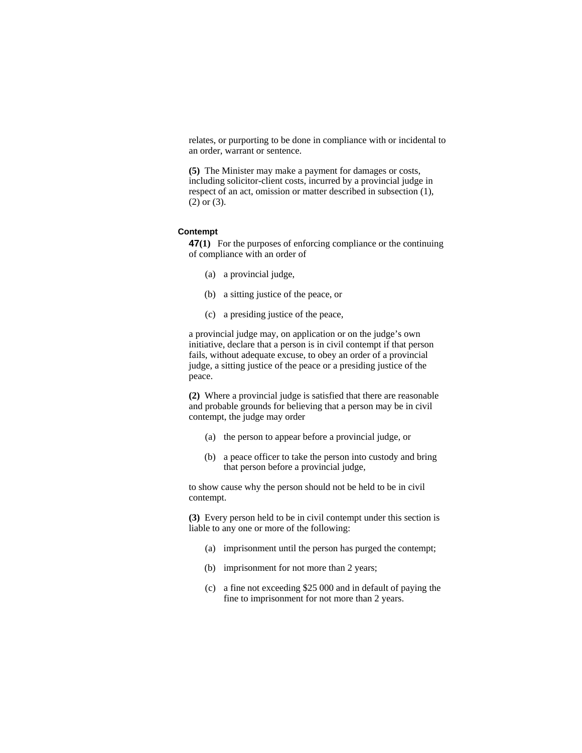relates, or purporting to be done in compliance with or incidental to an order, warrant or sentence.

**(5)** The Minister may make a payment for damages or costs, including solicitor-client costs, incurred by a provincial judge in respect of an act, omission or matter described in subsection (1), (2) or (3).

#### Contempt

**47(1)** For the purposes of enforcing compliance or the continuing of compliance with an order of

(a) a provincial judge,

(b) a sitting justice of the peace, or

(c) a presiding justice of the peace,

a provincial judge may, on application or on the judge's own initiative, declare that a person is in civil contempt if that person fails, without adequate excuse, to obey an order of a provincial judge, a sitting justice of the peace or a presiding justice of the peace.

**(2)** Where a provincial judge is satisfied that there are reasonable and probable grounds for believing that a person may be in civil contempt, the judge may order

(a) the person to appear before a provincial judge, or

(b) a peace officer to take the person into custody and bring that person before a provincial judge,

to show cause why the person should not be held to be in civil contempt.

**(3)** Every person held to be in civil contempt under this section is liable to any one or more of the following:

(a) imprisonment until the person has purged the contempt;

(b) imprisonment for not more than 2 years;

(c) a fine not exceeding $25 000 and in default of paying the fine to imprisonment for not more than 2 years.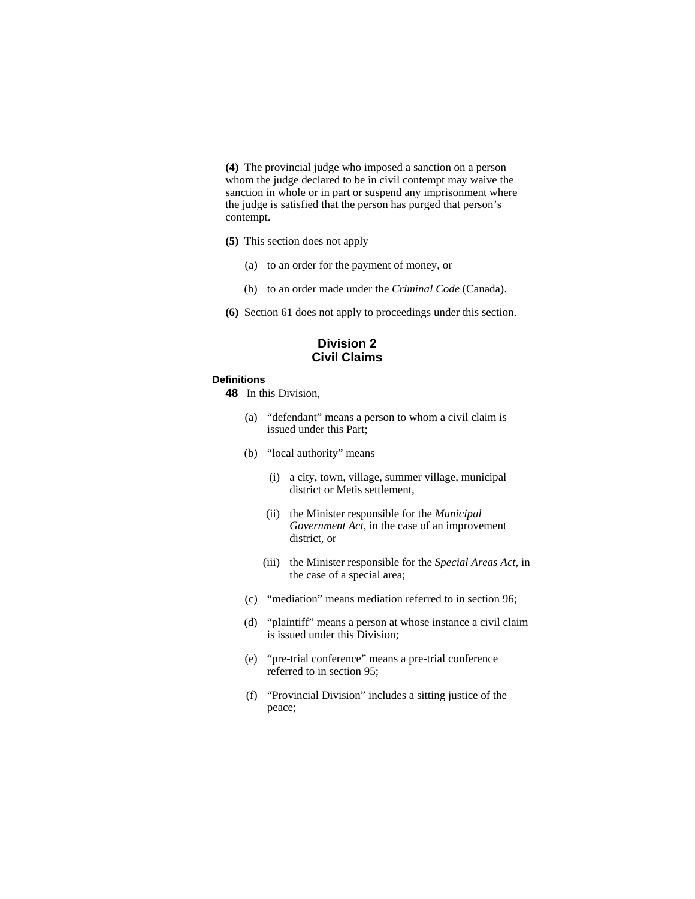**(4)** The provincial judge who imposed a sanction on a person whom the judge declared to be in civil contempt may waive the sanction in whole or in part or suspend any imprisonment where the judge is satisfied that the person has purged that person's contempt.

**(5)** This section does not apply

(a) to an order for the payment of money, or

(b) to an order made under the *Criminal Code* (Canada).

**(6)** Section 61 does not apply to proceedings under this section.

## Division 2
## Civil Claims

**Definitions**

**48** In this Division,

(a) "defendant" means a person to whom a civil claim is issued under this Part;

(b) "local authority" means

(i) a city, town, village, summer village, municipal district or Metis settlement,

(ii) the Minister responsible for the *Municipal Government Act*, in the case of an improvement district, or

(iii) the Minister responsible for the *Special Areas Act*, in the case of a special area;

(c) "mediation" means mediation referred to in section 96;

(d) "plaintiff" means a person at whose instance a civil claim is issued under this Division;

(e) "pre-trial conference" means a pre-trial conference referred to in section 95;

(f) "Provincial Division" includes a sitting justice of the peace;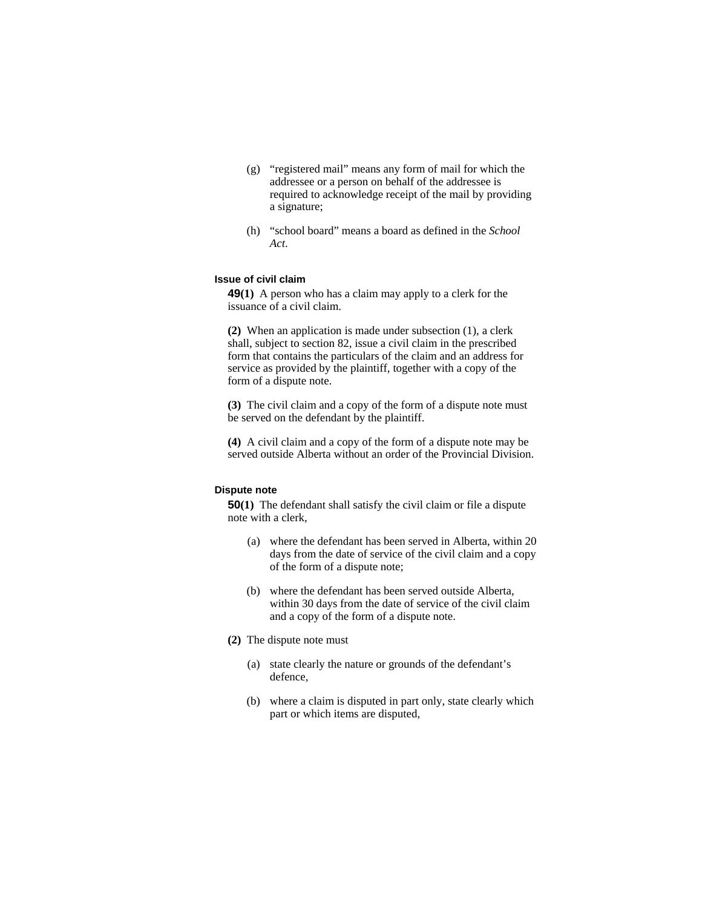(g) "registered mail" means any form of mail for which the addressee or a person on behalf of the addressee is required to acknowledge receipt of the mail by providing a signature;

(h) "school board" means a board as defined in the *School Act*.

#### Issue of civil claim

**49(1)** A person who has a claim may apply to a clerk for the issuance of a civil claim.

**(2)** When an application is made under subsection (1), a clerk shall, subject to section 82, issue a civil claim in the prescribed form that contains the particulars of the claim and an address for service as provided by the plaintiff, together with a copy of the form of a dispute note.

**(3)** The civil claim and a copy of the form of a dispute note must be served on the defendant by the plaintiff.

**(4)** A civil claim and a copy of the form of a dispute note may be served outside Alberta without an order of the Provincial Division.

#### Dispute note

**50(1)** The defendant shall satisfy the civil claim or file a dispute note with a clerk,

(a) where the defendant has been served in Alberta, within 20 days from the date of service of the civil claim and a copy of the form of a dispute note;

(b) where the defendant has been served outside Alberta, within 30 days from the date of service of the civil claim and a copy of the form of a dispute note.

**(2)** The dispute note must

(a) state clearly the nature or grounds of the defendant's defence,

(b) where a claim is disputed in part only, state clearly which part or which items are disputed,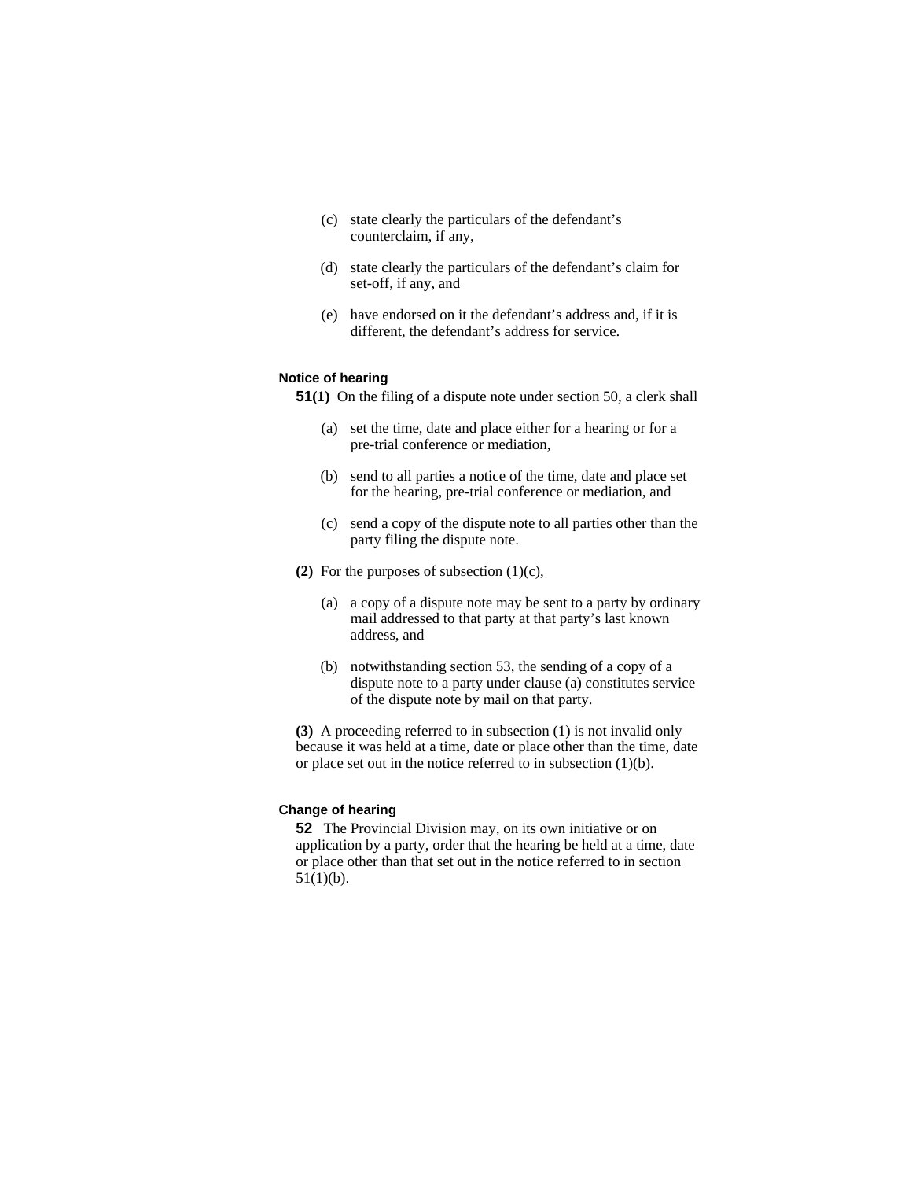(c) state clearly the particulars of the defendant's counterclaim, if any,

(d) state clearly the particulars of the defendant's claim for set-off, if any, and

(e) have endorsed on it the defendant's address and, if it is different, the defendant's address for service.

#### Notice of hearing

**51(1)** On the filing of a dispute note under section 50, a clerk shall

(a) set the time, date and place either for a hearing or for a pre-trial conference or mediation,

(b) send to all parties a notice of the time, date and place set for the hearing, pre-trial conference or mediation, and

(c) send a copy of the dispute note to all parties other than the party filing the dispute note.

**(2)** For the purposes of subsection (1)(c),

(a) a copy of a dispute note may be sent to a party by ordinary mail addressed to that party at that party's last known address, and

(b) notwithstanding section 53, the sending of a copy of a dispute note to a party under clause (a) constitutes service of the dispute note by mail on that party.

**(3)** A proceeding referred to in subsection (1) is not invalid only because it was held at a time, date or place other than the time, date or place set out in the notice referred to in subsection (1)(b).

#### Change of hearing

**52** The Provincial Division may, on its own initiative or on application by a party, order that the hearing be held at a time, date or place other than that set out in the notice referred to in section 51(1)(b).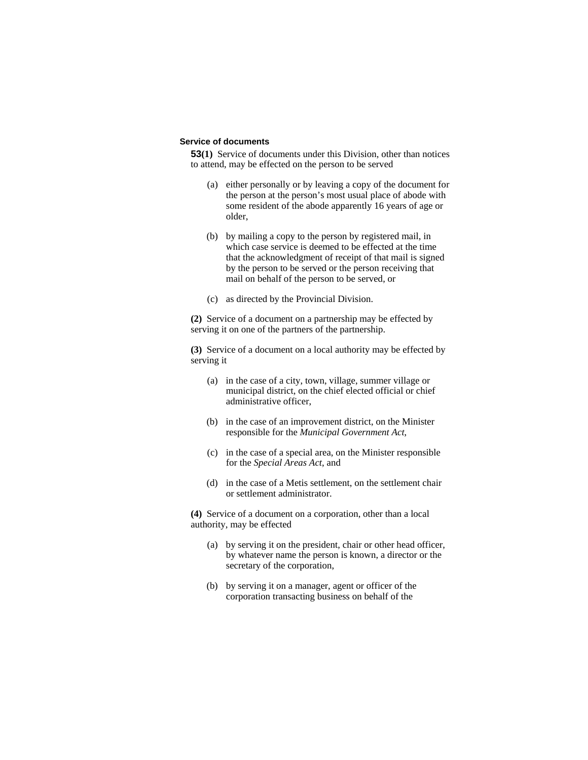### Service of documents

**53(1)** Service of documents under this Division, other than notices to attend, may be effected on the person to be served

(a) either personally or by leaving a copy of the document for the person at the person's most usual place of abode with some resident of the abode apparently 16 years of age or older,

(b) by mailing a copy to the person by registered mail, in which case service is deemed to be effected at the time that the acknowledgment of receipt of that mail is signed by the person to be served or the person receiving that mail on behalf of the person to be served, or

(c) as directed by the Provincial Division.

**(2)** Service of a document on a partnership may be effected by serving it on one of the partners of the partnership.

**(3)** Service of a document on a local authority may be effected by serving it

(a) in the case of a city, town, village, summer village or municipal district, on the chief elected official or chief administrative officer,

(b) in the case of an improvement district, on the Minister responsible for the *Municipal Government Act*,

(c) in the case of a special area, on the Minister responsible for the *Special Areas Act*, and

(d) in the case of a Metis settlement, on the settlement chair or settlement administrator.

**(4)** Service of a document on a corporation, other than a local authority, may be effected

(a) by serving it on the president, chair or other head officer, by whatever name the person is known, a director or the secretary of the corporation,

(b) by serving it on a manager, agent or officer of the corporation transacting business on behalf of the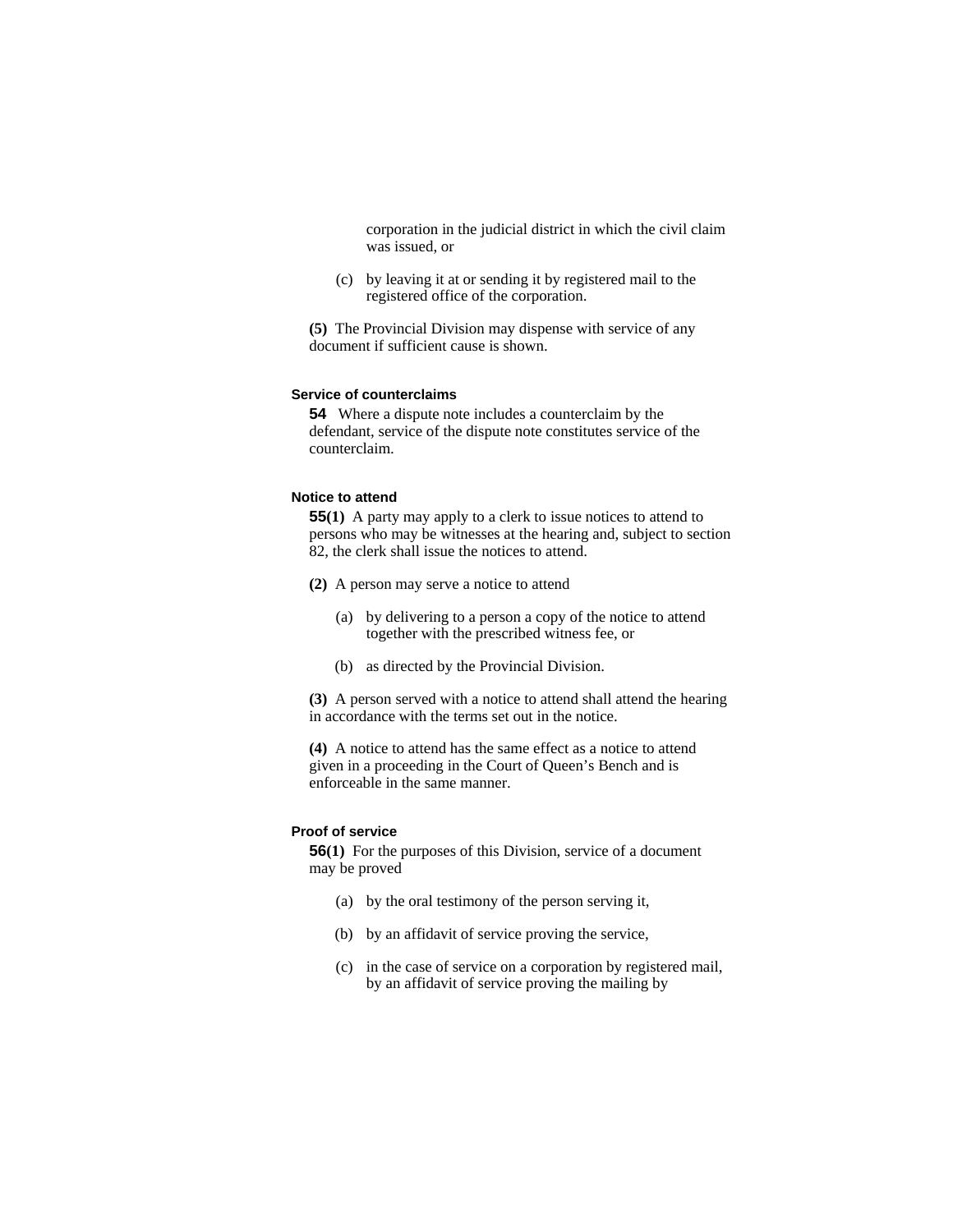corporation in the judicial district in which the civil claim was issued, or

(c) by leaving it at or sending it by registered mail to the registered office of the corporation.

**(5)** The Provincial Division may dispense with service of any document if sufficient cause is shown.

### Service of counterclaims

**54** Where a dispute note includes a counterclaim by the defendant, service of the dispute note constitutes service of the counterclaim.

### Notice to attend

**55(1)** A party may apply to a clerk to issue notices to attend to persons who may be witnesses at the hearing and, subject to section 82, the clerk shall issue the notices to attend.

**(2)** A person may serve a notice to attend

(a) by delivering to a person a copy of the notice to attend together with the prescribed witness fee, or

(b) as directed by the Provincial Division.

**(3)** A person served with a notice to attend shall attend the hearing in accordance with the terms set out in the notice.

**(4)** A notice to attend has the same effect as a notice to attend given in a proceeding in the Court of Queen's Bench and is enforceable in the same manner.

### Proof of service

**56(1)** For the purposes of this Division, service of a document may be proved

(a) by the oral testimony of the person serving it,

(b) by an affidavit of service proving the service,

(c) in the case of service on a corporation by registered mail, by an affidavit of service proving the mailing by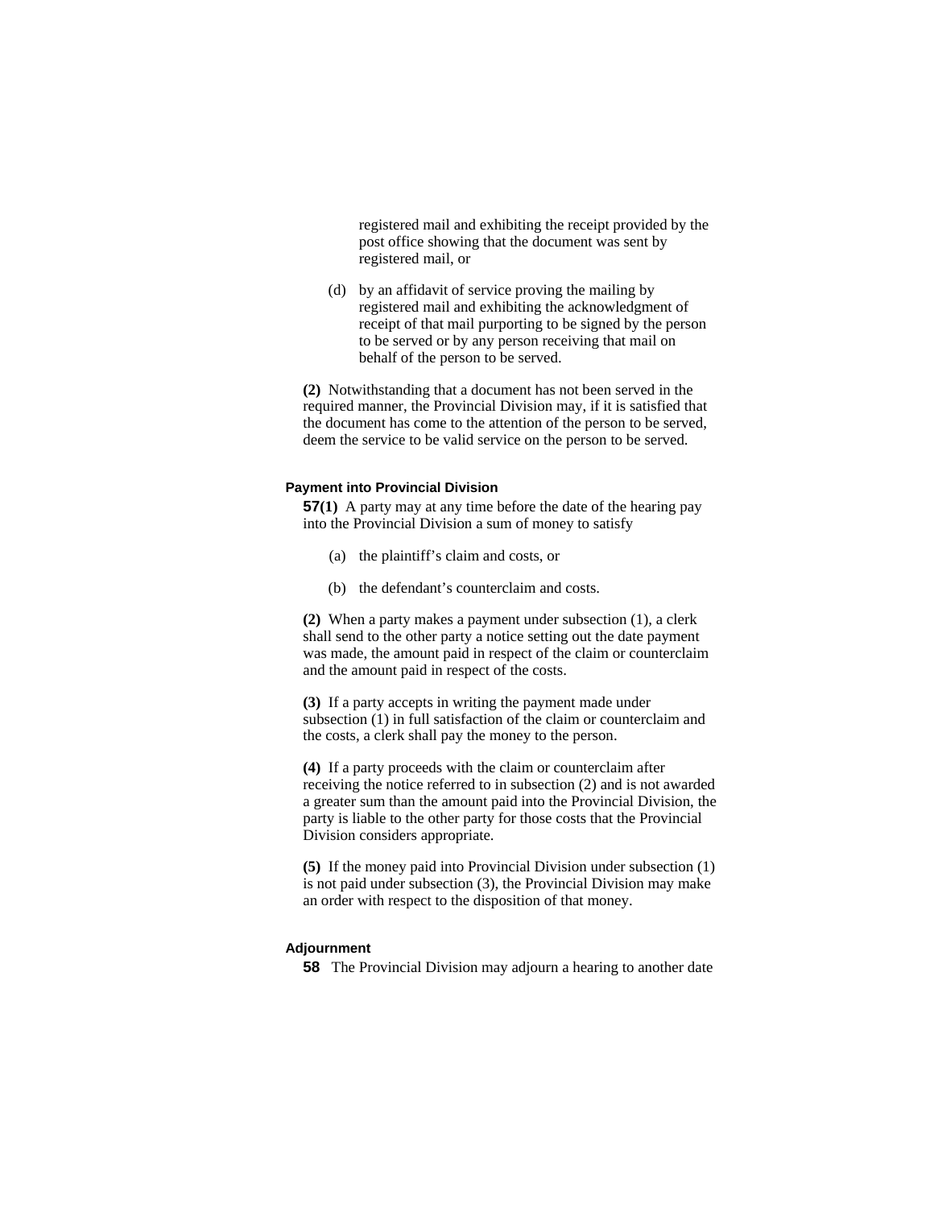registered mail and exhibiting the receipt provided by the post office showing that the document was sent by registered mail, or

(d) by an affidavit of service proving the mailing by registered mail and exhibiting the acknowledgment of receipt of that mail purporting to be signed by the person to be served or by any person receiving that mail on behalf of the person to be served.

**(2)** Notwithstanding that a document has not been served in the required manner, the Provincial Division may, if it is satisfied that the document has come to the attention of the person to be served, deem the service to be valid service on the person to be served.

#### Payment into Provincial Division

**57(1)** A party may at any time before the date of the hearing pay into the Provincial Division a sum of money to satisfy

(a) the plaintiff's claim and costs, or

(b) the defendant's counterclaim and costs.

**(2)** When a party makes a payment under subsection (1), a clerk shall send to the other party a notice setting out the date payment was made, the amount paid in respect of the claim or counterclaim and the amount paid in respect of the costs.

**(3)** If a party accepts in writing the payment made under subsection (1) in full satisfaction of the claim or counterclaim and the costs, a clerk shall pay the money to the person.

**(4)** If a party proceeds with the claim or counterclaim after receiving the notice referred to in subsection (2) and is not awarded a greater sum than the amount paid into the Provincial Division, the party is liable to the other party for those costs that the Provincial Division considers appropriate.

**(5)** If the money paid into Provincial Division under subsection (1) is not paid under subsection (3), the Provincial Division may make an order with respect to the disposition of that money.

#### Adjournment

**58** The Provincial Division may adjourn a hearing to another date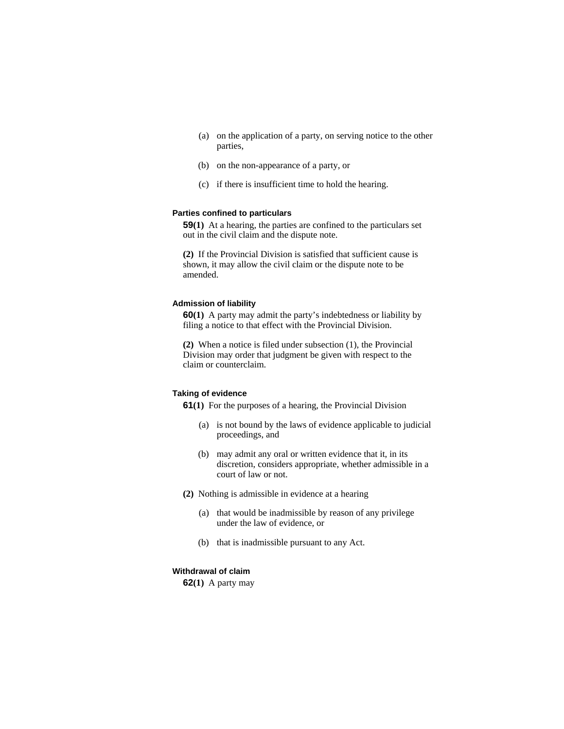(a) on the application of a party, on serving notice to the other parties,

(b) on the non-appearance of a party, or

(c) if there is insufficient time to hold the hearing.

#### Parties confined to particulars

**59(1)** At a hearing, the parties are confined to the particulars set out in the civil claim and the dispute note.

**(2)** If the Provincial Division is satisfied that sufficient cause is shown, it may allow the civil claim or the dispute note to be amended.

#### Admission of liability

**60(1)** A party may admit the party's indebtedness or liability by filing a notice to that effect with the Provincial Division.

**(2)** When a notice is filed under subsection (1), the Provincial Division may order that judgment be given with respect to the claim or counterclaim.

#### Taking of evidence

**61(1)** For the purposes of a hearing, the Provincial Division

(a) is not bound by the laws of evidence applicable to judicial proceedings, and

(b) may admit any oral or written evidence that it, in its discretion, considers appropriate, whether admissible in a court of law or not.

**(2)** Nothing is admissible in evidence at a hearing

(a) that would be inadmissible by reason of any privilege under the law of evidence, or

(b) that is inadmissible pursuant to any Act.

#### Withdrawal of claim

**62(1)** A party may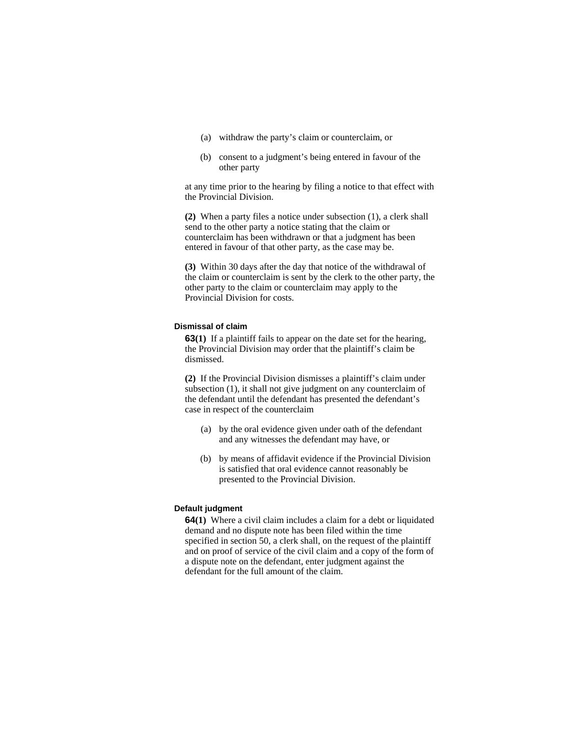(a) withdraw the party's claim or counterclaim, or

(b) consent to a judgment's being entered in favour of the other party

at any time prior to the hearing by filing a notice to that effect with the Provincial Division.

**(2)** When a party files a notice under subsection (1), a clerk shall send to the other party a notice stating that the claim or counterclaim has been withdrawn or that a judgment has been entered in favour of that other party, as the case may be.

**(3)** Within 30 days after the day that notice of the withdrawal of the claim or counterclaim is sent by the clerk to the other party, the other party to the claim or counterclaim may apply to the Provincial Division for costs.

#### Dismissal of claim

**63(1)** If a plaintiff fails to appear on the date set for the hearing, the Provincial Division may order that the plaintiff's claim be dismissed.

**(2)** If the Provincial Division dismisses a plaintiff's claim under subsection (1), it shall not give judgment on any counterclaim of the defendant until the defendant has presented the defendant's case in respect of the counterclaim

(a) by the oral evidence given under oath of the defendant and any witnesses the defendant may have, or

(b) by means of affidavit evidence if the Provincial Division is satisfied that oral evidence cannot reasonably be presented to the Provincial Division.

#### Default judgment

**64(1)** Where a civil claim includes a claim for a debt or liquidated demand and no dispute note has been filed within the time specified in section 50, a clerk shall, on the request of the plaintiff and on proof of service of the civil claim and a copy of the form of a dispute note on the defendant, enter judgment against the defendant for the full amount of the claim.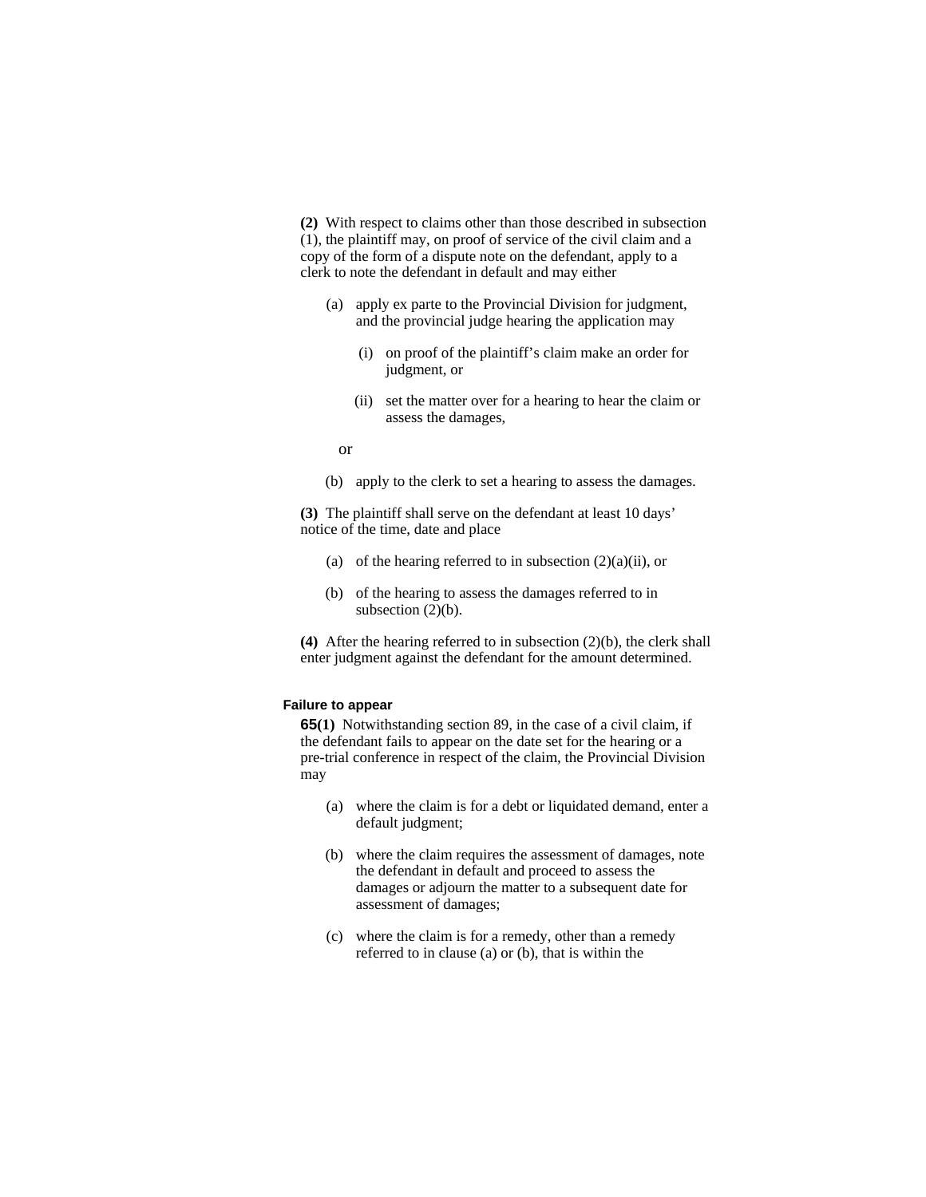**(2)** With respect to claims other than those described in subsection (1), the plaintiff may, on proof of service of the civil claim and a copy of the form of a dispute note on the defendant, apply to a clerk to note the defendant in default and may either

(a) apply ex parte to the Provincial Division for judgment, and the provincial judge hearing the application may

(i) on proof of the plaintiff's claim make an order for judgment, or

(ii) set the matter over for a hearing to hear the claim or assess the damages,

or

(b) apply to the clerk to set a hearing to assess the damages.

**(3)** The plaintiff shall serve on the defendant at least 10 days' notice of the time, date and place

(a) of the hearing referred to in subsection (2)(a)(ii), or

(b) of the hearing to assess the damages referred to in subsection (2)(b).

**(4)** After the hearing referred to in subsection (2)(b), the clerk shall enter judgment against the defendant for the amount determined.

#### Failure to appear

**65(1)** Notwithstanding section 89, in the case of a civil claim, if the defendant fails to appear on the date set for the hearing or a pre-trial conference in respect of the claim, the Provincial Division may

(a) where the claim is for a debt or liquidated demand, enter a default judgment;

(b) where the claim requires the assessment of damages, note the defendant in default and proceed to assess the damages or adjourn the matter to a subsequent date for assessment of damages;

(c) where the claim is for a remedy, other than a remedy referred to in clause (a) or (b), that is within the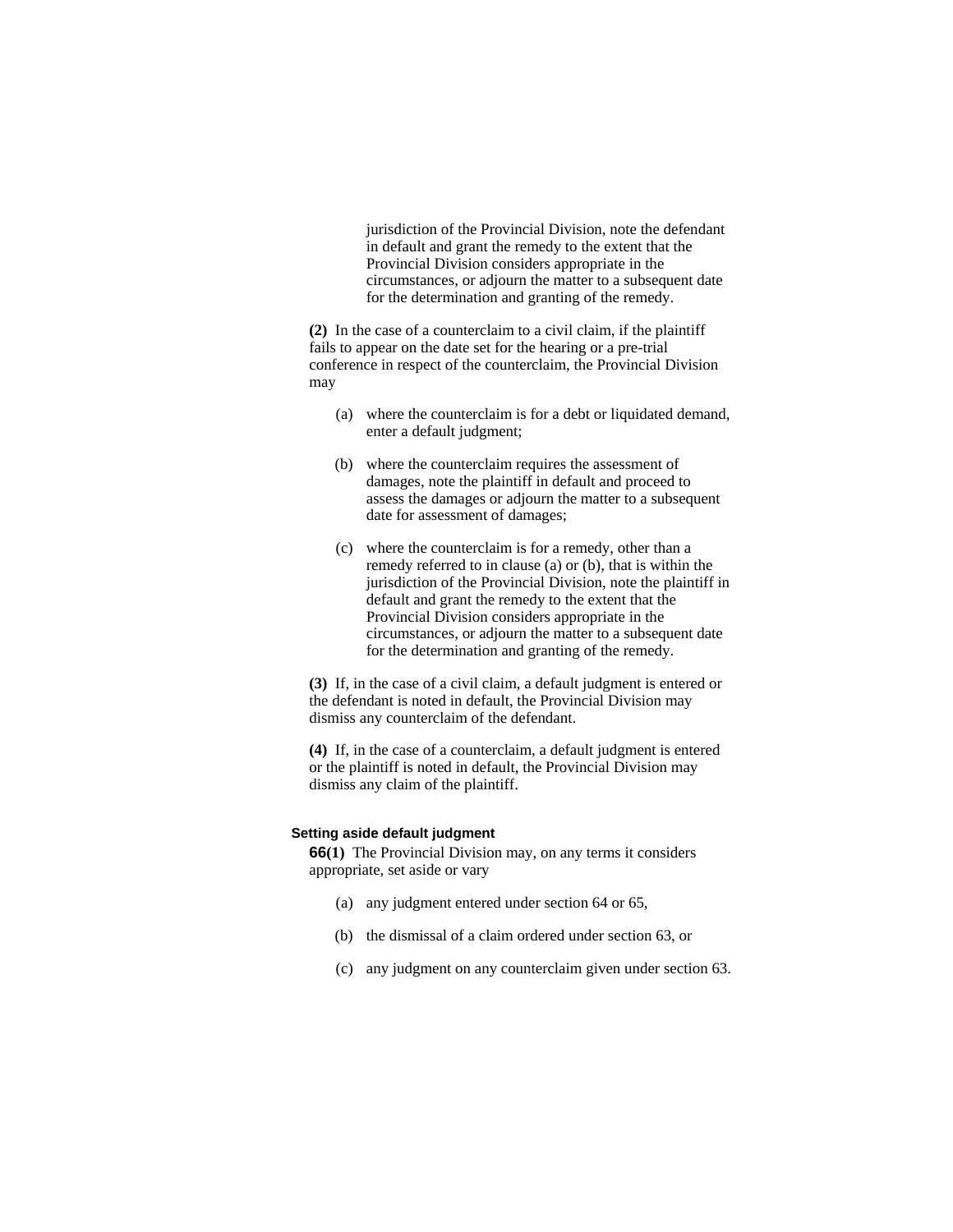jurisdiction of the Provincial Division, note the defendant in default and grant the remedy to the extent that the Provincial Division considers appropriate in the circumstances, or adjourn the matter to a subsequent date for the determination and granting of the remedy.

**(2)** In the case of a counterclaim to a civil claim, if the plaintiff fails to appear on the date set for the hearing or a pre-trial conference in respect of the counterclaim, the Provincial Division may

(a) where the counterclaim is for a debt or liquidated demand, enter a default judgment;

(b) where the counterclaim requires the assessment of damages, note the plaintiff in default and proceed to assess the damages or adjourn the matter to a subsequent date for assessment of damages;

(c) where the counterclaim is for a remedy, other than a remedy referred to in clause (a) or (b), that is within the jurisdiction of the Provincial Division, note the plaintiff in default and grant the remedy to the extent that the Provincial Division considers appropriate in the circumstances, or adjourn the matter to a subsequent date for the determination and granting of the remedy.

**(3)** If, in the case of a civil claim, a default judgment is entered or the defendant is noted in default, the Provincial Division may dismiss any counterclaim of the defendant.

**(4)** If, in the case of a counterclaim, a default judgment is entered or the plaintiff is noted in default, the Provincial Division may dismiss any claim of the plaintiff.

#### Setting aside default judgment

**66(1)** The Provincial Division may, on any terms it considers appropriate, set aside or vary

(a) any judgment entered under section 64 or 65,

(b) the dismissal of a claim ordered under section 63, or

(c) any judgment on any counterclaim given under section 63.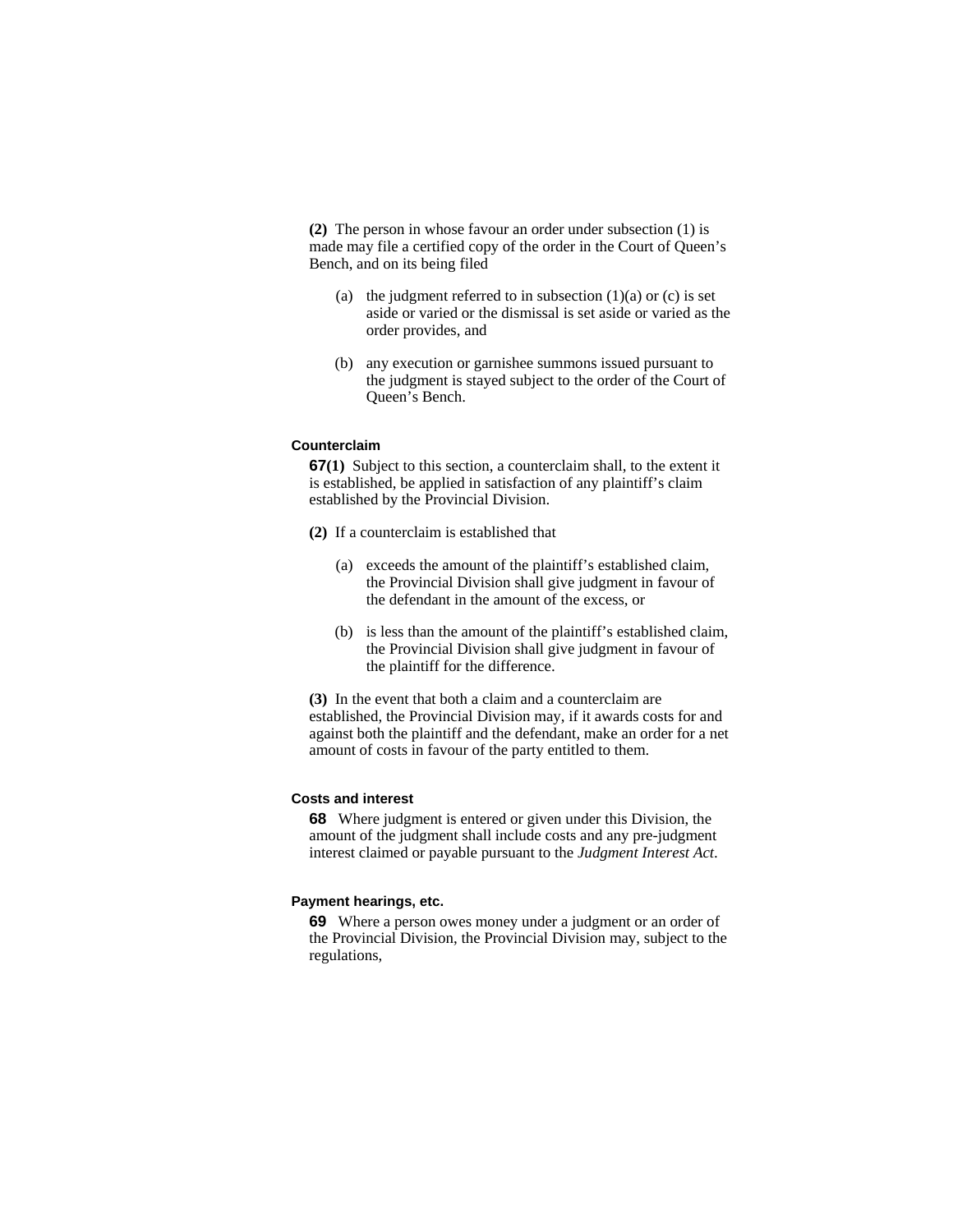**(2)** The person in whose favour an order under subsection (1) is made may file a certified copy of the order in the Court of Queen's Bench, and on its being filed

(a) the judgment referred to in subsection (1)(a) or (c) is set aside or varied or the dismissal is set aside or varied as the order provides, and

(b) any execution or garnishee summons issued pursuant to the judgment is stayed subject to the order of the Court of Queen's Bench.

#### Counterclaim

**67(1)** Subject to this section, a counterclaim shall, to the extent it is established, be applied in satisfaction of any plaintiff's claim established by the Provincial Division.

**(2)** If a counterclaim is established that

(a) exceeds the amount of the plaintiff's established claim, the Provincial Division shall give judgment in favour of the defendant in the amount of the excess, or

(b) is less than the amount of the plaintiff's established claim, the Provincial Division shall give judgment in favour of the plaintiff for the difference.

**(3)** In the event that both a claim and a counterclaim are established, the Provincial Division may, if it awards costs for and against both the plaintiff and the defendant, make an order for a net amount of costs in favour of the party entitled to them.

#### Costs and interest

**68** Where judgment is entered or given under this Division, the amount of the judgment shall include costs and any pre-judgment interest claimed or payable pursuant to the *Judgment Interest Act*.

#### Payment hearings, etc.

**69** Where a person owes money under a judgment or an order of the Provincial Division, the Provincial Division may, subject to the regulations,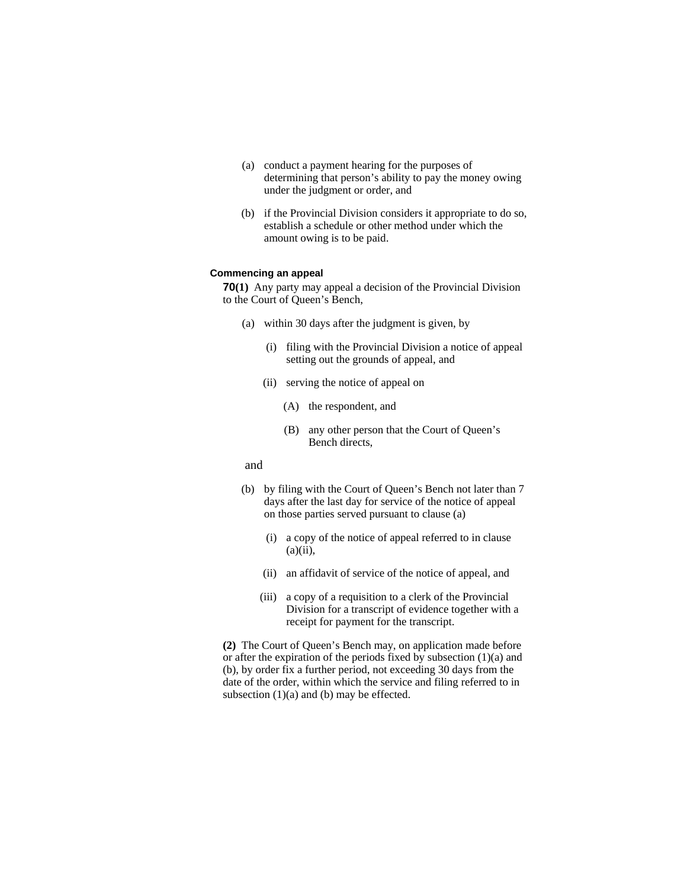(a) conduct a payment hearing for the purposes of determining that person's ability to pay the money owing under the judgment or order, and

(b) if the Provincial Division considers it appropriate to do so, establish a schedule or other method under which the amount owing is to be paid.

#### Commencing an appeal

**70(1)** Any party may appeal a decision of the Provincial Division to the Court of Queen's Bench,

- (a) within 30 days after the judgment is given, by
  - (i) filing with the Provincial Division a notice of appeal setting out the grounds of appeal, and
  - (ii) serving the notice of appeal on
    - (A) the respondent, and
    - (B) any other person that the Court of Queen's Bench directs,

  and

- (b) by filing with the Court of Queen's Bench not later than 7 days after the last day for service of the notice of appeal on those parties served pursuant to clause (a)
  - (i) a copy of the notice of appeal referred to in clause (a)(ii),
  - (ii) an affidavit of service of the notice of appeal, and
  - (iii) a copy of a requisition to a clerk of the Provincial Division for a transcript of evidence together with a receipt for payment for the transcript.

**(2)** The Court of Queen's Bench may, on application made before or after the expiration of the periods fixed by subsection (1)(a) and (b), by order fix a further period, not exceeding 30 days from the date of the order, within which the service and filing referred to in subsection (1)(a) and (b) may be effected.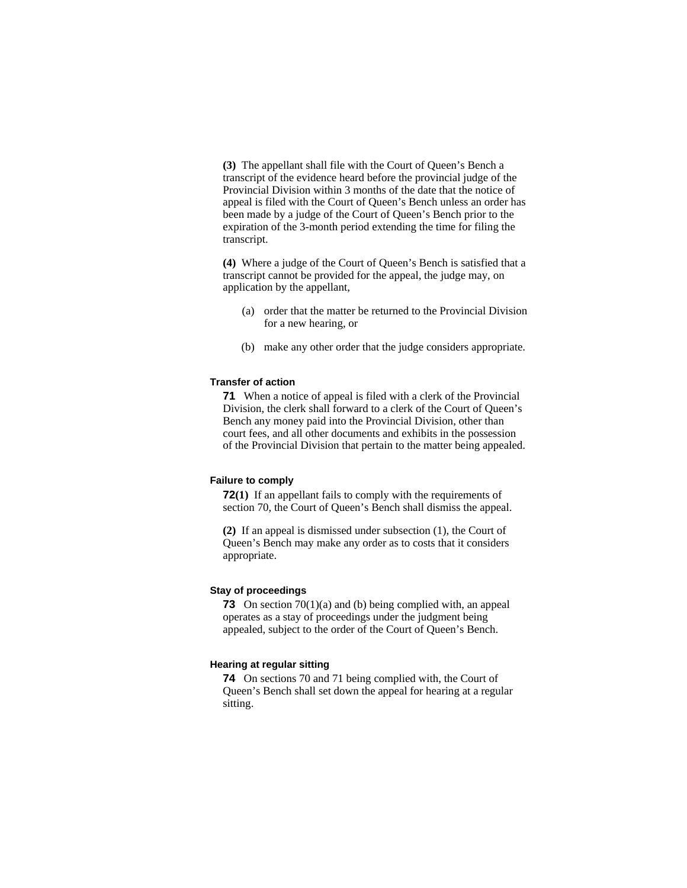**(3)** The appellant shall file with the Court of Queen's Bench a transcript of the evidence heard before the provincial judge of the Provincial Division within 3 months of the date that the notice of appeal is filed with the Court of Queen's Bench unless an order has been made by a judge of the Court of Queen's Bench prior to the expiration of the 3-month period extending the time for filing the transcript.

**(4)** Where a judge of the Court of Queen's Bench is satisfied that a transcript cannot be provided for the appeal, the judge may, on application by the appellant,

(a) order that the matter be returned to the Provincial Division for a new hearing, or

(b) make any other order that the judge considers appropriate.

#### Transfer of action

**71** When a notice of appeal is filed with a clerk of the Provincial Division, the clerk shall forward to a clerk of the Court of Queen's Bench any money paid into the Provincial Division, other than court fees, and all other documents and exhibits in the possession of the Provincial Division that pertain to the matter being appealed.

#### Failure to comply

**72(1)** If an appellant fails to comply with the requirements of section 70, the Court of Queen's Bench shall dismiss the appeal.

**(2)** If an appeal is dismissed under subsection (1), the Court of Queen's Bench may make any order as to costs that it considers appropriate.

#### Stay of proceedings

**73** On section 70(1)(a) and (b) being complied with, an appeal operates as a stay of proceedings under the judgment being appealed, subject to the order of the Court of Queen's Bench.

#### Hearing at regular sitting

**74** On sections 70 and 71 being complied with, the Court of Queen's Bench shall set down the appeal for hearing at a regular sitting.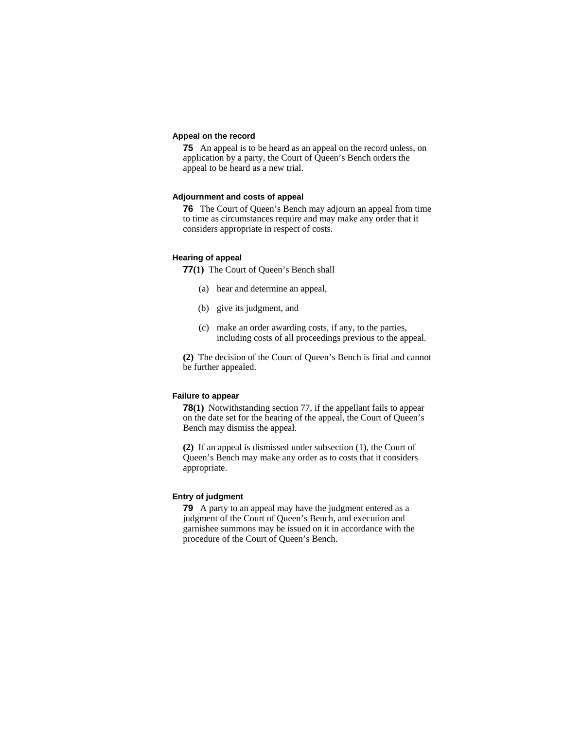### Appeal on the record

**75** An appeal is to be heard as an appeal on the record unless, on application by a party, the Court of Queen's Bench orders the appeal to be heard as a new trial.

### Adjournment and costs of appeal

**76** The Court of Queen's Bench may adjourn an appeal from time to time as circumstances require and may make any order that it considers appropriate in respect of costs.

### Hearing of appeal

**77(1)** The Court of Queen's Bench shall

(a) hear and determine an appeal,

(b) give its judgment, and

(c) make an order awarding costs, if any, to the parties, including costs of all proceedings previous to the appeal.

**(2)** The decision of the Court of Queen's Bench is final and cannot be further appealed.

### Failure to appear

**78(1)** Notwithstanding section 77, if the appellant fails to appear on the date set for the hearing of the appeal, the Court of Queen's Bench may dismiss the appeal.

**(2)** If an appeal is dismissed under subsection (1), the Court of Queen's Bench may make any order as to costs that it considers appropriate.

### Entry of judgment

**79** A party to an appeal may have the judgment entered as a judgment of the Court of Queen's Bench, and execution and garnishee summons may be issued on it in accordance with the procedure of the Court of Queen's Bench.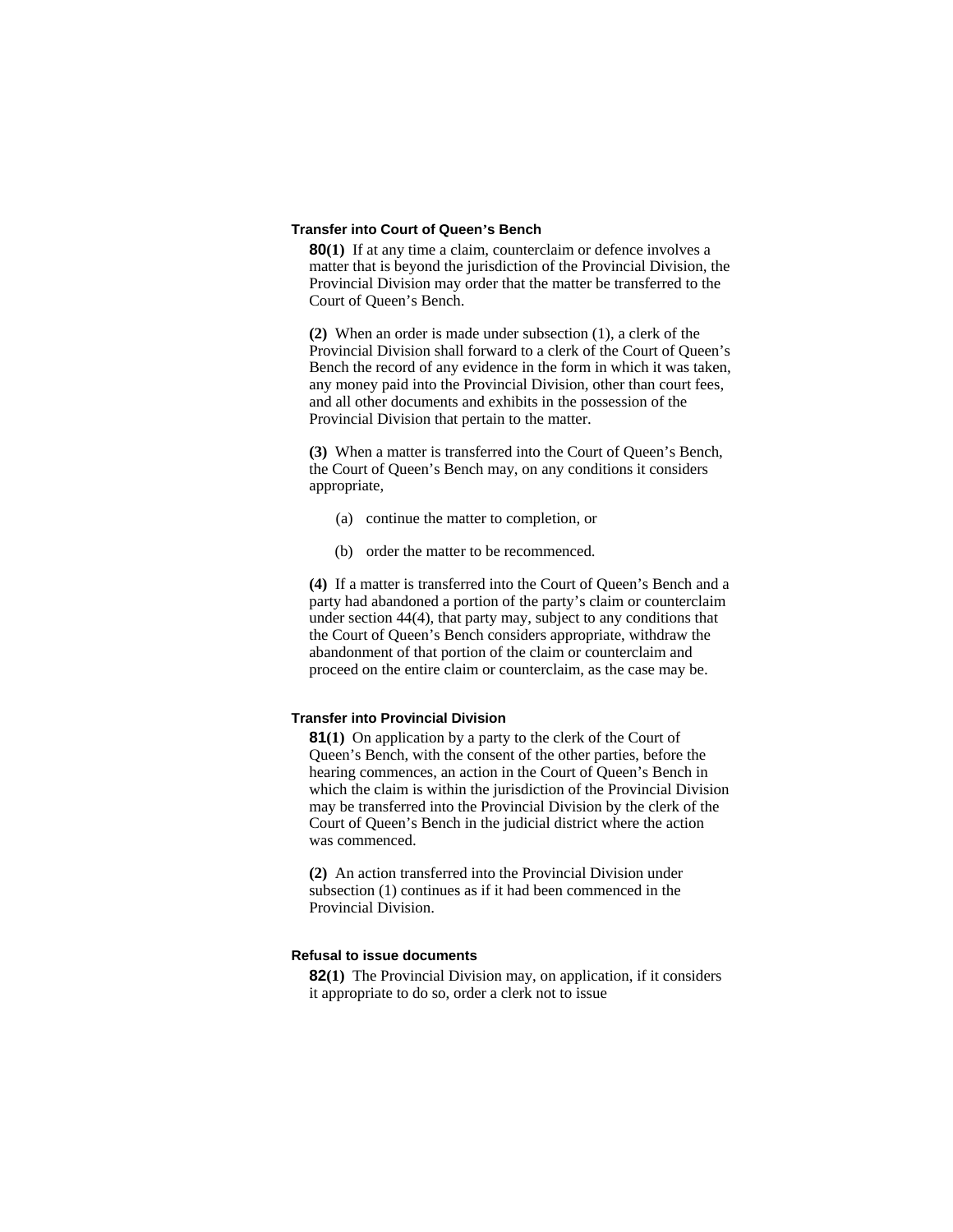### Transfer into Court of Queen's Bench

**80(1)** If at any time a claim, counterclaim or defence involves a matter that is beyond the jurisdiction of the Provincial Division, the Provincial Division may order that the matter be transferred to the Court of Queen's Bench.

**(2)** When an order is made under subsection (1), a clerk of the Provincial Division shall forward to a clerk of the Court of Queen's Bench the record of any evidence in the form in which it was taken, any money paid into the Provincial Division, other than court fees, and all other documents and exhibits in the possession of the Provincial Division that pertain to the matter.

**(3)** When a matter is transferred into the Court of Queen's Bench, the Court of Queen's Bench may, on any conditions it considers appropriate,

(a) continue the matter to completion, or

(b) order the matter to be recommenced.

**(4)** If a matter is transferred into the Court of Queen's Bench and a party had abandoned a portion of the party's claim or counterclaim under section 44(4), that party may, subject to any conditions that the Court of Queen's Bench considers appropriate, withdraw the abandonment of that portion of the claim or counterclaim and proceed on the entire claim or counterclaim, as the case may be.

### Transfer into Provincial Division

**81(1)** On application by a party to the clerk of the Court of Queen's Bench, with the consent of the other parties, before the hearing commences, an action in the Court of Queen's Bench in which the claim is within the jurisdiction of the Provincial Division may be transferred into the Provincial Division by the clerk of the Court of Queen's Bench in the judicial district where the action was commenced.

**(2)** An action transferred into the Provincial Division under subsection (1) continues as if it had been commenced in the Provincial Division.

### Refusal to issue documents

**82(1)** The Provincial Division may, on application, if it considers it appropriate to do so, order a clerk not to issue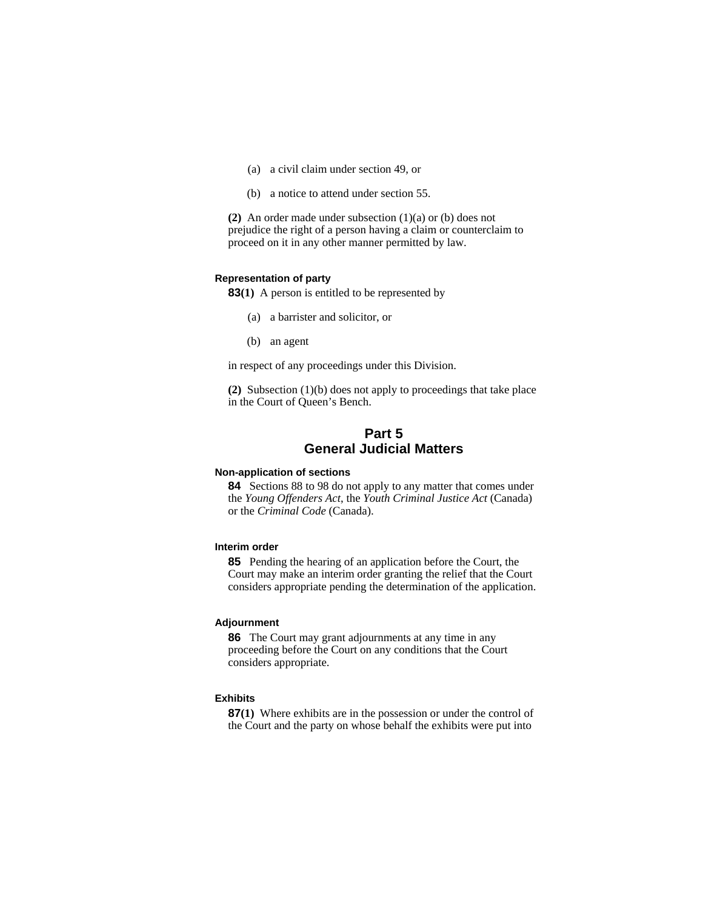(a) a civil claim under section 49, or

(b) a notice to attend under section 55.

**(2)** An order made under subsection (1)(a) or (b) does not prejudice the right of a person having a claim or counterclaim to proceed on it in any other manner permitted by law.

#### Representation of party

**83(1)** A person is entitled to be represented by

(a) a barrister and solicitor, or

(b) an agent

in respect of any proceedings under this Division.

**(2)** Subsection (1)(b) does not apply to proceedings that take place in the Court of Queen's Bench.

## Part 5
## General Judicial Matters

#### Non-application of sections

**84** Sections 88 to 98 do not apply to any matter that comes under the *Young Offenders Act*, the *Youth Criminal Justice Act* (Canada) or the *Criminal Code* (Canada).

#### Interim order

**85** Pending the hearing of an application before the Court, the Court may make an interim order granting the relief that the Court considers appropriate pending the determination of the application.

#### Adjournment

**86** The Court may grant adjournments at any time in any proceeding before the Court on any conditions that the Court considers appropriate.

#### Exhibits

**87(1)** Where exhibits are in the possession or under the control of the Court and the party on whose behalf the exhibits were put into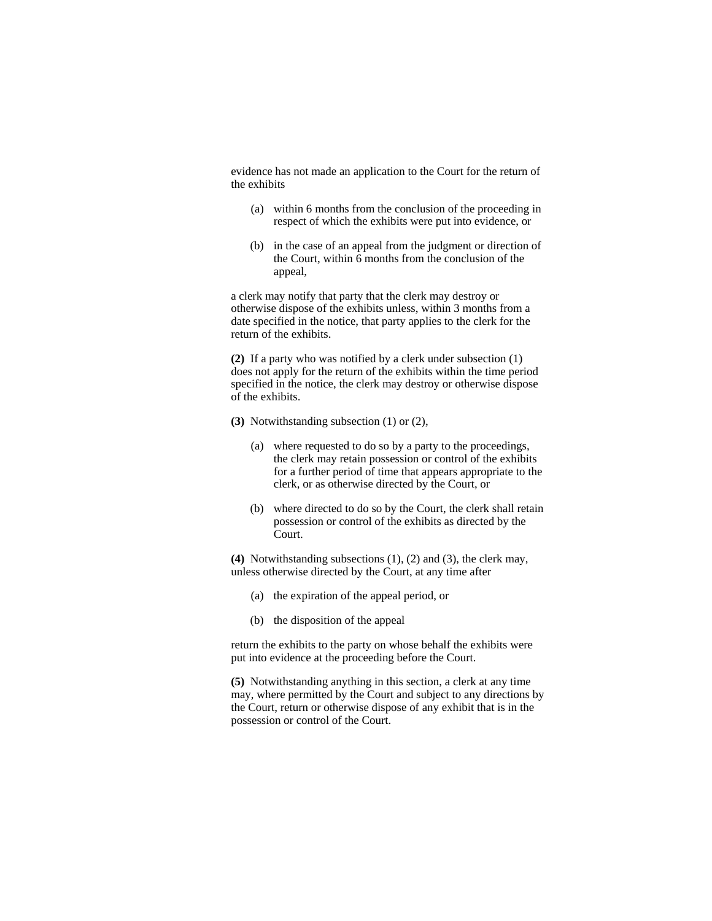evidence has not made an application to the Court for the return of the exhibits

(a) within 6 months from the conclusion of the proceeding in respect of which the exhibits were put into evidence, or

(b) in the case of an appeal from the judgment or direction of the Court, within 6 months from the conclusion of the appeal,

a clerk may notify that party that the clerk may destroy or otherwise dispose of the exhibits unless, within 3 months from a date specified in the notice, that party applies to the clerk for the return of the exhibits.

**(2)** If a party who was notified by a clerk under subsection (1) does not apply for the return of the exhibits within the time period specified in the notice, the clerk may destroy or otherwise dispose of the exhibits.

**(3)** Notwithstanding subsection (1) or (2),

(a) where requested to do so by a party to the proceedings, the clerk may retain possession or control of the exhibits for a further period of time that appears appropriate to the clerk, or as otherwise directed by the Court, or

(b) where directed to do so by the Court, the clerk shall retain possession or control of the exhibits as directed by the Court.

**(4)** Notwithstanding subsections (1), (2) and (3), the clerk may, unless otherwise directed by the Court, at any time after

(a) the expiration of the appeal period, or

(b) the disposition of the appeal

return the exhibits to the party on whose behalf the exhibits were put into evidence at the proceeding before the Court.

**(5)** Notwithstanding anything in this section, a clerk at any time may, where permitted by the Court and subject to any directions by the Court, return or otherwise dispose of any exhibit that is in the possession or control of the Court.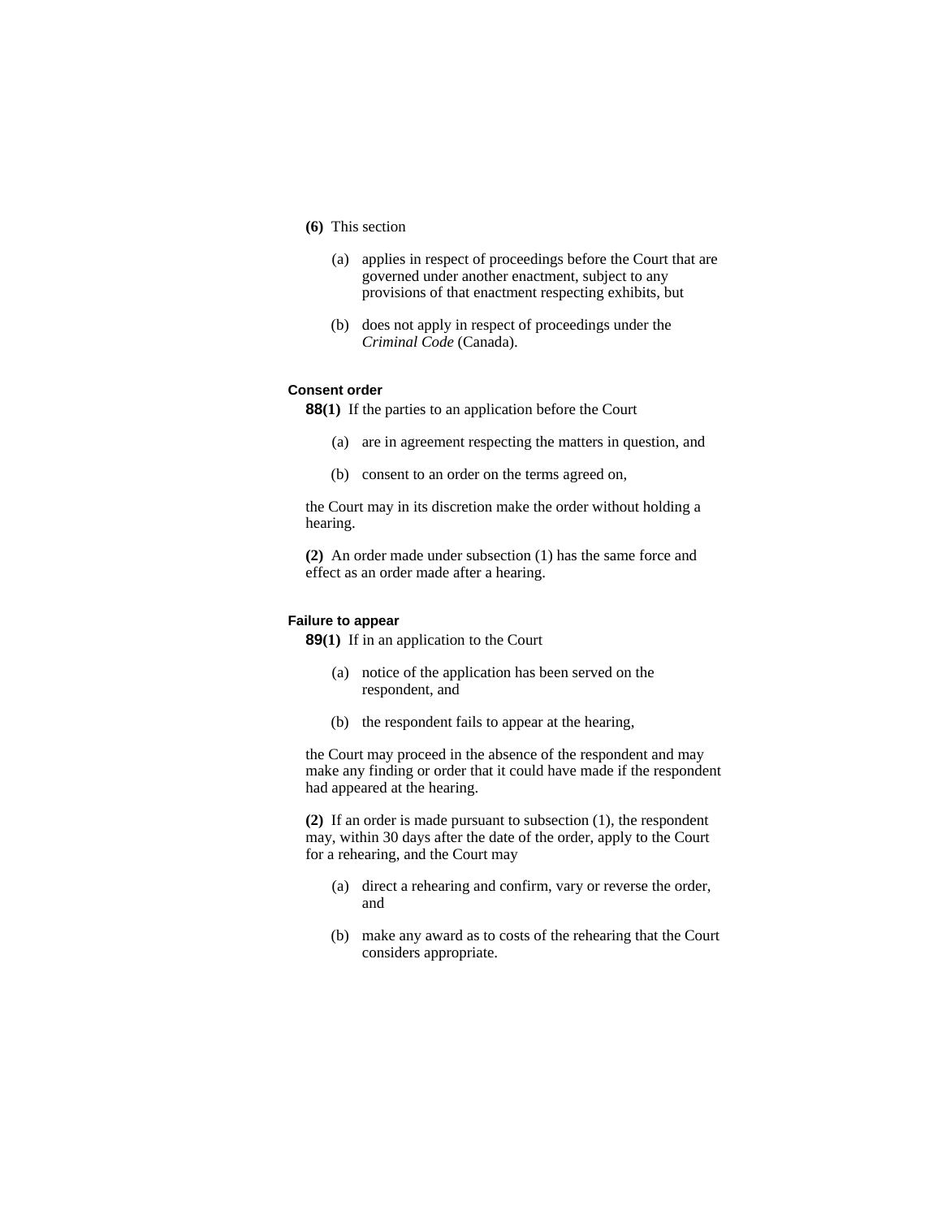**(6)** This section

(a) applies in respect of proceedings before the Court that are governed under another enactment, subject to any provisions of that enactment respecting exhibits, but

(b) does not apply in respect of proceedings under the *Criminal Code* (Canada).

#### Consent order

**88(1)** If the parties to an application before the Court

(a) are in agreement respecting the matters in question, and

(b) consent to an order on the terms agreed on,

the Court may in its discretion make the order without holding a hearing.

**(2)** An order made under subsection (1) has the same force and effect as an order made after a hearing.

#### Failure to appear

**89(1)** If in an application to the Court

(a) notice of the application has been served on the respondent, and

(b) the respondent fails to appear at the hearing,

the Court may proceed in the absence of the respondent and may make any finding or order that it could have made if the respondent had appeared at the hearing.

**(2)** If an order is made pursuant to subsection (1), the respondent may, within 30 days after the date of the order, apply to the Court for a rehearing, and the Court may

(a) direct a rehearing and confirm, vary or reverse the order, and

(b) make any award as to costs of the rehearing that the Court considers appropriate.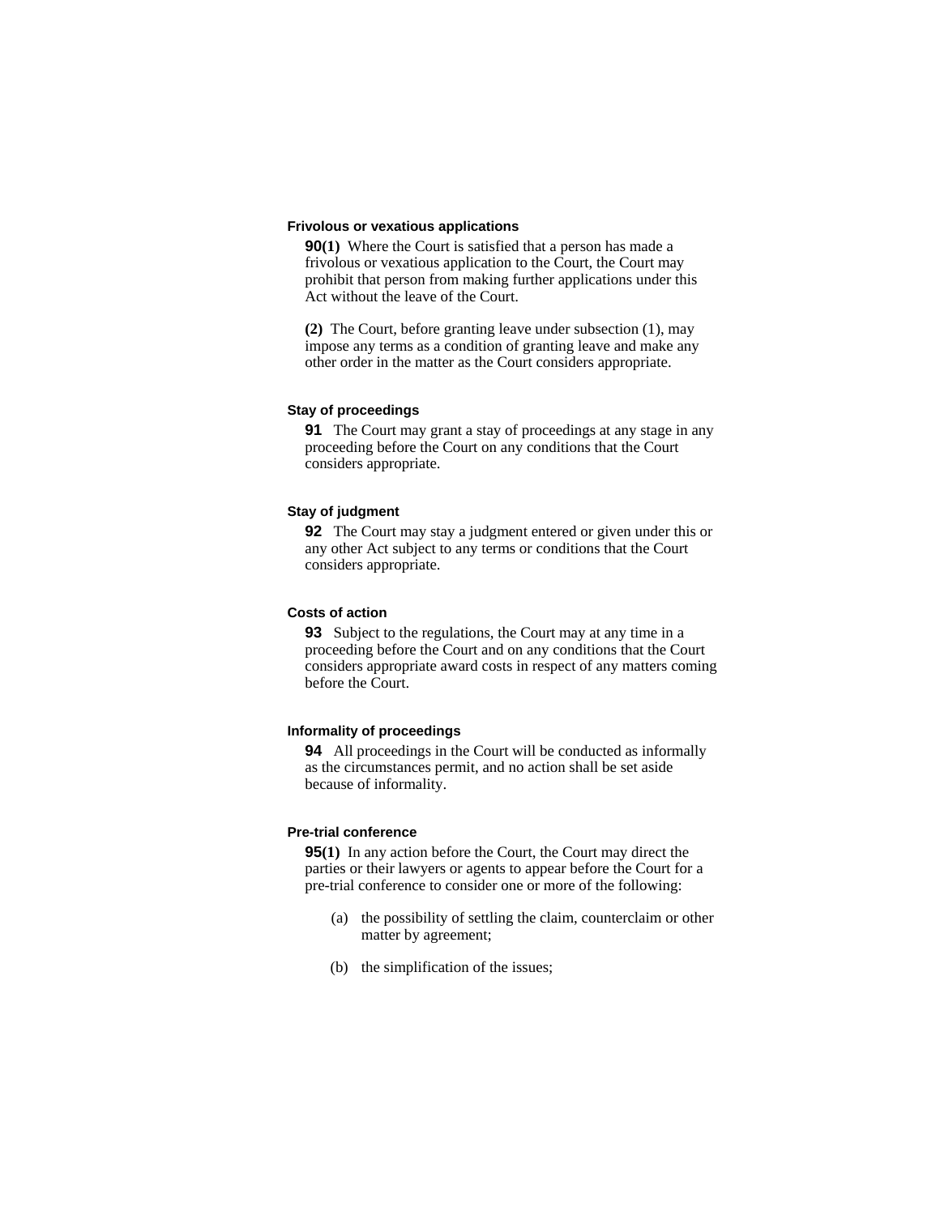### Frivolous or vexatious applications

**90(1)** Where the Court is satisfied that a person has made a frivolous or vexatious application to the Court, the Court may prohibit that person from making further applications under this Act without the leave of the Court.

**(2)** The Court, before granting leave under subsection (1), may impose any terms as a condition of granting leave and make any other order in the matter as the Court considers appropriate.

### Stay of proceedings

**91** The Court may grant a stay of proceedings at any stage in any proceeding before the Court on any conditions that the Court considers appropriate.

### Stay of judgment

**92** The Court may stay a judgment entered or given under this or any other Act subject to any terms or conditions that the Court considers appropriate.

### Costs of action

**93** Subject to the regulations, the Court may at any time in a proceeding before the Court and on any conditions that the Court considers appropriate award costs in respect of any matters coming before the Court.

### Informality of proceedings

**94** All proceedings in the Court will be conducted as informally as the circumstances permit, and no action shall be set aside because of informality.

### Pre-trial conference

**95(1)** In any action before the Court, the Court may direct the parties or their lawyers or agents to appear before the Court for a pre-trial conference to consider one or more of the following:

(a) the possibility of settling the claim, counterclaim or other matter by agreement;

(b) the simplification of the issues;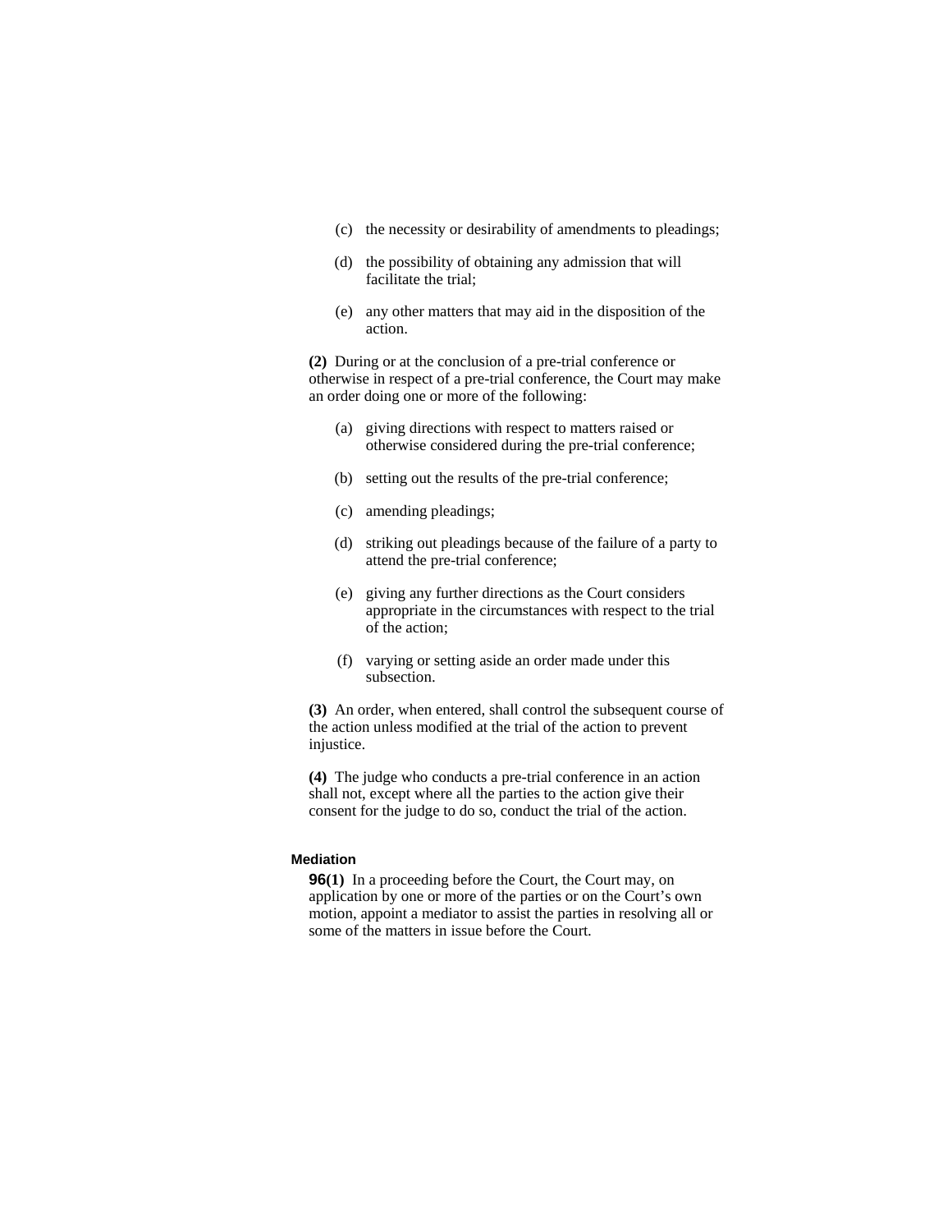(c) the necessity or desirability of amendments to pleadings;

(d) the possibility of obtaining any admission that will facilitate the trial;

(e) any other matters that may aid in the disposition of the action.

**(2)** During or at the conclusion of a pre-trial conference or otherwise in respect of a pre-trial conference, the Court may make an order doing one or more of the following:

(a) giving directions with respect to matters raised or otherwise considered during the pre-trial conference;

(b) setting out the results of the pre-trial conference;

(c) amending pleadings;

(d) striking out pleadings because of the failure of a party to attend the pre-trial conference;

(e) giving any further directions as the Court considers appropriate in the circumstances with respect to the trial of the action;

(f) varying or setting aside an order made under this subsection.

**(3)** An order, when entered, shall control the subsequent course of the action unless modified at the trial of the action to prevent injustice.

**(4)** The judge who conducts a pre-trial conference in an action shall not, except where all the parties to the action give their consent for the judge to do so, conduct the trial of the action.

**Mediation**

**96(1)** In a proceeding before the Court, the Court may, on application by one or more of the parties or on the Court's own motion, appoint a mediator to assist the parties in resolving all or some of the matters in issue before the Court.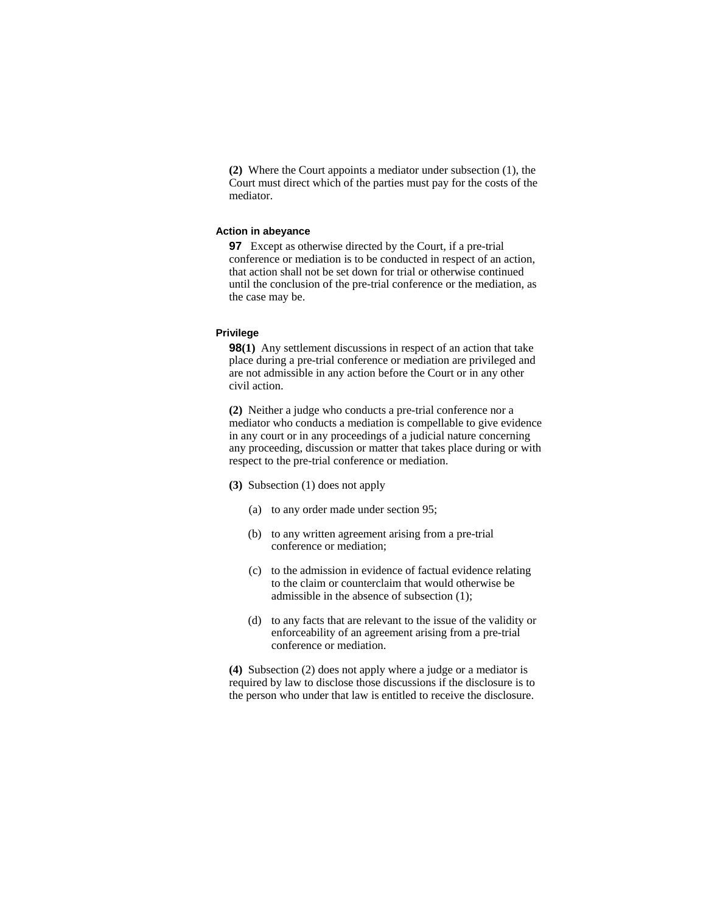**(2)** Where the Court appoints a mediator under subsection (1), the Court must direct which of the parties must pay for the costs of the mediator.

#### Action in abeyance

**97** Except as otherwise directed by the Court, if a pre-trial conference or mediation is to be conducted in respect of an action, that action shall not be set down for trial or otherwise continued until the conclusion of the pre-trial conference or the mediation, as the case may be.

#### Privilege

**98(1)** Any settlement discussions in respect of an action that take place during a pre-trial conference or mediation are privileged and are not admissible in any action before the Court or in any other civil action.

**(2)** Neither a judge who conducts a pre-trial conference nor a mediator who conducts a mediation is compellable to give evidence in any court or in any proceedings of a judicial nature concerning any proceeding, discussion or matter that takes place during or with respect to the pre-trial conference or mediation.

**(3)** Subsection (1) does not apply

- (a) to any order made under section 95;
- (b) to any written agreement arising from a pre-trial conference or mediation;
- (c) to the admission in evidence of factual evidence relating to the claim or counterclaim that would otherwise be admissible in the absence of subsection (1);
- (d) to any facts that are relevant to the issue of the validity or enforceability of an agreement arising from a pre-trial conference or mediation.

**(4)** Subsection (2) does not apply where a judge or a mediator is required by law to disclose those discussions if the disclosure is to the person who under that law is entitled to receive the disclosure.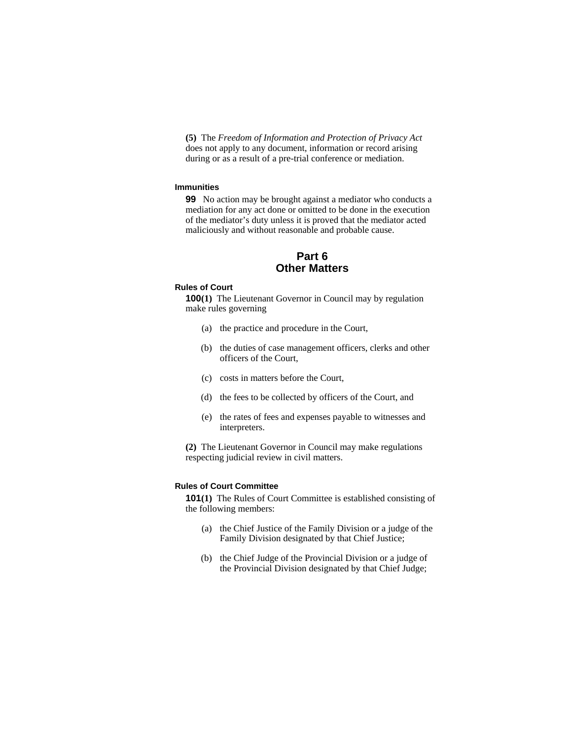**(5)** The *Freedom of Information and Protection of Privacy Act* does not apply to any document, information or record arising during or as a result of a pre-trial conference or mediation.

#### Immunities

**99** No action may be brought against a mediator who conducts a mediation for any act done or omitted to be done in the execution of the mediator's duty unless it is proved that the mediator acted maliciously and without reasonable and probable cause.

## Part 6
## Other Matters

#### Rules of Court

**100(1)** The Lieutenant Governor in Council may by regulation make rules governing

(a) the practice and procedure in the Court,

(b) the duties of case management officers, clerks and other officers of the Court,

(c) costs in matters before the Court,

(d) the fees to be collected by officers of the Court, and

(e) the rates of fees and expenses payable to witnesses and interpreters.

**(2)** The Lieutenant Governor in Council may make regulations respecting judicial review in civil matters.

#### Rules of Court Committee

**101(1)** The Rules of Court Committee is established consisting of the following members:

(a) the Chief Justice of the Family Division or a judge of the Family Division designated by that Chief Justice;

(b) the Chief Judge of the Provincial Division or a judge of the Provincial Division designated by that Chief Judge;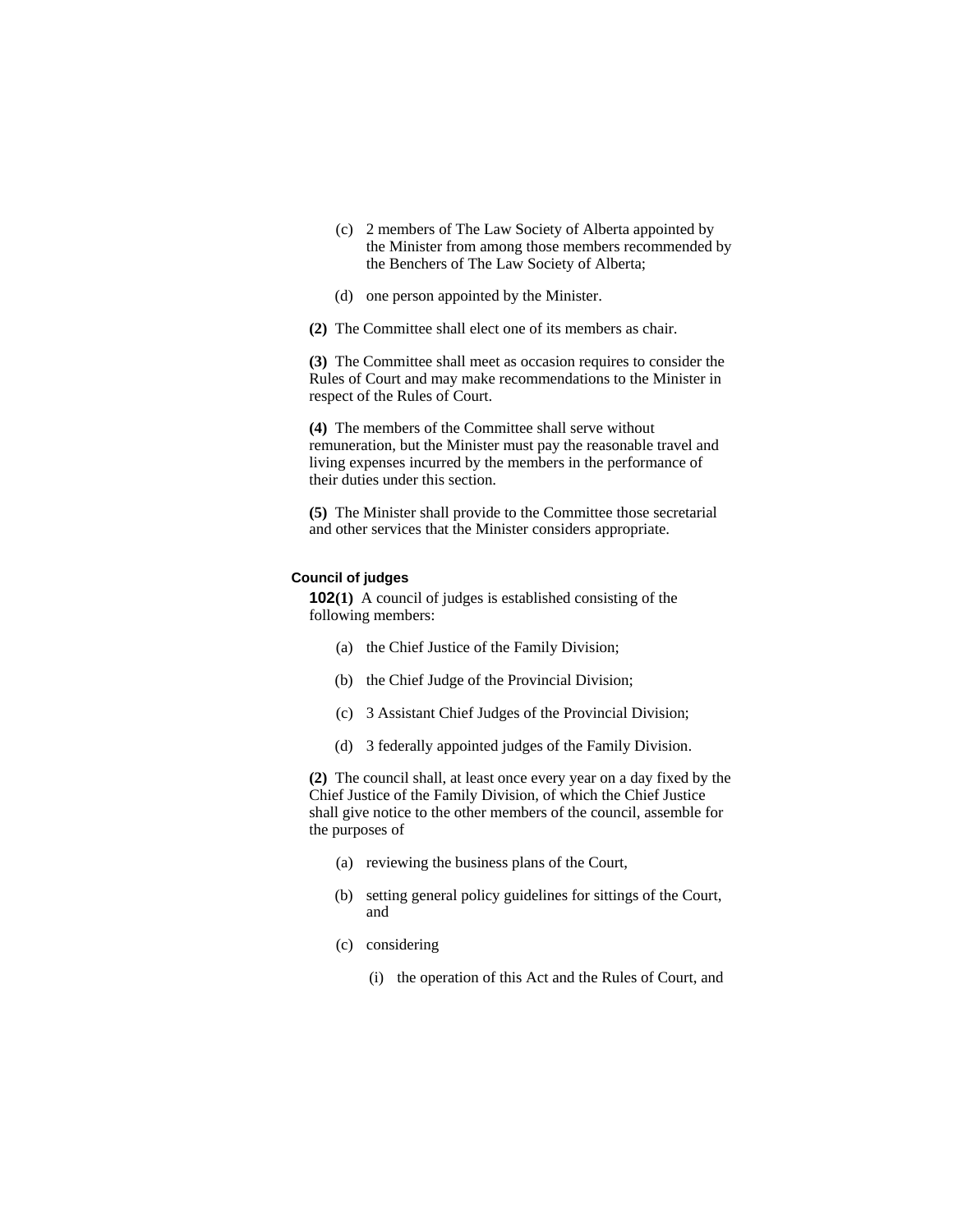(c) 2 members of The Law Society of Alberta appointed by the Minister from among those members recommended by the Benchers of The Law Society of Alberta;

(d) one person appointed by the Minister.

**(2)** The Committee shall elect one of its members as chair.

**(3)** The Committee shall meet as occasion requires to consider the Rules of Court and may make recommendations to the Minister in respect of the Rules of Court.

**(4)** The members of the Committee shall serve without remuneration, but the Minister must pay the reasonable travel and living expenses incurred by the members in the performance of their duties under this section.

**(5)** The Minister shall provide to the Committee those secretarial and other services that the Minister considers appropriate.

**Council of judges**

**102(1)** A council of judges is established consisting of the following members:

(a) the Chief Justice of the Family Division;

(b) the Chief Judge of the Provincial Division;

(c) 3 Assistant Chief Judges of the Provincial Division;

(d) 3 federally appointed judges of the Family Division.

**(2)** The council shall, at least once every year on a day fixed by the Chief Justice of the Family Division, of which the Chief Justice shall give notice to the other members of the council, assemble for the purposes of

(a) reviewing the business plans of the Court,

(b) setting general policy guidelines for sittings of the Court, and

(c) considering

(i) the operation of this Act and the Rules of Court, and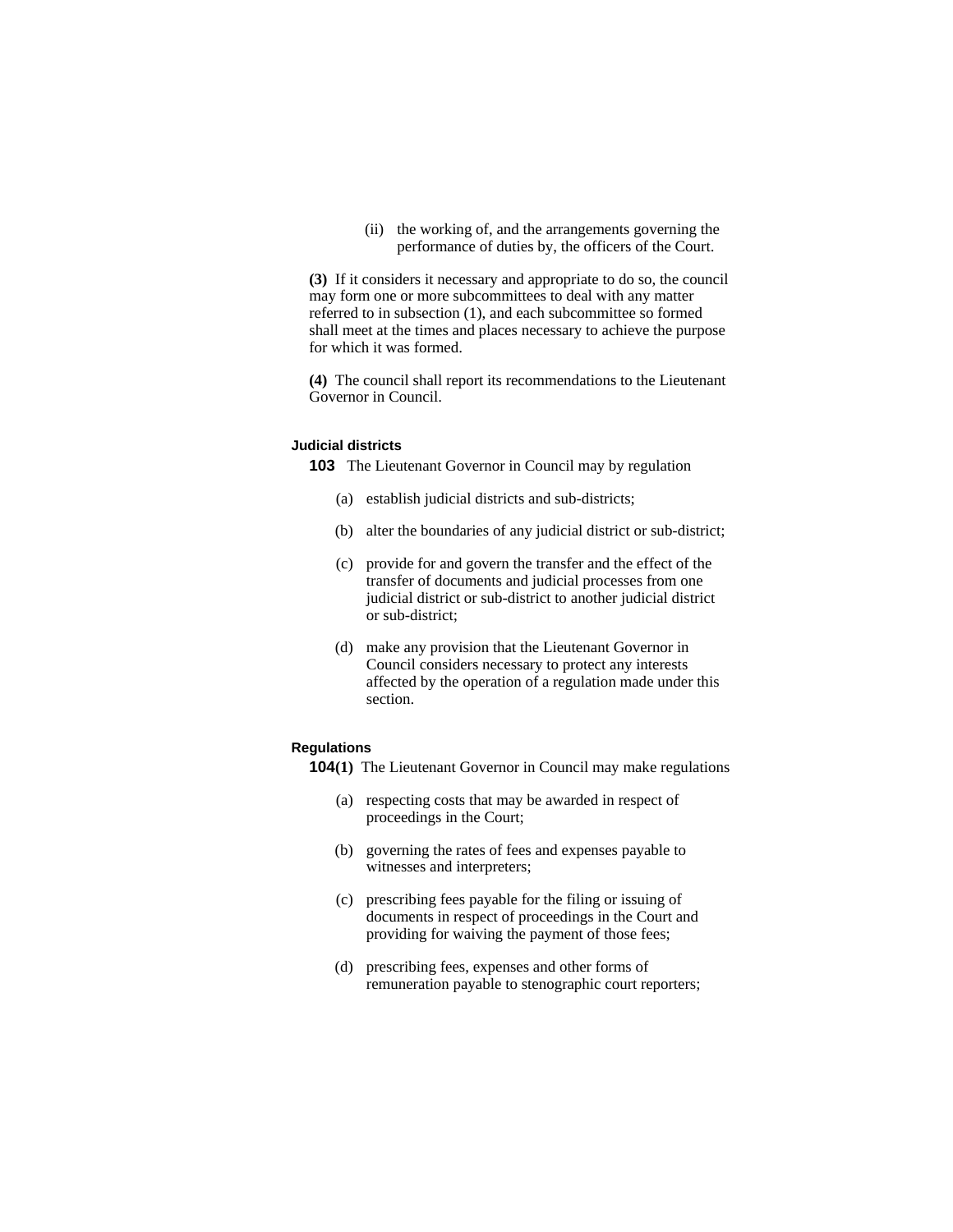(ii) the working of, and the arrangements governing the performance of duties by, the officers of the Court.

**(3)** If it considers it necessary and appropriate to do so, the council may form one or more subcommittees to deal with any matter referred to in subsection (1), and each subcommittee so formed shall meet at the times and places necessary to achieve the purpose for which it was formed.

**(4)** The council shall report its recommendations to the Lieutenant Governor in Council.

#### Judicial districts

**103** The Lieutenant Governor in Council may by regulation

(a) establish judicial districts and sub-districts;

(b) alter the boundaries of any judicial district or sub-district;

(c) provide for and govern the transfer and the effect of the transfer of documents and judicial processes from one judicial district or sub-district to another judicial district or sub-district;

(d) make any provision that the Lieutenant Governor in Council considers necessary to protect any interests affected by the operation of a regulation made under this section.

#### Regulations

**104(1)** The Lieutenant Governor in Council may make regulations

(a) respecting costs that may be awarded in respect of proceedings in the Court;

(b) governing the rates of fees and expenses payable to witnesses and interpreters;

(c) prescribing fees payable for the filing or issuing of documents in respect of proceedings in the Court and providing for waiving the payment of those fees;

(d) prescribing fees, expenses and other forms of remuneration payable to stenographic court reporters;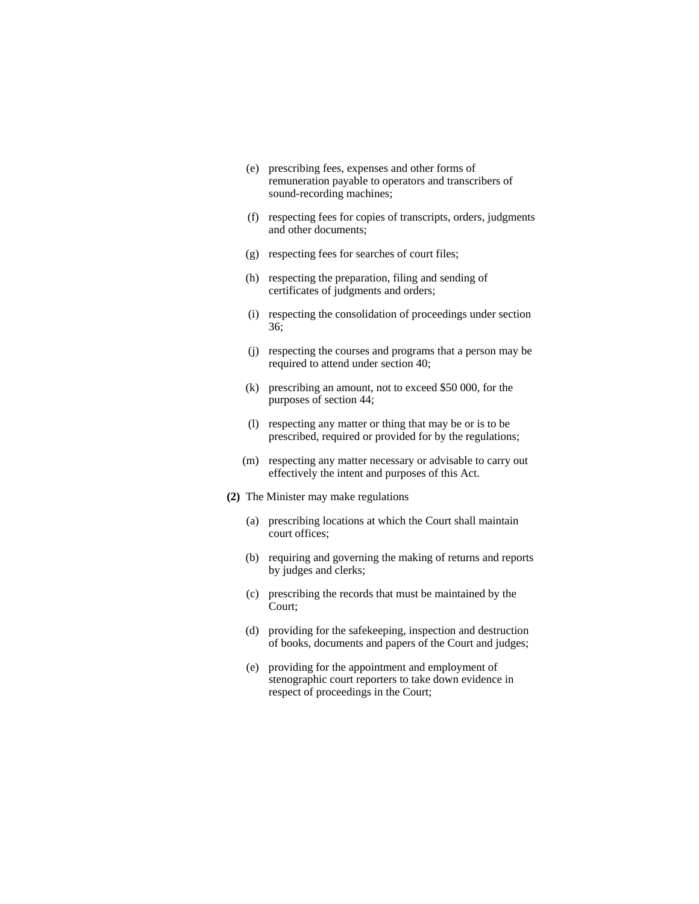(e) prescribing fees, expenses and other forms of remuneration payable to operators and transcribers of sound-recording machines;

(f) respecting fees for copies of transcripts, orders, judgments and other documents;

(g) respecting fees for searches of court files;

(h) respecting the preparation, filing and sending of certificates of judgments and orders;

(i) respecting the consolidation of proceedings under section 36;

(j) respecting the courses and programs that a person may be required to attend under section 40;

(k) prescribing an amount, not to exceed $50 000, for the purposes of section 44;

(l) respecting any matter or thing that may be or is to be prescribed, required or provided for by the regulations;

(m) respecting any matter necessary or advisable to carry out effectively the intent and purposes of this Act.

**(2)** The Minister may make regulations

(a) prescribing locations at which the Court shall maintain court offices;

(b) requiring and governing the making of returns and reports by judges and clerks;

(c) prescribing the records that must be maintained by the Court;

(d) providing for the safekeeping, inspection and destruction of books, documents and papers of the Court and judges;

(e) providing for the appointment and employment of stenographic court reporters to take down evidence in respect of proceedings in the Court;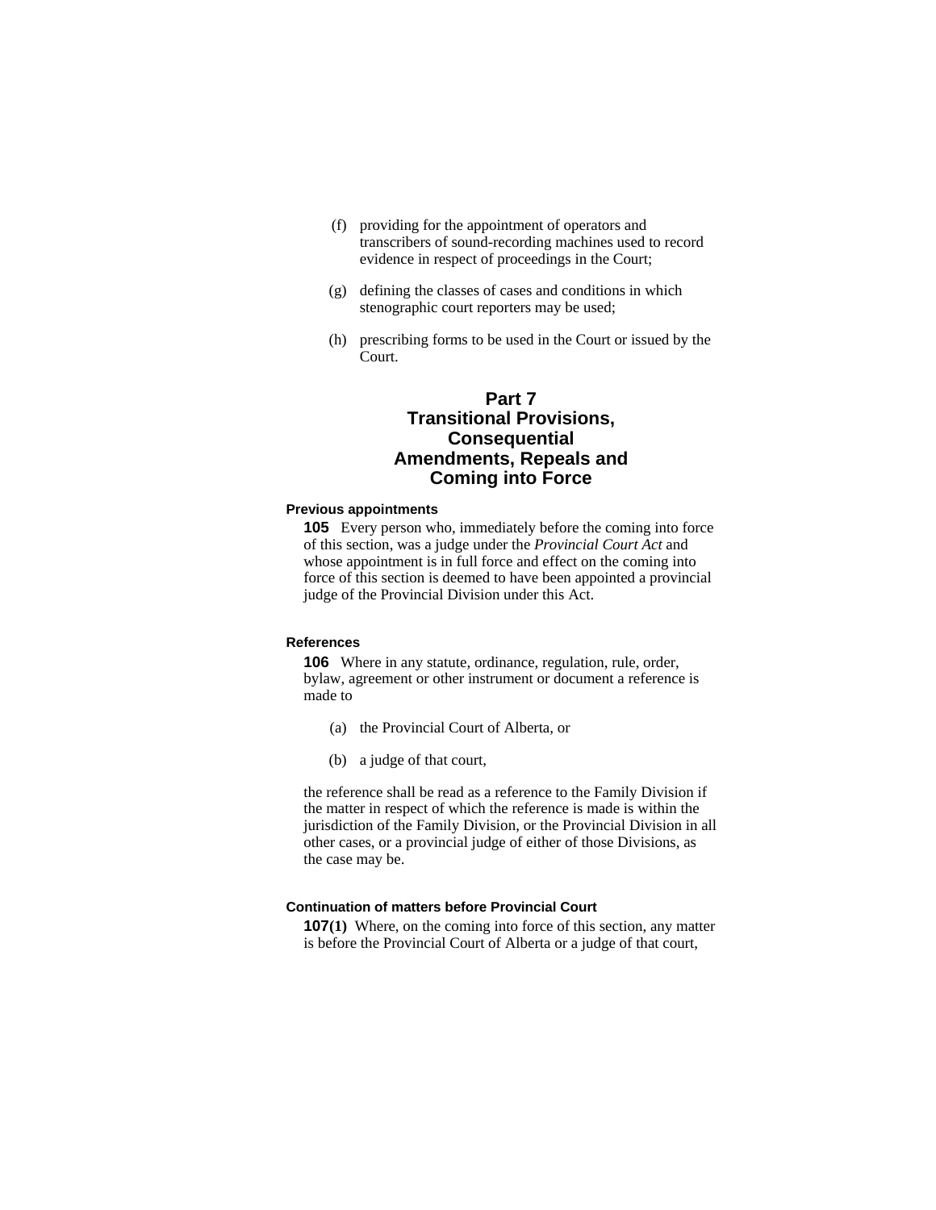(f) providing for the appointment of operators and transcribers of sound-recording machines used to record evidence in respect of proceedings in the Court;

(g) defining the classes of cases and conditions in which stenographic court reporters may be used;

(h) prescribing forms to be used in the Court or issued by the Court.

## Part 7
## Transitional Provisions, Consequential Amendments, Repeals and Coming into Force

#### Previous appointments

**105** Every person who, immediately before the coming into force of this section, was a judge under the *Provincial Court Act* and whose appointment is in full force and effect on the coming into force of this section is deemed to have been appointed a provincial judge of the Provincial Division under this Act.

#### References

**106** Where in any statute, ordinance, regulation, rule, order, bylaw, agreement or other instrument or document a reference is made to

(a) the Provincial Court of Alberta, or

(b) a judge of that court,

the reference shall be read as a reference to the Family Division if the matter in respect of which the reference is made is within the jurisdiction of the Family Division, or the Provincial Division in all other cases, or a provincial judge of either of those Divisions, as the case may be.

#### Continuation of matters before Provincial Court

**107(1)** Where, on the coming into force of this section, any matter is before the Provincial Court of Alberta or a judge of that court,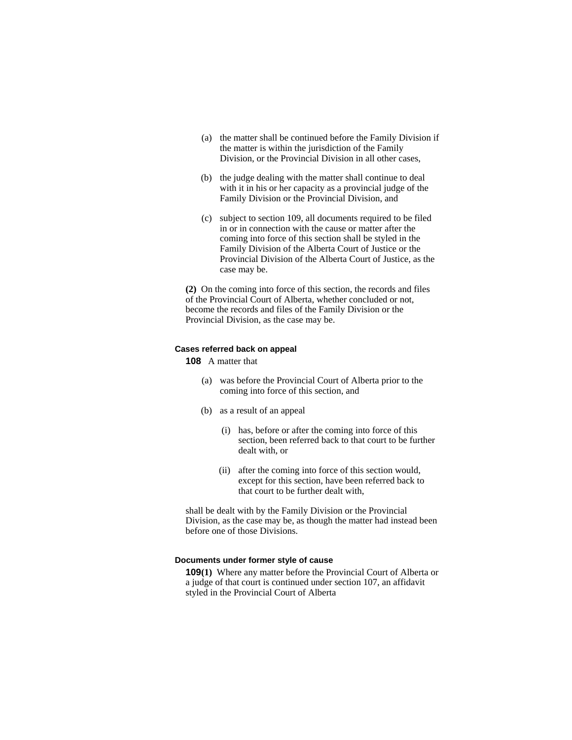(a) the matter shall be continued before the Family Division if the matter is within the jurisdiction of the Family Division, or the Provincial Division in all other cases,

(b) the judge dealing with the matter shall continue to deal with it in his or her capacity as a provincial judge of the Family Division or the Provincial Division, and

(c) subject to section 109, all documents required to be filed in or in connection with the cause or matter after the coming into force of this section shall be styled in the Family Division of the Alberta Court of Justice or the Provincial Division of the Alberta Court of Justice, as the case may be.

**(2)** On the coming into force of this section, the records and files of the Provincial Court of Alberta, whether concluded or not, become the records and files of the Family Division or the Provincial Division, as the case may be.

**Cases referred back on appeal**

**108** A matter that

(a) was before the Provincial Court of Alberta prior to the coming into force of this section, and

(b) as a result of an appeal

(i) has, before or after the coming into force of this section, been referred back to that court to be further dealt with, or

(ii) after the coming into force of this section would, except for this section, have been referred back to that court to be further dealt with,

shall be dealt with by the Family Division or the Provincial Division, as the case may be, as though the matter had instead been before one of those Divisions.

**Documents under former style of cause**

**109(1)** Where any matter before the Provincial Court of Alberta or a judge of that court is continued under section 107, an affidavit styled in the Provincial Court of Alberta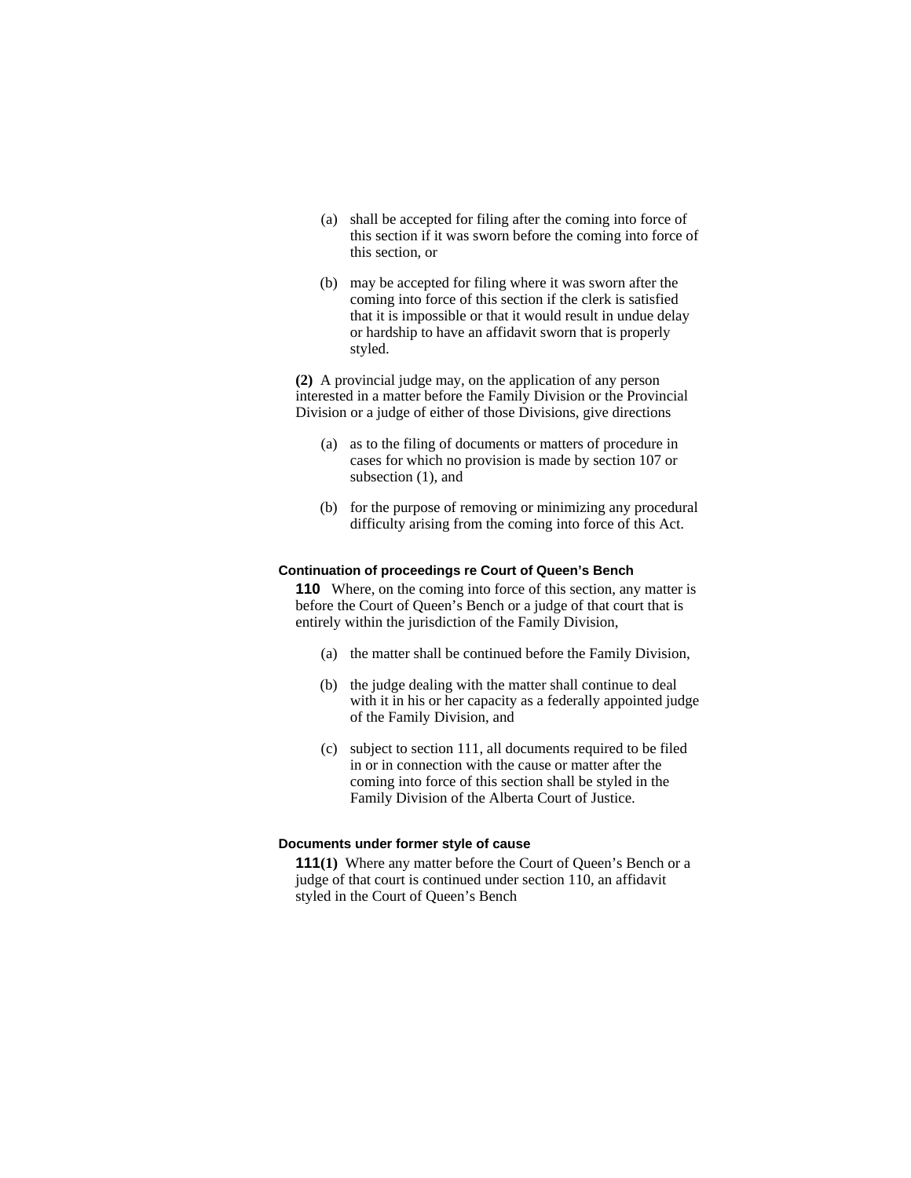(a) shall be accepted for filing after the coming into force of this section if it was sworn before the coming into force of this section, or

(b) may be accepted for filing where it was sworn after the coming into force of this section if the clerk is satisfied that it is impossible or that it would result in undue delay or hardship to have an affidavit sworn that is properly styled.

**(2)** A provincial judge may, on the application of any person interested in a matter before the Family Division or the Provincial Division or a judge of either of those Divisions, give directions

(a) as to the filing of documents or matters of procedure in cases for which no provision is made by section 107 or subsection (1), and

(b) for the purpose of removing or minimizing any procedural difficulty arising from the coming into force of this Act.

#### Continuation of proceedings re Court of Queen's Bench

**110** Where, on the coming into force of this section, any matter is before the Court of Queen's Bench or a judge of that court that is entirely within the jurisdiction of the Family Division,

(a) the matter shall be continued before the Family Division,

(b) the judge dealing with the matter shall continue to deal with it in his or her capacity as a federally appointed judge of the Family Division, and

(c) subject to section 111, all documents required to be filed in or in connection with the cause or matter after the coming into force of this section shall be styled in the Family Division of the Alberta Court of Justice.

#### Documents under former style of cause

**111(1)** Where any matter before the Court of Queen's Bench or a judge of that court is continued under section 110, an affidavit styled in the Court of Queen's Bench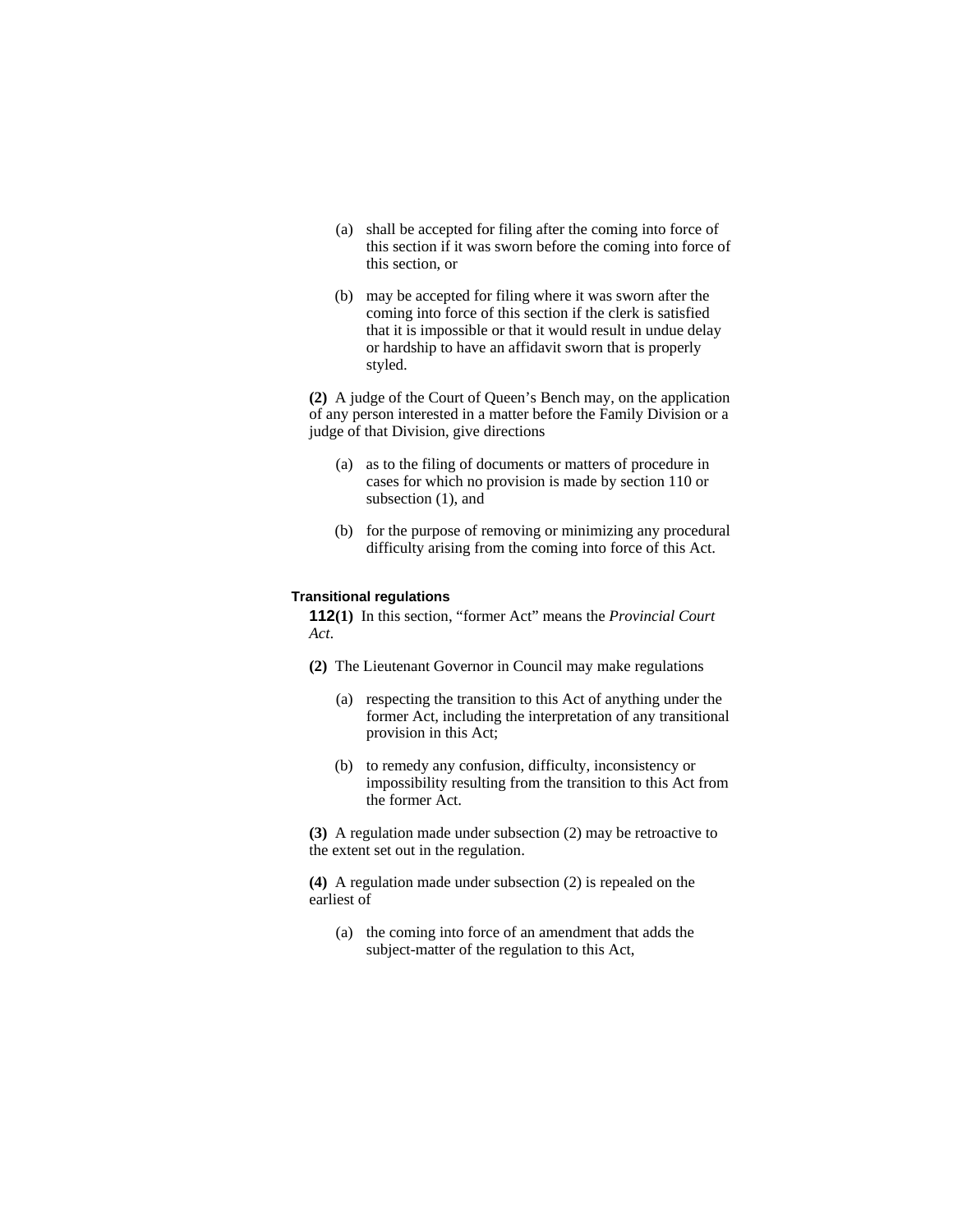(a) shall be accepted for filing after the coming into force of this section if it was sworn before the coming into force of this section, or

(b) may be accepted for filing where it was sworn after the coming into force of this section if the clerk is satisfied that it is impossible or that it would result in undue delay or hardship to have an affidavit sworn that is properly styled.

**(2)** A judge of the Court of Queen's Bench may, on the application of any person interested in a matter before the Family Division or a judge of that Division, give directions

(a) as to the filing of documents or matters of procedure in cases for which no provision is made by section 110 or subsection (1), and

(b) for the purpose of removing or minimizing any procedural difficulty arising from the coming into force of this Act.

#### Transitional regulations

**112(1)** In this section, "former Act" means the *Provincial Court Act*.

**(2)** The Lieutenant Governor in Council may make regulations

(a) respecting the transition to this Act of anything under the former Act, including the interpretation of any transitional provision in this Act;

(b) to remedy any confusion, difficulty, inconsistency or impossibility resulting from the transition to this Act from the former Act.

**(3)** A regulation made under subsection (2) may be retroactive to the extent set out in the regulation.

**(4)** A regulation made under subsection (2) is repealed on the earliest of

(a) the coming into force of an amendment that adds the subject-matter of the regulation to this Act,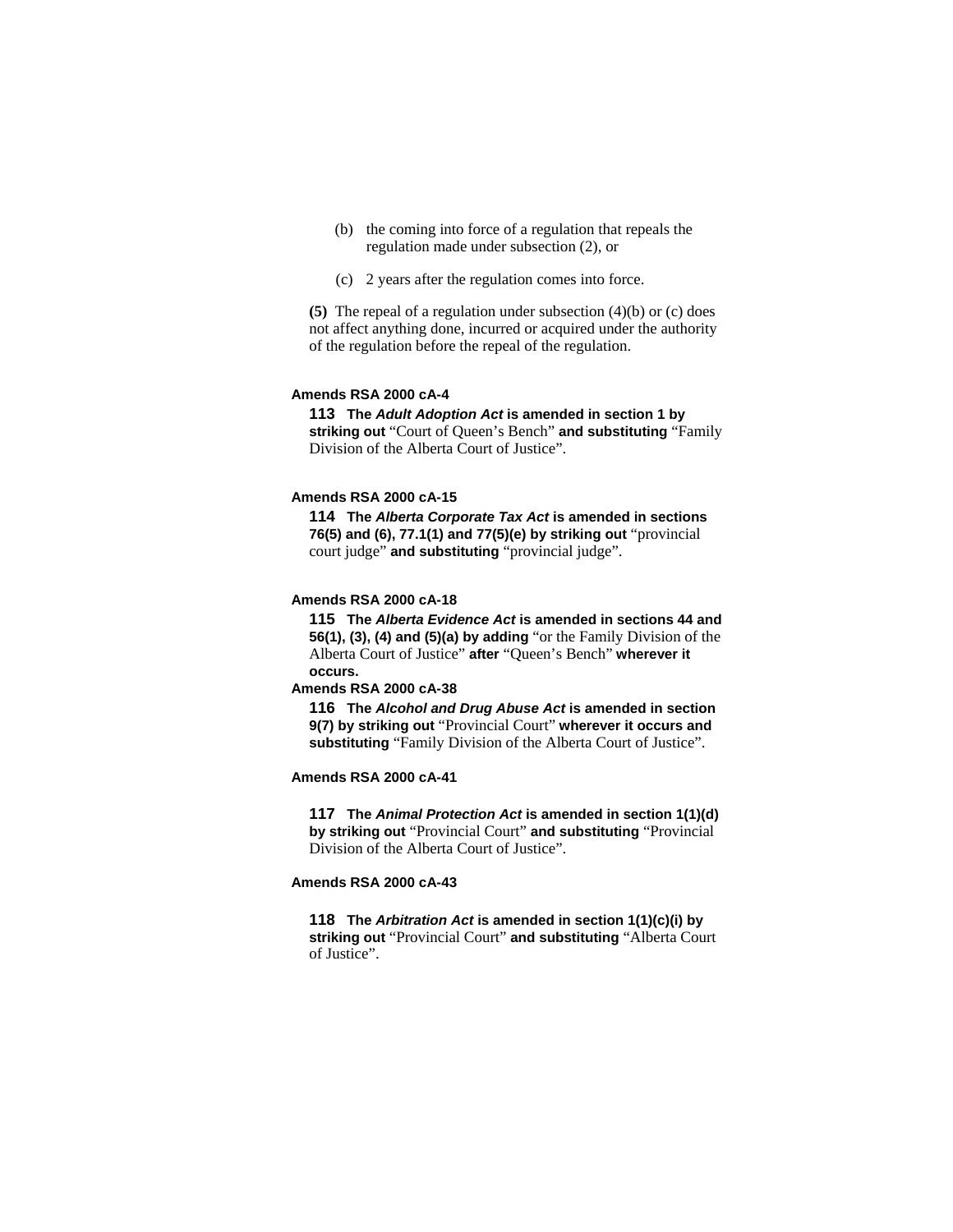(b) the coming into force of a regulation that repeals the regulation made under subsection (2), or

(c) 2 years after the regulation comes into force.

**(5)** The repeal of a regulation under subsection (4)(b) or (c) does not affect anything done, incurred or acquired under the authority of the regulation before the repeal of the regulation.

**Amends RSA 2000 cA-4**

**113 The *Adult Adoption Act* is amended in section 1 by striking out** "Court of Queen's Bench" **and substituting** "Family Division of the Alberta Court of Justice".

**Amends RSA 2000 cA-15**

**114 The *Alberta Corporate Tax Act* is amended in sections 76(5) and (6), 77.1(1) and 77(5)(e) by striking out** "provincial court judge" **and substituting** "provincial judge".

**Amends RSA 2000 cA-18**

**115 The *Alberta Evidence Act* is amended in sections 44 and 56(1), (3), (4) and (5)(a) by adding** "or the Family Division of the Alberta Court of Justice" **after** "Queen's Bench" **wherever it occurs.**

**Amends RSA 2000 cA-38**

**116 The *Alcohol and Drug Abuse Act* is amended in section 9(7) by striking out** "Provincial Court" **wherever it occurs and substituting** "Family Division of the Alberta Court of Justice".

**Amends RSA 2000 cA-41**

**117 The *Animal Protection Act* is amended in section 1(1)(d) by striking out** "Provincial Court" **and substituting** "Provincial Division of the Alberta Court of Justice".

**Amends RSA 2000 cA-43**

**118 The *Arbitration Act* is amended in section 1(1)(c)(i) by striking out** "Provincial Court" **and substituting** "Alberta Court of Justice".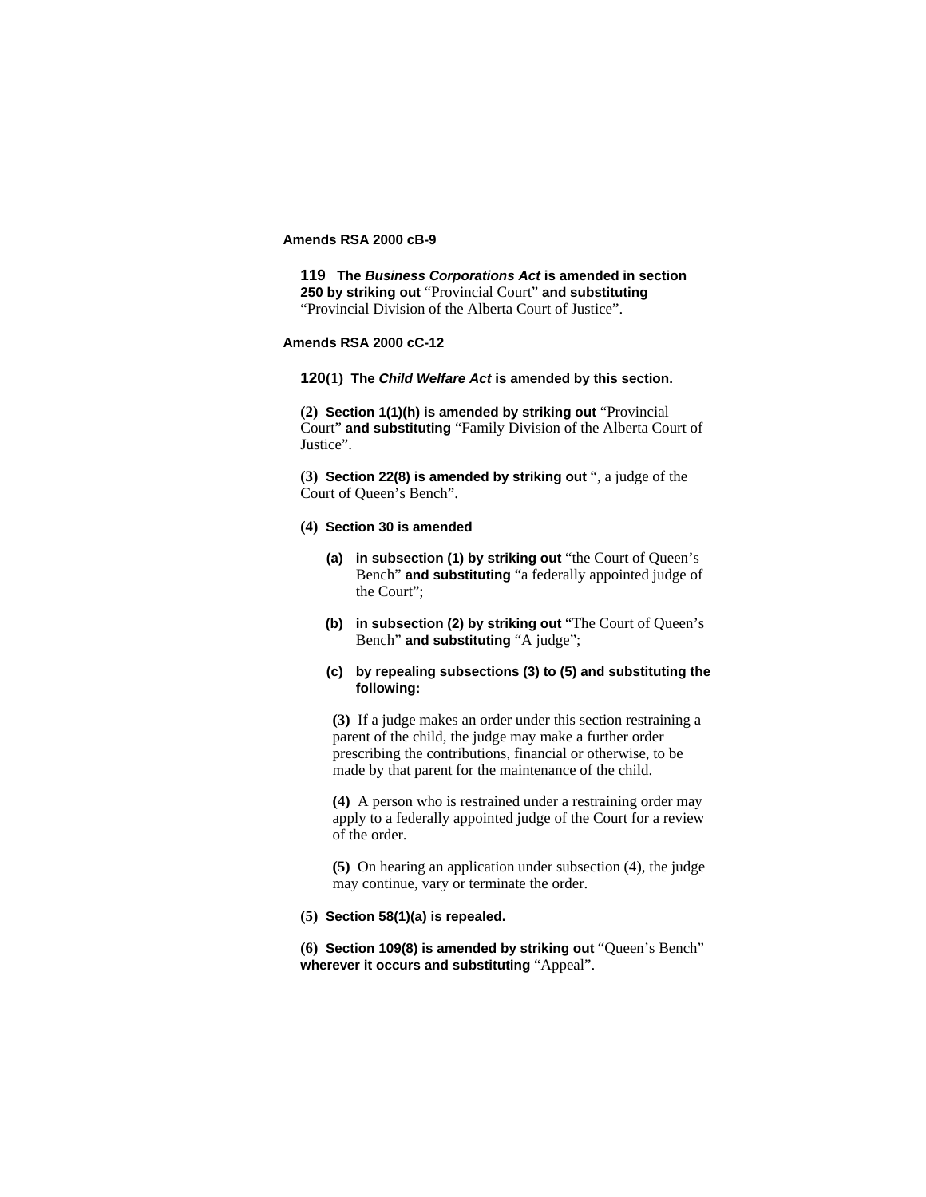**Amends RSA 2000 cB-9**

**119 The *Business Corporations Act* is amended in section 250 by striking out** "Provincial Court" **and substituting** "Provincial Division of the Alberta Court of Justice".

**Amends RSA 2000 cC-12**

**120(1) The *Child Welfare Act* is amended by this section.**

**(2) Section 1(1)(h) is amended by striking out** "Provincial Court" **and substituting** "Family Division of the Alberta Court of Justice".

**(3) Section 22(8) is amended by striking out** ", a judge of the Court of Queen's Bench".

**(4) Section 30 is amended**

**(a) in subsection (1) by striking out** "the Court of Queen's Bench" **and substituting** "a federally appointed judge of the Court";

**(b) in subsection (2) by striking out** "The Court of Queen's Bench" **and substituting** "A judge";

**(c) by repealing subsections (3) to (5) and substituting the following:**

**(3)** If a judge makes an order under this section restraining a parent of the child, the judge may make a further order prescribing the contributions, financial or otherwise, to be made by that parent for the maintenance of the child.

**(4)** A person who is restrained under a restraining order may apply to a federally appointed judge of the Court for a review of the order.

**(5)** On hearing an application under subsection (4), the judge may continue, vary or terminate the order.

**(5) Section 58(1)(a) is repealed.**

**(6) Section 109(8) is amended by striking out** "Queen's Bench" **wherever it occurs and substituting** "Appeal".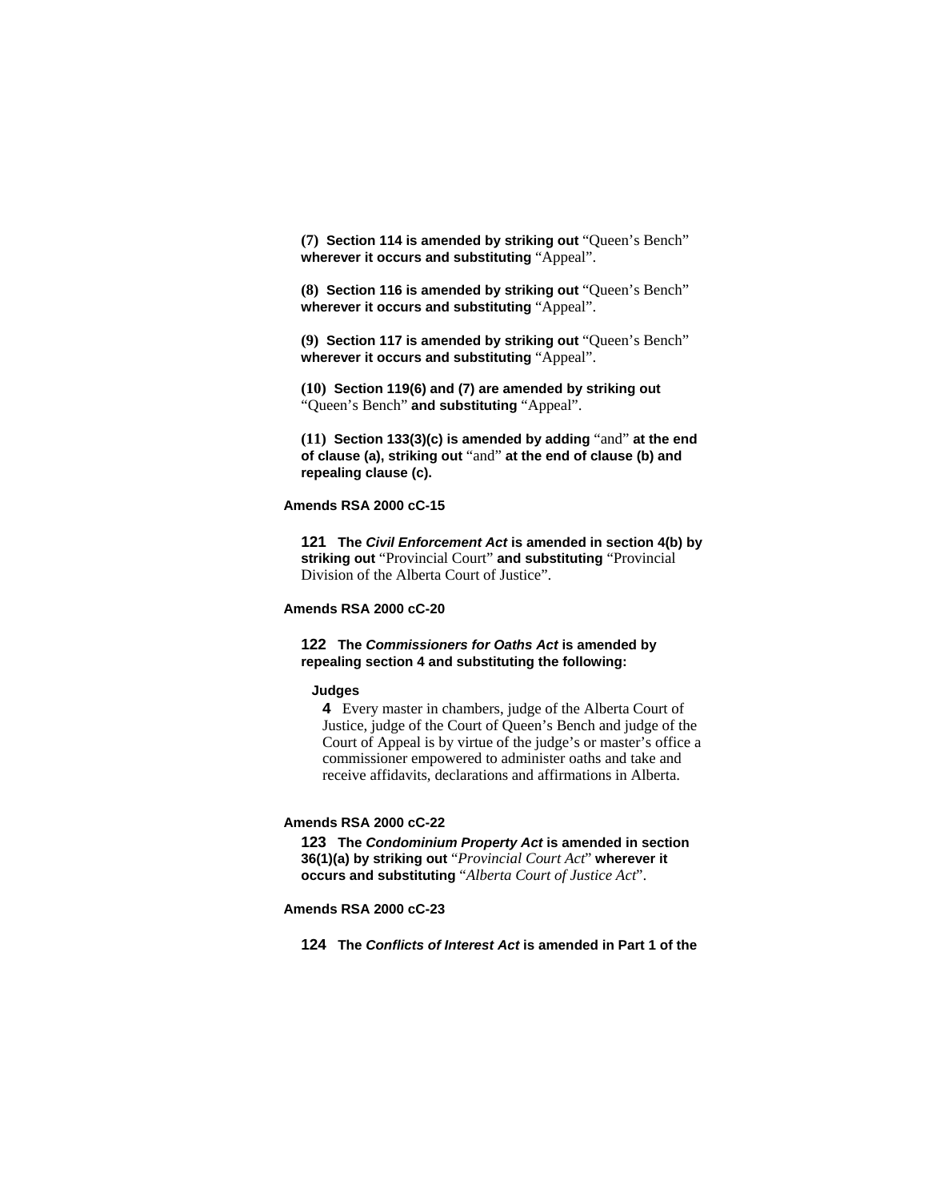**(7) Section 114 is amended by striking out** "Queen's Bench" **wherever it occurs and substituting** "Appeal".

**(8) Section 116 is amended by striking out** "Queen's Bench" **wherever it occurs and substituting** "Appeal".

**(9) Section 117 is amended by striking out** "Queen's Bench" **wherever it occurs and substituting** "Appeal".

**(10) Section 119(6) and (7) are amended by striking out** "Queen's Bench" **and substituting** "Appeal".

**(11) Section 133(3)(c) is amended by adding** "and" **at the end of clause (a), striking out** "and" **at the end of clause (b) and repealing clause (c).**

**Amends RSA 2000 cC-15**

**121 The *Civil Enforcement Act* is amended in section 4(b) by striking out** "Provincial Court" **and substituting** "Provincial Division of the Alberta Court of Justice".

**Amends RSA 2000 cC-20**

**122 The *Commissioners for Oaths Act* is amended by repealing section 4 and substituting the following:**

**Judges**

**4** Every master in chambers, judge of the Alberta Court of Justice, judge of the Court of Queen's Bench and judge of the Court of Appeal is by virtue of the judge's or master's office a commissioner empowered to administer oaths and take and receive affidavits, declarations and affirmations in Alberta.

**Amends RSA 2000 cC-22**

**123 The *Condominium Property Act* is amended in section 36(1)(a) by striking out** "*Provincial Court Act*" **wherever it occurs and substituting** "*Alberta Court of Justice Act*".

**Amends RSA 2000 cC-23**

**124 The *Conflicts of Interest Act* is amended in Part 1 of the**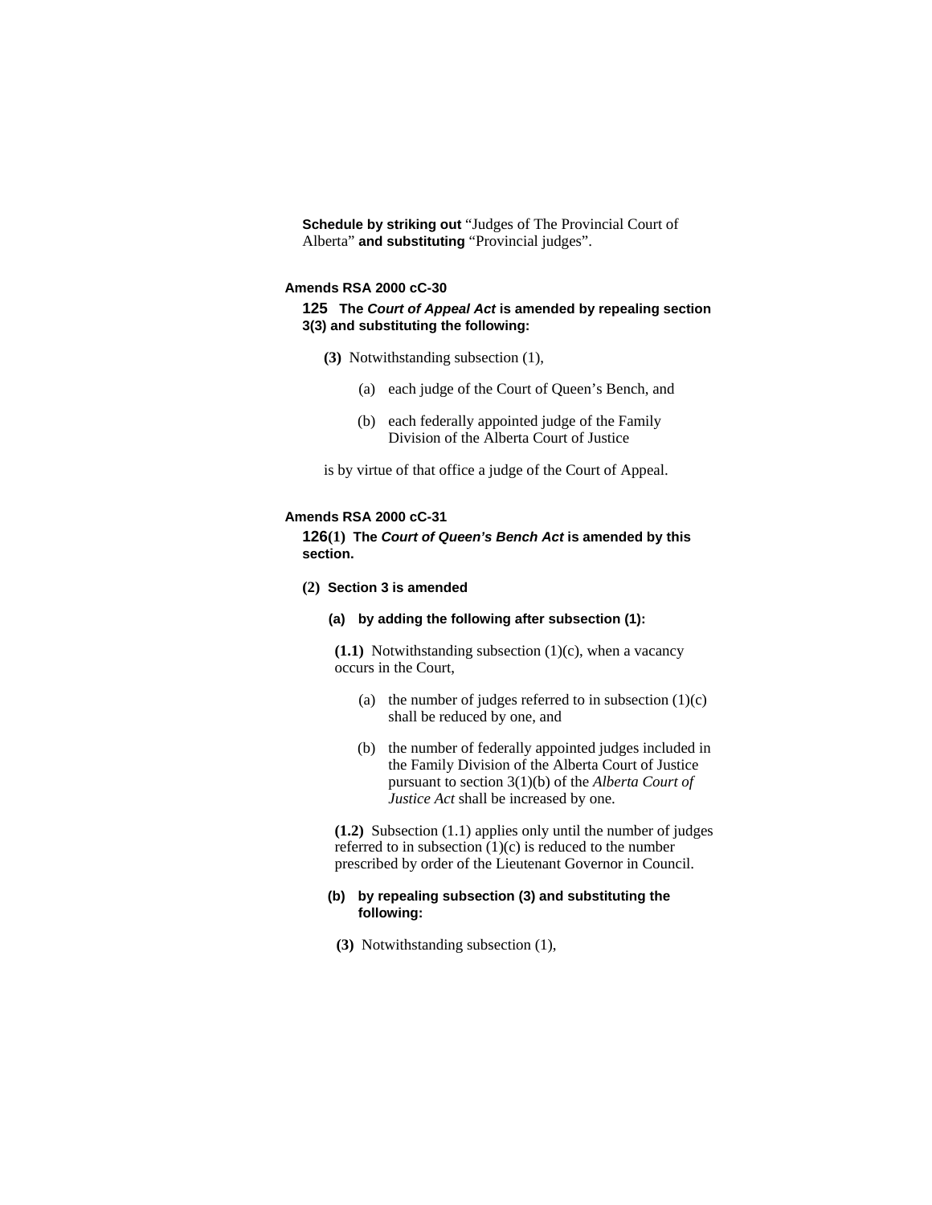**Schedule by striking out** "Judges of The Provincial Court of Alberta" **and substituting** "Provincial judges".

**Amends RSA 2000 cC-30**

**125 The *Court of Appeal Act* is amended by repealing section 3(3) and substituting the following:**

**(3)** Notwithstanding subsection (1),

(a) each judge of the Court of Queen's Bench, and

(b) each federally appointed judge of the Family Division of the Alberta Court of Justice

is by virtue of that office a judge of the Court of Appeal.

**Amends RSA 2000 cC-31**

**126(1) The *Court of Queen's Bench Act* is amended by this section.**

**(2) Section 3 is amended**

**(a) by adding the following after subsection (1):**

**(1.1)** Notwithstanding subsection (1)(c), when a vacancy occurs in the Court,

(a) the number of judges referred to in subsection (1)(c) shall be reduced by one, and

(b) the number of federally appointed judges included in the Family Division of the Alberta Court of Justice pursuant to section 3(1)(b) of the *Alberta Court of Justice Act* shall be increased by one.

**(1.2)** Subsection (1.1) applies only until the number of judges referred to in subsection (1)(c) is reduced to the number prescribed by order of the Lieutenant Governor in Council.

**(b) by repealing subsection (3) and substituting the following:**

**(3)** Notwithstanding subsection (1),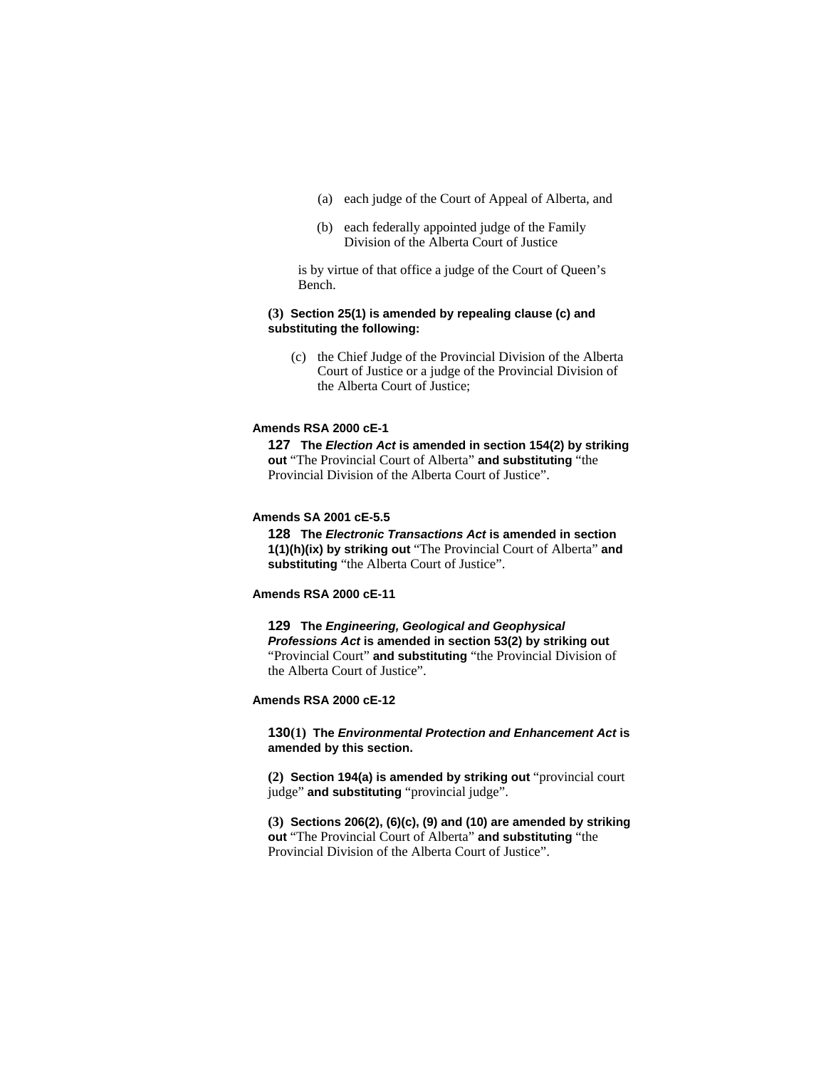(a) each judge of the Court of Appeal of Alberta, and

(b) each federally appointed judge of the Family Division of the Alberta Court of Justice

is by virtue of that office a judge of the Court of Queen's Bench.

**(3) Section 25(1) is amended by repealing clause (c) and substituting the following:**

(c) the Chief Judge of the Provincial Division of the Alberta Court of Justice or a judge of the Provincial Division of the Alberta Court of Justice;

**Amends RSA 2000 cE-1**

**127 The *Election Act* is amended in section 154(2) by striking out** "The Provincial Court of Alberta" **and substituting** "the Provincial Division of the Alberta Court of Justice".

**Amends SA 2001 cE-5.5**

**128 The *Electronic Transactions Act* is amended in section 1(1)(h)(ix) by striking out** "The Provincial Court of Alberta" **and substituting** "the Alberta Court of Justice".

**Amends RSA 2000 cE-11**

**129 The *Engineering, Geological and Geophysical Professions Act* is amended in section 53(2) by striking out** "Provincial Court" **and substituting** "the Provincial Division of the Alberta Court of Justice".

**Amends RSA 2000 cE-12**

**130(1) The *Environmental Protection and Enhancement Act* is amended by this section.**

**(2) Section 194(a) is amended by striking out** "provincial court judge" **and substituting** "provincial judge".

**(3) Sections 206(2), (6)(c), (9) and (10) are amended by striking out** "The Provincial Court of Alberta" **and substituting** "the Provincial Division of the Alberta Court of Justice".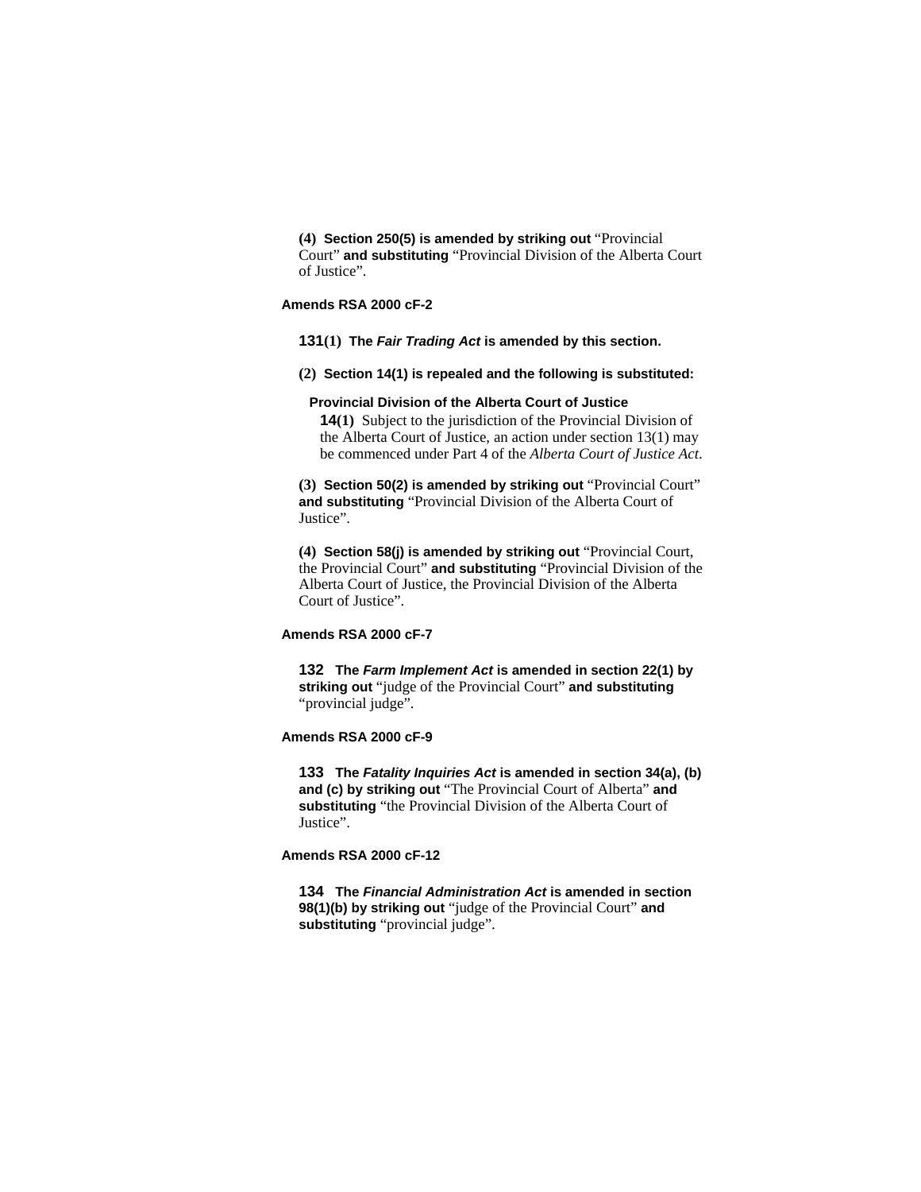**(4) Section 250(5) is amended by striking out** "Provincial Court" **and substituting** "Provincial Division of the Alberta Court of Justice".

**Amends RSA 2000 cF-2**

**131(1) The *Fair Trading Act* is amended by this section.**

**(2) Section 14(1) is repealed and the following is substituted:**

**Provincial Division of the Alberta Court of Justice**

**14(1)** Subject to the jurisdiction of the Provincial Division of the Alberta Court of Justice, an action under section 13(1) may be commenced under Part 4 of the *Alberta Court of Justice Act*.

**(3) Section 50(2) is amended by striking out** "Provincial Court" **and substituting** "Provincial Division of the Alberta Court of Justice".

**(4) Section 58(j) is amended by striking out** "Provincial Court, the Provincial Court" **and substituting** "Provincial Division of the Alberta Court of Justice, the Provincial Division of the Alberta Court of Justice".

**Amends RSA 2000 cF-7**

**132 The *Farm Implement Act* is amended in section 22(1) by striking out** "judge of the Provincial Court" **and substituting** "provincial judge".

**Amends RSA 2000 cF-9**

**133 The *Fatality Inquiries Act* is amended in section 34(a), (b) and (c) by striking out** "The Provincial Court of Alberta" **and substituting** "the Provincial Division of the Alberta Court of Justice".

**Amends RSA 2000 cF-12**

**134 The *Financial Administration Act* is amended in section 98(1)(b) by striking out** "judge of the Provincial Court" **and substituting** "provincial judge".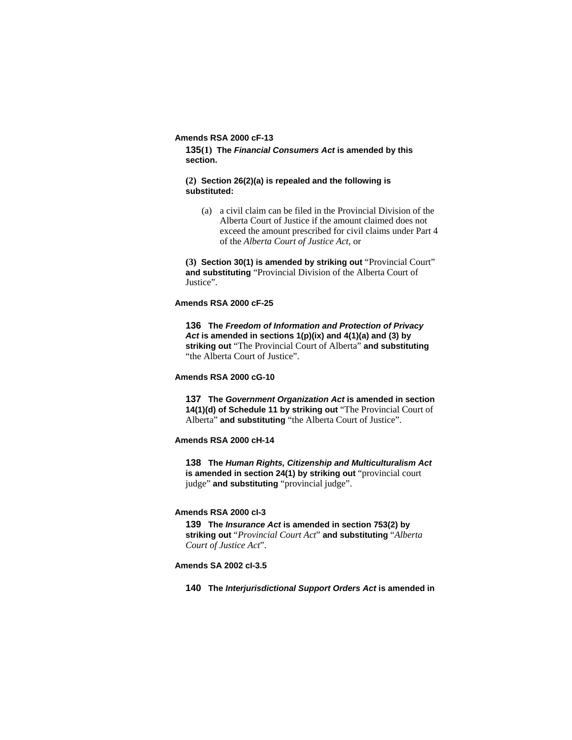**Amends RSA 2000 cF-13**

**135(1) The *Financial Consumers Act* is amended by this section.**

**(2) Section 26(2)(a) is repealed and the following is substituted:**

> (a) a civil claim can be filed in the Provincial Division of the Alberta Court of Justice if the amount claimed does not exceed the amount prescribed for civil claims under Part 4 of the *Alberta Court of Justice Act*, or

**(3) Section 30(1) is amended by striking out** "Provincial Court" **and substituting** "Provincial Division of the Alberta Court of Justice".

**Amends RSA 2000 cF-25**

**136 The *Freedom of Information and Protection of Privacy Act* is amended in sections 1(p)(ix) and 4(1)(a) and (3) by striking out** "The Provincial Court of Alberta" **and substituting** "the Alberta Court of Justice".

**Amends RSA 2000 cG-10**

**137 The *Government Organization Act* is amended in section 14(1)(d) of Schedule 11 by striking out** "The Provincial Court of Alberta" **and substituting** "the Alberta Court of Justice".

**Amends RSA 2000 cH-14**

**138 The *Human Rights, Citizenship and Multiculturalism Act* is amended in section 24(1) by striking out** "provincial court judge" **and substituting** "provincial judge".

**Amends RSA 2000 cI-3**

**139 The *Insurance Act* is amended in section 753(2) by striking out** "*Provincial Court Act*" **and substituting** "*Alberta Court of Justice Act*".

**Amends SA 2002 cI-3.5**

**140 The *Interjurisdictional Support Orders Act* is amended in**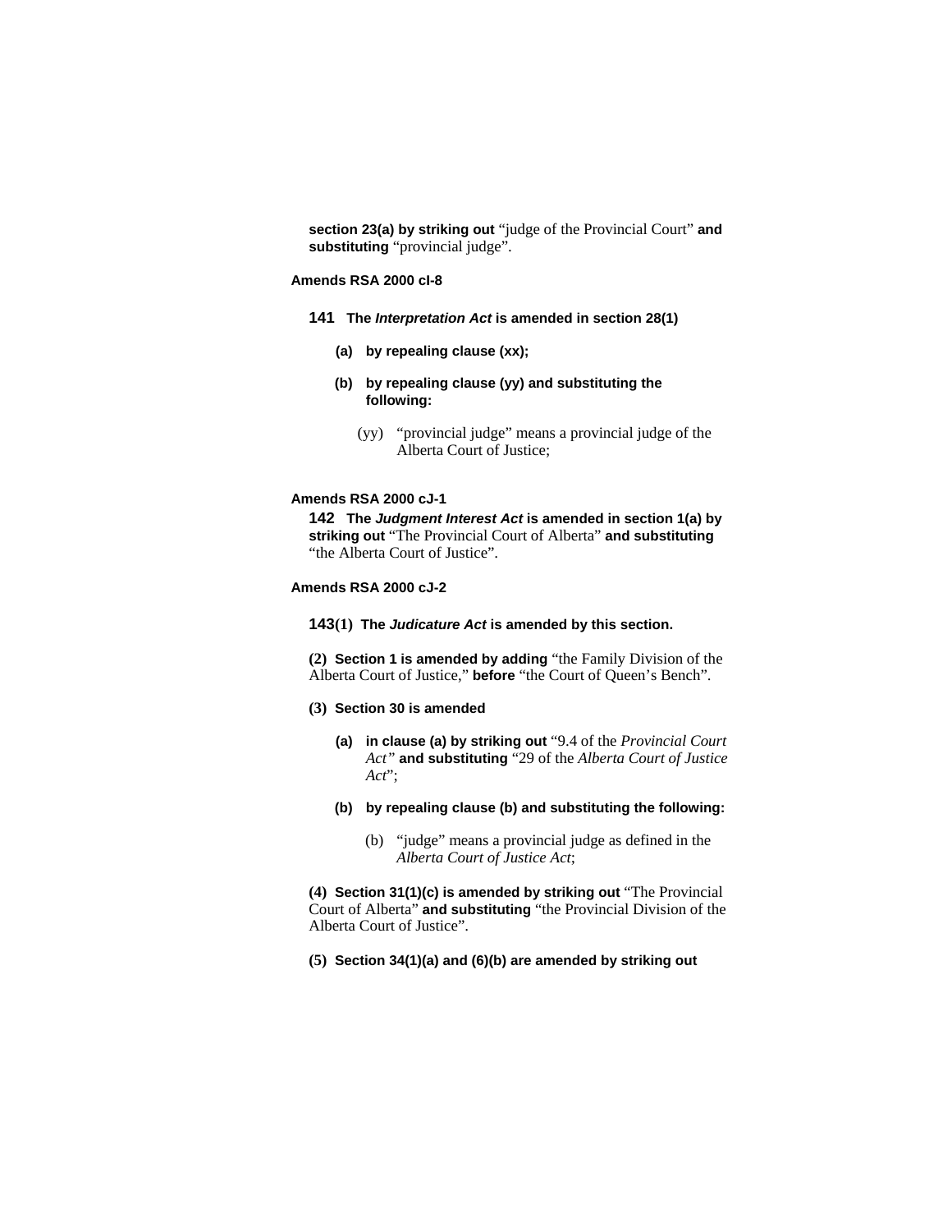**section 23(a) by striking out** "judge of the Provincial Court" **and substituting** "provincial judge".

**Amends RSA 2000 cI-8**

**141 The *Interpretation Act* is amended in section 28(1)**

**(a) by repealing clause (xx);**

**(b) by repealing clause (yy) and substituting the following:**

(yy) "provincial judge" means a provincial judge of the Alberta Court of Justice;

**Amends RSA 2000 cJ-1**

**142 The *Judgment Interest Act* is amended in section 1(a) by striking out** "The Provincial Court of Alberta" **and substituting** "the Alberta Court of Justice".

**Amends RSA 2000 cJ-2**

**143(1) The *Judicature Act* is amended by this section.**

**(2) Section 1 is amended by adding** "the Family Division of the Alberta Court of Justice," **before** "the Court of Queen's Bench".

**(3) Section 30 is amended**

**(a) in clause (a) by striking out** "9.4 of the *Provincial Court Act*" **and substituting** "29 of the *Alberta Court of Justice Act*";

**(b) by repealing clause (b) and substituting the following:**

(b) "judge" means a provincial judge as defined in the *Alberta Court of Justice Act*;

**(4) Section 31(1)(c) is amended by striking out** "The Provincial Court of Alberta" **and substituting** "the Provincial Division of the Alberta Court of Justice".

**(5) Section 34(1)(a) and (6)(b) are amended by striking out**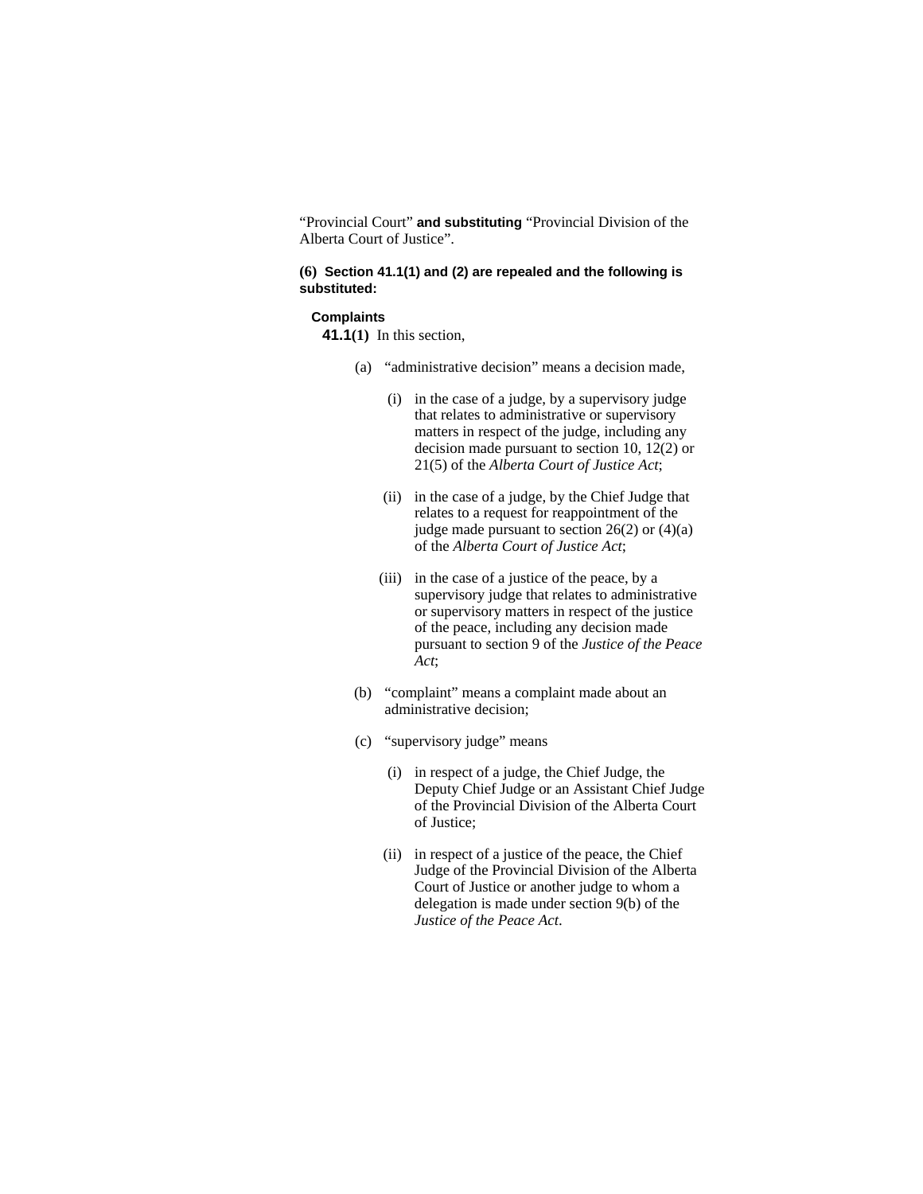"Provincial Court" **and substituting** "Provincial Division of the Alberta Court of Justice".

**(6) Section 41.1(1) and (2) are repealed and the following is substituted:**

**Complaints**

**41.1(1)** In this section,

(a) "administrative decision" means a decision made,

(i) in the case of a judge, by a supervisory judge that relates to administrative or supervisory matters in respect of the judge, including any decision made pursuant to section 10, 12(2) or 21(5) of the *Alberta Court of Justice Act*;

(ii) in the case of a judge, by the Chief Judge that relates to a request for reappointment of the judge made pursuant to section 26(2) or (4)(a) of the *Alberta Court of Justice Act*;

(iii) in the case of a justice of the peace, by a supervisory judge that relates to administrative or supervisory matters in respect of the justice of the peace, including any decision made pursuant to section 9 of the *Justice of the Peace Act*;

(b) "complaint" means a complaint made about an administrative decision;

(c) "supervisory judge" means

(i) in respect of a judge, the Chief Judge, the Deputy Chief Judge or an Assistant Chief Judge of the Provincial Division of the Alberta Court of Justice;

(ii) in respect of a justice of the peace, the Chief Judge of the Provincial Division of the Alberta Court of Justice or another judge to whom a delegation is made under section 9(b) of the *Justice of the Peace Act*.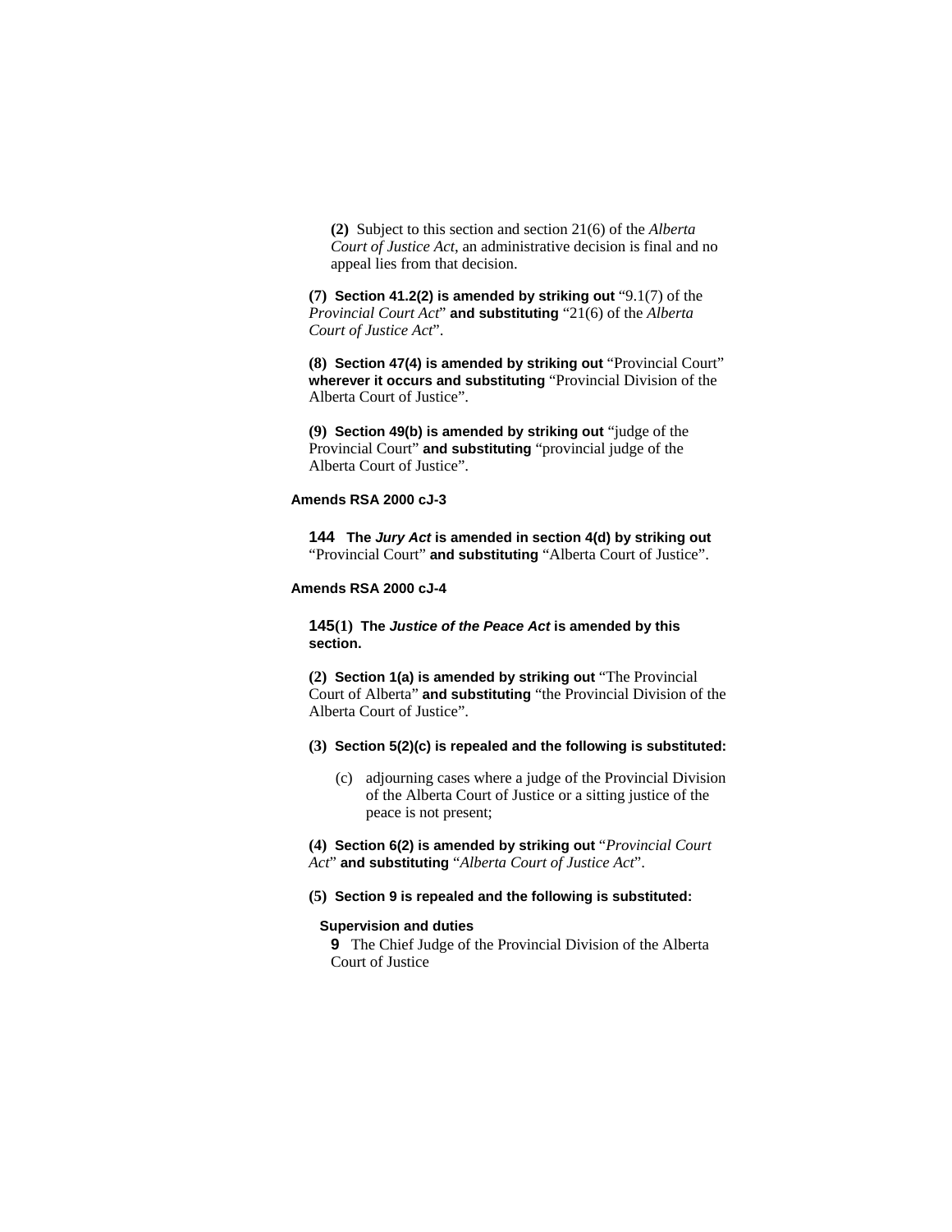**(2)** Subject to this section and section 21(6) of the *Alberta Court of Justice Act*, an administrative decision is final and no appeal lies from that decision.

**(7) Section 41.2(2) is amended by striking out** "9.1(7) of the *Provincial Court Act*" **and substituting** "21(6) of the *Alberta Court of Justice Act*".

**(8) Section 47(4) is amended by striking out** "Provincial Court" **wherever it occurs and substituting** "Provincial Division of the Alberta Court of Justice".

**(9) Section 49(b) is amended by striking out** "judge of the Provincial Court" **and substituting** "provincial judge of the Alberta Court of Justice".

**Amends RSA 2000 cJ-3**

**144 The *Jury Act* is amended in section 4(d) by striking out** "Provincial Court" **and substituting** "Alberta Court of Justice".

**Amends RSA 2000 cJ-4**

**145(1) The *Justice of the Peace Act* is amended by this section.**

**(2) Section 1(a) is amended by striking out** "The Provincial Court of Alberta" **and substituting** "the Provincial Division of the Alberta Court of Justice".

**(3) Section 5(2)(c) is repealed and the following is substituted:**

(c) adjourning cases where a judge of the Provincial Division of the Alberta Court of Justice or a sitting justice of the peace is not present;

**(4) Section 6(2) is amended by striking out** "*Provincial Court Act*" **and substituting** "*Alberta Court of Justice Act*".

**(5) Section 9 is repealed and the following is substituted:**

**Supervision and duties**

**9** The Chief Judge of the Provincial Division of the Alberta Court of Justice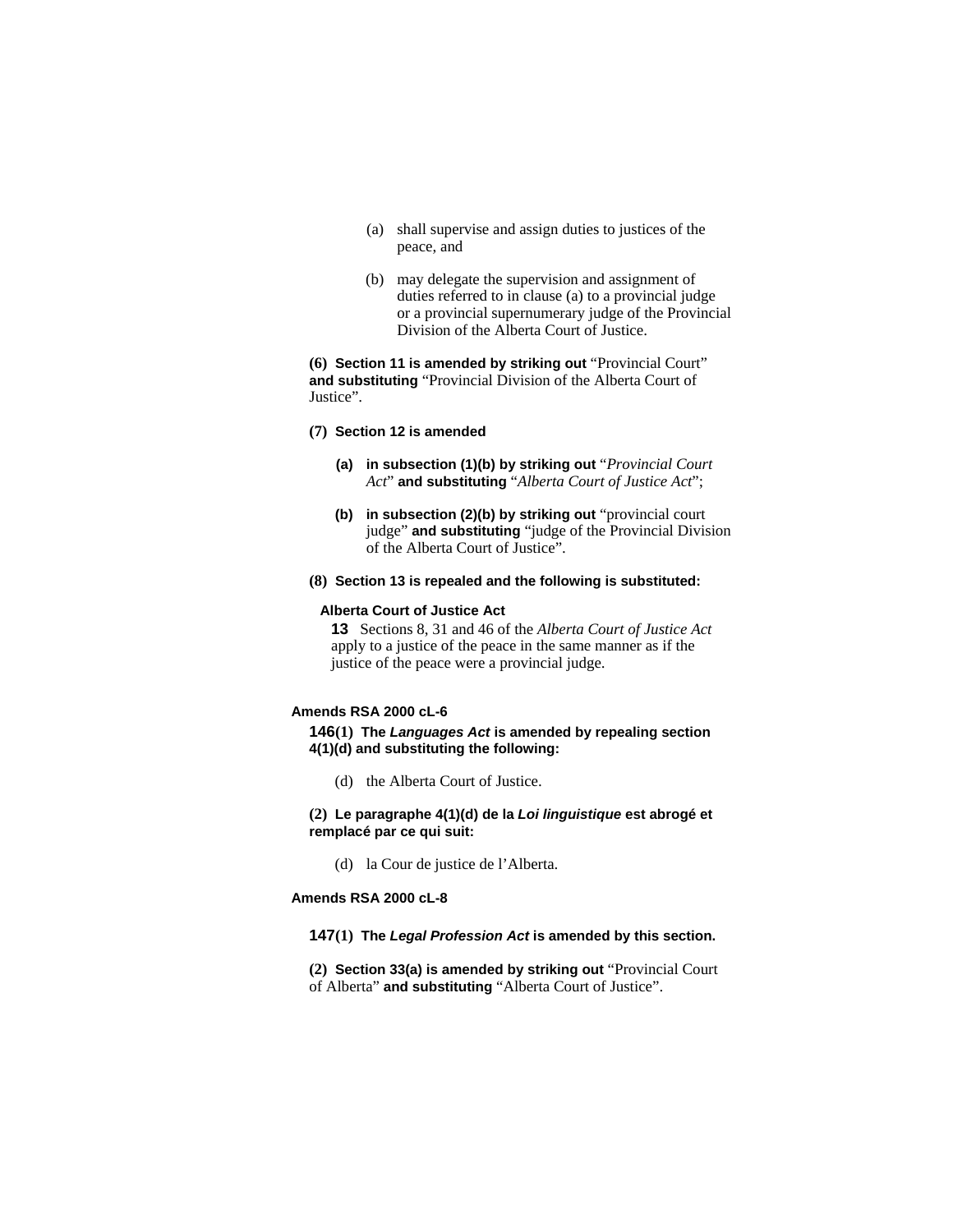(a) shall supervise and assign duties to justices of the peace, and

(b) may delegate the supervision and assignment of duties referred to in clause (a) to a provincial judge or a provincial supernumerary judge of the Provincial Division of the Alberta Court of Justice.

**(6) Section 11 is amended by striking out** "Provincial Court" **and substituting** "Provincial Division of the Alberta Court of Justice".

**(7) Section 12 is amended**

**(a) in subsection (1)(b) by striking out** "*Provincial Court Act*" **and substituting** "*Alberta Court of Justice Act*";

**(b) in subsection (2)(b) by striking out** "provincial court judge" **and substituting** "judge of the Provincial Division of the Alberta Court of Justice".

**(8) Section 13 is repealed and the following is substituted:**

**Alberta Court of Justice Act**

**13** Sections 8, 31 and 46 of the *Alberta Court of Justice Act* apply to a justice of the peace in the same manner as if the justice of the peace were a provincial judge.

**Amends RSA 2000 cL-6**

**146(1) The *Languages Act* is amended by repealing section 4(1)(d) and substituting the following:**

(d) the Alberta Court of Justice.

**(2) Le paragraphe 4(1)(d) de la *Loi linguistique* est abrogé et remplacé par ce qui suit:**

(d) la Cour de justice de l'Alberta.

**Amends RSA 2000 cL-8**

**147(1) The *Legal Profession Act* is amended by this section.**

**(2) Section 33(a) is amended by striking out** "Provincial Court of Alberta" **and substituting** "Alberta Court of Justice".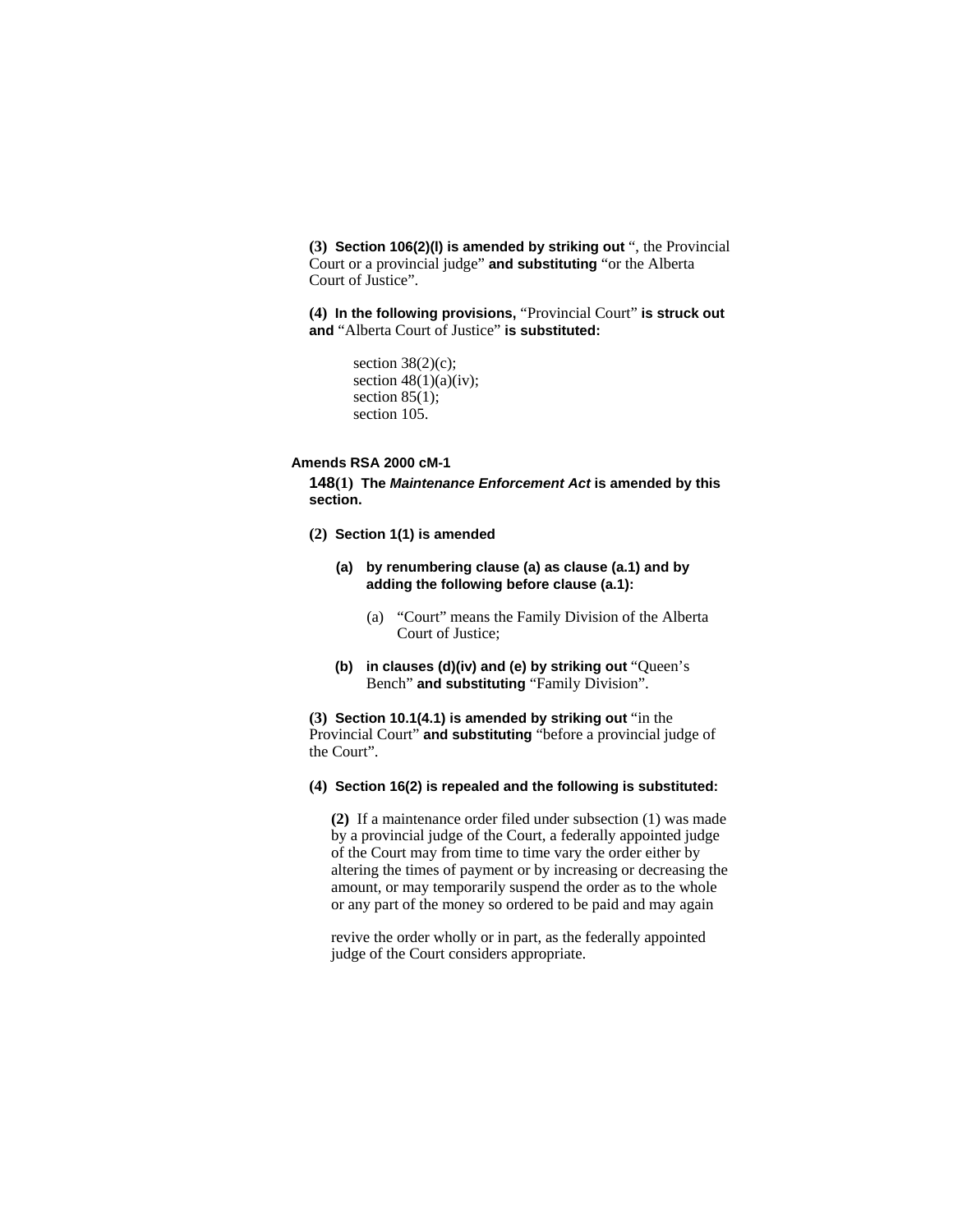**(3) Section 106(2)(l) is amended by striking out** ", the Provincial Court or a provincial judge" **and substituting** "or the Alberta Court of Justice".

**(4) In the following provisions,** "Provincial Court" **is struck out and** "Alberta Court of Justice" **is substituted:**

> section 38(2)(c);
> section 48(1)(a)(iv);
> section 85(1);
> section 105.

**Amends RSA 2000 cM-1**

**148(1) The *Maintenance Enforcement Act* is amended by this section.**

**(2) Section 1(1) is amended**

> **(a) by renumbering clause (a) as clause (a.1) and by adding the following before clause (a.1):**
>
> > (a) "Court" means the Family Division of the Alberta Court of Justice;
>
> **(b) in clauses (d)(iv) and (e) by striking out** "Queen's Bench" **and substituting** "Family Division".

**(3) Section 10.1(4.1) is amended by striking out** "in the Provincial Court" **and substituting** "before a provincial judge of the Court".

**(4) Section 16(2) is repealed and the following is substituted:**

> **(2)** If a maintenance order filed under subsection (1) was made by a provincial judge of the Court, a federally appointed judge of the Court may from time to time vary the order either by altering the times of payment or by increasing or decreasing the amount, or may temporarily suspend the order as to the whole or any part of the money so ordered to be paid and may again revive the order wholly or in part, as the federally appointed judge of the Court considers appropriate.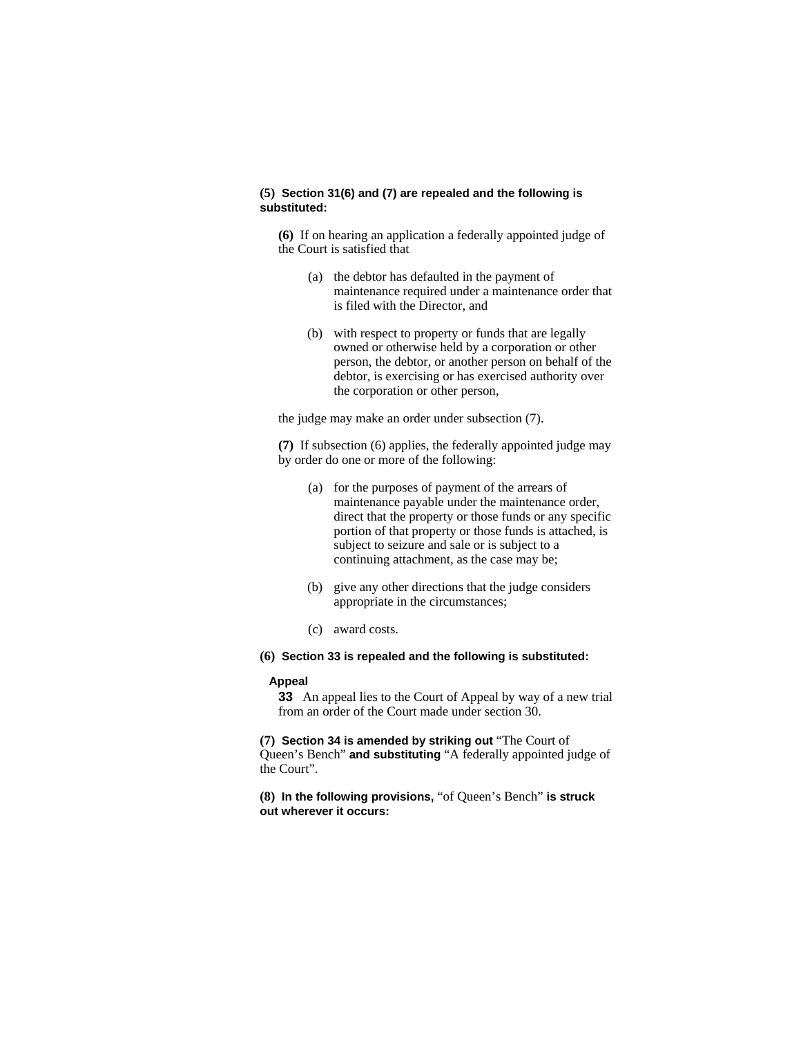**(5) Section 31(6) and (7) are repealed and the following is substituted:**

**(6)** If on hearing an application a federally appointed judge of the Court is satisfied that

(a) the debtor has defaulted in the payment of maintenance required under a maintenance order that is filed with the Director, and

(b) with respect to property or funds that are legally owned or otherwise held by a corporation or other person, the debtor, or another person on behalf of the debtor, is exercising or has exercised authority over the corporation or other person,

the judge may make an order under subsection (7).

**(7)** If subsection (6) applies, the federally appointed judge may by order do one or more of the following:

(a) for the purposes of payment of the arrears of maintenance payable under the maintenance order, direct that the property or those funds or any specific portion of that property or those funds is attached, is subject to seizure and sale or is subject to a continuing attachment, as the case may be;

(b) give any other directions that the judge considers appropriate in the circumstances;

(c) award costs.

**(6) Section 33 is repealed and the following is substituted:**

**Appeal**

**33** An appeal lies to the Court of Appeal by way of a new trial from an order of the Court made under section 30.

**(7) Section 34 is amended by striking out** "The Court of Queen's Bench" **and substituting** "A federally appointed judge of the Court".

**(8) In the following provisions,** "of Queen's Bench" **is struck out wherever it occurs:**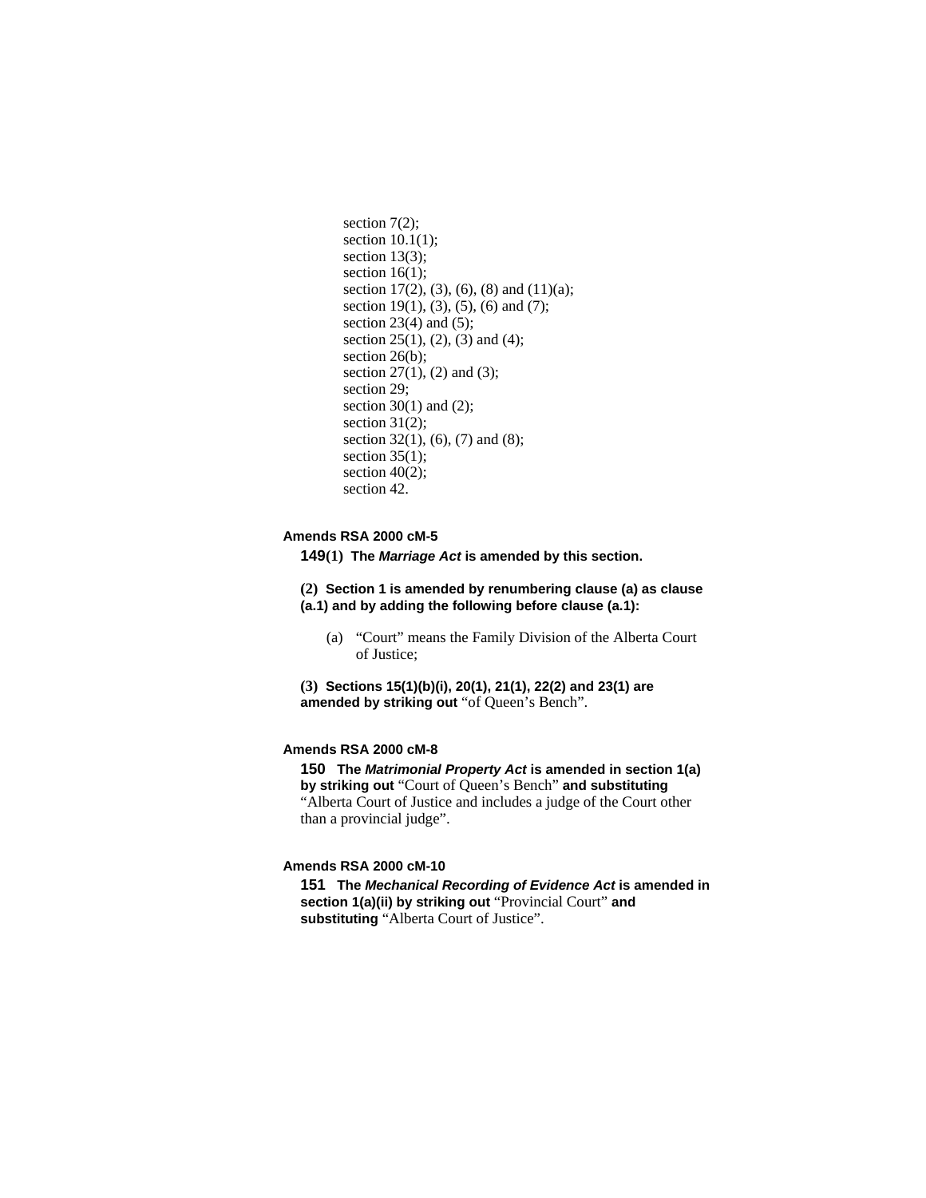section 7(2);  
section 10.1(1);  
section 13(3);  
section 16(1);  
section 17(2), (3), (6), (8) and (11)(a);  
section 19(1), (3), (5), (6) and (7);  
section 23(4) and (5);  
section 25(1), (2), (3) and (4);  
section 26(b);  
section 27(1), (2) and (3);  
section 29;  
section 30(1) and (2);  
section 31(2);  
section 32(1), (6), (7) and (8);  
section 35(1);  
section 40(2);  
section 42.

**Amends RSA 2000 cM-5**

**149(1) The *Marriage Act* is amended by this section.**

**(2) Section 1 is amended by renumbering clause (a) as clause (a.1) and by adding the following before clause (a.1):**

(a) "Court" means the Family Division of the Alberta Court of Justice;

**(3) Sections 15(1)(b)(i), 20(1), 21(1), 22(2) and 23(1) are amended by striking out** "of Queen's Bench".

**Amends RSA 2000 cM-8**

**150 The *Matrimonial Property Act* is amended in section 1(a) by striking out** "Court of Queen's Bench" **and substituting** "Alberta Court of Justice and includes a judge of the Court other than a provincial judge".

**Amends RSA 2000 cM-10**

**151 The *Mechanical Recording of Evidence Act* is amended in section 1(a)(ii) by striking out** "Provincial Court" **and substituting** "Alberta Court of Justice".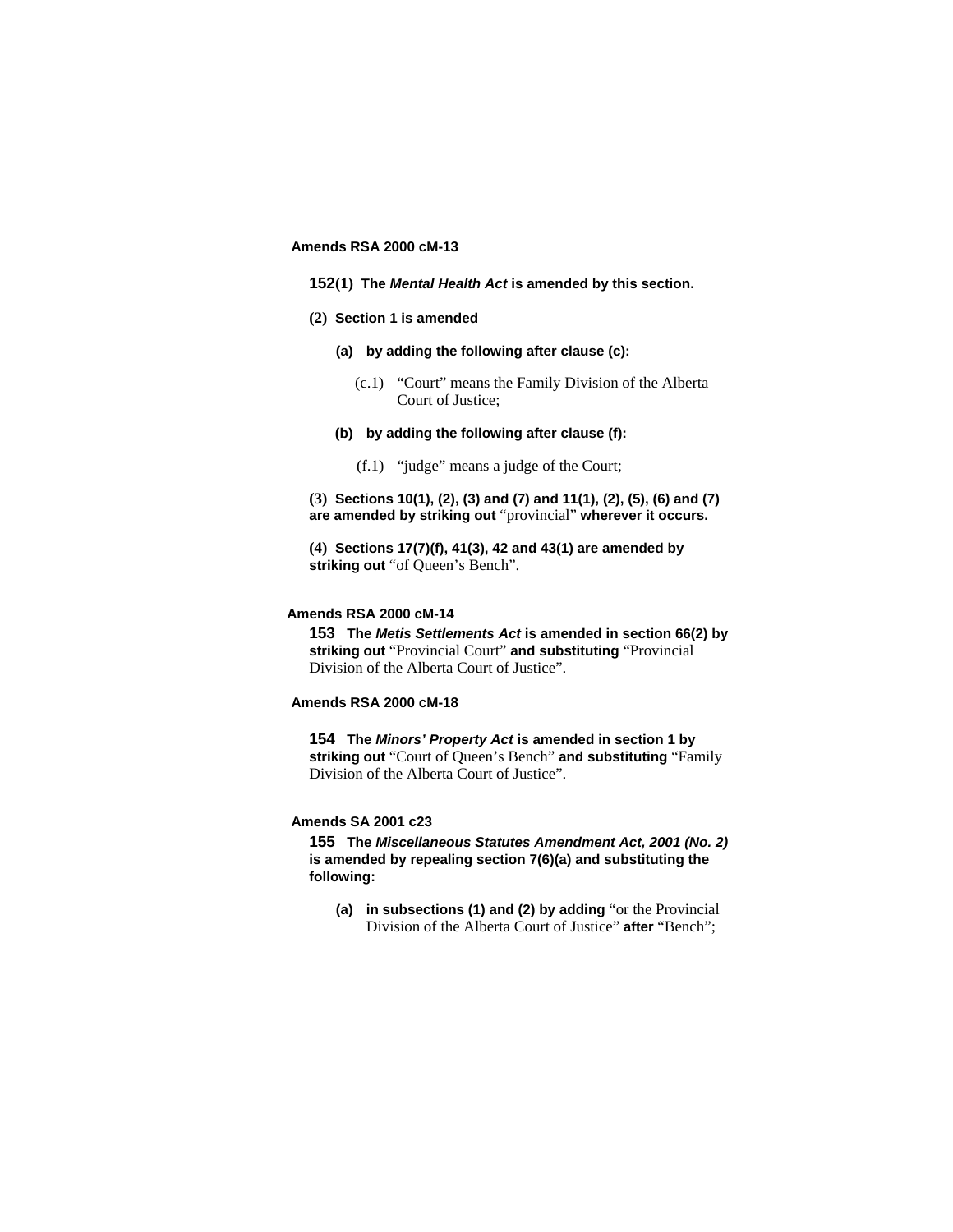**Amends RSA 2000 cM-13**

**152(1) The *Mental Health Act* is amended by this section.**

**(2) Section 1 is amended**

**(a) by adding the following after clause (c):**

(c.1) "Court" means the Family Division of the Alberta Court of Justice;

**(b) by adding the following after clause (f):**

(f.1) "judge" means a judge of the Court;

**(3) Sections 10(1), (2), (3) and (7) and 11(1), (2), (5), (6) and (7) are amended by striking out** "provincial" **wherever it occurs.**

**(4) Sections 17(7)(f), 41(3), 42 and 43(1) are amended by striking out** "of Queen's Bench".

**Amends RSA 2000 cM-14**

**153 The *Metis Settlements Act* is amended in section 66(2) by striking out** "Provincial Court" **and substituting** "Provincial Division of the Alberta Court of Justice".

**Amends RSA 2000 cM-18**

**154 The *Minors' Property Act* is amended in section 1 by striking out** "Court of Queen's Bench" **and substituting** "Family Division of the Alberta Court of Justice".

**Amends SA 2001 c23**

**155 The *Miscellaneous Statutes Amendment Act, 2001 (No. 2)* is amended by repealing section 7(6)(a) and substituting the following:**

**(a) in subsections (1) and (2) by adding** "or the Provincial Division of the Alberta Court of Justice" **after** "Bench";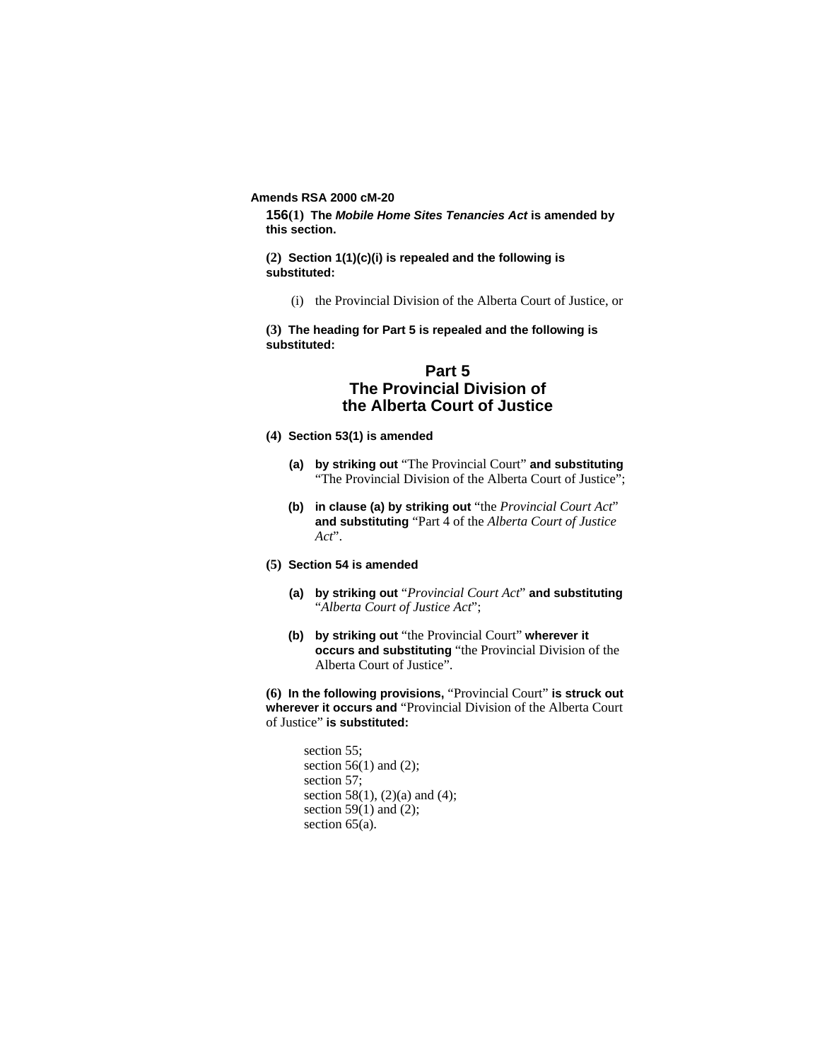**Amends RSA 2000 cM-20**

**156(1) The *Mobile Home Sites Tenancies Act* is amended by this section.**

**(2) Section 1(1)(c)(i) is repealed and the following is substituted:**

> (i) the Provincial Division of the Alberta Court of Justice, or

**(3) The heading for Part 5 is repealed and the following is substituted:**

## Part 5
## The Provincial Division of the Alberta Court of Justice

**(4) Section 53(1) is amended**

> **(a) by striking out** "The Provincial Court" **and substituting** "The Provincial Division of the Alberta Court of Justice";
>
> **(b) in clause (a) by striking out** "the *Provincial Court Act*" **and substituting** "Part 4 of the *Alberta Court of Justice Act*".

**(5) Section 54 is amended**

> **(a) by striking out** "*Provincial Court Act*" **and substituting** "*Alberta Court of Justice Act*";
>
> **(b) by striking out** "the Provincial Court" **wherever it occurs and substituting** "the Provincial Division of the Alberta Court of Justice".

**(6) In the following provisions,** "Provincial Court" **is struck out wherever it occurs and** "Provincial Division of the Alberta Court of Justice" **is substituted:**

> section 55;
> section 56(1) and (2);
> section 57;
> section 58(1), (2)(a) and (4);
> section 59(1) and (2);
> section 65(a).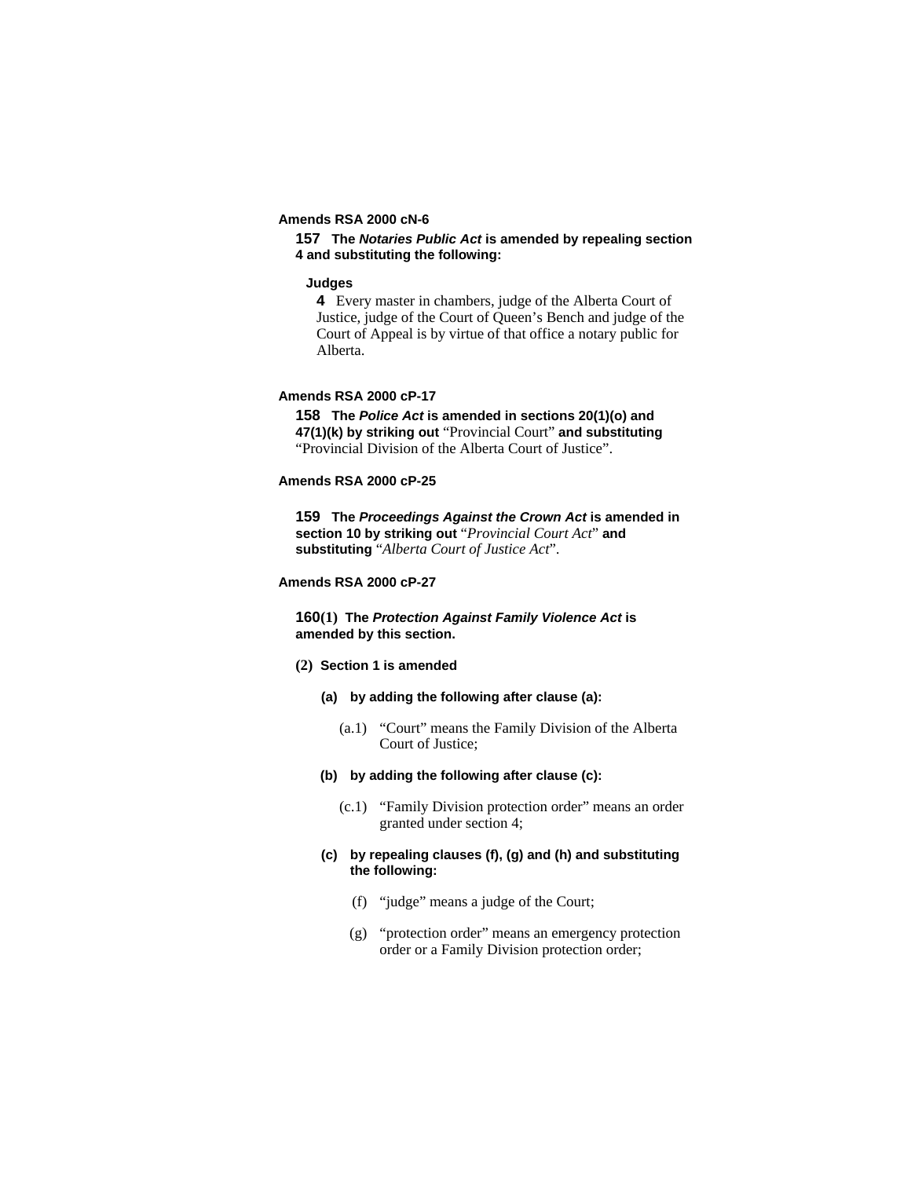**Amends RSA 2000 cN-6**

**157 The *Notaries Public Act* is amended by repealing section 4 and substituting the following:**

**Judges**

**4** Every master in chambers, judge of the Alberta Court of Justice, judge of the Court of Queen's Bench and judge of the Court of Appeal is by virtue of that office a notary public for Alberta.

**Amends RSA 2000 cP-17**

**158 The *Police Act* is amended in sections 20(1)(o) and 47(1)(k) by striking out** "Provincial Court" **and substituting** "Provincial Division of the Alberta Court of Justice".

**Amends RSA 2000 cP-25**

**159 The *Proceedings Against the Crown Act* is amended in section 10 by striking out** "*Provincial Court Act*" **and substituting** "*Alberta Court of Justice Act*".

**Amends RSA 2000 cP-27**

**160(1) The *Protection Against Family Violence Act* is amended by this section.**

**(2) Section 1 is amended**

**(a) by adding the following after clause (a):**

(a.1) "Court" means the Family Division of the Alberta Court of Justice;

**(b) by adding the following after clause (c):**

(c.1) "Family Division protection order" means an order granted under section 4;

**(c) by repealing clauses (f), (g) and (h) and substituting the following:**

(f) "judge" means a judge of the Court;

(g) "protection order" means an emergency protection order or a Family Division protection order;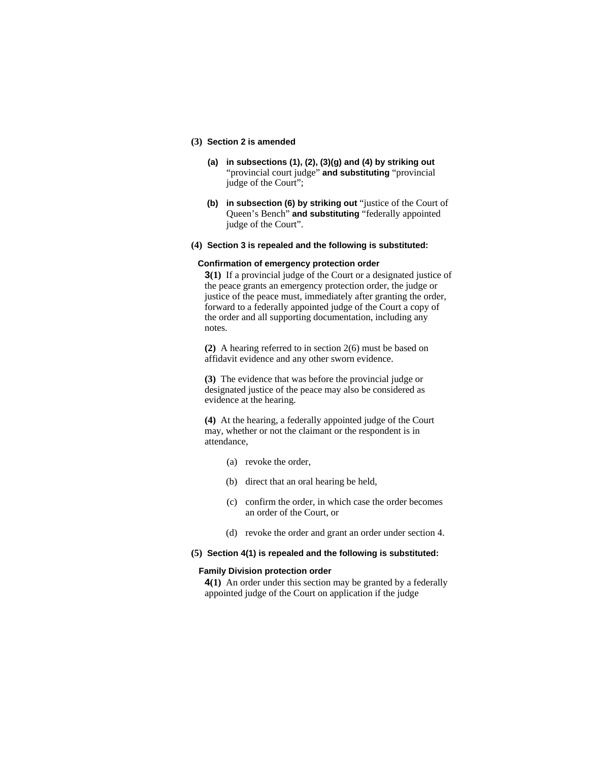**(3) Section 2 is amended**

**(a) in subsections (1), (2), (3)(g) and (4) by striking out** "provincial court judge" **and substituting** "provincial judge of the Court";

**(b) in subsection (6) by striking out** "justice of the Court of Queen's Bench" **and substituting** "federally appointed judge of the Court".

**(4) Section 3 is repealed and the following is substituted:**

**Confirmation of emergency protection order**

**3(1)** If a provincial judge of the Court or a designated justice of the peace grants an emergency protection order, the judge or justice of the peace must, immediately after granting the order, forward to a federally appointed judge of the Court a copy of the order and all supporting documentation, including any notes.

**(2)** A hearing referred to in section 2(6) must be based on affidavit evidence and any other sworn evidence.

**(3)** The evidence that was before the provincial judge or designated justice of the peace may also be considered as evidence at the hearing.

**(4)** At the hearing, a federally appointed judge of the Court may, whether or not the claimant or the respondent is in attendance,

(a) revoke the order,

(b) direct that an oral hearing be held,

(c) confirm the order, in which case the order becomes an order of the Court, or

(d) revoke the order and grant an order under section 4.

**(5) Section 4(1) is repealed and the following is substituted:**

**Family Division protection order**

**4(1)** An order under this section may be granted by a federally appointed judge of the Court on application if the judge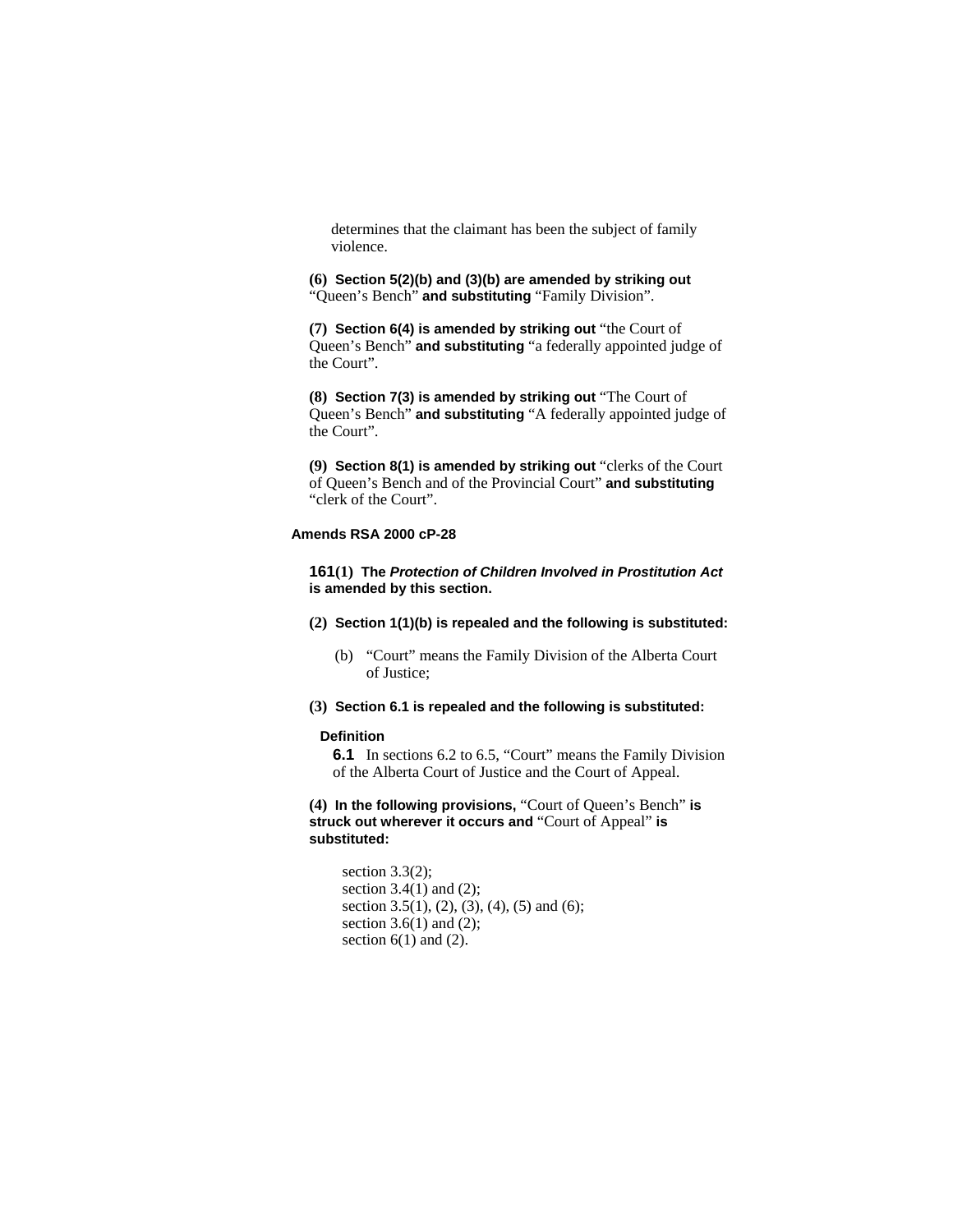determines that the claimant has been the subject of family violence.

**(6) Section 5(2)(b) and (3)(b) are amended by striking out** "Queen's Bench" **and substituting** "Family Division".

**(7) Section 6(4) is amended by striking out** "the Court of Queen's Bench" **and substituting** "a federally appointed judge of the Court".

**(8) Section 7(3) is amended by striking out** "The Court of Queen's Bench" **and substituting** "A federally appointed judge of the Court".

**(9) Section 8(1) is amended by striking out** "clerks of the Court of Queen's Bench and of the Provincial Court" **and substituting** "clerk of the Court".

**Amends RSA 2000 cP-28**

**161(1) The *Protection of Children Involved in Prostitution Act* is amended by this section.**

**(2) Section 1(1)(b) is repealed and the following is substituted:**

(b) "Court" means the Family Division of the Alberta Court of Justice;

**(3) Section 6.1 is repealed and the following is substituted:**

**Definition**

**6.1** In sections 6.2 to 6.5, "Court" means the Family Division of the Alberta Court of Justice and the Court of Appeal.

**(4) In the following provisions,** "Court of Queen's Bench" **is struck out wherever it occurs and** "Court of Appeal" **is substituted:**

section 3.3(2);
section 3.4(1) and (2);
section 3.5(1), (2), (3), (4), (5) and (6);
section 3.6(1) and (2);
section 6(1) and (2).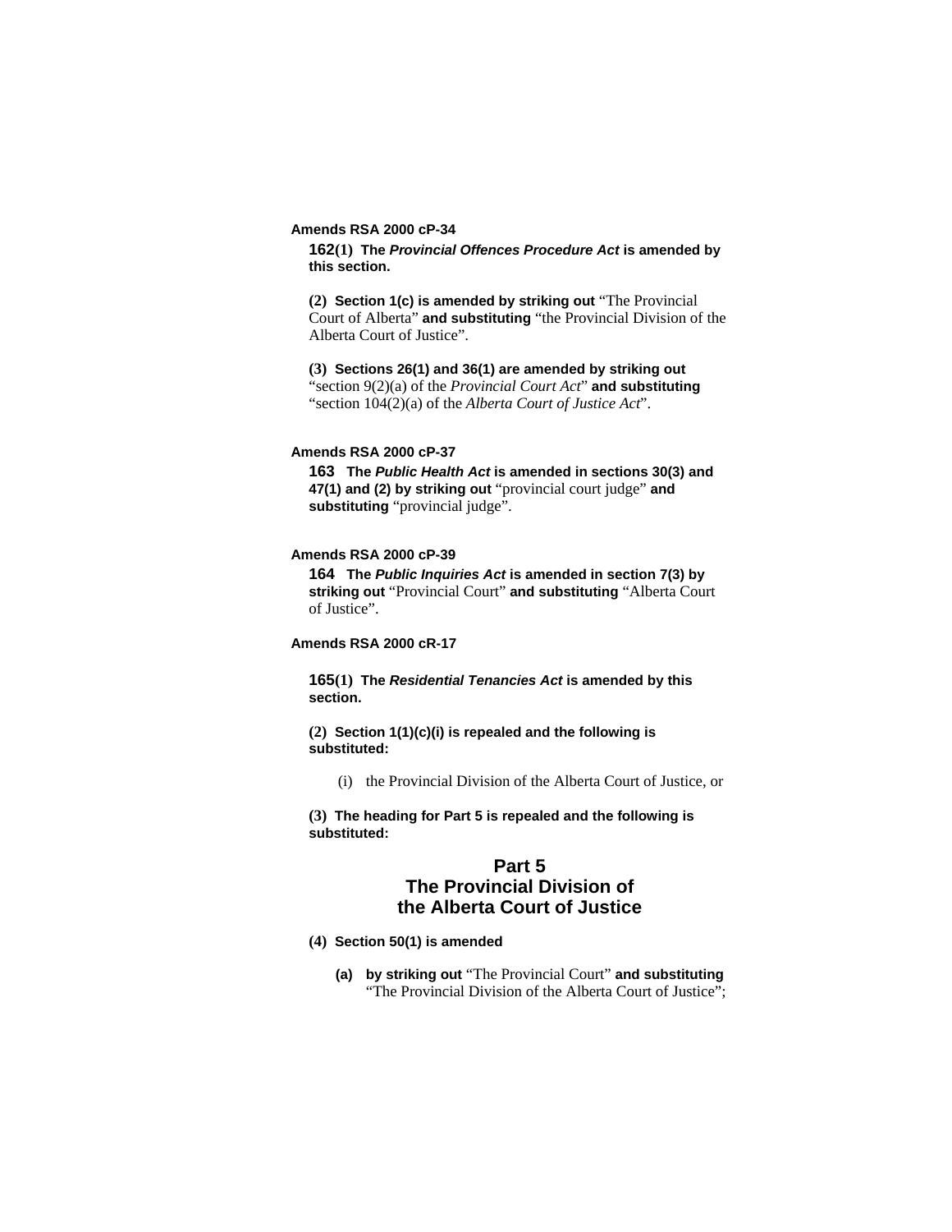**Amends RSA 2000 cP-34**

**162(1) The *Provincial Offences Procedure Act* is amended by this section.**

**(2) Section 1(c) is amended by striking out** "The Provincial Court of Alberta" **and substituting** "the Provincial Division of the Alberta Court of Justice".

**(3) Sections 26(1) and 36(1) are amended by striking out** "section 9(2)(a) of the *Provincial Court Act*" **and substituting** "section 104(2)(a) of the *Alberta Court of Justice Act*".

**Amends RSA 2000 cP-37**

**163 The *Public Health Act* is amended in sections 30(3) and 47(1) and (2) by striking out** "provincial court judge" **and substituting** "provincial judge".

**Amends RSA 2000 cP-39**

**164 The *Public Inquiries Act* is amended in section 7(3) by striking out** "Provincial Court" **and substituting** "Alberta Court of Justice".

**Amends RSA 2000 cR-17**

**165(1) The *Residential Tenancies Act* is amended by this section.**

**(2) Section 1(1)(c)(i) is repealed and the following is substituted:**

(i) the Provincial Division of the Alberta Court of Justice, or

**(3) The heading for Part 5 is repealed and the following is substituted:**

**Part 5**
**The Provincial Division of the Alberta Court of Justice**

**(4) Section 50(1) is amended**

**(a) by striking out** "The Provincial Court" **and substituting** "The Provincial Division of the Alberta Court of Justice";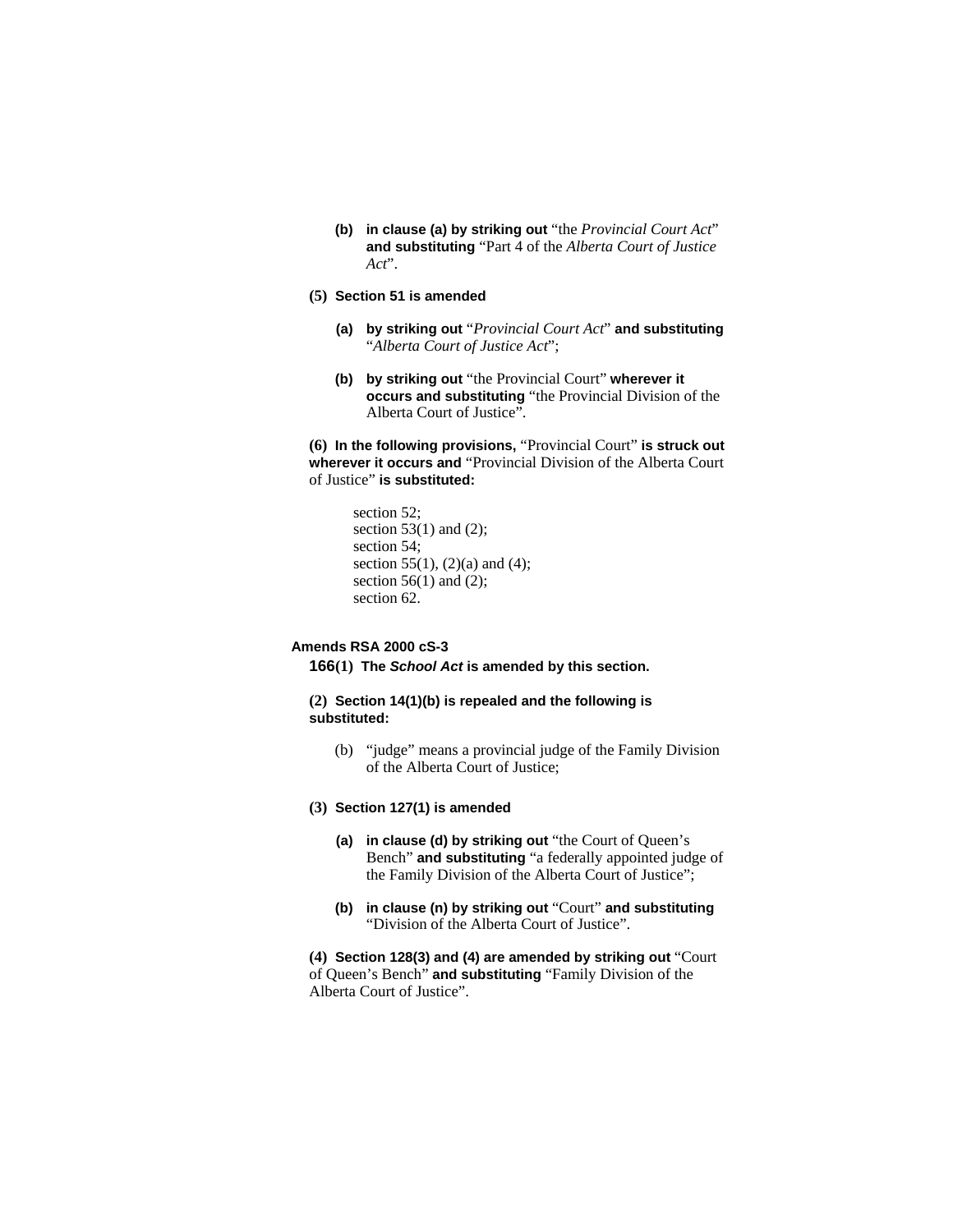**(b)** **in clause (a) by striking out** “the *Provincial Court Act*” **and substituting** “Part 4 of the *Alberta Court of Justice Act*”.

**(5) Section 51 is amended**

**(a)** **by striking out** “*Provincial Court Act*” **and substituting** “*Alberta Court of Justice Act*”;

**(b)** **by striking out** “the Provincial Court” **wherever it occurs and substituting** “the Provincial Division of the Alberta Court of Justice”.

**(6) In the following provisions,** “Provincial Court” **is struck out wherever it occurs and** “Provincial Division of the Alberta Court of Justice” **is substituted:**

section 52;
section 53(1) and (2);
section 54;
section 55(1), (2)(a) and (4);
section 56(1) and (2);
section 62.

**Amends RSA 2000 cS-3**

**166(1) The *School Act* is amended by this section.**

**(2) Section 14(1)(b) is repealed and the following is substituted:**

(b) “judge” means a provincial judge of the Family Division of the Alberta Court of Justice;

**(3) Section 127(1) is amended**

**(a)** **in clause (d) by striking out** “the Court of Queen’s Bench” **and substituting** “a federally appointed judge of the Family Division of the Alberta Court of Justice”;

**(b)** **in clause (n) by striking out** “Court” **and substituting** “Division of the Alberta Court of Justice”.

**(4) Section 128(3) and (4) are amended by striking out** “Court of Queen’s Bench” **and substituting** “Family Division of the Alberta Court of Justice”.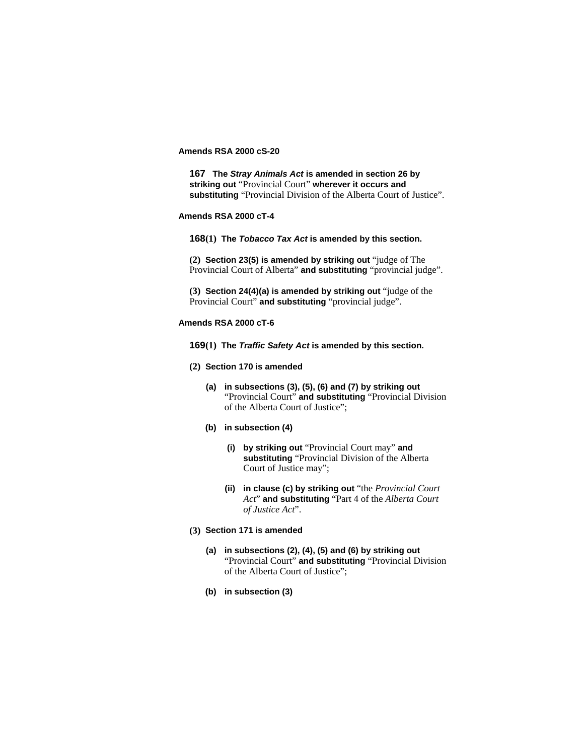**Amends RSA 2000 cS-20**

**167 The *Stray Animals Act* is amended in section 26 by striking out** "Provincial Court" **wherever it occurs and substituting** "Provincial Division of the Alberta Court of Justice".

**Amends RSA 2000 cT-4**

**168(1) The *Tobacco Tax Act* is amended by this section.**

**(2) Section 23(5) is amended by striking out** "judge of The Provincial Court of Alberta" **and substituting** "provincial judge".

**(3) Section 24(4)(a) is amended by striking out** "judge of the Provincial Court" **and substituting** "provincial judge".

**Amends RSA 2000 cT-6**

**169(1) The *Traffic Safety Act* is amended by this section.**

**(2) Section 170 is amended**

- **(a) in subsections (3), (5), (6) and (7) by striking out** "Provincial Court" **and substituting** "Provincial Division of the Alberta Court of Justice";
- **(b) in subsection (4)**
  - **(i) by striking out** "Provincial Court may" **and substituting** "Provincial Division of the Alberta Court of Justice may";
  - **(ii) in clause (c) by striking out** "the *Provincial Court Act*" **and substituting** "Part 4 of the *Alberta Court of Justice Act*".

**(3) Section 171 is amended**

- **(a) in subsections (2), (4), (5) and (6) by striking out** "Provincial Court" **and substituting** "Provincial Division of the Alberta Court of Justice";
- **(b) in subsection (3)**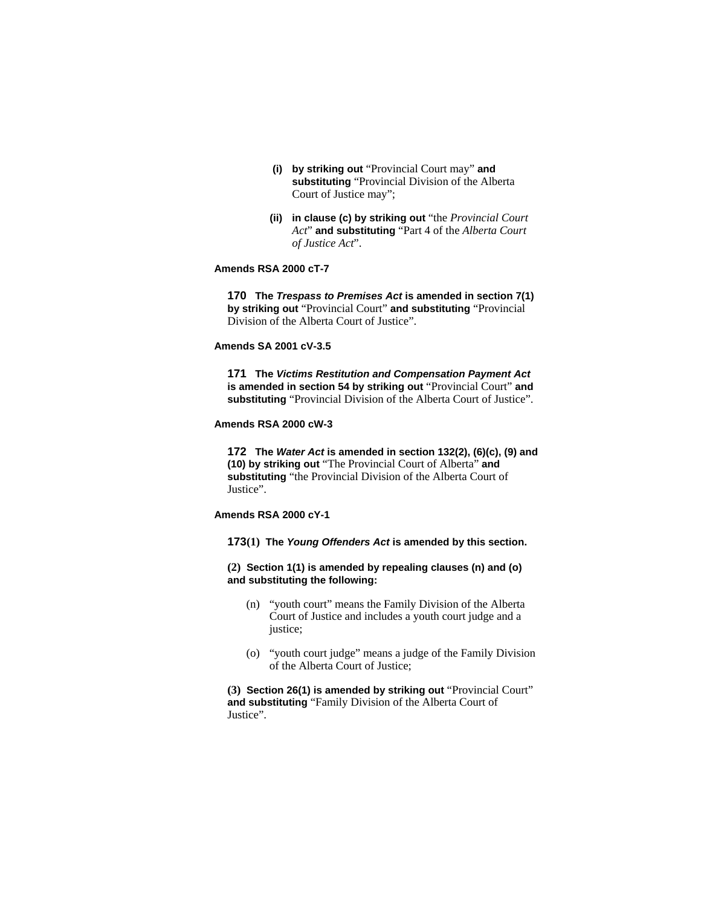(i) **by striking out** "Provincial Court may" **and substituting** "Provincial Division of the Alberta Court of Justice may";

(ii) **in clause (c) by striking out** "the *Provincial Court Act*" **and substituting** "Part 4 of the *Alberta Court of Justice Act*".

**Amends RSA 2000 cT-7**

**170 The *Trespass to Premises Act* is amended in section 7(1) by striking out** "Provincial Court" **and substituting** "Provincial Division of the Alberta Court of Justice".

**Amends SA 2001 cV-3.5**

**171 The *Victims Restitution and Compensation Payment Act* is amended in section 54 by striking out** "Provincial Court" **and substituting** "Provincial Division of the Alberta Court of Justice".

**Amends RSA 2000 cW-3**

**172 The *Water Act* is amended in section 132(2), (6)(c), (9) and (10) by striking out** "The Provincial Court of Alberta" **and substituting** "the Provincial Division of the Alberta Court of Justice".

**Amends RSA 2000 cY-1**

**173(1) The *Young Offenders Act* is amended by this section.**

**(2) Section 1(1) is amended by repealing clauses (n) and (o) and substituting the following:**

(n) "youth court" means the Family Division of the Alberta Court of Justice and includes a youth court judge and a justice;

(o) "youth court judge" means a judge of the Family Division of the Alberta Court of Justice;

**(3) Section 26(1) is amended by striking out** "Provincial Court" **and substituting** "Family Division of the Alberta Court of Justice".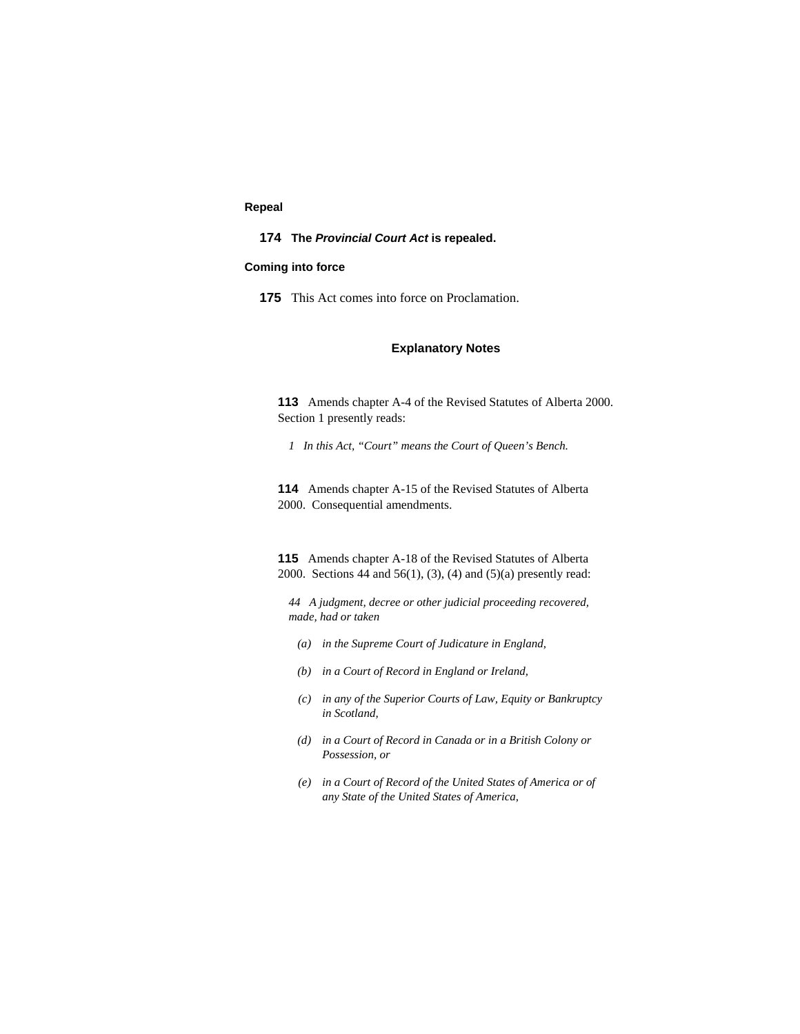**Repeal**

**174** **The *Provincial Court Act* is repealed.**

**Coming into force**

**175** This Act comes into force on Proclamation.

### Explanatory Notes

**113** Amends chapter A-4 of the Revised Statutes of Alberta 2000. Section 1 presently reads:

*1 In this Act, "Court" means the Court of Queen's Bench.*

**114** Amends chapter A-15 of the Revised Statutes of Alberta 2000. Consequential amendments.

**115** Amends chapter A-18 of the Revised Statutes of Alberta 2000. Sections 44 and 56(1), (3), (4) and (5)(a) presently read:

*44 A judgment, decree or other judicial proceeding recovered, made, had or taken*

*(a) in the Supreme Court of Judicature in England,*

*(b) in a Court of Record in England or Ireland,*

*(c) in any of the Superior Courts of Law, Equity or Bankruptcy in Scotland,*

*(d) in a Court of Record in Canada or in a British Colony or Possession, or*

*(e) in a Court of Record of the United States of America or of any State of the United States of America,*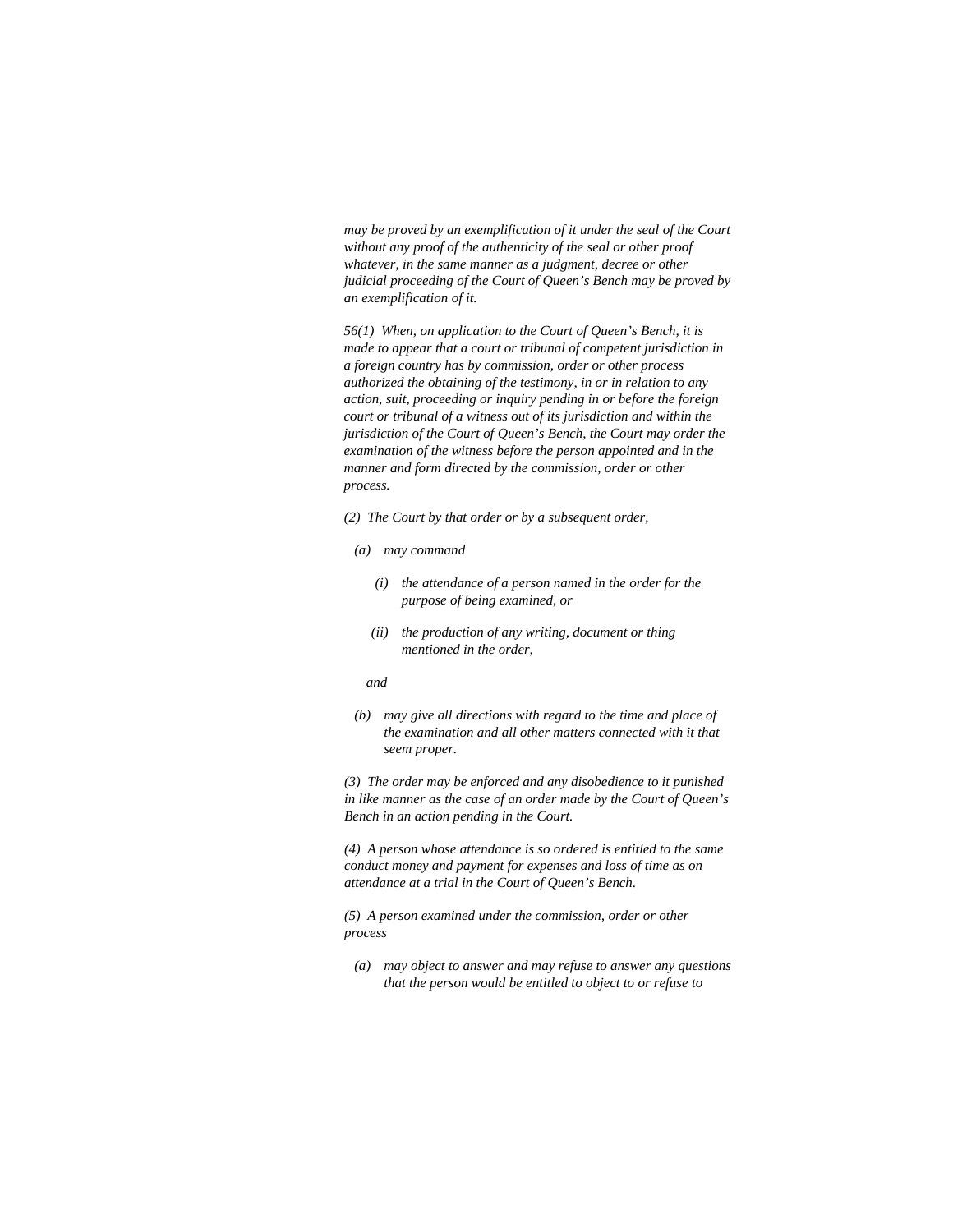*may be proved by an exemplification of it under the seal of the Court without any proof of the authenticity of the seal or other proof whatever, in the same manner as a judgment, decree or other judicial proceeding of the Court of Queen's Bench may be proved by an exemplification of it.*

*56(1) When, on application to the Court of Queen's Bench, it is made to appear that a court or tribunal of competent jurisdiction in a foreign country has by commission, order or other process authorized the obtaining of the testimony, in or in relation to any action, suit, proceeding or inquiry pending in or before the foreign court or tribunal of a witness out of its jurisdiction and within the jurisdiction of the Court of Queen's Bench, the Court may order the examination of the witness before the person appointed and in the manner and form directed by the commission, order or other process.*

*(2) The Court by that order or by a subsequent order,*

- *(a) may command*
  - *(i) the attendance of a person named in the order for the purpose of being examined, or*
  - *(ii) the production of any writing, document or thing mentioned in the order,*

  *and*
- *(b) may give all directions with regard to the time and place of the examination and all other matters connected with it that seem proper.*

*(3) The order may be enforced and any disobedience to it punished in like manner as the case of an order made by the Court of Queen's Bench in an action pending in the Court.*

*(4) A person whose attendance is so ordered is entitled to the same conduct money and payment for expenses and loss of time as on attendance at a trial in the Court of Queen's Bench.*

*(5) A person examined under the commission, order or other process*

- *(a) may object to answer and may refuse to answer any questions that the person would be entitled to object to or refuse to*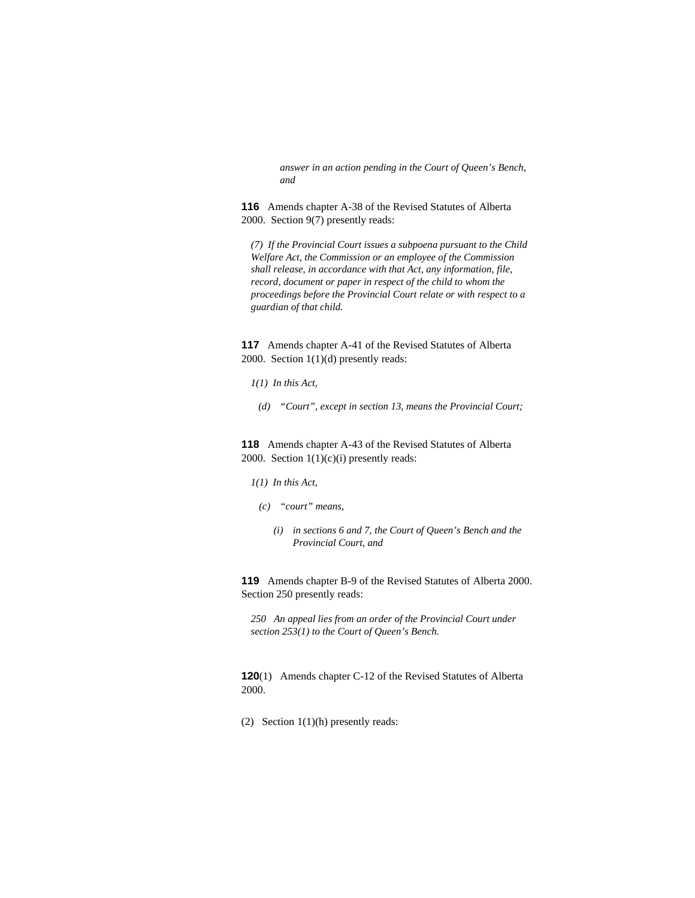*answer in an action pending in the Court of Queen's Bench, and*

**116** Amends chapter A-38 of the Revised Statutes of Alberta 2000. Section 9(7) presently reads:

*(7) If the Provincial Court issues a subpoena pursuant to the Child Welfare Act, the Commission or an employee of the Commission shall release, in accordance with that Act, any information, file, record, document or paper in respect of the child to whom the proceedings before the Provincial Court relate or with respect to a guardian of that child.*

**117** Amends chapter A-41 of the Revised Statutes of Alberta 2000. Section 1(1)(d) presently reads:

*1(1) In this Act,*

*(d) "Court", except in section 13, means the Provincial Court;*

**118** Amends chapter A-43 of the Revised Statutes of Alberta 2000. Section 1(1)(c)(i) presently reads:

*1(1) In this Act,*

*(c) "court" means,*

*(i) in sections 6 and 7, the Court of Queen's Bench and the Provincial Court, and*

**119** Amends chapter B-9 of the Revised Statutes of Alberta 2000. Section 250 presently reads:

*250 An appeal lies from an order of the Provincial Court under section 253(1) to the Court of Queen's Bench.*

**120**(1) Amends chapter C-12 of the Revised Statutes of Alberta 2000.

(2) Section 1(1)(h) presently reads: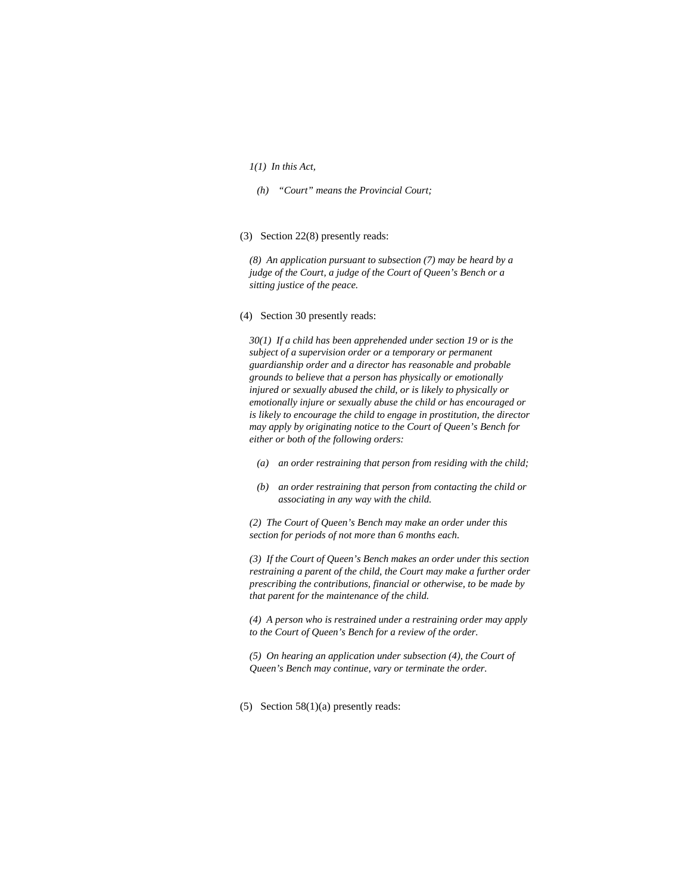*1(1) In this Act,*

*(h) "Court" means the Provincial Court;*

(3) Section 22(8) presently reads:

*(8) An application pursuant to subsection (7) may be heard by a judge of the Court, a judge of the Court of Queen's Bench or a sitting justice of the peace.*

(4) Section 30 presently reads:

*30(1) If a child has been apprehended under section 19 or is the subject of a supervision order or a temporary or permanent guardianship order and a director has reasonable and probable grounds to believe that a person has physically or emotionally injured or sexually abused the child, or is likely to physically or emotionally injure or sexually abuse the child or has encouraged or is likely to encourage the child to engage in prostitution, the director may apply by originating notice to the Court of Queen's Bench for either or both of the following orders:*

*(a) an order restraining that person from residing with the child;*

*(b) an order restraining that person from contacting the child or associating in any way with the child.*

*(2) The Court of Queen's Bench may make an order under this section for periods of not more than 6 months each.*

*(3) If the Court of Queen's Bench makes an order under this section restraining a parent of the child, the Court may make a further order prescribing the contributions, financial or otherwise, to be made by that parent for the maintenance of the child.*

*(4) A person who is restrained under a restraining order may apply to the Court of Queen's Bench for a review of the order.*

*(5) On hearing an application under subsection (4), the Court of Queen's Bench may continue, vary or terminate the order.*

(5) Section 58(1)(a) presently reads: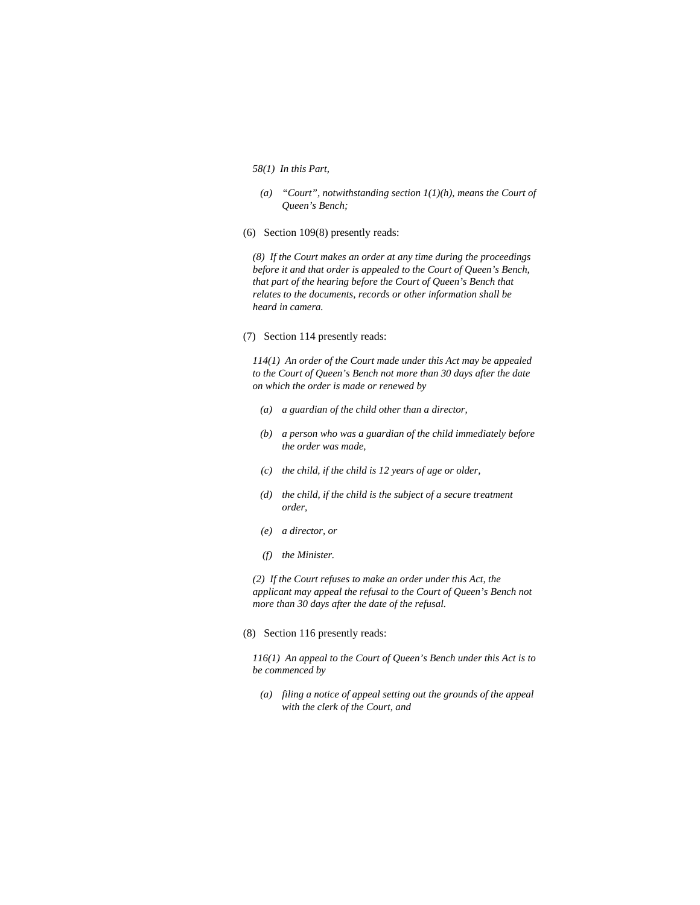*58(1)  In this Part,*

*(a)   "Court", notwithstanding section 1(1)(h), means the Court of Queen's Bench;*

(6)   Section 109(8) presently reads:

*(8)  If the Court makes an order at any time during the proceedings before it and that order is appealed to the Court of Queen's Bench, that part of the hearing before the Court of Queen's Bench that relates to the documents, records or other information shall be heard in camera.*

(7)   Section 114 presently reads:

*114(1)  An order of the Court made under this Act may be appealed to the Court of Queen's Bench not more than 30 days after the date on which the order is made or renewed by*

*(a)   a guardian of the child other than a director,*

*(b)   a person who was a guardian of the child immediately before the order was made,*

*(c)   the child, if the child is 12 years of age or older,*

*(d)   the child, if the child is the subject of a secure treatment order,*

*(e)   a director, or*

*(f)   the Minister.*

*(2)  If the Court refuses to make an order under this Act, the applicant may appeal the refusal to the Court of Queen's Bench not more than 30 days after the date of the refusal.*

(8)   Section 116 presently reads:

*116(1)  An appeal to the Court of Queen's Bench under this Act is to be commenced by*

*(a)   filing a notice of appeal setting out the grounds of the appeal with the clerk of the Court, and*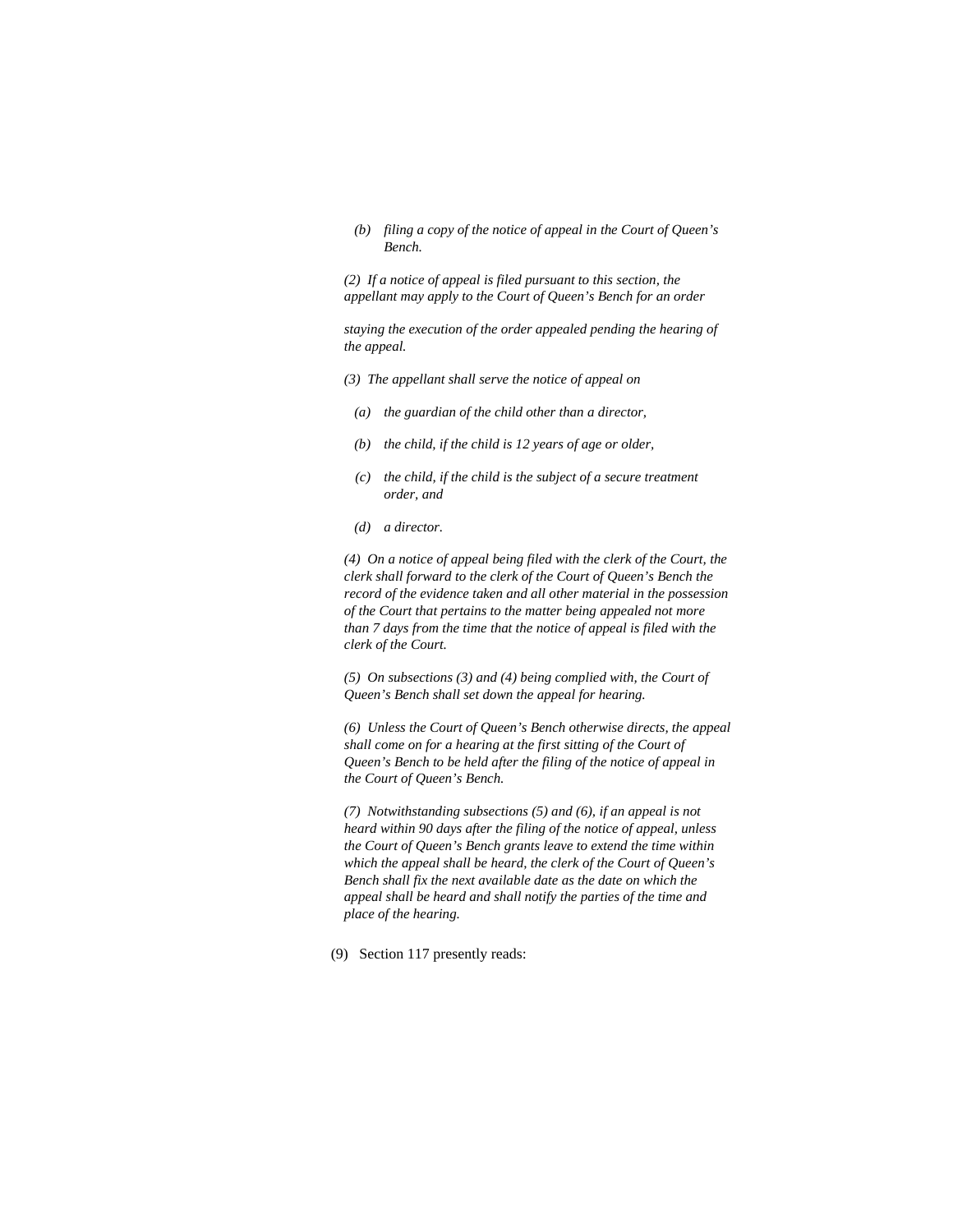*(b) filing a copy of the notice of appeal in the Court of Queen's Bench.*

*(2) If a notice of appeal is filed pursuant to this section, the appellant may apply to the Court of Queen's Bench for an order*

*staying the execution of the order appealed pending the hearing of the appeal.*

*(3) The appellant shall serve the notice of appeal on*

*(a) the guardian of the child other than a director,*

*(b) the child, if the child is 12 years of age or older,*

*(c) the child, if the child is the subject of a secure treatment order, and*

*(d) a director.*

*(4) On a notice of appeal being filed with the clerk of the Court, the clerk shall forward to the clerk of the Court of Queen's Bench the record of the evidence taken and all other material in the possession of the Court that pertains to the matter being appealed not more than 7 days from the time that the notice of appeal is filed with the clerk of the Court.*

*(5) On subsections (3) and (4) being complied with, the Court of Queen's Bench shall set down the appeal for hearing.*

*(6) Unless the Court of Queen's Bench otherwise directs, the appeal shall come on for a hearing at the first sitting of the Court of Queen's Bench to be held after the filing of the notice of appeal in the Court of Queen's Bench.*

*(7) Notwithstanding subsections (5) and (6), if an appeal is not heard within 90 days after the filing of the notice of appeal, unless the Court of Queen's Bench grants leave to extend the time within which the appeal shall be heard, the clerk of the Court of Queen's Bench shall fix the next available date as the date on which the appeal shall be heard and shall notify the parties of the time and place of the hearing.*

(9) Section 117 presently reads: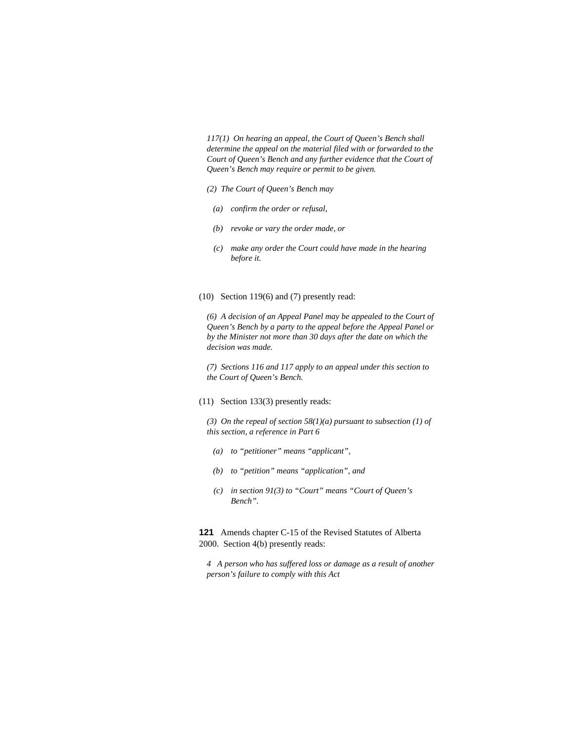*117(1) On hearing an appeal, the Court of Queen's Bench shall determine the appeal on the material filed with or forwarded to the Court of Queen's Bench and any further evidence that the Court of Queen's Bench may require or permit to be given.*

*(2) The Court of Queen's Bench may*

*(a) confirm the order or refusal,*

*(b) revoke or vary the order made, or*

*(c) make any order the Court could have made in the hearing before it.*

(10) Section 119(6) and (7) presently read:

*(6) A decision of an Appeal Panel may be appealed to the Court of Queen's Bench by a party to the appeal before the Appeal Panel or by the Minister not more than 30 days after the date on which the decision was made.*

*(7) Sections 116 and 117 apply to an appeal under this section to the Court of Queen's Bench.*

(11) Section 133(3) presently reads:

*(3) On the repeal of section 58(1)(a) pursuant to subsection (1) of this section, a reference in Part 6*

*(a) to "petitioner" means "applicant",*

*(b) to "petition" means "application", and*

*(c) in section 91(3) to "Court" means "Court of Queen's Bench".*

**121** Amends chapter C-15 of the Revised Statutes of Alberta 2000. Section 4(b) presently reads:

*4 A person who has suffered loss or damage as a result of another person's failure to comply with this Act*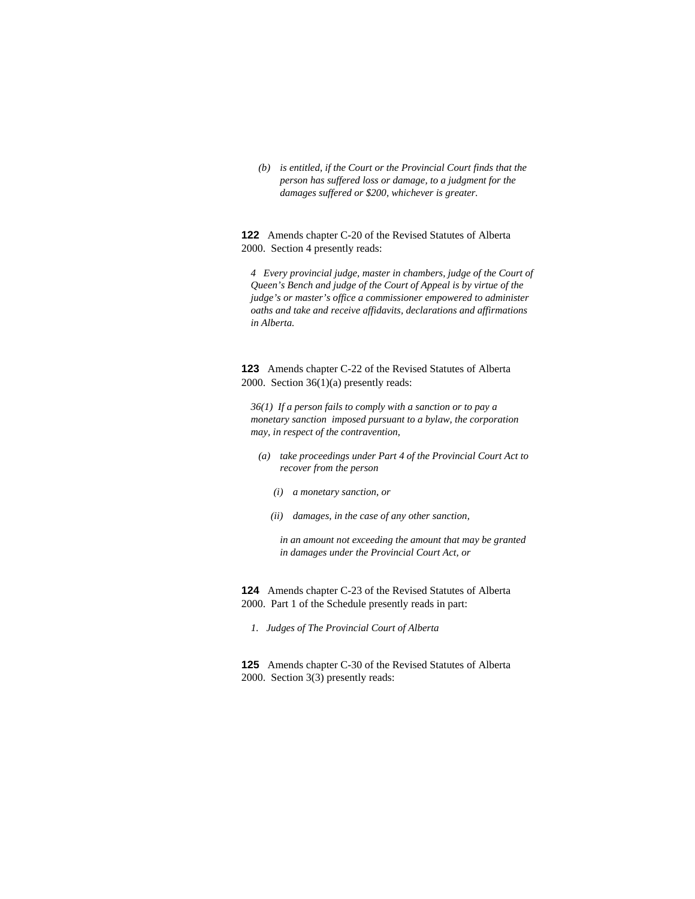*(b) is entitled, if the Court or the Provincial Court finds that the person has suffered loss or damage, to a judgment for the damages suffered or $200, whichever is greater.*

**122** Amends chapter C-20 of the Revised Statutes of Alberta 2000. Section 4 presently reads:

*4 Every provincial judge, master in chambers, judge of the Court of Queen's Bench and judge of the Court of Appeal is by virtue of the judge's or master's office a commissioner empowered to administer oaths and take and receive affidavits, declarations and affirmations in Alberta.*

**123** Amends chapter C-22 of the Revised Statutes of Alberta 2000. Section 36(1)(a) presently reads:

*36(1) If a person fails to comply with a sanction or to pay a monetary sanction imposed pursuant to a bylaw, the corporation may, in respect of the contravention,*

*(a) take proceedings under Part 4 of the Provincial Court Act to recover from the person*

*(i) a monetary sanction, or*

*(ii) damages, in the case of any other sanction,*

*in an amount not exceeding the amount that may be granted in damages under the Provincial Court Act, or*

**124** Amends chapter C-23 of the Revised Statutes of Alberta 2000. Part 1 of the Schedule presently reads in part:

*1. Judges of The Provincial Court of Alberta*

**125** Amends chapter C-30 of the Revised Statutes of Alberta 2000. Section 3(3) presently reads: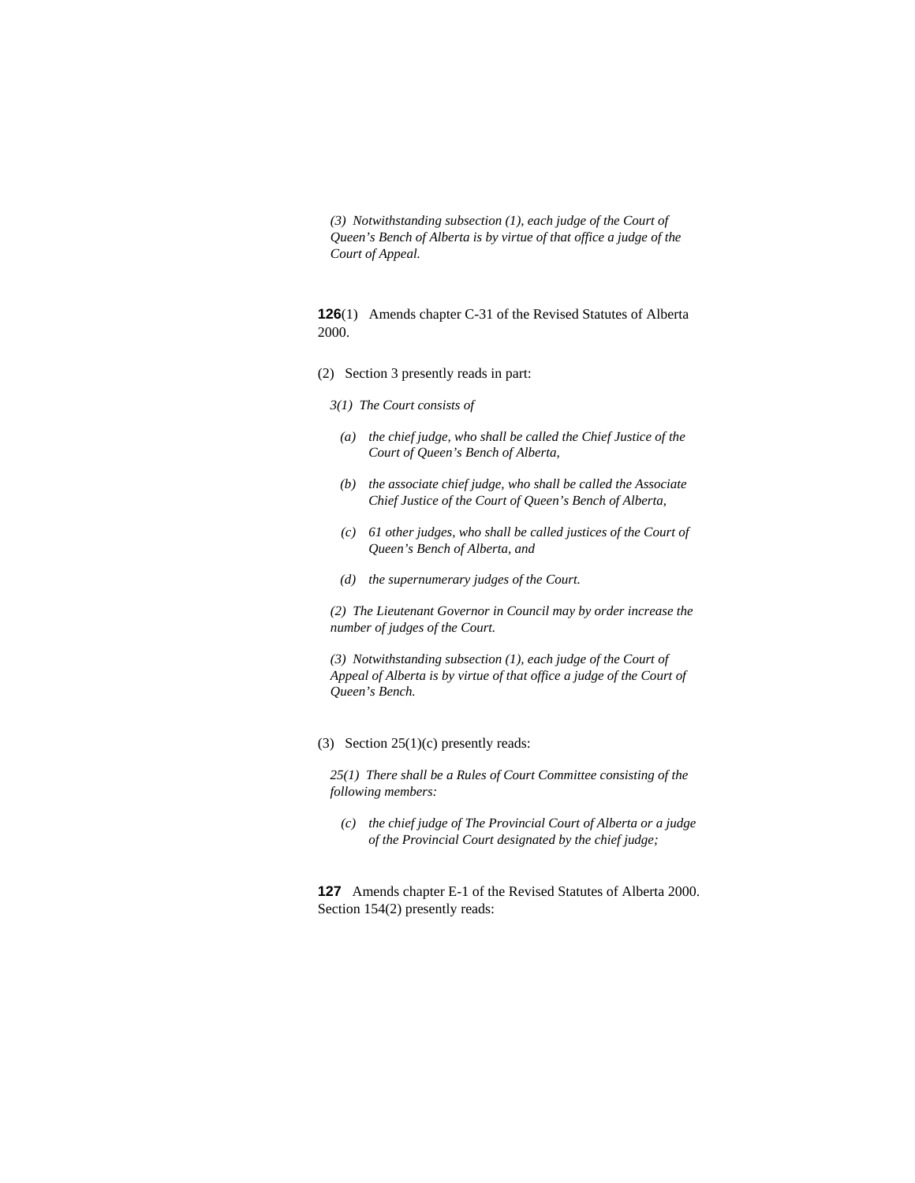*(3) Notwithstanding subsection (1), each judge of the Court of Queen's Bench of Alberta is by virtue of that office a judge of the Court of Appeal.*

**126**(1) Amends chapter C-31 of the Revised Statutes of Alberta 2000.

(2) Section 3 presently reads in part:

*3(1) The Court consists of*

*(a) the chief judge, who shall be called the Chief Justice of the Court of Queen's Bench of Alberta,*

*(b) the associate chief judge, who shall be called the Associate Chief Justice of the Court of Queen's Bench of Alberta,*

*(c) 61 other judges, who shall be called justices of the Court of Queen's Bench of Alberta, and*

*(d) the supernumerary judges of the Court.*

*(2) The Lieutenant Governor in Council may by order increase the number of judges of the Court.*

*(3) Notwithstanding subsection (1), each judge of the Court of Appeal of Alberta is by virtue of that office a judge of the Court of Queen's Bench.*

(3) Section 25(1)(c) presently reads:

*25(1) There shall be a Rules of Court Committee consisting of the following members:*

*(c) the chief judge of The Provincial Court of Alberta or a judge of the Provincial Court designated by the chief judge;*

**127** Amends chapter E-1 of the Revised Statutes of Alberta 2000. Section 154(2) presently reads: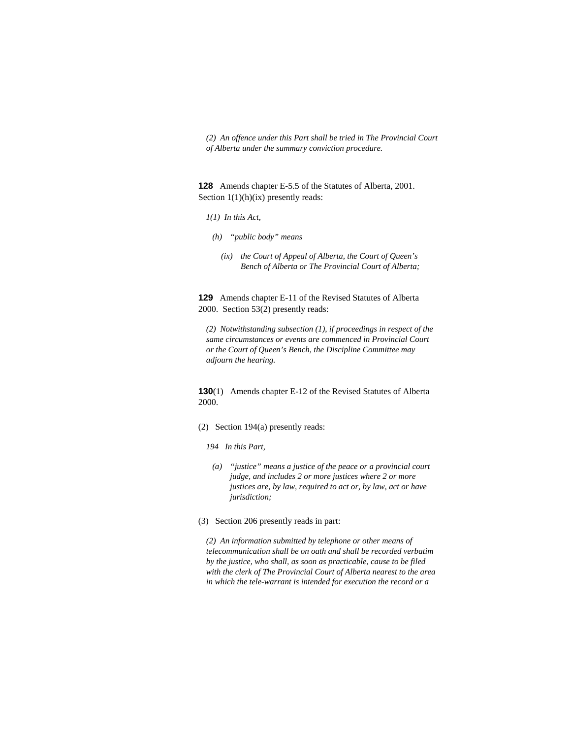*(2) An offence under this Part shall be tried in The Provincial Court of Alberta under the summary conviction procedure.*

**128** Amends chapter E-5.5 of the Statutes of Alberta, 2001. Section 1(1)(h)(ix) presently reads:

*1(1) In this Act,*

*(h) "public body" means*

*(ix) the Court of Appeal of Alberta, the Court of Queen's Bench of Alberta or The Provincial Court of Alberta;*

**129** Amends chapter E-11 of the Revised Statutes of Alberta 2000. Section 53(2) presently reads:

*(2) Notwithstanding subsection (1), if proceedings in respect of the same circumstances or events are commenced in Provincial Court or the Court of Queen's Bench, the Discipline Committee may adjourn the hearing.*

**130**(1) Amends chapter E-12 of the Revised Statutes of Alberta 2000.

(2) Section 194(a) presently reads:

*194 In this Part,*

*(a) "justice" means a justice of the peace or a provincial court judge, and includes 2 or more justices where 2 or more justices are, by law, required to act or, by law, act or have jurisdiction;*

(3) Section 206 presently reads in part:

*(2) An information submitted by telephone or other means of telecommunication shall be on oath and shall be recorded verbatim by the justice, who shall, as soon as practicable, cause to be filed with the clerk of The Provincial Court of Alberta nearest to the area in which the tele-warrant is intended for execution the record or a*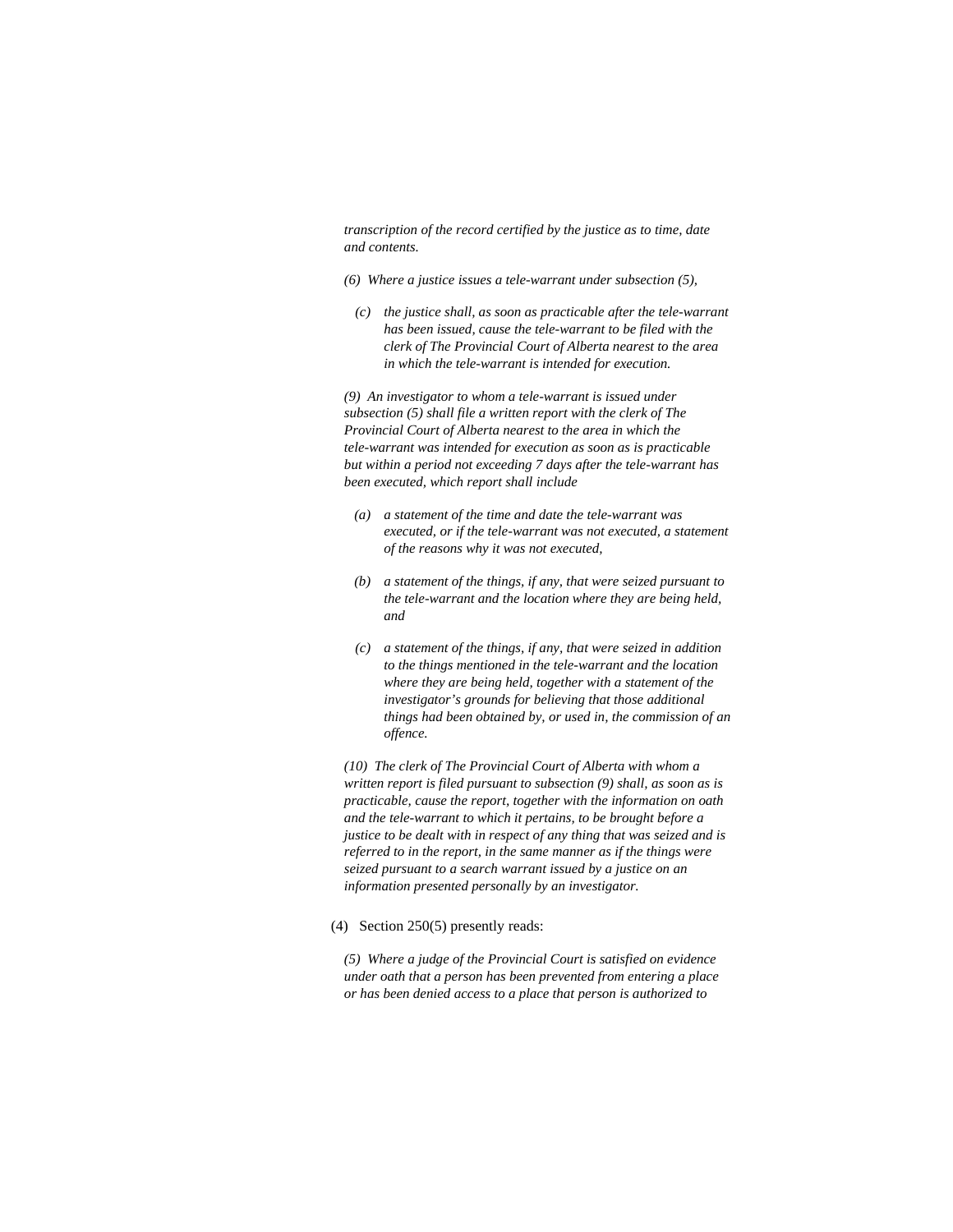*transcription of the record certified by the justice as to time, date and contents.*

*(6) Where a justice issues a tele-warrant under subsection (5),*

*(c) the justice shall, as soon as practicable after the tele-warrant has been issued, cause the tele-warrant to be filed with the clerk of The Provincial Court of Alberta nearest to the area in which the tele-warrant is intended for execution.*

*(9) An investigator to whom a tele-warrant is issued under subsection (5) shall file a written report with the clerk of The Provincial Court of Alberta nearest to the area in which the tele-warrant was intended for execution as soon as is practicable but within a period not exceeding 7 days after the tele-warrant has been executed, which report shall include*

*(a) a statement of the time and date the tele-warrant was executed, or if the tele-warrant was not executed, a statement of the reasons why it was not executed,*

*(b) a statement of the things, if any, that were seized pursuant to the tele-warrant and the location where they are being held, and*

*(c) a statement of the things, if any, that were seized in addition to the things mentioned in the tele-warrant and the location where they are being held, together with a statement of the investigator's grounds for believing that those additional things had been obtained by, or used in, the commission of an offence.*

*(10) The clerk of The Provincial Court of Alberta with whom a written report is filed pursuant to subsection (9) shall, as soon as is practicable, cause the report, together with the information on oath and the tele-warrant to which it pertains, to be brought before a justice to be dealt with in respect of any thing that was seized and is referred to in the report, in the same manner as if the things were seized pursuant to a search warrant issued by a justice on an information presented personally by an investigator.*

(4) Section 250(5) presently reads:

*(5) Where a judge of the Provincial Court is satisfied on evidence under oath that a person has been prevented from entering a place or has been denied access to a place that person is authorized to*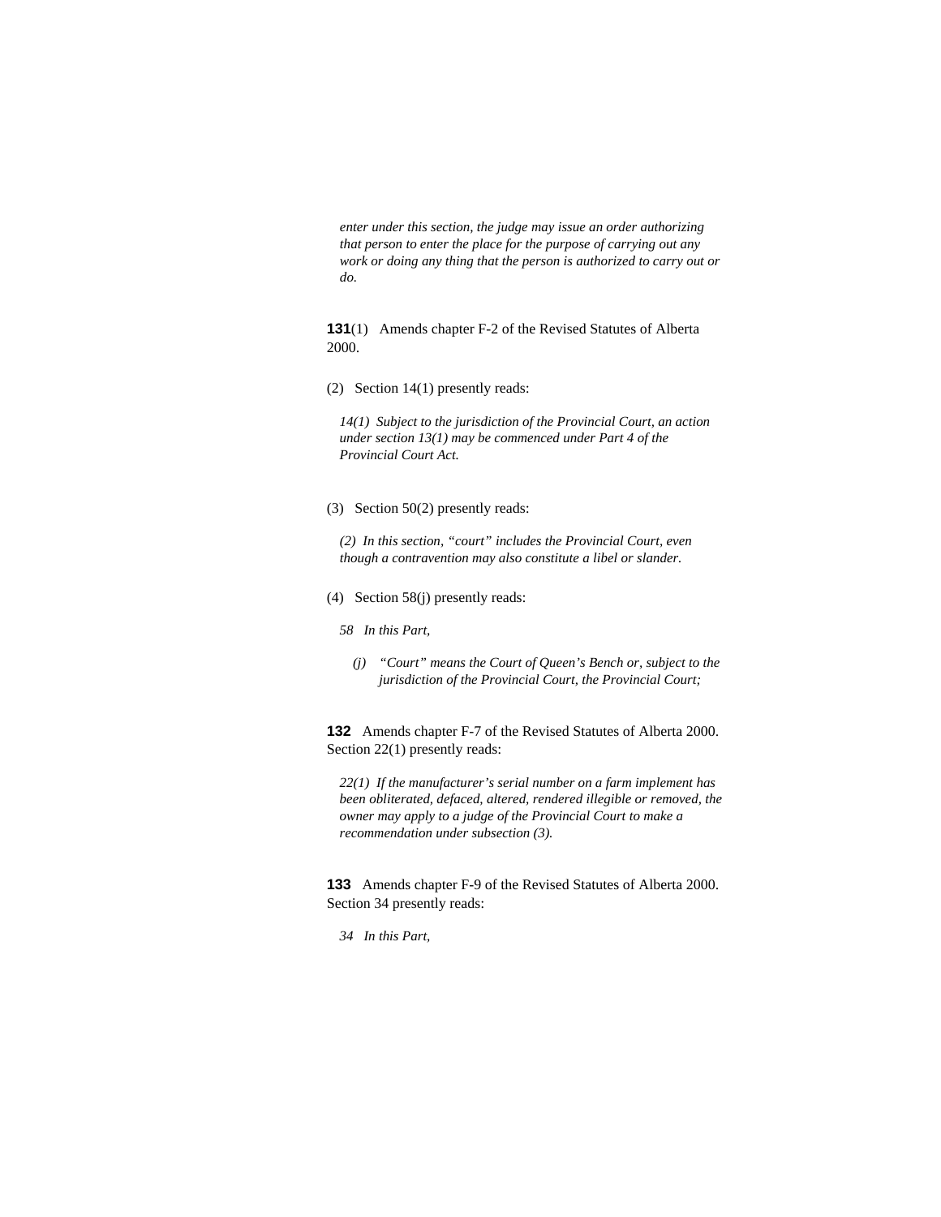*enter under this section, the judge may issue an order authorizing that person to enter the place for the purpose of carrying out any work or doing any thing that the person is authorized to carry out or do.*

**131**(1) Amends chapter F-2 of the Revised Statutes of Alberta 2000.

(2) Section 14(1) presently reads:

*14(1) Subject to the jurisdiction of the Provincial Court, an action under section 13(1) may be commenced under Part 4 of the Provincial Court Act.*

(3) Section 50(2) presently reads:

*(2) In this section, "court" includes the Provincial Court, even though a contravention may also constitute a libel or slander.*

(4) Section 58(j) presently reads:

*58 In this Part,*

*(j) "Court" means the Court of Queen's Bench or, subject to the jurisdiction of the Provincial Court, the Provincial Court;*

**132** Amends chapter F-7 of the Revised Statutes of Alberta 2000. Section 22(1) presently reads:

*22(1) If the manufacturer's serial number on a farm implement has been obliterated, defaced, altered, rendered illegible or removed, the owner may apply to a judge of the Provincial Court to make a recommendation under subsection (3).*

**133** Amends chapter F-9 of the Revised Statutes of Alberta 2000. Section 34 presently reads:

*34 In this Part,*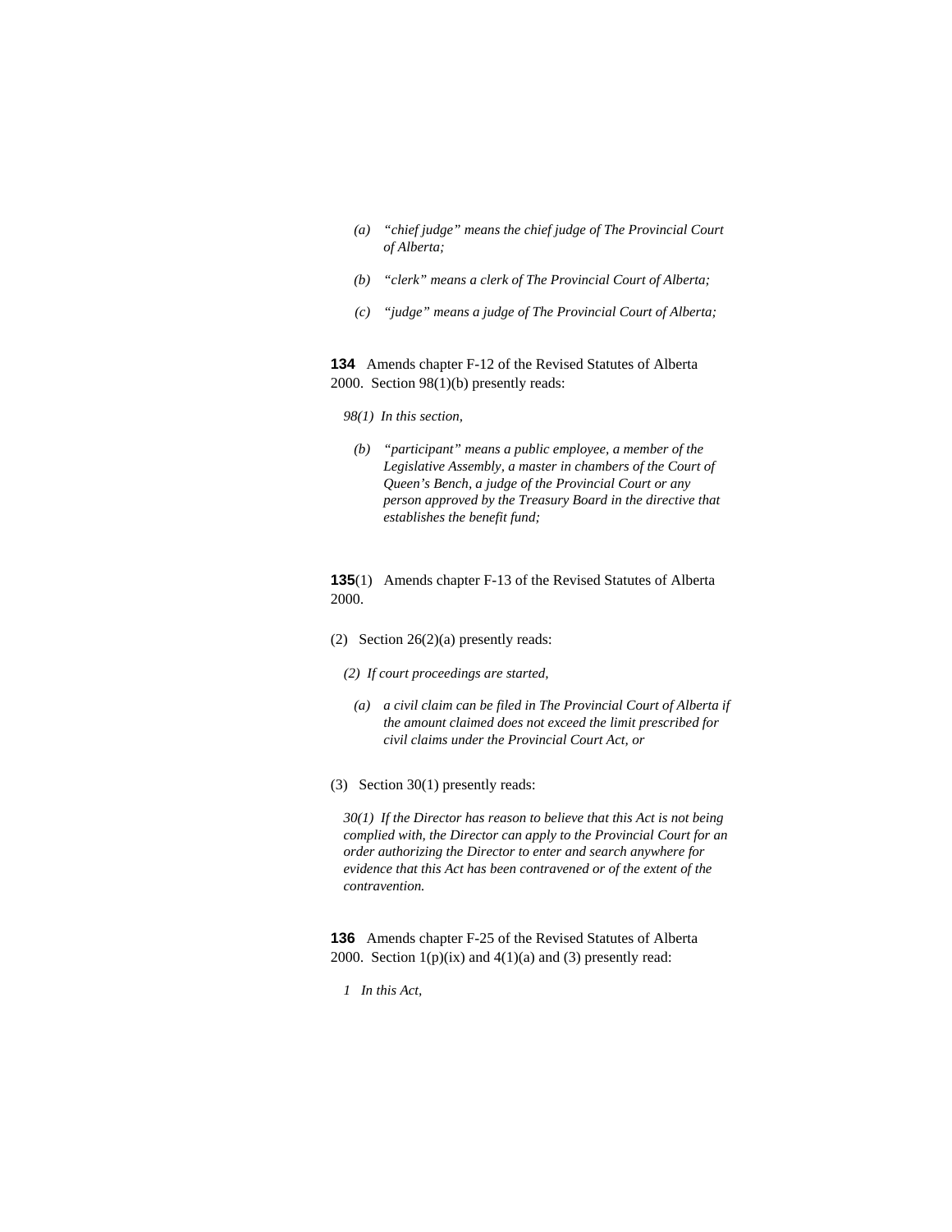*(a) "chief judge" means the chief judge of The Provincial Court of Alberta;*

*(b) "clerk" means a clerk of The Provincial Court of Alberta;*

*(c) "judge" means a judge of The Provincial Court of Alberta;*

**134** Amends chapter F-12 of the Revised Statutes of Alberta 2000. Section 98(1)(b) presently reads:

*98(1) In this section,*

*(b) "participant" means a public employee, a member of the Legislative Assembly, a master in chambers of the Court of Queen's Bench, a judge of the Provincial Court or any person approved by the Treasury Board in the directive that establishes the benefit fund;*

**135**(1) Amends chapter F-13 of the Revised Statutes of Alberta 2000.

(2) Section 26(2)(a) presently reads:

*(2) If court proceedings are started,*

*(a) a civil claim can be filed in The Provincial Court of Alberta if the amount claimed does not exceed the limit prescribed for civil claims under the Provincial Court Act, or*

(3) Section 30(1) presently reads:

*30(1) If the Director has reason to believe that this Act is not being complied with, the Director can apply to the Provincial Court for an order authorizing the Director to enter and search anywhere for evidence that this Act has been contravened or of the extent of the contravention.*

**136** Amends chapter F-25 of the Revised Statutes of Alberta 2000. Section 1(p)(ix) and 4(1)(a) and (3) presently read:

*1 In this Act,*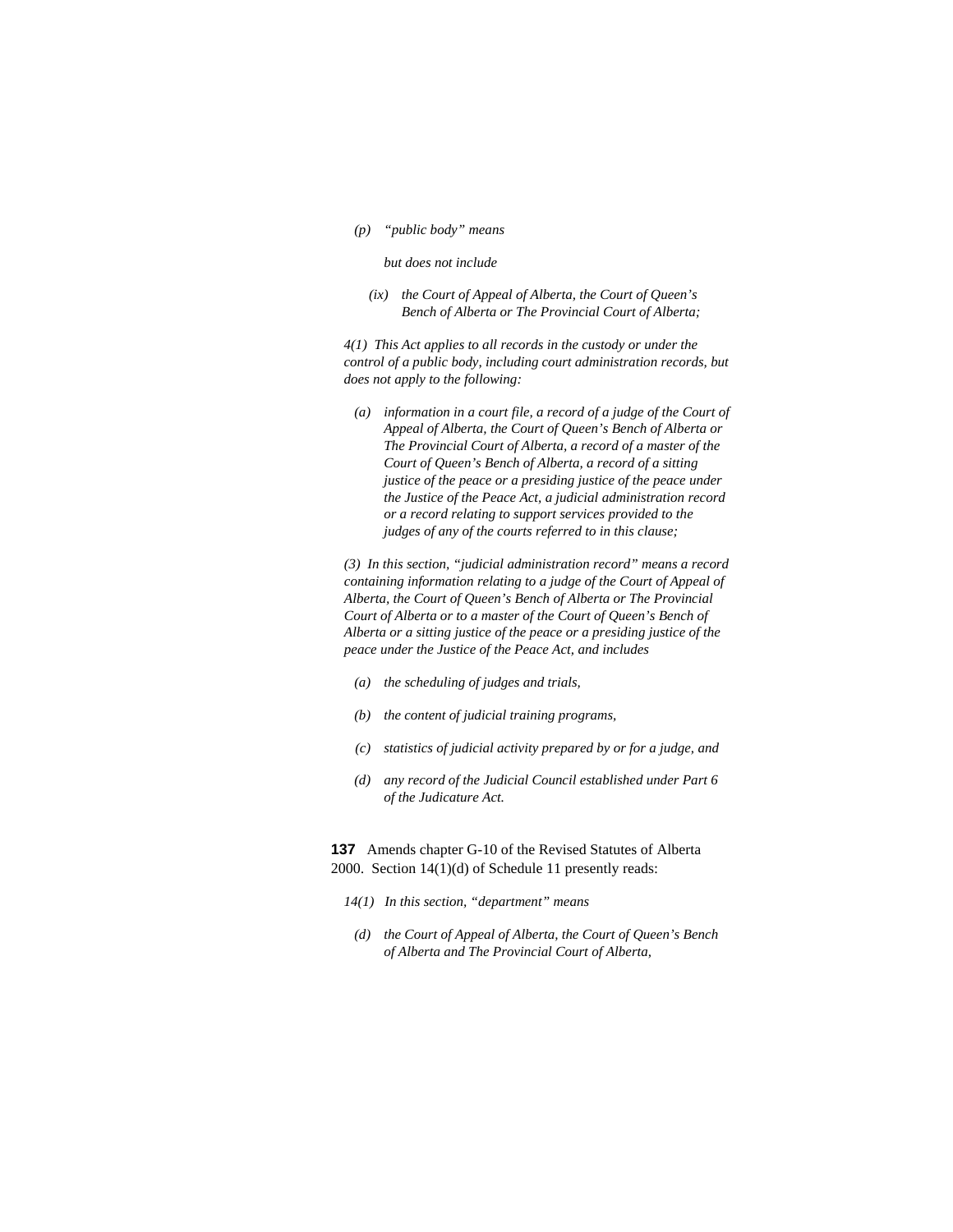*(p) "public body" means*

*but does not include*

*(ix) the Court of Appeal of Alberta, the Court of Queen's Bench of Alberta or The Provincial Court of Alberta;*

*4(1) This Act applies to all records in the custody or under the control of a public body, including court administration records, but does not apply to the following:*

*(a) information in a court file, a record of a judge of the Court of Appeal of Alberta, the Court of Queen's Bench of Alberta or The Provincial Court of Alberta, a record of a master of the Court of Queen's Bench of Alberta, a record of a sitting justice of the peace or a presiding justice of the peace under the Justice of the Peace Act, a judicial administration record or a record relating to support services provided to the judges of any of the courts referred to in this clause;*

*(3) In this section, "judicial administration record" means a record containing information relating to a judge of the Court of Appeal of Alberta, the Court of Queen's Bench of Alberta or The Provincial Court of Alberta or to a master of the Court of Queen's Bench of Alberta or a sitting justice of the peace or a presiding justice of the peace under the Justice of the Peace Act, and includes*

*(a) the scheduling of judges and trials,*

*(b) the content of judicial training programs,*

*(c) statistics of judicial activity prepared by or for a judge, and*

*(d) any record of the Judicial Council established under Part 6 of the Judicature Act.*

**137** Amends chapter G-10 of the Revised Statutes of Alberta 2000. Section 14(1)(d) of Schedule 11 presently reads:

*14(1) In this section, "department" means*

*(d) the Court of Appeal of Alberta, the Court of Queen's Bench of Alberta and The Provincial Court of Alberta,*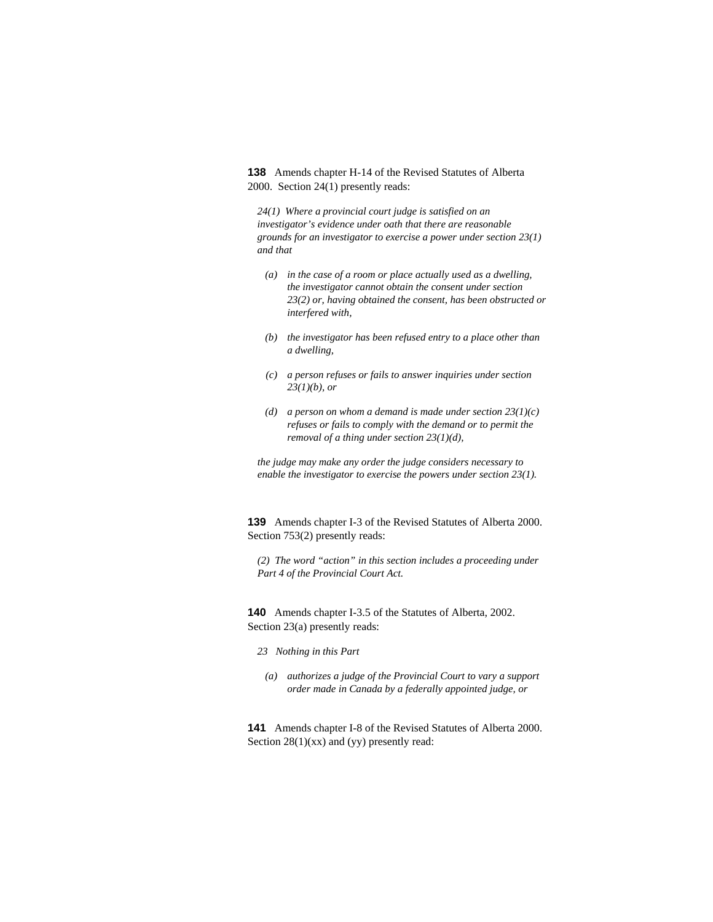**138** Amends chapter H-14 of the Revised Statutes of Alberta 2000. Section 24(1) presently reads:

*24(1) Where a provincial court judge is satisfied on an investigator's evidence under oath that there are reasonable grounds for an investigator to exercise a power under section 23(1) and that*

- *(a) in the case of a room or place actually used as a dwelling, the investigator cannot obtain the consent under section 23(2) or, having obtained the consent, has been obstructed or interfered with,*
- *(b) the investigator has been refused entry to a place other than a dwelling,*
- *(c) a person refuses or fails to answer inquiries under section 23(1)(b), or*
- *(d) a person on whom a demand is made under section 23(1)(c) refuses or fails to comply with the demand or to permit the removal of a thing under section 23(1)(d),*

*the judge may make any order the judge considers necessary to enable the investigator to exercise the powers under section 23(1).*

**139** Amends chapter I-3 of the Revised Statutes of Alberta 2000. Section 753(2) presently reads:

*(2) The word "action" in this section includes a proceeding under Part 4 of the Provincial Court Act.*

**140** Amends chapter I-3.5 of the Statutes of Alberta, 2002. Section 23(a) presently reads:

*23 Nothing in this Part*

- *(a) authorizes a judge of the Provincial Court to vary a support order made in Canada by a federally appointed judge, or*

**141** Amends chapter I-8 of the Revised Statutes of Alberta 2000. Section 28(1)(xx) and (yy) presently read: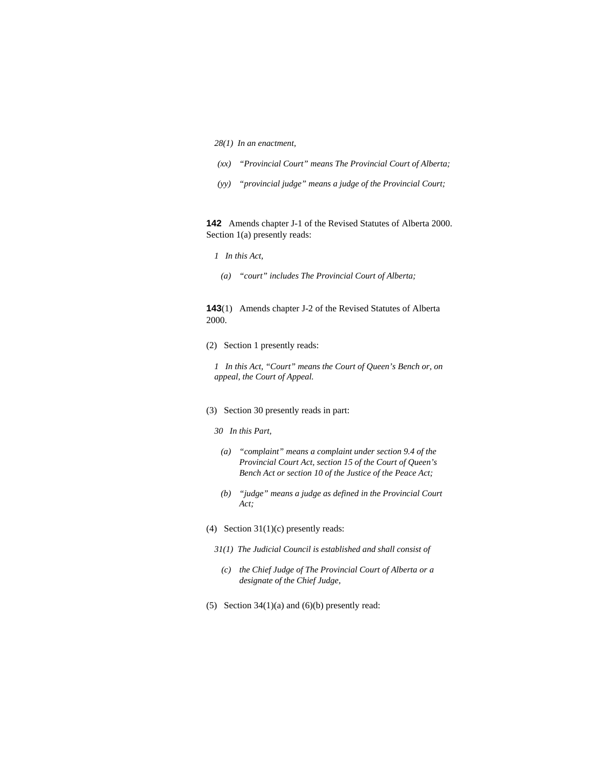*28(1) In an enactment,*

*(xx) "Provincial Court" means The Provincial Court of Alberta;*

*(yy) "provincial judge" means a judge of the Provincial Court;*

**142** Amends chapter J-1 of the Revised Statutes of Alberta 2000. Section 1(a) presently reads:

*1 In this Act,*

*(a) "court" includes The Provincial Court of Alberta;*

**143**(1) Amends chapter J-2 of the Revised Statutes of Alberta 2000.

(2) Section 1 presently reads:

*1 In this Act, "Court" means the Court of Queen's Bench or, on appeal, the Court of Appeal.*

(3) Section 30 presently reads in part:

*30 In this Part,*

*(a) "complaint" means a complaint under section 9.4 of the Provincial Court Act, section 15 of the Court of Queen's Bench Act or section 10 of the Justice of the Peace Act;*

*(b) "judge" means a judge as defined in the Provincial Court Act;*

(4) Section 31(1)(c) presently reads:

*31(1) The Judicial Council is established and shall consist of*

*(c) the Chief Judge of The Provincial Court of Alberta or a designate of the Chief Judge,*

(5) Section 34(1)(a) and (6)(b) presently read: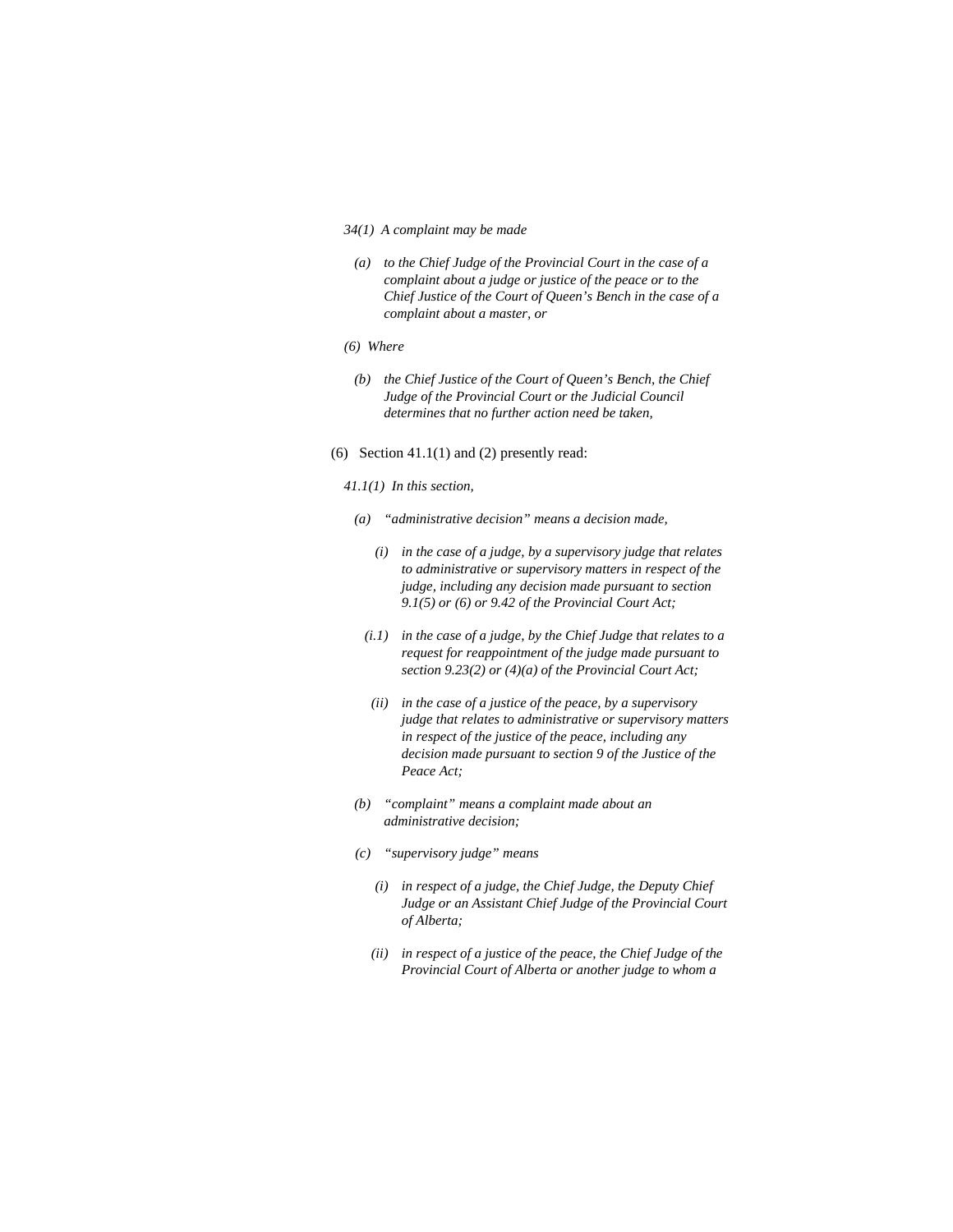*34(1) A complaint may be made*

*(a) to the Chief Judge of the Provincial Court in the case of a complaint about a judge or justice of the peace or to the Chief Justice of the Court of Queen's Bench in the case of a complaint about a master, or*

*(6) Where*

*(b) the Chief Justice of the Court of Queen's Bench, the Chief Judge of the Provincial Court or the Judicial Council determines that no further action need be taken,*

(6) Section 41.1(1) and (2) presently read:

*41.1(1) In this section,*

*(a) "administrative decision" means a decision made,*

*(i) in the case of a judge, by a supervisory judge that relates to administrative or supervisory matters in respect of the judge, including any decision made pursuant to section 9.1(5) or (6) or 9.42 of the Provincial Court Act;*

*(i.1) in the case of a judge, by the Chief Judge that relates to a request for reappointment of the judge made pursuant to section 9.23(2) or (4)(a) of the Provincial Court Act;*

*(ii) in the case of a justice of the peace, by a supervisory judge that relates to administrative or supervisory matters in respect of the justice of the peace, including any decision made pursuant to section 9 of the Justice of the Peace Act;*

*(b) "complaint" means a complaint made about an administrative decision;*

*(c) "supervisory judge" means*

*(i) in respect of a judge, the Chief Judge, the Deputy Chief Judge or an Assistant Chief Judge of the Provincial Court of Alberta;*

*(ii) in respect of a justice of the peace, the Chief Judge of the Provincial Court of Alberta or another judge to whom a*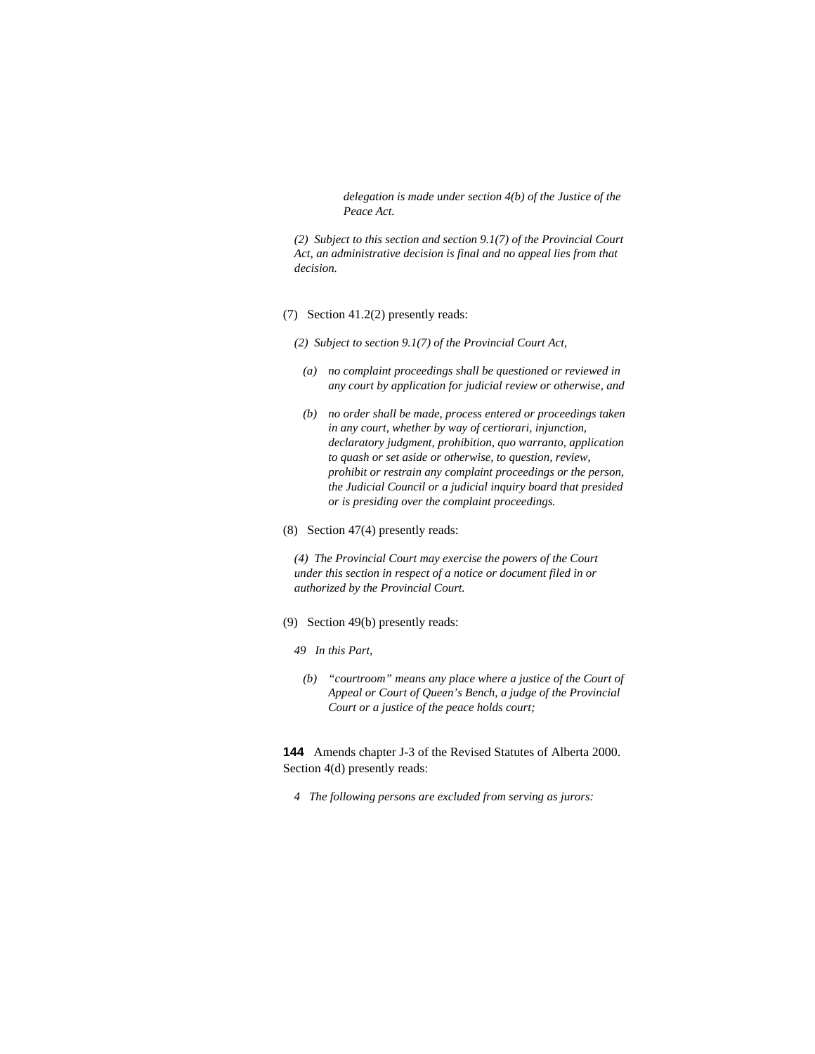*delegation is made under section 4(b) of the Justice of the Peace Act.*

*(2) Subject to this section and section 9.1(7) of the Provincial Court Act, an administrative decision is final and no appeal lies from that decision.*

(7) Section 41.2(2) presently reads:

*(2) Subject to section 9.1(7) of the Provincial Court Act,*

*(a) no complaint proceedings shall be questioned or reviewed in any court by application for judicial review or otherwise, and*

*(b) no order shall be made, process entered or proceedings taken in any court, whether by way of certiorari, injunction, declaratory judgment, prohibition, quo warranto, application to quash or set aside or otherwise, to question, review, prohibit or restrain any complaint proceedings or the person, the Judicial Council or a judicial inquiry board that presided or is presiding over the complaint proceedings.*

(8) Section 47(4) presently reads:

*(4) The Provincial Court may exercise the powers of the Court under this section in respect of a notice or document filed in or authorized by the Provincial Court.*

(9) Section 49(b) presently reads:

*49 In this Part,*

*(b) "courtroom" means any place where a justice of the Court of Appeal or Court of Queen's Bench, a judge of the Provincial Court or a justice of the peace holds court;*

**144** Amends chapter J-3 of the Revised Statutes of Alberta 2000. Section 4(d) presently reads:

*4 The following persons are excluded from serving as jurors:*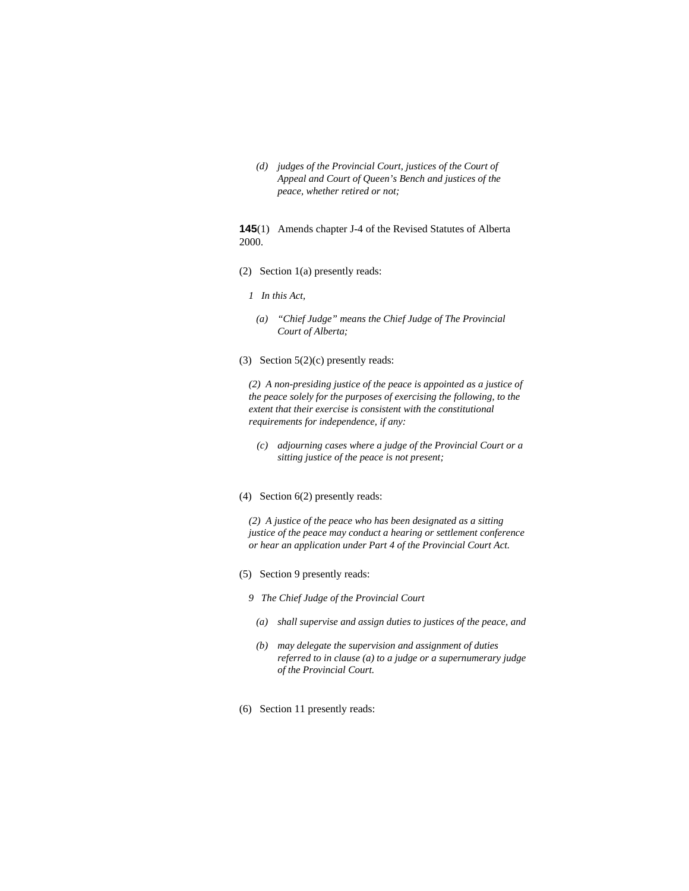*(d) judges of the Provincial Court, justices of the Court of Appeal and Court of Queen's Bench and justices of the peace, whether retired or not;*

**145**(1) Amends chapter J-4 of the Revised Statutes of Alberta 2000.

(2) Section 1(a) presently reads:

*1 In this Act,*

*(a) "Chief Judge" means the Chief Judge of The Provincial Court of Alberta;*

(3) Section 5(2)(c) presently reads:

*(2) A non-presiding justice of the peace is appointed as a justice of the peace solely for the purposes of exercising the following, to the extent that their exercise is consistent with the constitutional requirements for independence, if any:*

*(c) adjourning cases where a judge of the Provincial Court or a sitting justice of the peace is not present;*

(4) Section 6(2) presently reads:

*(2) A justice of the peace who has been designated as a sitting justice of the peace may conduct a hearing or settlement conference or hear an application under Part 4 of the Provincial Court Act.*

(5) Section 9 presently reads:

*9 The Chief Judge of the Provincial Court*

*(a) shall supervise and assign duties to justices of the peace, and*

*(b) may delegate the supervision and assignment of duties referred to in clause (a) to a judge or a supernumerary judge of the Provincial Court.*

(6) Section 11 presently reads: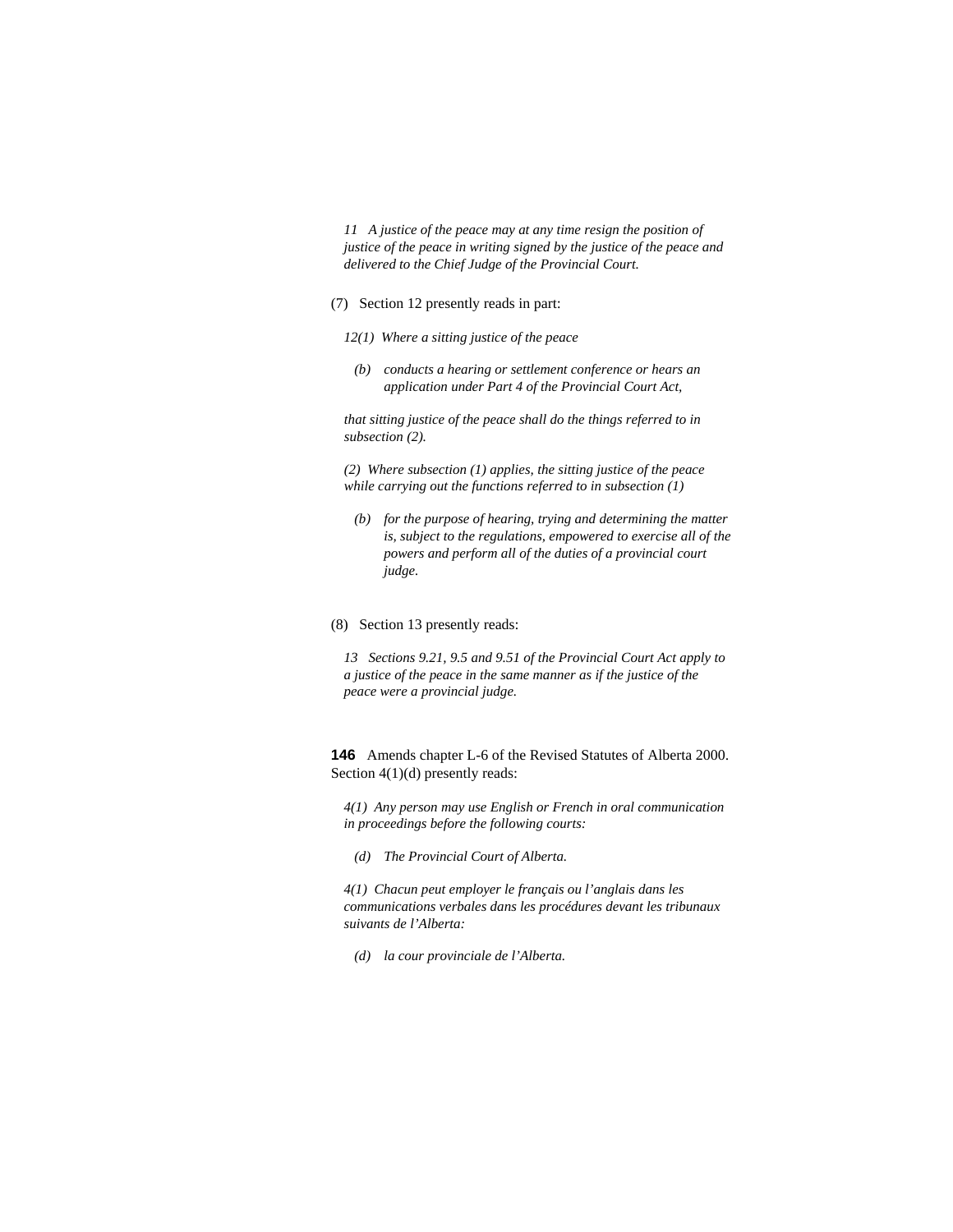*11 A justice of the peace may at any time resign the position of justice of the peace in writing signed by the justice of the peace and delivered to the Chief Judge of the Provincial Court.*

(7) Section 12 presently reads in part:

*12(1) Where a sitting justice of the peace*

*(b) conducts a hearing or settlement conference or hears an application under Part 4 of the Provincial Court Act,*

*that sitting justice of the peace shall do the things referred to in subsection (2).*

*(2) Where subsection (1) applies, the sitting justice of the peace while carrying out the functions referred to in subsection (1)*

*(b) for the purpose of hearing, trying and determining the matter is, subject to the regulations, empowered to exercise all of the powers and perform all of the duties of a provincial court judge.*

(8) Section 13 presently reads:

*13 Sections 9.21, 9.5 and 9.51 of the Provincial Court Act apply to a justice of the peace in the same manner as if the justice of the peace were a provincial judge.*

**146** Amends chapter L-6 of the Revised Statutes of Alberta 2000. Section 4(1)(d) presently reads:

*4(1) Any person may use English or French in oral communication in proceedings before the following courts:*

*(d) The Provincial Court of Alberta.*

*4(1) Chacun peut employer le français ou l'anglais dans les communications verbales dans les procédures devant les tribunaux suivants de l'Alberta:*

*(d) la cour provinciale de l'Alberta.*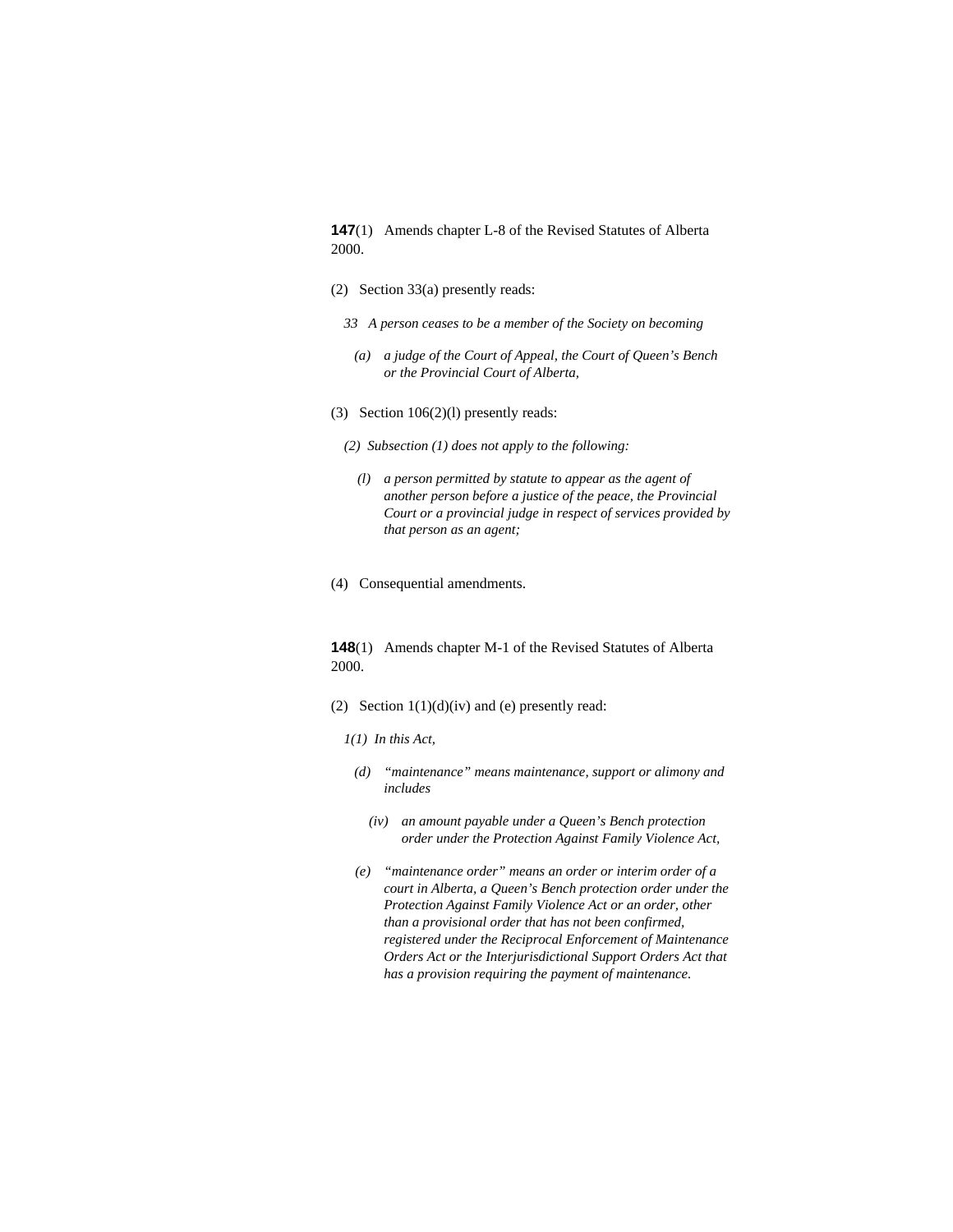**147**(1) Amends chapter L-8 of the Revised Statutes of Alberta 2000.

(2) Section 33(a) presently reads:

*33 A person ceases to be a member of the Society on becoming*

*(a) a judge of the Court of Appeal, the Court of Queen's Bench or the Provincial Court of Alberta,*

(3) Section 106(2)(l) presently reads:

*(2) Subsection (1) does not apply to the following:*

*(l) a person permitted by statute to appear as the agent of another person before a justice of the peace, the Provincial Court or a provincial judge in respect of services provided by that person as an agent;*

(4) Consequential amendments.

**148**(1) Amends chapter M-1 of the Revised Statutes of Alberta 2000.

(2) Section 1(1)(d)(iv) and (e) presently read:

*1(1) In this Act,*

*(d) "maintenance" means maintenance, support or alimony and includes*

*(iv) an amount payable under a Queen's Bench protection order under the Protection Against Family Violence Act,*

*(e) "maintenance order" means an order or interim order of a court in Alberta, a Queen's Bench protection order under the Protection Against Family Violence Act or an order, other than a provisional order that has not been confirmed, registered under the Reciprocal Enforcement of Maintenance Orders Act or the Interjurisdictional Support Orders Act that has a provision requiring the payment of maintenance.*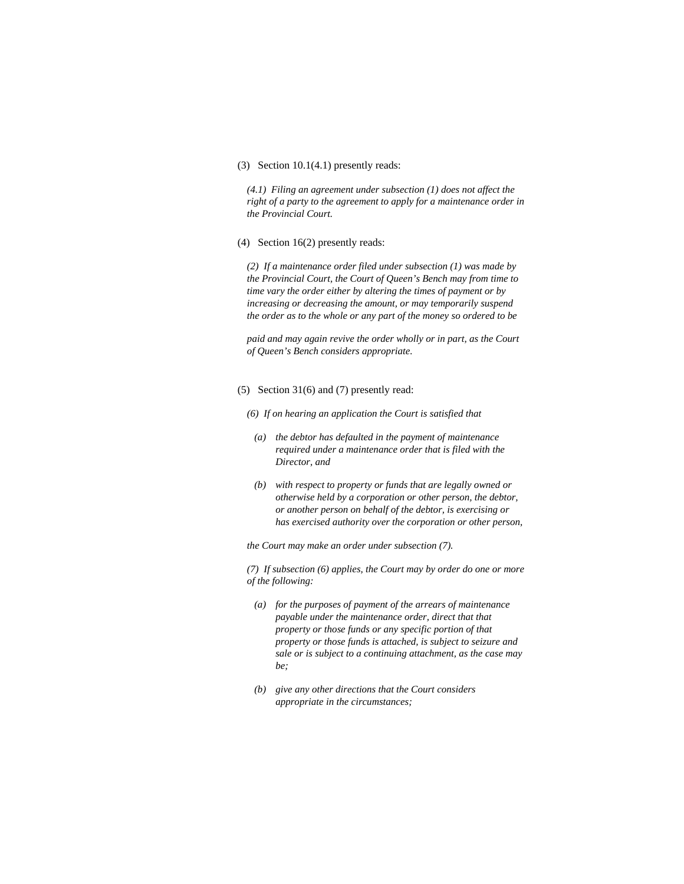(3) Section 10.1(4.1) presently reads:

*(4.1) Filing an agreement under subsection (1) does not affect the right of a party to the agreement to apply for a maintenance order in the Provincial Court.*

(4) Section 16(2) presently reads:

*(2) If a maintenance order filed under subsection (1) was made by the Provincial Court, the Court of Queen's Bench may from time to time vary the order either by altering the times of payment or by increasing or decreasing the amount, or may temporarily suspend the order as to the whole or any part of the money so ordered to be paid and may again revive the order wholly or in part, as the Court of Queen's Bench considers appropriate.*

(5) Section 31(6) and (7) presently read:

*(6) If on hearing an application the Court is satisfied that*

- *(a) the debtor has defaulted in the payment of maintenance required under a maintenance order that is filed with the Director, and*
- *(b) with respect to property or funds that are legally owned or otherwise held by a corporation or other person, the debtor, or another person on behalf of the debtor, is exercising or has exercised authority over the corporation or other person,*

*the Court may make an order under subsection (7).*

*(7) If subsection (6) applies, the Court may by order do one or more of the following:*

- *(a) for the purposes of payment of the arrears of maintenance payable under the maintenance order, direct that that property or those funds or any specific portion of that property or those funds is attached, is subject to seizure and sale or is subject to a continuing attachment, as the case may be;*
- *(b) give any other directions that the Court considers appropriate in the circumstances;*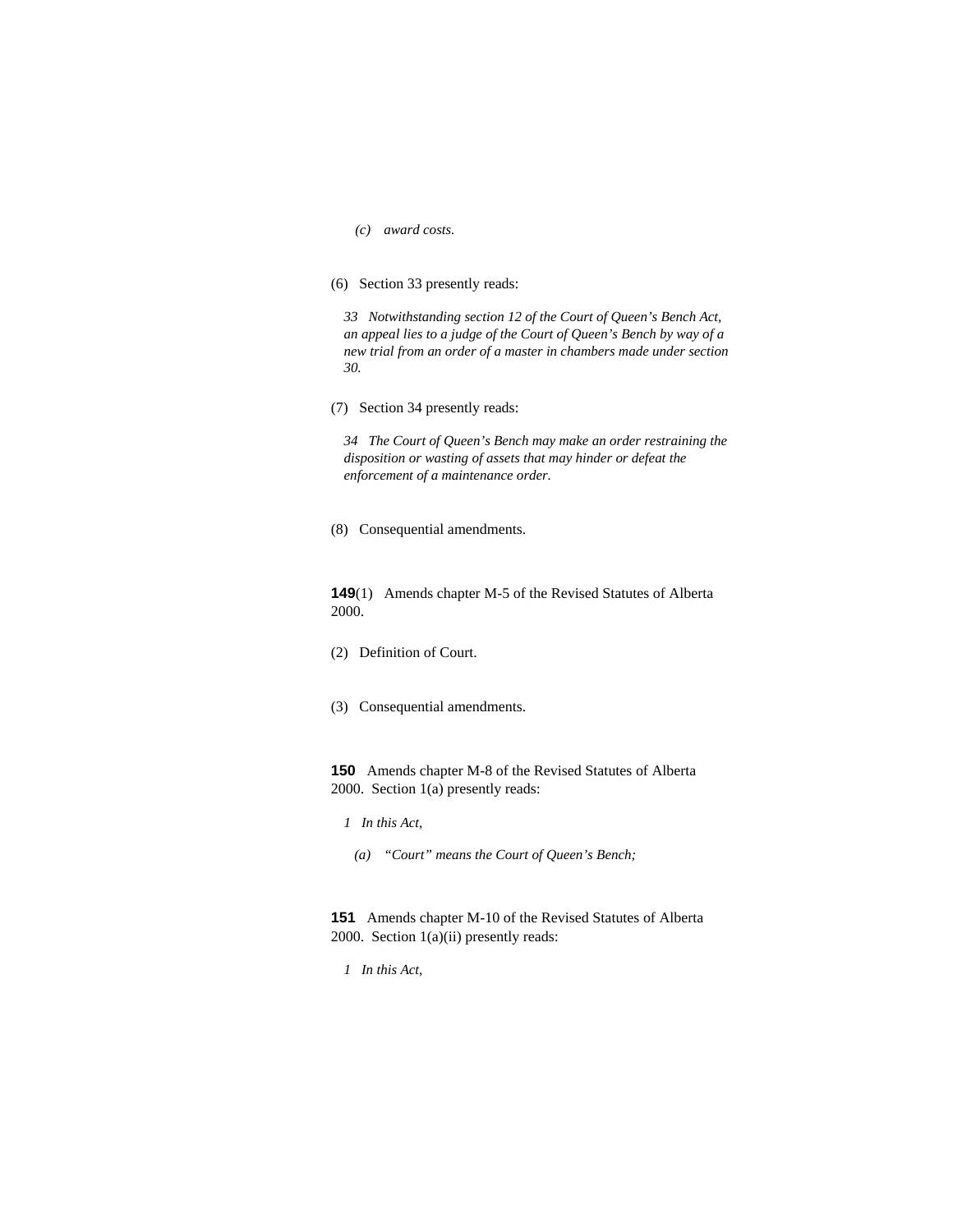*(c) award costs.*

(6) Section 33 presently reads:

*33 Notwithstanding section 12 of the Court of Queen's Bench Act, an appeal lies to a judge of the Court of Queen's Bench by way of a new trial from an order of a master in chambers made under section 30.*

(7) Section 34 presently reads:

*34 The Court of Queen's Bench may make an order restraining the disposition or wasting of assets that may hinder or defeat the enforcement of a maintenance order.*

(8) Consequential amendments.

**149**(1) Amends chapter M-5 of the Revised Statutes of Alberta 2000.

(2) Definition of Court.

(3) Consequential amendments.

**150** Amends chapter M-8 of the Revised Statutes of Alberta 2000. Section 1(a) presently reads:

*1 In this Act,*

*(a) "Court" means the Court of Queen's Bench;*

**151** Amends chapter M-10 of the Revised Statutes of Alberta 2000. Section 1(a)(ii) presently reads:

*1 In this Act,*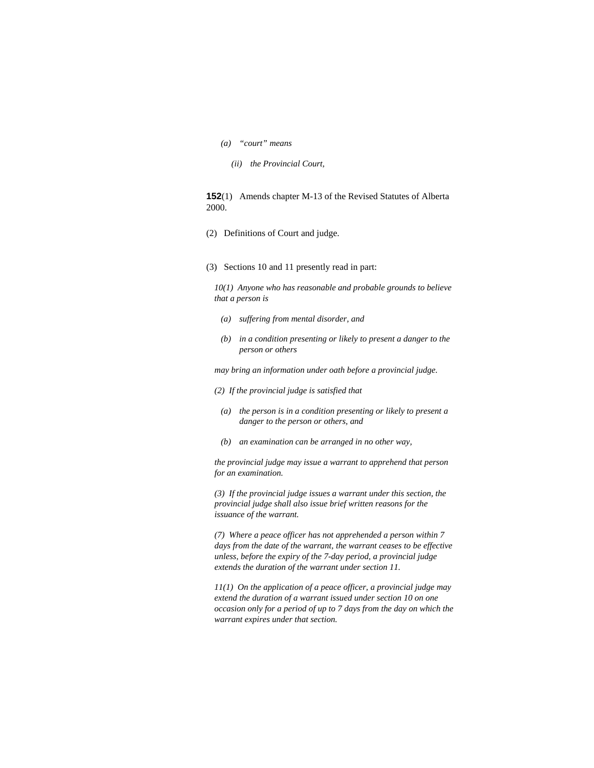*(a) "court" means*

*(ii) the Provincial Court,*

**152**(1) Amends chapter M-13 of the Revised Statutes of Alberta 2000.

(2) Definitions of Court and judge.

(3) Sections 10 and 11 presently read in part:

*10(1) Anyone who has reasonable and probable grounds to believe that a person is*

*(a) suffering from mental disorder, and*

*(b) in a condition presenting or likely to present a danger to the person or others*

*may bring an information under oath before a provincial judge.*

*(2) If the provincial judge is satisfied that*

*(a) the person is in a condition presenting or likely to present a danger to the person or others, and*

*(b) an examination can be arranged in no other way,*

*the provincial judge may issue a warrant to apprehend that person for an examination.*

*(3) If the provincial judge issues a warrant under this section, the provincial judge shall also issue brief written reasons for the issuance of the warrant.*

*(7) Where a peace officer has not apprehended a person within 7 days from the date of the warrant, the warrant ceases to be effective unless, before the expiry of the 7-day period, a provincial judge extends the duration of the warrant under section 11.*

*11(1) On the application of a peace officer, a provincial judge may extend the duration of a warrant issued under section 10 on one occasion only for a period of up to 7 days from the day on which the warrant expires under that section.*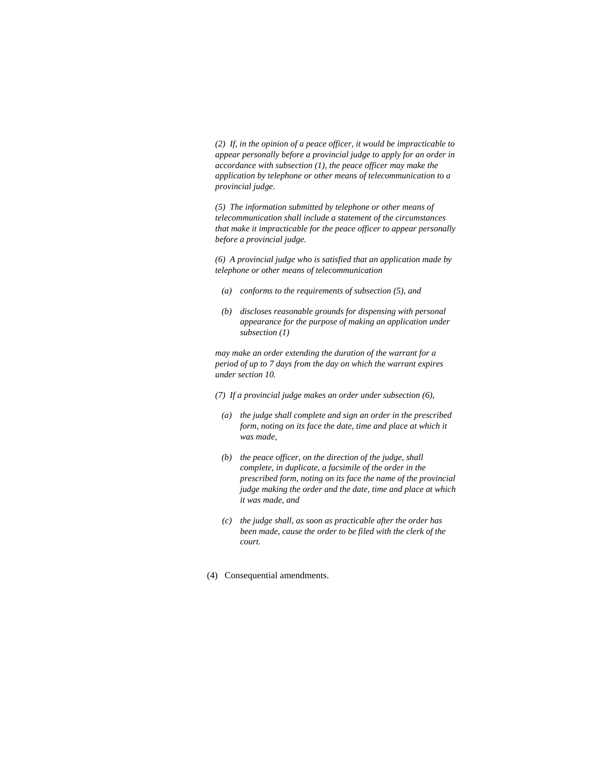*(2) If, in the opinion of a peace officer, it would be impracticable to appear personally before a provincial judge to apply for an order in accordance with subsection (1), the peace officer may make the application by telephone or other means of telecommunication to a provincial judge.*

*(5) The information submitted by telephone or other means of telecommunication shall include a statement of the circumstances that make it impracticable for the peace officer to appear personally before a provincial judge.*

*(6) A provincial judge who is satisfied that an application made by telephone or other means of telecommunication*

*(a) conforms to the requirements of subsection (5), and*

*(b) discloses reasonable grounds for dispensing with personal appearance for the purpose of making an application under subsection (1)*

*may make an order extending the duration of the warrant for a period of up to 7 days from the day on which the warrant expires under section 10.*

*(7) If a provincial judge makes an order under subsection (6),*

*(a) the judge shall complete and sign an order in the prescribed form, noting on its face the date, time and place at which it was made,*

*(b) the peace officer, on the direction of the judge, shall complete, in duplicate, a facsimile of the order in the prescribed form, noting on its face the name of the provincial judge making the order and the date, time and place at which it was made, and*

*(c) the judge shall, as soon as practicable after the order has been made, cause the order to be filed with the clerk of the court.*

(4) Consequential amendments.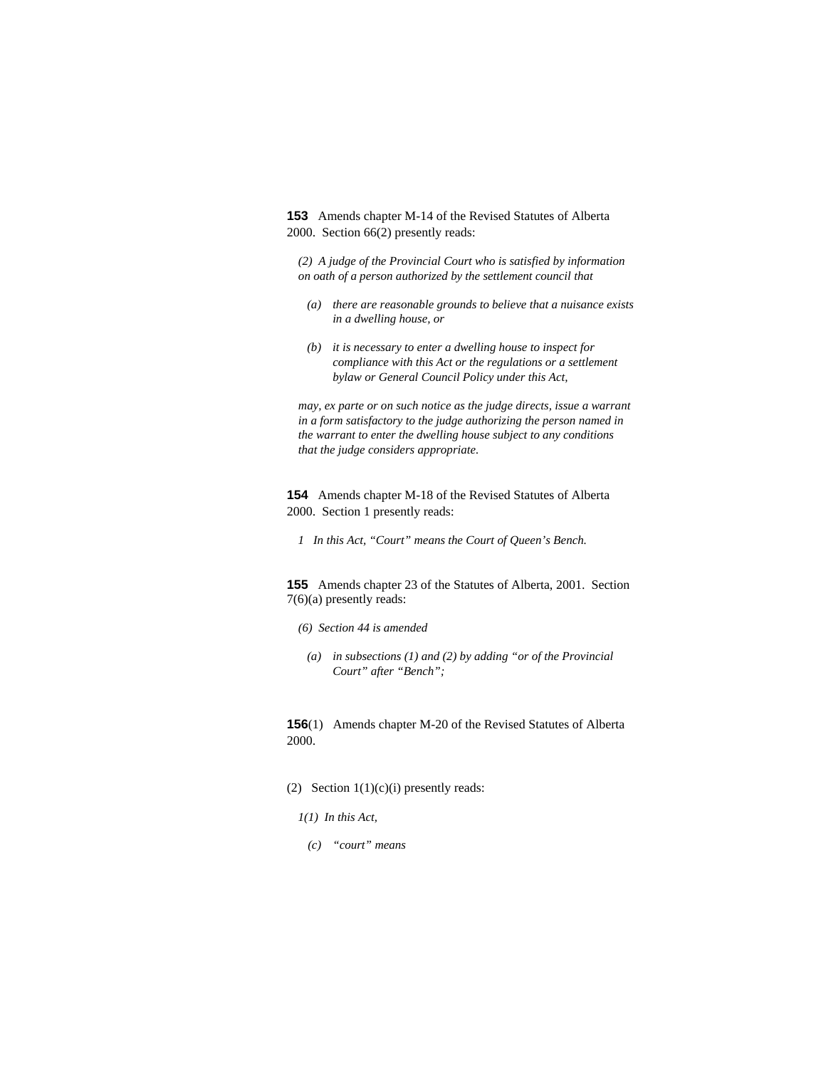**153** Amends chapter M-14 of the Revised Statutes of Alberta 2000. Section 66(2) presently reads:

*(2) A judge of the Provincial Court who is satisfied by information on oath of a person authorized by the settlement council that*

*(a) there are reasonable grounds to believe that a nuisance exists in a dwelling house, or*

*(b) it is necessary to enter a dwelling house to inspect for compliance with this Act or the regulations or a settlement bylaw or General Council Policy under this Act,*

*may, ex parte or on such notice as the judge directs, issue a warrant in a form satisfactory to the judge authorizing the person named in the warrant to enter the dwelling house subject to any conditions that the judge considers appropriate.*

**154** Amends chapter M-18 of the Revised Statutes of Alberta 2000. Section 1 presently reads:

*1 In this Act, "Court" means the Court of Queen's Bench.*

**155** Amends chapter 23 of the Statutes of Alberta, 2001. Section 7(6)(a) presently reads:

*(6) Section 44 is amended*

*(a) in subsections (1) and (2) by adding "or of the Provincial Court" after "Bench";*

**156**(1) Amends chapter M-20 of the Revised Statutes of Alberta 2000.

(2) Section 1(1)(c)(i) presently reads:

*1(1) In this Act,*

*(c) "court" means*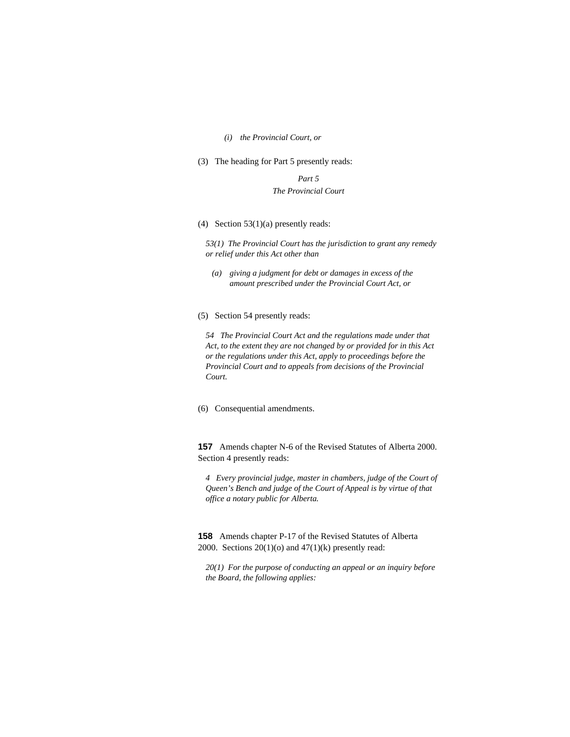*(i) the Provincial Court, or*

(3) The heading for Part 5 presently reads:

*Part 5*
*The Provincial Court*

(4) Section 53(1)(a) presently reads:

*53(1) The Provincial Court has the jurisdiction to grant any remedy or relief under this Act other than*

*(a) giving a judgment for debt or damages in excess of the amount prescribed under the Provincial Court Act, or*

(5) Section 54 presently reads:

*54 The Provincial Court Act and the regulations made under that Act, to the extent they are not changed by or provided for in this Act or the regulations under this Act, apply to proceedings before the Provincial Court and to appeals from decisions of the Provincial Court.*

(6) Consequential amendments.

**157** Amends chapter N-6 of the Revised Statutes of Alberta 2000. Section 4 presently reads:

*4 Every provincial judge, master in chambers, judge of the Court of Queen's Bench and judge of the Court of Appeal is by virtue of that office a notary public for Alberta.*

**158** Amends chapter P-17 of the Revised Statutes of Alberta 2000. Sections 20(1)(o) and 47(1)(k) presently read:

*20(1) For the purpose of conducting an appeal or an inquiry before the Board, the following applies:*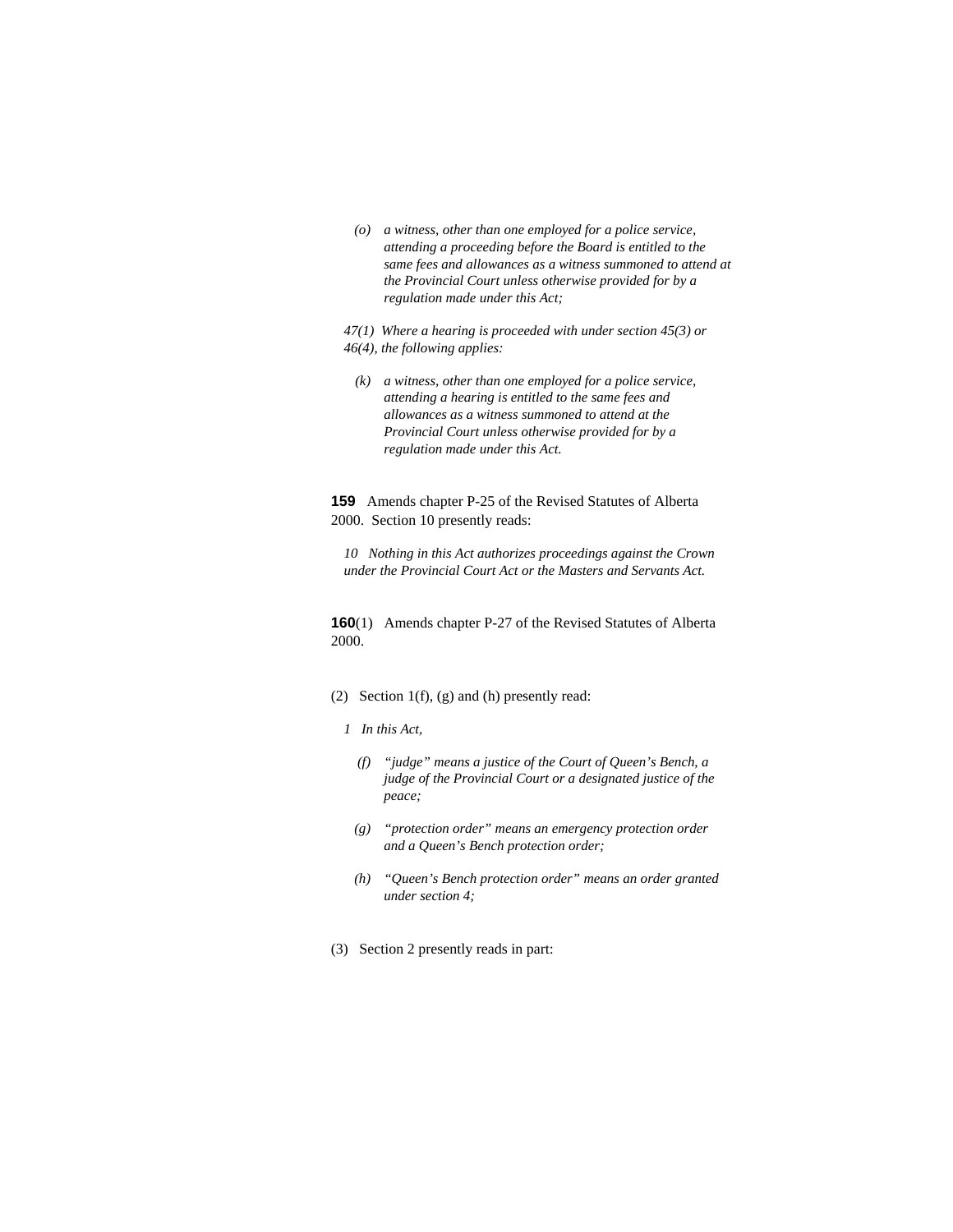*(o) a witness, other than one employed for a police service, attending a proceeding before the Board is entitled to the same fees and allowances as a witness summoned to attend at the Provincial Court unless otherwise provided for by a regulation made under this Act;*

*47(1) Where a hearing is proceeded with under section 45(3) or 46(4), the following applies:*

*(k) a witness, other than one employed for a police service, attending a hearing is entitled to the same fees and allowances as a witness summoned to attend at the Provincial Court unless otherwise provided for by a regulation made under this Act.*

**159** Amends chapter P-25 of the Revised Statutes of Alberta 2000. Section 10 presently reads:

*10 Nothing in this Act authorizes proceedings against the Crown under the Provincial Court Act or the Masters and Servants Act.*

**160**(1) Amends chapter P-27 of the Revised Statutes of Alberta 2000.

(2) Section 1(f), (g) and (h) presently read:

*1 In this Act,*

*(f) "judge" means a justice of the Court of Queen's Bench, a judge of the Provincial Court or a designated justice of the peace;*

*(g) "protection order" means an emergency protection order and a Queen's Bench protection order;*

*(h) "Queen's Bench protection order" means an order granted under section 4;*

(3) Section 2 presently reads in part: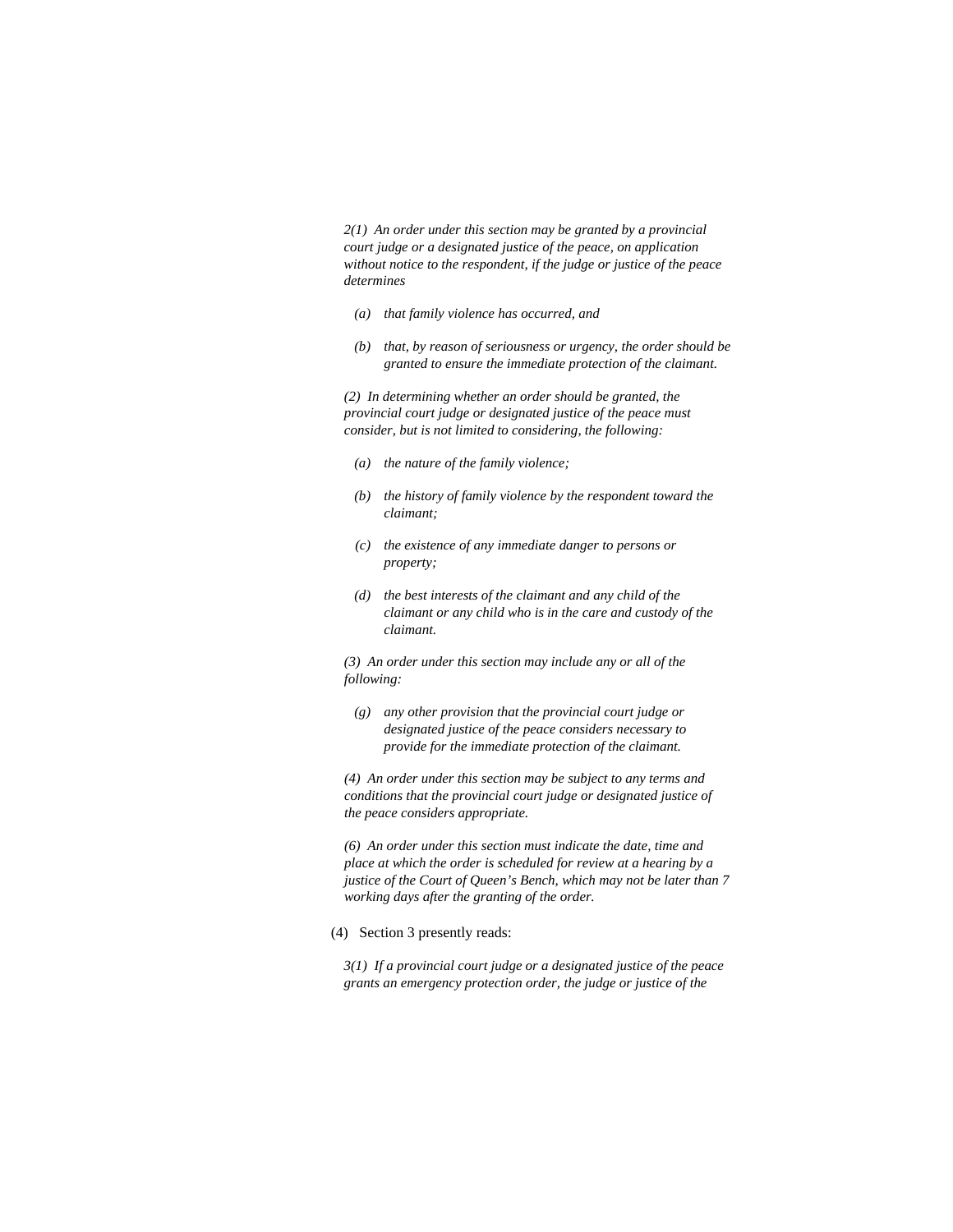*2(1) An order under this section may be granted by a provincial court judge or a designated justice of the peace, on application without notice to the respondent, if the judge or justice of the peace determines*

*(a) that family violence has occurred, and*

*(b) that, by reason of seriousness or urgency, the order should be granted to ensure the immediate protection of the claimant.*

*(2) In determining whether an order should be granted, the provincial court judge or designated justice of the peace must consider, but is not limited to considering, the following:*

*(a) the nature of the family violence;*

*(b) the history of family violence by the respondent toward the claimant;*

*(c) the existence of any immediate danger to persons or property;*

*(d) the best interests of the claimant and any child of the claimant or any child who is in the care and custody of the claimant.*

*(3) An order under this section may include any or all of the following:*

*(g) any other provision that the provincial court judge or designated justice of the peace considers necessary to provide for the immediate protection of the claimant.*

*(4) An order under this section may be subject to any terms and conditions that the provincial court judge or designated justice of the peace considers appropriate.*

*(6) An order under this section must indicate the date, time and place at which the order is scheduled for review at a hearing by a justice of the Court of Queen's Bench, which may not be later than 7 working days after the granting of the order.*

(4) Section 3 presently reads:

*3(1) If a provincial court judge or a designated justice of the peace grants an emergency protection order, the judge or justice of the*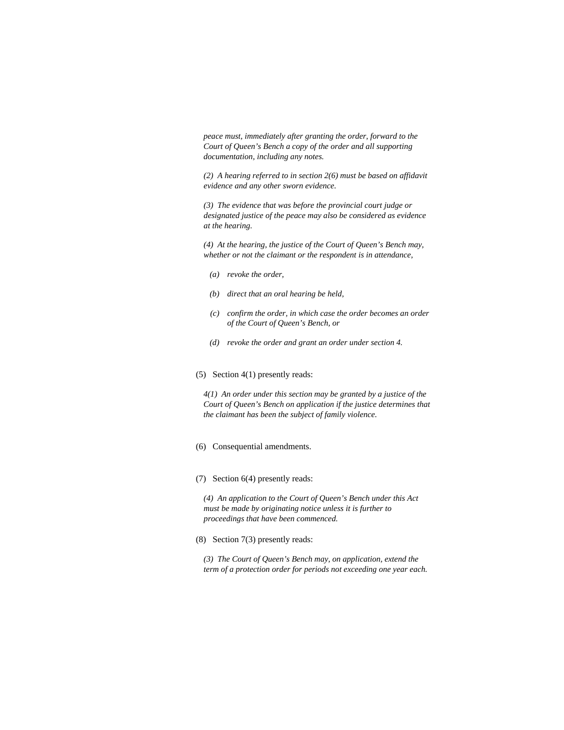*peace must, immediately after granting the order, forward to the Court of Queen's Bench a copy of the order and all supporting documentation, including any notes.*

*(2) A hearing referred to in section 2(6) must be based on affidavit evidence and any other sworn evidence.*

*(3) The evidence that was before the provincial court judge or designated justice of the peace may also be considered as evidence at the hearing.*

*(4) At the hearing, the justice of the Court of Queen's Bench may, whether or not the claimant or the respondent is in attendance,*

*(a) revoke the order,*

*(b) direct that an oral hearing be held,*

*(c) confirm the order, in which case the order becomes an order of the Court of Queen's Bench, or*

*(d) revoke the order and grant an order under section 4.*

(5) Section 4(1) presently reads:

*4(1) An order under this section may be granted by a justice of the Court of Queen's Bench on application if the justice determines that the claimant has been the subject of family violence.*

(6) Consequential amendments.

(7) Section 6(4) presently reads:

*(4) An application to the Court of Queen's Bench under this Act must be made by originating notice unless it is further to proceedings that have been commenced.*

(8) Section 7(3) presently reads:

*(3) The Court of Queen's Bench may, on application, extend the term of a protection order for periods not exceeding one year each.*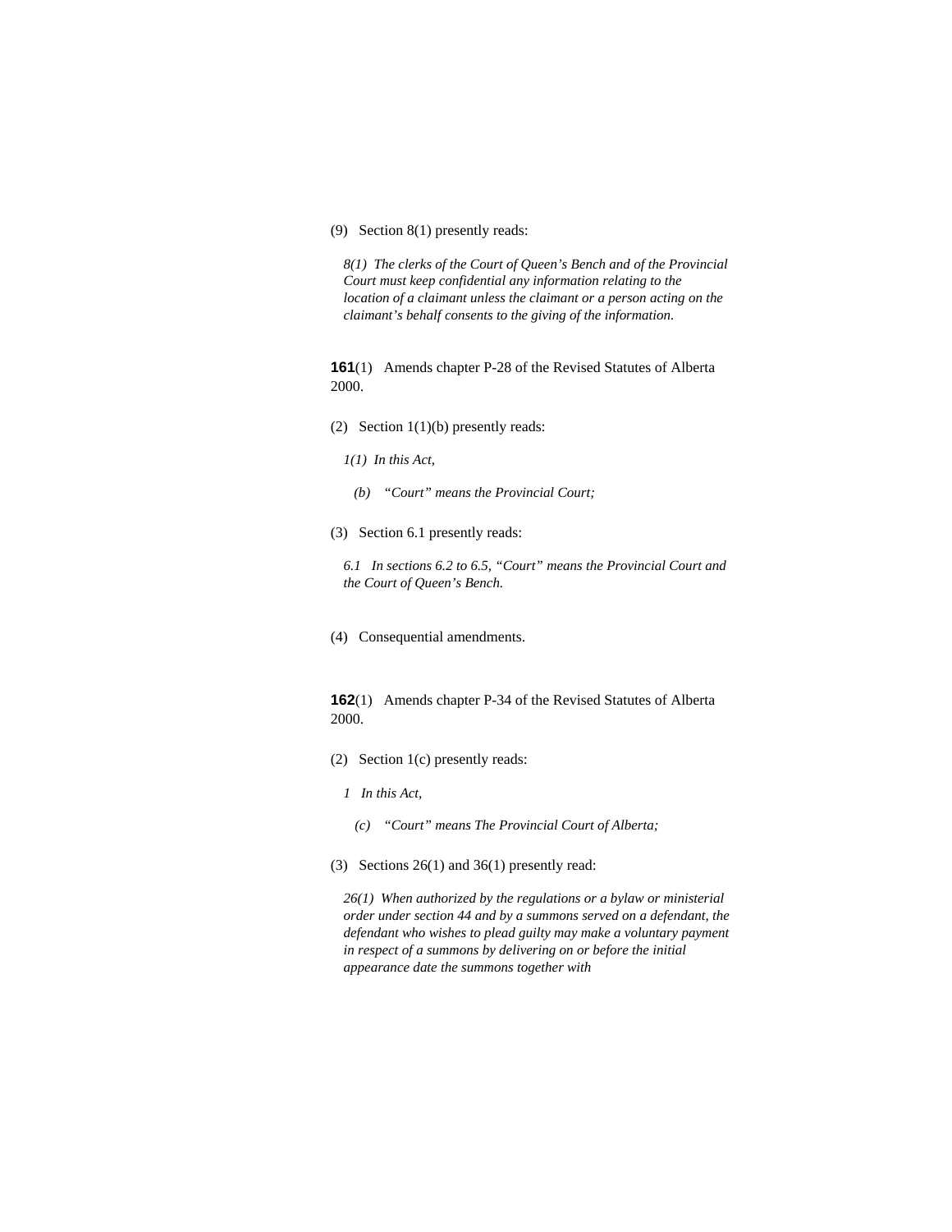(9) Section 8(1) presently reads:

*8(1) The clerks of the Court of Queen's Bench and of the Provincial Court must keep confidential any information relating to the location of a claimant unless the claimant or a person acting on the claimant's behalf consents to the giving of the information.*

**161**(1) Amends chapter P-28 of the Revised Statutes of Alberta 2000.

(2) Section 1(1)(b) presently reads:

*1(1) In this Act,*

*(b) "Court" means the Provincial Court;*

(3) Section 6.1 presently reads:

*6.1 In sections 6.2 to 6.5, "Court" means the Provincial Court and the Court of Queen's Bench.*

(4) Consequential amendments.

**162**(1) Amends chapter P-34 of the Revised Statutes of Alberta 2000.

(2) Section 1(c) presently reads:

*1 In this Act,*

*(c) "Court" means The Provincial Court of Alberta;*

(3) Sections 26(1) and 36(1) presently read:

*26(1) When authorized by the regulations or a bylaw or ministerial order under section 44 and by a summons served on a defendant, the defendant who wishes to plead guilty may make a voluntary payment in respect of a summons by delivering on or before the initial appearance date the summons together with*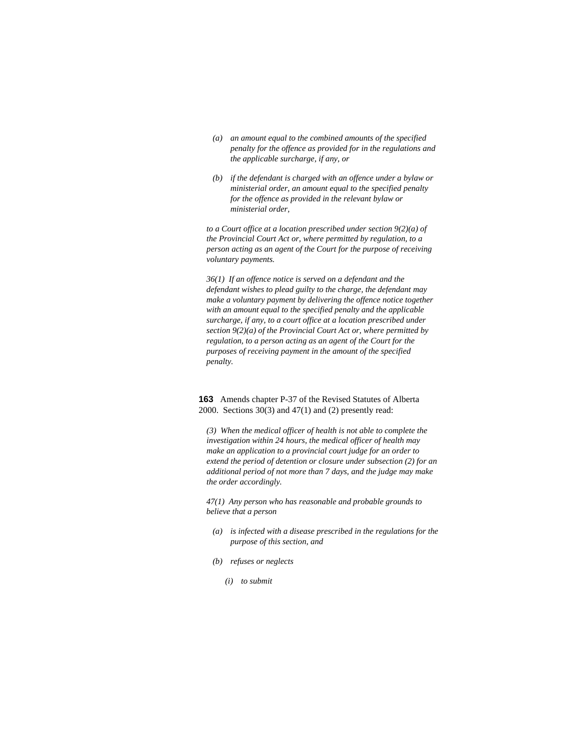*(a) an amount equal to the combined amounts of the specified penalty for the offence as provided for in the regulations and the applicable surcharge, if any, or*

*(b) if the defendant is charged with an offence under a bylaw or ministerial order, an amount equal to the specified penalty for the offence as provided in the relevant bylaw or ministerial order,*

*to a Court office at a location prescribed under section 9(2)(a) of the Provincial Court Act or, where permitted by regulation, to a person acting as an agent of the Court for the purpose of receiving voluntary payments.*

*36(1) If an offence notice is served on a defendant and the defendant wishes to plead guilty to the charge, the defendant may make a voluntary payment by delivering the offence notice together with an amount equal to the specified penalty and the applicable surcharge, if any, to a court office at a location prescribed under section 9(2)(a) of the Provincial Court Act or, where permitted by regulation, to a person acting as an agent of the Court for the purposes of receiving payment in the amount of the specified penalty.*

**163** Amends chapter P-37 of the Revised Statutes of Alberta 2000. Sections 30(3) and 47(1) and (2) presently read:

*(3) When the medical officer of health is not able to complete the investigation within 24 hours, the medical officer of health may make an application to a provincial court judge for an order to extend the period of detention or closure under subsection (2) for an additional period of not more than 7 days, and the judge may make the order accordingly.*

*47(1) Any person who has reasonable and probable grounds to believe that a person*

*(a) is infected with a disease prescribed in the regulations for the purpose of this section, and*

*(b) refuses or neglects*

*(i) to submit*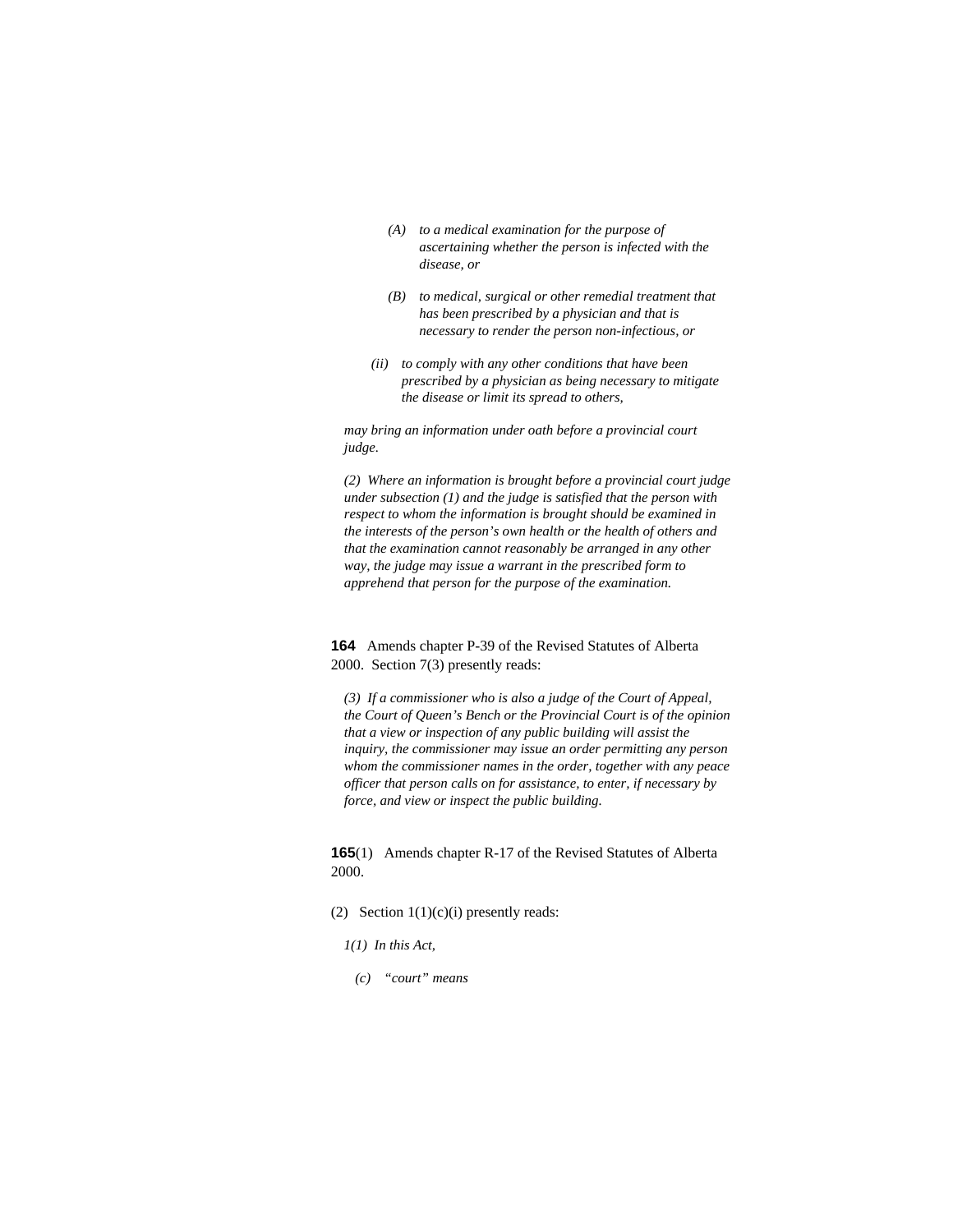*(A) to a medical examination for the purpose of ascertaining whether the person is infected with the disease, or*

*(B) to medical, surgical or other remedial treatment that has been prescribed by a physician and that is necessary to render the person non-infectious, or*

*(ii) to comply with any other conditions that have been prescribed by a physician as being necessary to mitigate the disease or limit its spread to others,*

*may bring an information under oath before a provincial court judge.*

*(2) Where an information is brought before a provincial court judge under subsection (1) and the judge is satisfied that the person with respect to whom the information is brought should be examined in the interests of the person's own health or the health of others and that the examination cannot reasonably be arranged in any other way, the judge may issue a warrant in the prescribed form to apprehend that person for the purpose of the examination.*

**164** Amends chapter P-39 of the Revised Statutes of Alberta 2000. Section 7(3) presently reads:

*(3) If a commissioner who is also a judge of the Court of Appeal, the Court of Queen's Bench or the Provincial Court is of the opinion that a view or inspection of any public building will assist the inquiry, the commissioner may issue an order permitting any person whom the commissioner names in the order, together with any peace officer that person calls on for assistance, to enter, if necessary by force, and view or inspect the public building.*

**165**(1) Amends chapter R-17 of the Revised Statutes of Alberta 2000.

(2) Section 1(1)(c)(i) presently reads:

*1(1) In this Act,*

*(c) "court" means*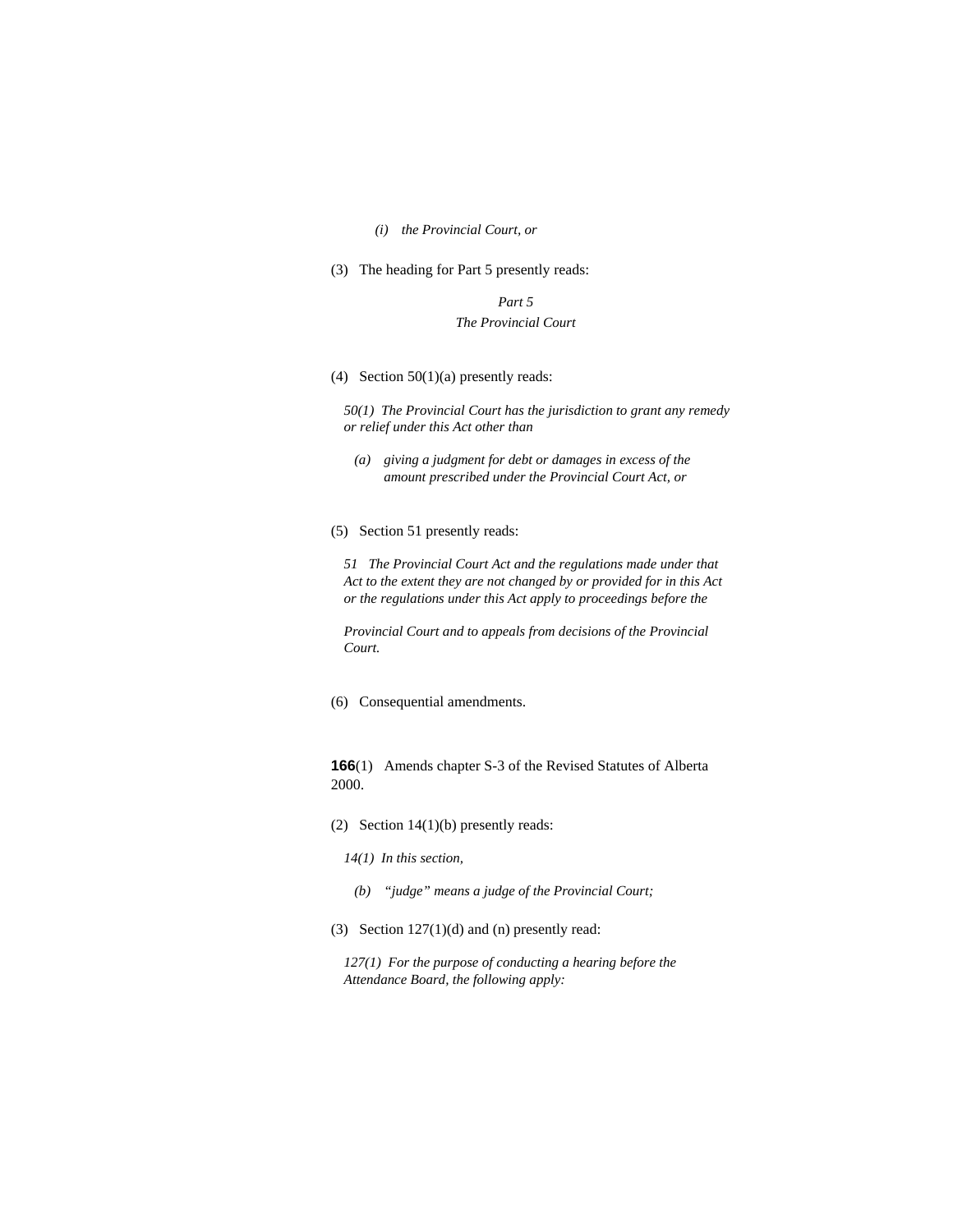*(i) the Provincial Court, or*

(3) The heading for Part 5 presently reads:

*Part 5*
*The Provincial Court*

(4) Section 50(1)(a) presently reads:

*50(1) The Provincial Court has the jurisdiction to grant any remedy or relief under this Act other than*

*(a) giving a judgment for debt or damages in excess of the amount prescribed under the Provincial Court Act, or*

(5) Section 51 presently reads:

*51 The Provincial Court Act and the regulations made under that Act to the extent they are not changed by or provided for in this Act or the regulations under this Act apply to proceedings before the Provincial Court and to appeals from decisions of the Provincial Court.*

(6) Consequential amendments.

**166**(1) Amends chapter S-3 of the Revised Statutes of Alberta 2000.

(2) Section 14(1)(b) presently reads:

*14(1) In this section,*

*(b) "judge" means a judge of the Provincial Court;*

(3) Section 127(1)(d) and (n) presently read:

*127(1) For the purpose of conducting a hearing before the Attendance Board, the following apply:*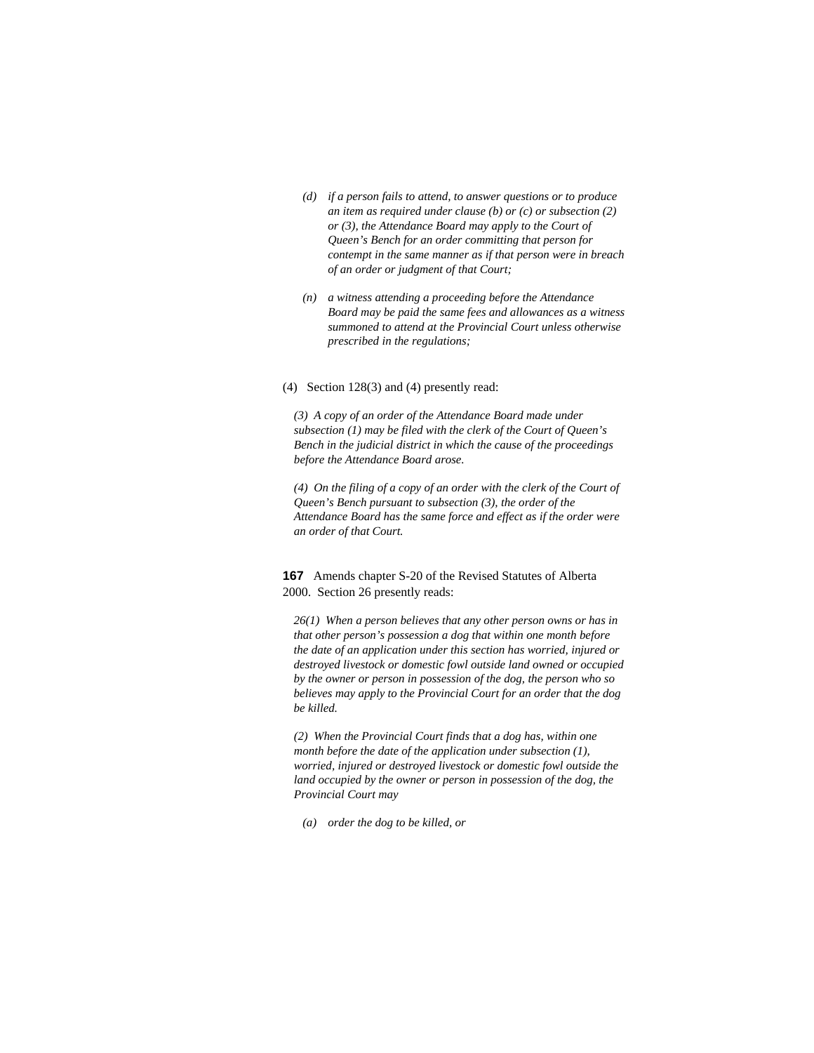*(d) if a person fails to attend, to answer questions or to produce an item as required under clause (b) or (c) or subsection (2) or (3), the Attendance Board may apply to the Court of Queen's Bench for an order committing that person for contempt in the same manner as if that person were in breach of an order or judgment of that Court;*

*(n) a witness attending a proceeding before the Attendance Board may be paid the same fees and allowances as a witness summoned to attend at the Provincial Court unless otherwise prescribed in the regulations;*

(4) Section 128(3) and (4) presently read:

*(3) A copy of an order of the Attendance Board made under subsection (1) may be filed with the clerk of the Court of Queen's Bench in the judicial district in which the cause of the proceedings before the Attendance Board arose.*

*(4) On the filing of a copy of an order with the clerk of the Court of Queen's Bench pursuant to subsection (3), the order of the Attendance Board has the same force and effect as if the order were an order of that Court.*

**167** Amends chapter S-20 of the Revised Statutes of Alberta 2000. Section 26 presently reads:

*26(1) When a person believes that any other person owns or has in that other person's possession a dog that within one month before the date of an application under this section has worried, injured or destroyed livestock or domestic fowl outside land owned or occupied by the owner or person in possession of the dog, the person who so believes may apply to the Provincial Court for an order that the dog be killed.*

*(2) When the Provincial Court finds that a dog has, within one month before the date of the application under subsection (1), worried, injured or destroyed livestock or domestic fowl outside the land occupied by the owner or person in possession of the dog, the Provincial Court may*

*(a) order the dog to be killed, or*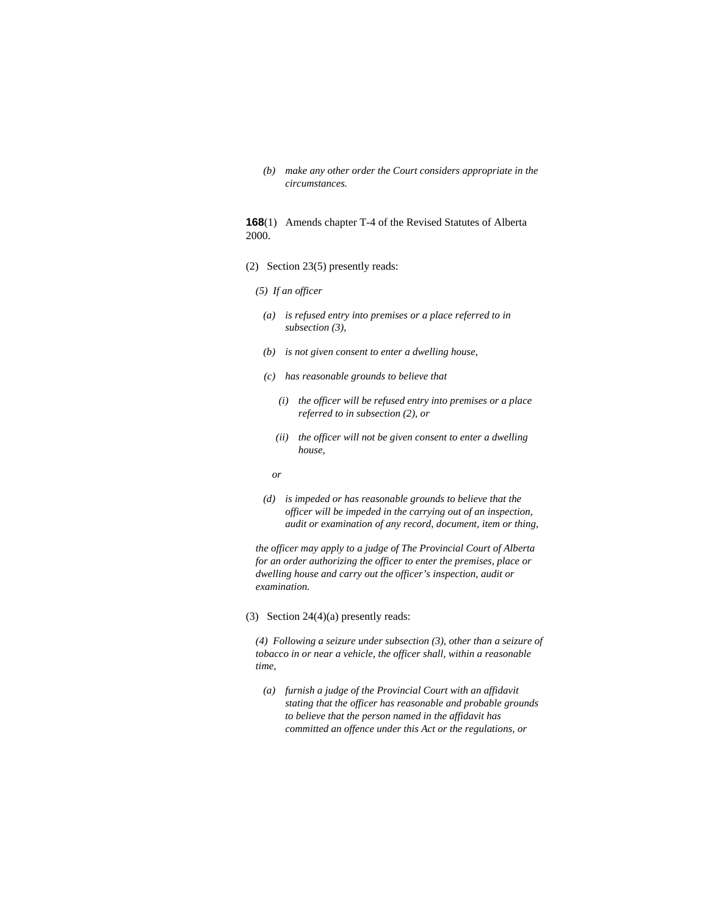*(b) make any other order the Court considers appropriate in the circumstances.*

**168**(1) Amends chapter T-4 of the Revised Statutes of Alberta 2000.

(2) Section 23(5) presently reads:

*(5) If an officer*

*(a) is refused entry into premises or a place referred to in subsection (3),*

*(b) is not given consent to enter a dwelling house,*

*(c) has reasonable grounds to believe that*

*(i) the officer will be refused entry into premises or a place referred to in subsection (2), or*

*(ii) the officer will not be given consent to enter a dwelling house,*

*or*

*(d) is impeded or has reasonable grounds to believe that the officer will be impeded in the carrying out of an inspection, audit or examination of any record, document, item or thing,*

*the officer may apply to a judge of The Provincial Court of Alberta for an order authorizing the officer to enter the premises, place or dwelling house and carry out the officer's inspection, audit or examination.*

(3) Section 24(4)(a) presently reads:

*(4) Following a seizure under subsection (3), other than a seizure of tobacco in or near a vehicle, the officer shall, within a reasonable time,*

*(a) furnish a judge of the Provincial Court with an affidavit stating that the officer has reasonable and probable grounds to believe that the person named in the affidavit has committed an offence under this Act or the regulations, or*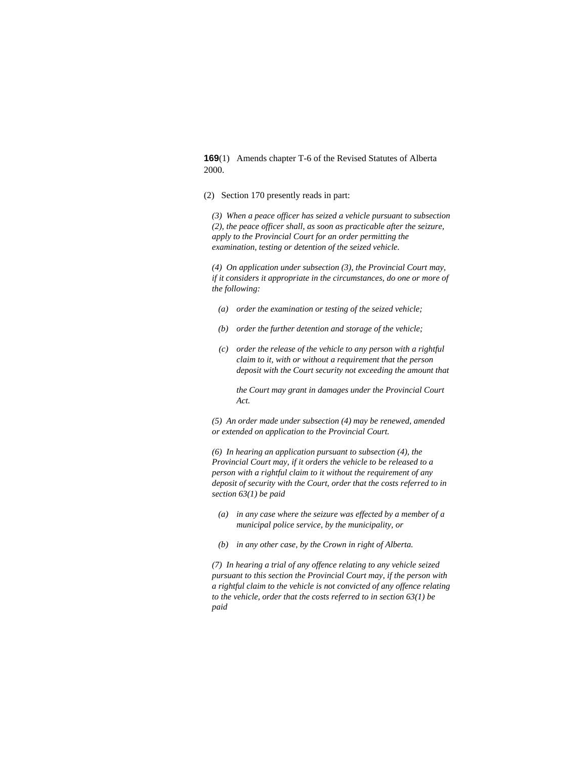**169**(1) Amends chapter T-6 of the Revised Statutes of Alberta 2000.

(2) Section 170 presently reads in part:

*(3) When a peace officer has seized a vehicle pursuant to subsection (2), the peace officer shall, as soon as practicable after the seizure, apply to the Provincial Court for an order permitting the examination, testing or detention of the seized vehicle.*

*(4) On application under subsection (3), the Provincial Court may, if it considers it appropriate in the circumstances, do one or more of the following:*

*(a) order the examination or testing of the seized vehicle;*

*(b) order the further detention and storage of the vehicle;*

*(c) order the release of the vehicle to any person with a rightful claim to it, with or without a requirement that the person deposit with the Court security not exceeding the amount that the Court may grant in damages under the Provincial Court Act.*

*(5) An order made under subsection (4) may be renewed, amended or extended on application to the Provincial Court.*

*(6) In hearing an application pursuant to subsection (4), the Provincial Court may, if it orders the vehicle to be released to a person with a rightful claim to it without the requirement of any deposit of security with the Court, order that the costs referred to in section 63(1) be paid*

*(a) in any case where the seizure was effected by a member of a municipal police service, by the municipality, or*

*(b) in any other case, by the Crown in right of Alberta.*

*(7) In hearing a trial of any offence relating to any vehicle seized pursuant to this section the Provincial Court may, if the person with a rightful claim to the vehicle is not convicted of any offence relating to the vehicle, order that the costs referred to in section 63(1) be paid*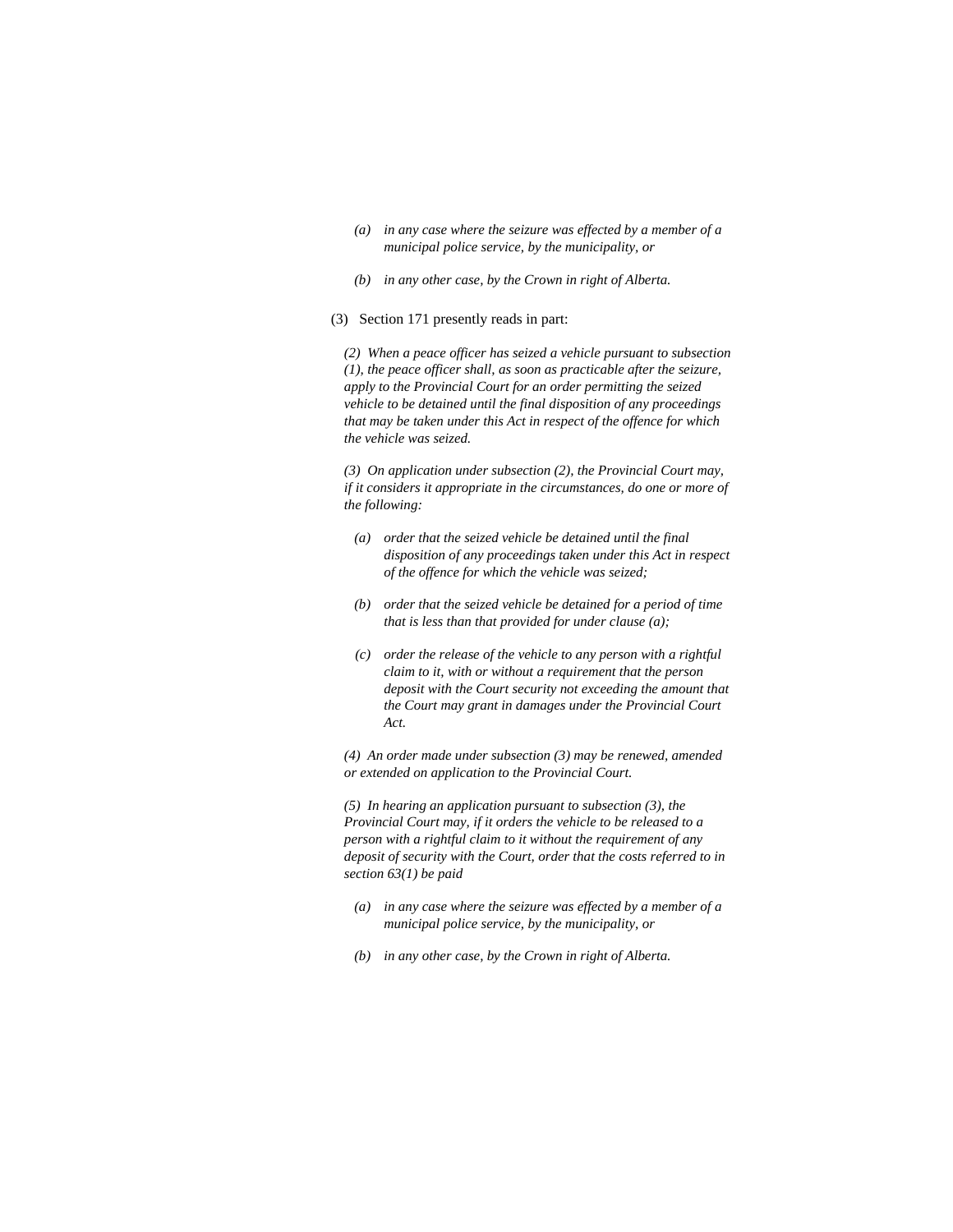*(a) in any case where the seizure was effected by a member of a municipal police service, by the municipality, or*

*(b) in any other case, by the Crown in right of Alberta.*

(3) Section 171 presently reads in part:

*(2) When a peace officer has seized a vehicle pursuant to subsection (1), the peace officer shall, as soon as practicable after the seizure, apply to the Provincial Court for an order permitting the seized vehicle to be detained until the final disposition of any proceedings that may be taken under this Act in respect of the offence for which the vehicle was seized.*

*(3) On application under subsection (2), the Provincial Court may, if it considers it appropriate in the circumstances, do one or more of the following:*

*(a) order that the seized vehicle be detained until the final disposition of any proceedings taken under this Act in respect of the offence for which the vehicle was seized;*

*(b) order that the seized vehicle be detained for a period of time that is less than that provided for under clause (a);*

*(c) order the release of the vehicle to any person with a rightful claim to it, with or without a requirement that the person deposit with the Court security not exceeding the amount that the Court may grant in damages under the Provincial Court Act.*

*(4) An order made under subsection (3) may be renewed, amended or extended on application to the Provincial Court.*

*(5) In hearing an application pursuant to subsection (3), the Provincial Court may, if it orders the vehicle to be released to a person with a rightful claim to it without the requirement of any deposit of security with the Court, order that the costs referred to in section 63(1) be paid*

*(a) in any case where the seizure was effected by a member of a municipal police service, by the municipality, or*

*(b) in any other case, by the Crown in right of Alberta.*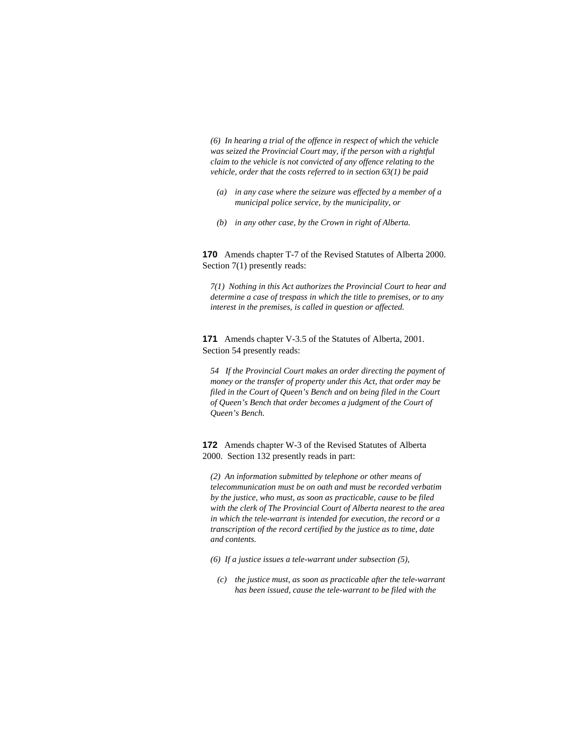*(6) In hearing a trial of the offence in respect of which the vehicle was seized the Provincial Court may, if the person with a rightful claim to the vehicle is not convicted of any offence relating to the vehicle, order that the costs referred to in section 63(1) be paid*

> *(a) in any case where the seizure was effected by a member of a municipal police service, by the municipality, or*
>
> *(b) in any other case, by the Crown in right of Alberta.*

**170** Amends chapter T-7 of the Revised Statutes of Alberta 2000. Section 7(1) presently reads:

*7(1) Nothing in this Act authorizes the Provincial Court to hear and determine a case of trespass in which the title to premises, or to any interest in the premises, is called in question or affected.*

**171** Amends chapter V-3.5 of the Statutes of Alberta, 2001. Section 54 presently reads:

*54 If the Provincial Court makes an order directing the payment of money or the transfer of property under this Act, that order may be filed in the Court of Queen's Bench and on being filed in the Court of Queen's Bench that order becomes a judgment of the Court of Queen's Bench.*

**172** Amends chapter W-3 of the Revised Statutes of Alberta 2000. Section 132 presently reads in part:

*(2) An information submitted by telephone or other means of telecommunication must be on oath and must be recorded verbatim by the justice, who must, as soon as practicable, cause to be filed with the clerk of The Provincial Court of Alberta nearest to the area in which the tele-warrant is intended for execution, the record or a transcription of the record certified by the justice as to time, date and contents.*

*(6) If a justice issues a tele-warrant under subsection (5),*

> *(c) the justice must, as soon as practicable after the tele-warrant has been issued, cause the tele-warrant to be filed with the*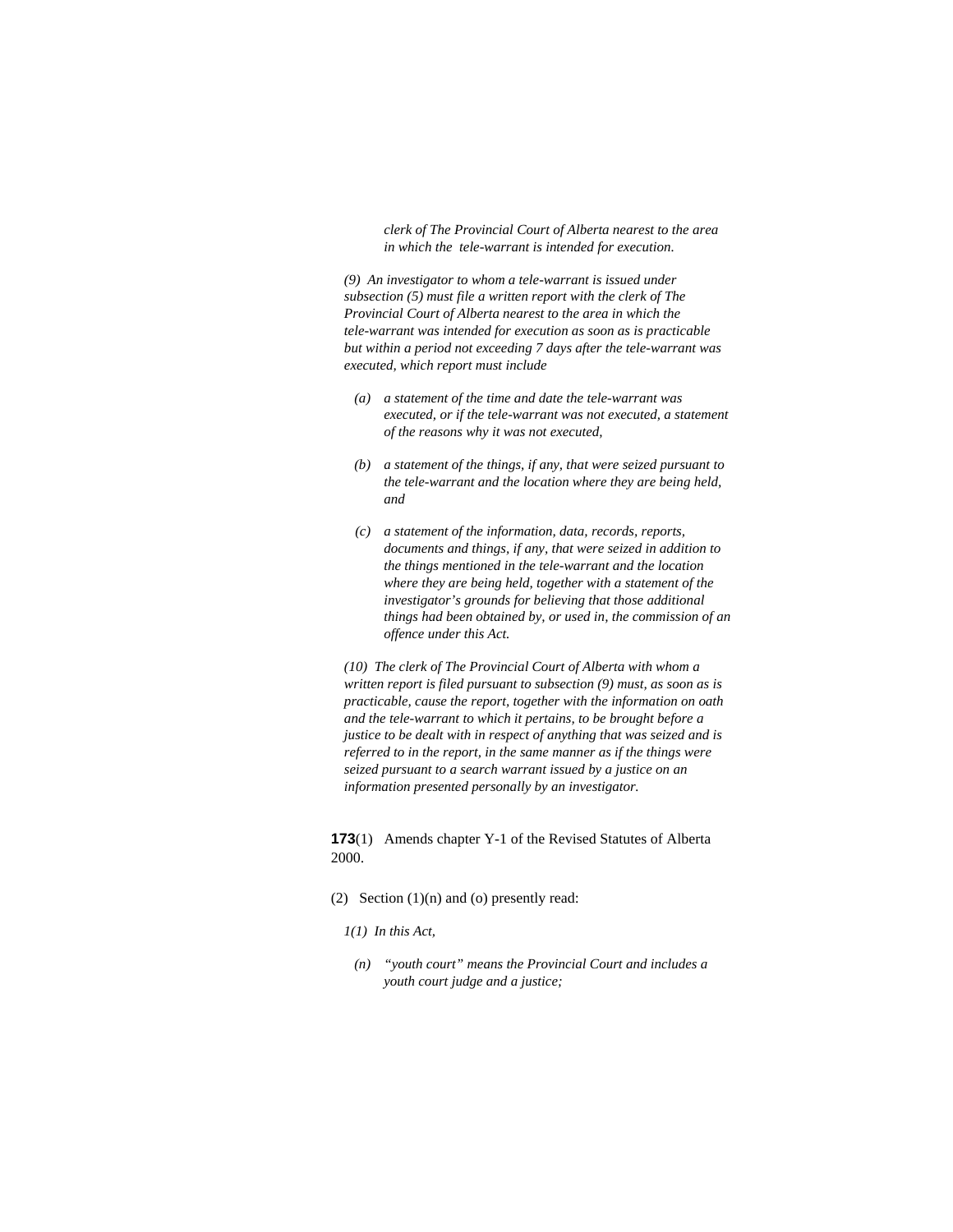*clerk of The Provincial Court of Alberta nearest to the area in which the tele-warrant is intended for execution.*

*(9) An investigator to whom a tele-warrant is issued under subsection (5) must file a written report with the clerk of The Provincial Court of Alberta nearest to the area in which the tele-warrant was intended for execution as soon as is practicable but within a period not exceeding 7 days after the tele-warrant was executed, which report must include*

*(a) a statement of the time and date the tele-warrant was executed, or if the tele-warrant was not executed, a statement of the reasons why it was not executed,*

*(b) a statement of the things, if any, that were seized pursuant to the tele-warrant and the location where they are being held, and*

*(c) a statement of the information, data, records, reports, documents and things, if any, that were seized in addition to the things mentioned in the tele-warrant and the location where they are being held, together with a statement of the investigator's grounds for believing that those additional things had been obtained by, or used in, the commission of an offence under this Act.*

*(10) The clerk of The Provincial Court of Alberta with whom a written report is filed pursuant to subsection (9) must, as soon as is practicable, cause the report, together with the information on oath and the tele-warrant to which it pertains, to be brought before a justice to be dealt with in respect of anything that was seized and is referred to in the report, in the same manner as if the things were seized pursuant to a search warrant issued by a justice on an information presented personally by an investigator.*

**173**(1) Amends chapter Y-1 of the Revised Statutes of Alberta 2000.

(2) Section (1)(n) and (o) presently read:

*1(1) In this Act,*

*(n) "youth court" means the Provincial Court and includes a youth court judge and a justice;*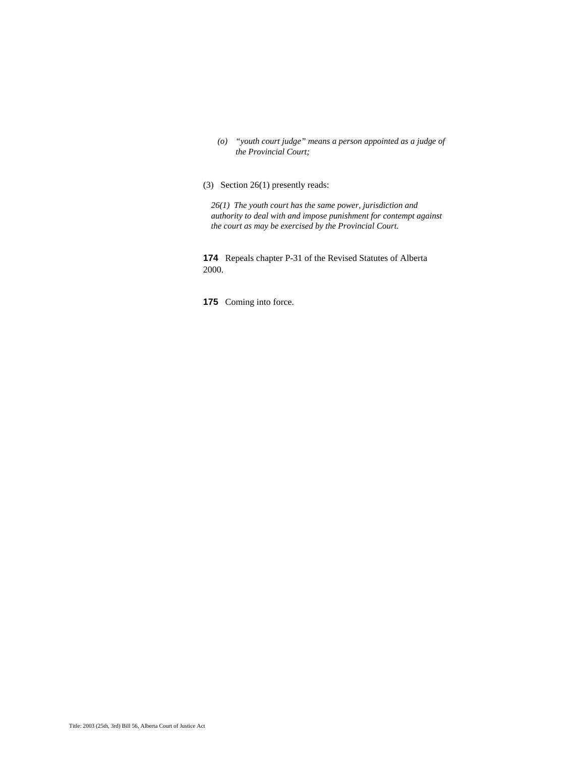*(o) "youth court judge" means a person appointed as a judge of the Provincial Court;*

(3) Section 26(1) presently reads:

*26(1) The youth court has the same power, jurisdiction and authority to deal with and impose punishment for contempt against the court as may be exercised by the Provincial Court.*

**174** Repeals chapter P-31 of the Revised Statutes of Alberta 2000.

**175** Coming into force.